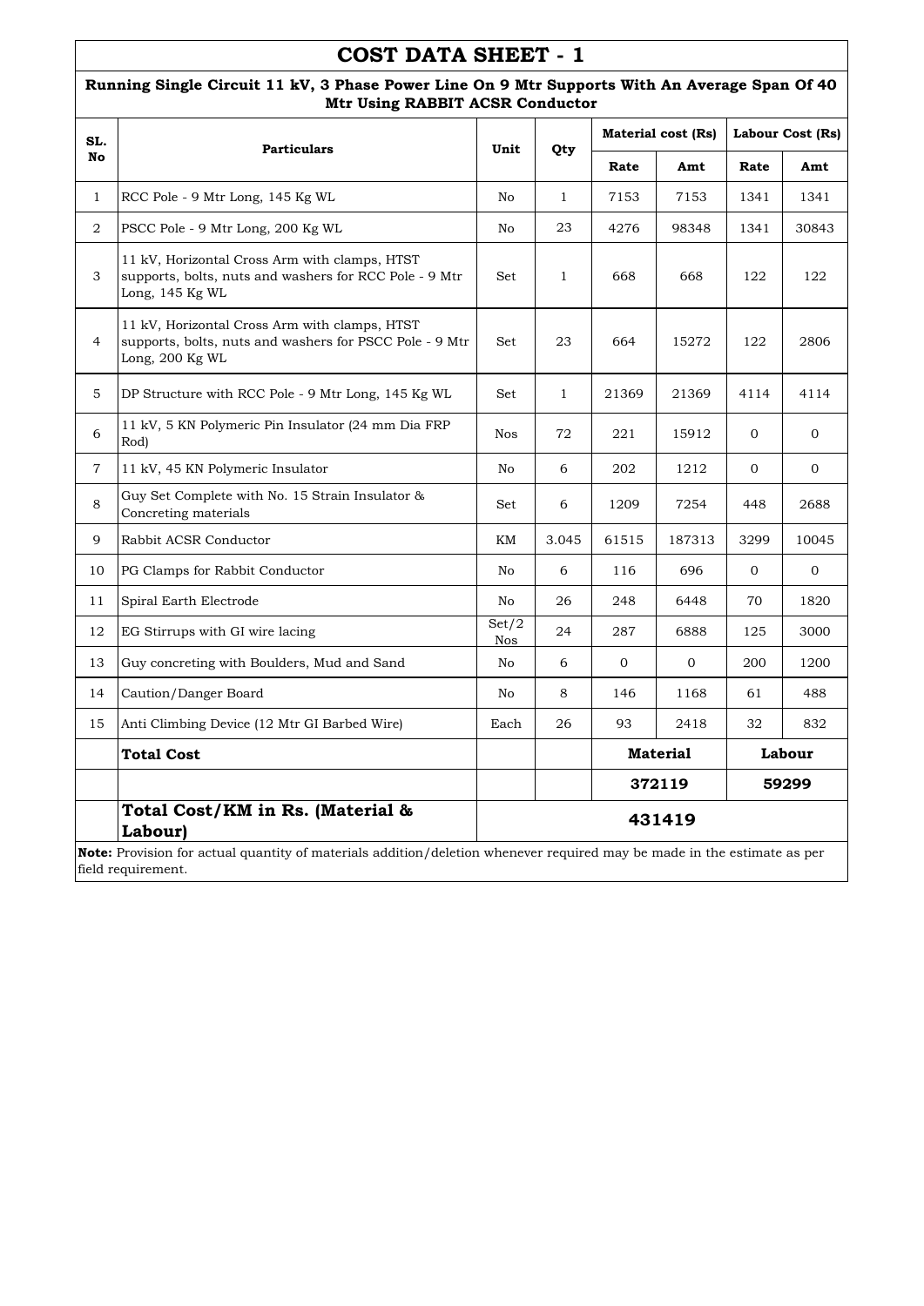# COST DATA SHEET - 1

**Running Single Circuit 11 kV, 3 Phase Power Line On 9 Mtr Supports With An Average Span Of 40 Mtr Using RABBIT ACSR Conductor**

| SL. No | Particulars | Unit | Qty | Material cost (Rs) | | Labour Cost (Rs) | |
|---|---|---|---|---|---|---|---|
| | | | | Rate | Amt | Rate | Amt |
| 1 | RCC Pole - 9 Mtr Long, 145 Kg WL | No | 1 | 7153 | 7153 | 1341 | 1341 |
| 2 | PSCC Pole - 9 Mtr Long, 200 Kg WL | No | 23 | 4276 | 98348 | 1341 | 30843 |
| 3 | 11 kV, Horizontal Cross Arm with clamps, HTST supports, bolts, nuts and washers for RCC Pole - 9 Mtr Long, 145 Kg WL | Set | 1 | 668 | 668 | 122 | 122 |
| 4 | 11 kV, Horizontal Cross Arm with clamps, HTST supports, bolts, nuts and washers for PSCC Pole - 9 Mtr Long, 200 Kg WL | Set | 23 | 664 | 15272 | 122 | 2806 |
| 5 | DP Structure with RCC Pole - 9 Mtr Long, 145 Kg WL | Set | 1 | 21369 | 21369 | 4114 | 4114 |
| 6 | 11 kV, 5 KN Polymeric Pin Insulator (24 mm Dia FRP Rod) | Nos | 72 | 221 | 15912 | 0 | 0 |
| 7 | 11 kV, 45 KN Polymeric Insulator | No | 6 | 202 | 1212 | 0 | 0 |
| 8 | Guy Set Complete with No. 15 Strain Insulator & Concreting materials | Set | 6 | 1209 | 7254 | 448 | 2688 |
| 9 | Rabbit ACSR Conductor | KM | 3.045 | 61515 | 187313 | 3299 | 10045 |
| 10 | PG Clamps for Rabbit Conductor | No | 6 | 116 | 696 | 0 | 0 |
| 11 | Spiral Earth Electrode | No | 26 | 248 | 6448 | 70 | 1820 |
| 12 | EG Stirrups with GI wire lacing | Set/2 Nos | 24 | 287 | 6888 | 125 | 3000 |
| 13 | Guy concreting with Boulders, Mud and Sand | No | 6 | 0 | 0 | 200 | 1200 |
| 14 | Caution/Danger Board | No | 8 | 146 | 1168 | 61 | 488 |
| 15 | Anti Climbing Device (12 Mtr GI Barbed Wire) | Each | 26 | 93 | 2418 | 32 | 832 |
| | **Total Cost** | | | **Material** | | **Labour** | |
| | | | | **372119** | | **59299** | |
| | **Total Cost/KM in Rs. (Material & Labour)** | **431419** | | | | | |

**Note:** Provision for actual quantity of materials addition/deletion whenever required may be made in the estimate as per field requirement.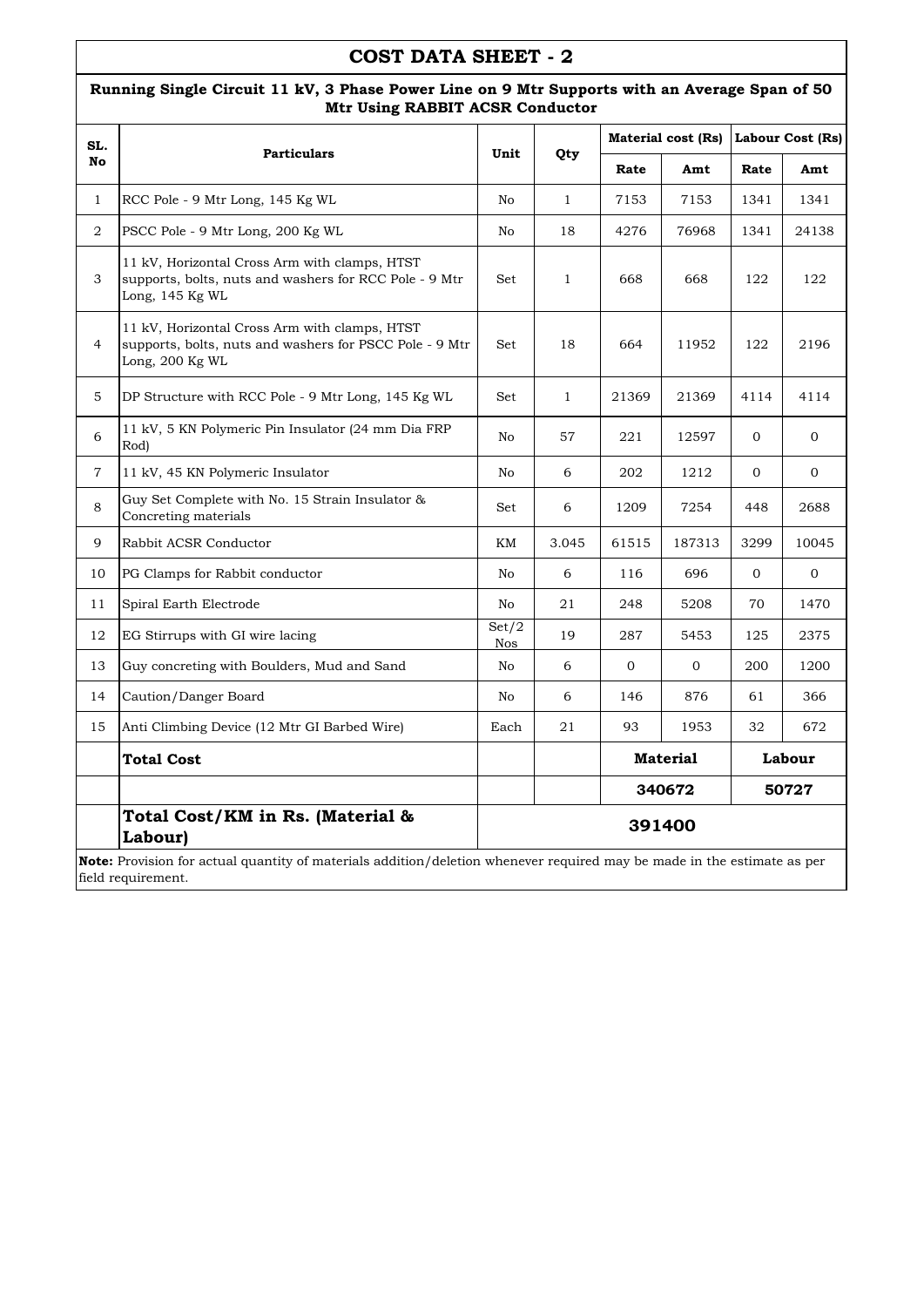# COST DATA SHEET - 2

**Running Single Circuit 11 kV, 3 Phase Power Line on 9 Mtr Supports with an Average Span of 50 Mtr Using RABBIT ACSR Conductor**

| SL. No | Particulars | Unit | Qty | Material cost (Rs) | | Labour Cost (Rs) | |
|---|---|---|---|---|---|---|---|
| | | | | Rate | Amt | Rate | Amt |
| 1 | RCC Pole - 9 Mtr Long, 145 Kg WL | No | 1 | 7153 | 7153 | 1341 | 1341 |
| 2 | PSCC Pole - 9 Mtr Long, 200 Kg WL | No | 18 | 4276 | 76968 | 1341 | 24138 |
| 3 | 11 kV, Horizontal Cross Arm with clamps, HTST supports, bolts, nuts and washers for RCC Pole - 9 Mtr Long, 145 Kg WL | Set | 1 | 668 | 668 | 122 | 122 |
| 4 | 11 kV, Horizontal Cross Arm with clamps, HTST supports, bolts, nuts and washers for PSCC Pole - 9 Mtr Long, 200 Kg WL | Set | 18 | 664 | 11952 | 122 | 2196 |
| 5 | DP Structure with RCC Pole - 9 Mtr Long, 145 Kg WL | Set | 1 | 21369 | 21369 | 4114 | 4114 |
| 6 | 11 kV, 5 KN Polymeric Pin Insulator (24 mm Dia FRP Rod) | No | 57 | 221 | 12597 | 0 | 0 |
| 7 | 11 kV, 45 KN Polymeric Insulator | No | 6 | 202 | 1212 | 0 | 0 |
| 8 | Guy Set Complete with No. 15 Strain Insulator & Concreting materials | Set | 6 | 1209 | 7254 | 448 | 2688 |
| 9 | Rabbit ACSR Conductor | KM | 3.045 | 61515 | 187313 | 3299 | 10045 |
| 10 | PG Clamps for Rabbit conductor | No | 6 | 116 | 696 | 0 | 0 |
| 11 | Spiral Earth Electrode | No | 21 | 248 | 5208 | 70 | 1470 |
| 12 | EG Stirrups with GI wire lacing | Set/2 Nos | 19 | 287 | 5453 | 125 | 2375 |
| 13 | Guy concreting with Boulders, Mud and Sand | No | 6 | 0 | 0 | 200 | 1200 |
| 14 | Caution/Danger Board | No | 6 | 146 | 876 | 61 | 366 |
| 15 | Anti Climbing Device (12 Mtr GI Barbed Wire) | Each | 21 | 93 | 1953 | 32 | 672 |
| | **Total Cost** | | | **Material** | | **Labour** | |
| | | | | **340672** | | **50727** | |
| | **Total Cost/KM in Rs. (Material & Labour)** | **391400** | | | | | |

**Note:** Provision for actual quantity of materials addition/deletion whenever required may be made in the estimate as per field requirement.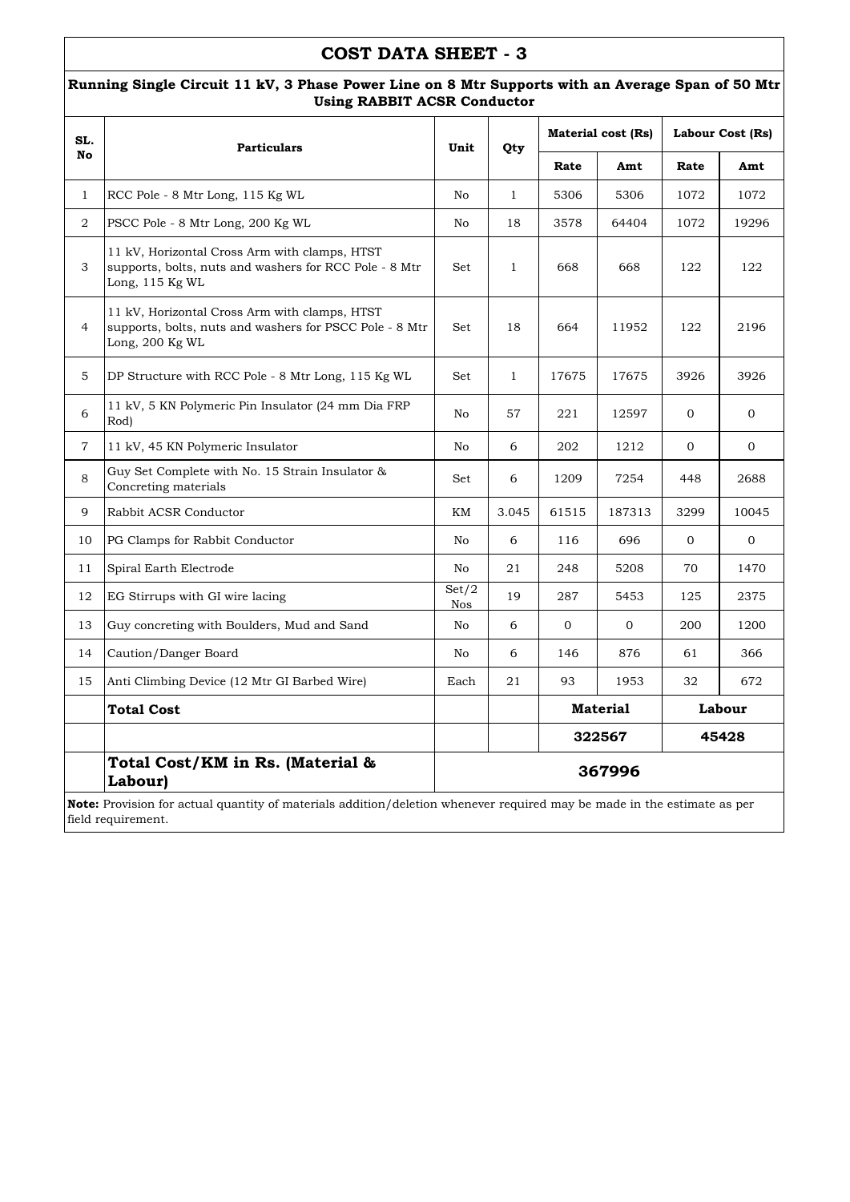# COST DATA SHEET - 3

**Running Single Circuit 11 kV, 3 Phase Power Line on 8 Mtr Supports with an Average Span of 50 Mtr Using RABBIT ACSR Conductor**

| SL. No | Particulars | Unit | Qty | Material cost (Rs) | | Labour Cost (Rs) | |
|---|---|---|---|---|---|---|---|
| | | | | Rate | Amt | Rate | Amt |
| 1 | RCC Pole - 8 Mtr Long, 115 Kg WL | No | 1 | 5306 | 5306 | 1072 | 1072 |
| 2 | PSCC Pole - 8 Mtr Long, 200 Kg WL | No | 18 | 3578 | 64404 | 1072 | 19296 |
| 3 | 11 kV, Horizontal Cross Arm with clamps, HTST supports, bolts, nuts and washers for RCC Pole - 8 Mtr Long, 115 Kg WL | Set | 1 | 668 | 668 | 122 | 122 |
| 4 | 11 kV, Horizontal Cross Arm with clamps, HTST supports, bolts, nuts and washers for PSCC Pole - 8 Mtr Long, 200 Kg WL | Set | 18 | 664 | 11952 | 122 | 2196 |
| 5 | DP Structure with RCC Pole - 8 Mtr Long, 115 Kg WL | Set | 1 | 17675 | 17675 | 3926 | 3926 |
| 6 | 11 kV, 5 KN Polymeric Pin Insulator (24 mm Dia FRP Rod) | No | 57 | 221 | 12597 | 0 | 0 |
| 7 | 11 kV, 45 KN Polymeric Insulator | No | 6 | 202 | 1212 | 0 | 0 |
| 8 | Guy Set Complete with No. 15 Strain Insulator & Concreting materials | Set | 6 | 1209 | 7254 | 448 | 2688 |
| 9 | Rabbit ACSR Conductor | KM | 3.045 | 61515 | 187313 | 3299 | 10045 |
| 10 | PG Clamps for Rabbit Conductor | No | 6 | 116 | 696 | 0 | 0 |
| 11 | Spiral Earth Electrode | No | 21 | 248 | 5208 | 70 | 1470 |
| 12 | EG Stirrups with GI wire lacing | Set/2 Nos | 19 | 287 | 5453 | 125 | 2375 |
| 13 | Guy concreting with Boulders, Mud and Sand | No | 6 | 0 | 0 | 200 | 1200 |
| 14 | Caution/Danger Board | No | 6 | 146 | 876 | 61 | 366 |
| 15 | Anti Climbing Device (12 Mtr GI Barbed Wire) | Each | 21 | 93 | 1953 | 32 | 672 |
| | **Total Cost** | | | **Material** | | **Labour** | |
| | | | | **322567** | | **45428** | |
| | **Total Cost/KM in Rs. (Material & Labour)** | **367996** | | | | | |

**Note:** Provision for actual quantity of materials addition/deletion whenever required may be made in the estimate as per field requirement.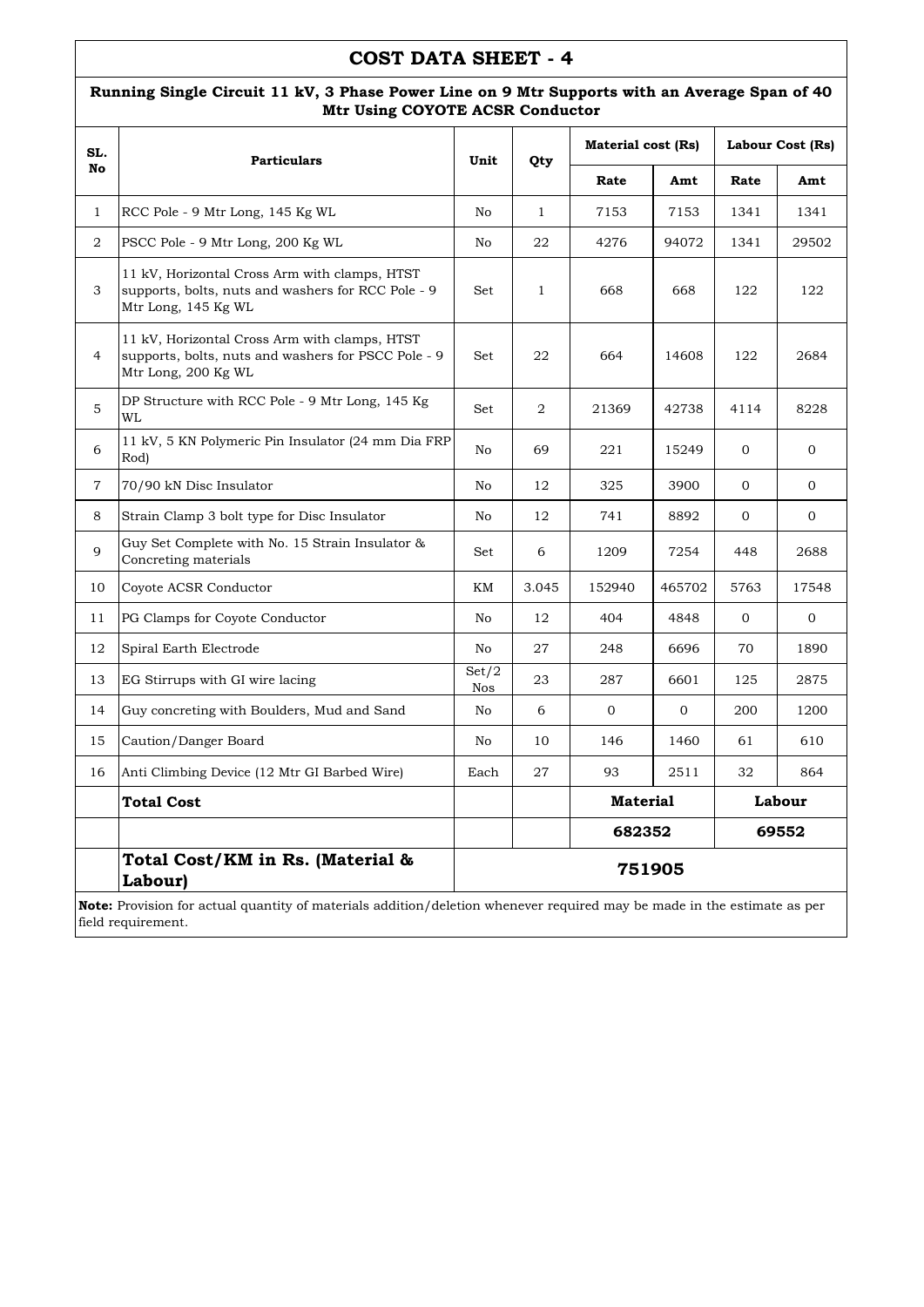# COST DATA SHEET - 4

## Running Single Circuit 11 kV, 3 Phase Power Line on 9 Mtr Supports with an Average Span of 40 Mtr Using COYOTE ACSR Conductor

| SL. No | Particulars | Unit | Qty | Material cost (Rs) | | Labour Cost (Rs) | |
|---|---|---|---|---|---|---|---|
| | | | | Rate | Amt | Rate | Amt |
| 1 | RCC Pole - 9 Mtr Long, 145 Kg WL | No | 1 | 7153 | 7153 | 1341 | 1341 |
| 2 | PSCC Pole - 9 Mtr Long, 200 Kg WL | No | 22 | 4276 | 94072 | 1341 | 29502 |
| 3 | 11 kV, Horizontal Cross Arm with clamps, HTST supports, bolts, nuts and washers for RCC Pole - 9 Mtr Long, 145 Kg WL | Set | 1 | 668 | 668 | 122 | 122 |
| 4 | 11 kV, Horizontal Cross Arm with clamps, HTST supports, bolts, nuts and washers for PSCC Pole - 9 Mtr Long, 200 Kg WL | Set | 22 | 664 | 14608 | 122 | 2684 |
| 5 | DP Structure with RCC Pole - 9 Mtr Long, 145 Kg WL | Set | 2 | 21369 | 42738 | 4114 | 8228 |
| 6 | 11 kV, 5 KN Polymeric Pin Insulator (24 mm Dia FRP Rod) | No | 69 | 221 | 15249 | 0 | 0 |
| 7 | 70/90 kN Disc Insulator | No | 12 | 325 | 3900 | 0 | 0 |
| 8 | Strain Clamp 3 bolt type for Disc Insulator | No | 12 | 741 | 8892 | 0 | 0 |
| 9 | Guy Set Complete with No. 15 Strain Insulator & Concreting materials | Set | 6 | 1209 | 7254 | 448 | 2688 |
| 10 | Coyote ACSR Conductor | KM | 3.045 | 152940 | 465702 | 5763 | 17548 |
| 11 | PG Clamps for Coyote Conductor | No | 12 | 404 | 4848 | 0 | 0 |
| 12 | Spiral Earth Electrode | No | 27 | 248 | 6696 | 70 | 1890 |
| 13 | EG Stirrups with GI wire lacing | Set/2 Nos | 23 | 287 | 6601 | 125 | 2875 |
| 14 | Guy concreting with Boulders, Mud and Sand | No | 6 | 0 | 0 | 200 | 1200 |
| 15 | Caution/Danger Board | No | 10 | 146 | 1460 | 61 | 610 |
| 16 | Anti Climbing Device (12 Mtr GI Barbed Wire) | Each | 27 | 93 | 2511 | 32 | 864 |
| | **Total Cost** | | | **Material** | | **Labour** | |
| | | | | **682352** | | **69552** | |
| | **Total Cost/KM in Rs. (Material & Labour)** | **751905** | | | | | |

**Note:** Provision for actual quantity of materials addition/deletion whenever required may be made in the estimate as per field requirement.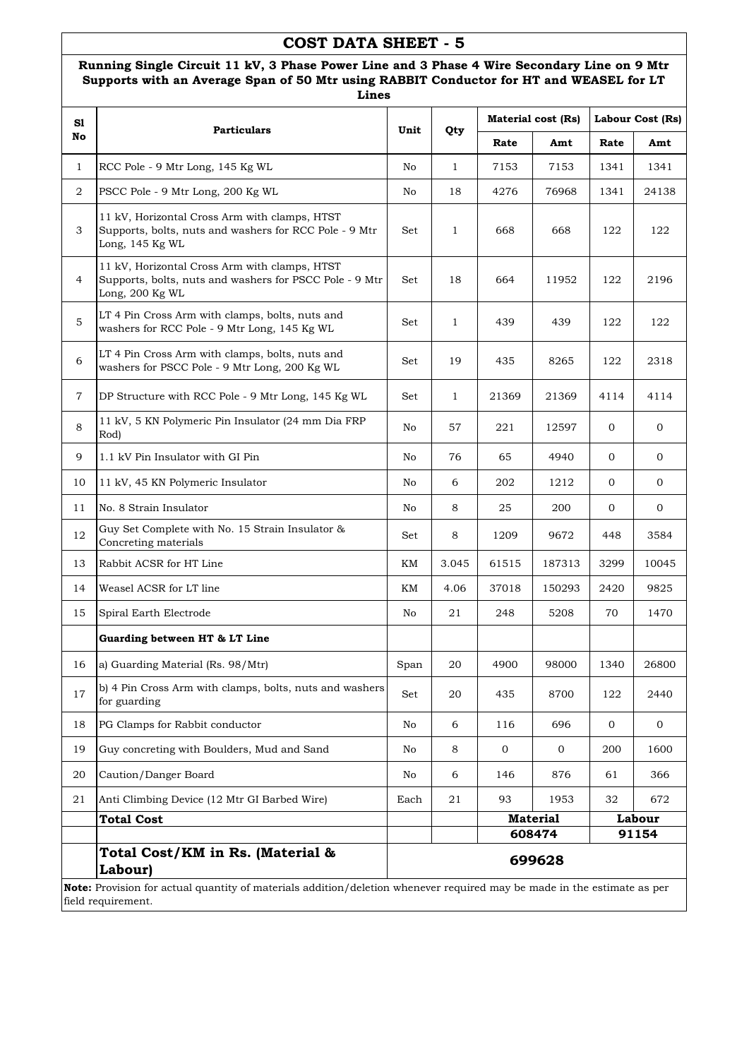# COST DATA SHEET - 5

**Running Single Circuit 11 kV, 3 Phase Power Line and 3 Phase 4 Wire Secondary Line on 9 Mtr Supports with an Average Span of 50 Mtr using RABBIT Conductor for HT and WEASEL for LT Lines**

| Sl No | Particulars | Unit | Qty | Material cost (Rs) | | Labour Cost (Rs) | |
|---|---|---|---|---|---|---|---|
| | | | | Rate | Amt | Rate | Amt |
| 1 | RCC Pole - 9 Mtr Long, 145 Kg WL | No | 1 | 7153 | 7153 | 1341 | 1341 |
| 2 | PSCC Pole - 9 Mtr Long, 200 Kg WL | No | 18 | 4276 | 76968 | 1341 | 24138 |
| 3 | 11 kV, Horizontal Cross Arm with clamps, HTST Supports, bolts, nuts and washers for RCC Pole - 9 Mtr Long, 145 Kg WL | Set | 1 | 668 | 668 | 122 | 122 |
| 4 | 11 kV, Horizontal Cross Arm with clamps, HTST Supports, bolts, nuts and washers for PSCC Pole - 9 Mtr Long, 200 Kg WL | Set | 18 | 664 | 11952 | 122 | 2196 |
| 5 | LT 4 Pin Cross Arm with clamps, bolts, nuts and washers for RCC Pole - 9 Mtr Long, 145 Kg WL | Set | 1 | 439 | 439 | 122 | 122 |
| 6 | LT 4 Pin Cross Arm with clamps, bolts, nuts and washers for PSCC Pole - 9 Mtr Long, 200 Kg WL | Set | 19 | 435 | 8265 | 122 | 2318 |
| 7 | DP Structure with RCC Pole - 9 Mtr Long, 145 Kg WL | Set | 1 | 21369 | 21369 | 4114 | 4114 |
| 8 | 11 kV, 5 KN Polymeric Pin Insulator (24 mm Dia FRP Rod) | No | 57 | 221 | 12597 | 0 | 0 |
| 9 | 1.1 kV Pin Insulator with GI Pin | No | 76 | 65 | 4940 | 0 | 0 |
| 10 | 11 kV, 45 KN Polymeric Insulator | No | 6 | 202 | 1212 | 0 | 0 |
| 11 | No. 8 Strain Insulator | No | 8 | 25 | 200 | 0 | 0 |
| 12 | Guy Set Complete with No. 15 Strain Insulator & Concreting materials | Set | 8 | 1209 | 9672 | 448 | 3584 |
| 13 | Rabbit ACSR for HT Line | KM | 3.045 | 61515 | 187313 | 3299 | 10045 |
| 14 | Weasel ACSR for LT line | KM | 4.06 | 37018 | 150293 | 2420 | 9825 |
| 15 | Spiral Earth Electrode | No | 21 | 248 | 5208 | 70 | 1470 |
| | **Guarding between HT & LT Line** | | | | | | |
| 16 | a) Guarding Material (Rs. 98/Mtr) | Span | 20 | 4900 | 98000 | 1340 | 26800 |
| 17 | b) 4 Pin Cross Arm with clamps, bolts, nuts and washers for guarding | Set | 20 | 435 | 8700 | 122 | 2440 |
| 18 | PG Clamps for Rabbit conductor | No | 6 | 116 | 696 | 0 | 0 |
| 19 | Guy concreting with Boulders, Mud and Sand | No | 8 | 0 | 0 | 200 | 1600 |
| 20 | Caution/Danger Board | No | 6 | 146 | 876 | 61 | 366 |
| 21 | Anti Climbing Device (12 Mtr GI Barbed Wire) | Each | 21 | 93 | 1953 | 32 | 672 |
| | **Total Cost** | | | **Material** | | **Labour** | |
| | | | | **608474** | | **91154** | |
| | **Total Cost/KM in Rs. (Material & Labour)** | **699628** | | | | | |

**Note:** Provision for actual quantity of materials addition/deletion whenever required may be made in the estimate as per field requirement.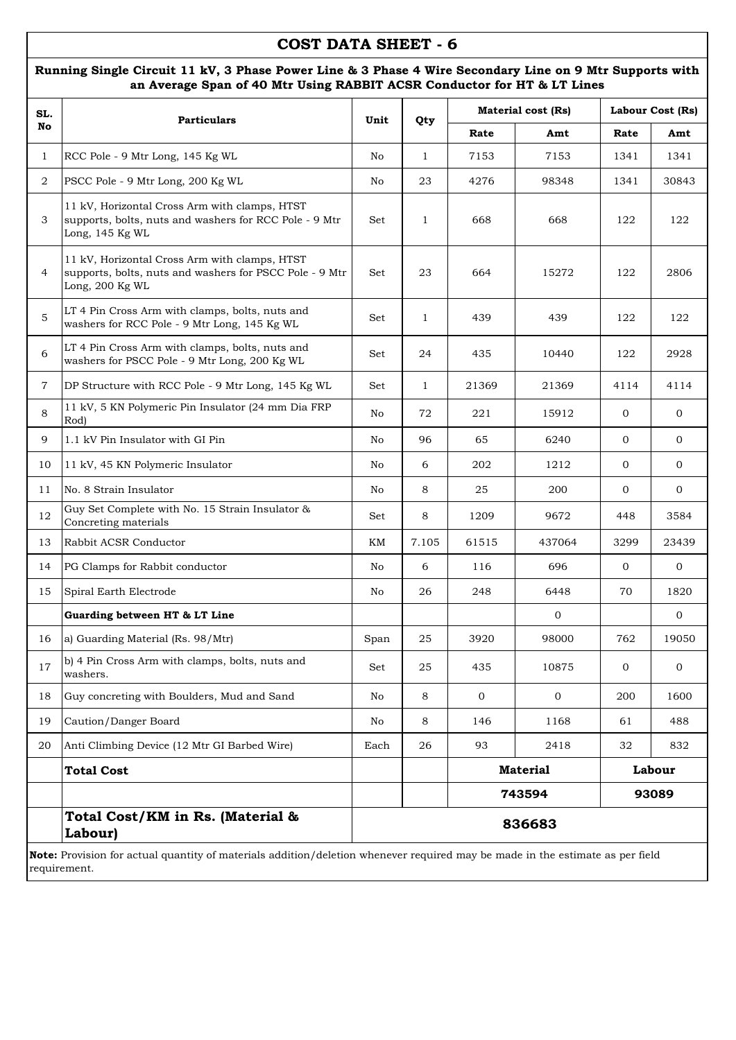# COST DATA SHEET - 6

**Running Single Circuit 11 kV, 3 Phase Power Line & 3 Phase 4 Wire Secondary Line on 9 Mtr Supports with an Average Span of 40 Mtr Using RABBIT ACSR Conductor for HT & LT Lines**

| SL. No | Particulars | Unit | Qty | Material cost (Rs) | | Labour Cost (Rs) | |
|---|---|---|---|---|---|---|---|
| | | | | Rate | Amt | Rate | Amt |
| 1 | RCC Pole - 9 Mtr Long, 145 Kg WL | No | 1 | 7153 | 7153 | 1341 | 1341 |
| 2 | PSCC Pole - 9 Mtr Long, 200 Kg WL | No | 23 | 4276 | 98348 | 1341 | 30843 |
| 3 | 11 kV, Horizontal Cross Arm with clamps, HTST supports, bolts, nuts and washers for RCC Pole - 9 Mtr Long, 145 Kg WL | Set | 1 | 668 | 668 | 122 | 122 |
| 4 | 11 kV, Horizontal Cross Arm with clamps, HTST supports, bolts, nuts and washers for PSCC Pole - 9 Mtr Long, 200 Kg WL | Set | 23 | 664 | 15272 | 122 | 2806 |
| 5 | LT 4 Pin Cross Arm with clamps, bolts, nuts and washers for RCC Pole - 9 Mtr Long, 145 Kg WL | Set | 1 | 439 | 439 | 122 | 122 |
| 6 | LT 4 Pin Cross Arm with clamps, bolts, nuts and washers for PSCC Pole - 9 Mtr Long, 200 Kg WL | Set | 24 | 435 | 10440 | 122 | 2928 |
| 7 | DP Structure with RCC Pole - 9 Mtr Long, 145 Kg WL | Set | 1 | 21369 | 21369 | 4114 | 4114 |
| 8 | 11 kV, 5 KN Polymeric Pin Insulator (24 mm Dia FRP Rod) | No | 72 | 221 | 15912 | 0 | 0 |
| 9 | 1.1 kV Pin Insulator with GI Pin | No | 96 | 65 | 6240 | 0 | 0 |
| 10 | 11 kV, 45 KN Polymeric Insulator | No | 6 | 202 | 1212 | 0 | 0 |
| 11 | No. 8 Strain Insulator | No | 8 | 25 | 200 | 0 | 0 |
| 12 | Guy Set Complete with No. 15 Strain Insulator & Concreting materials | Set | 8 | 1209 | 9672 | 448 | 3584 |
| 13 | Rabbit ACSR Conductor | KM | 7.105 | 61515 | 437064 | 3299 | 23439 |
| 14 | PG Clamps for Rabbit conductor | No | 6 | 116 | 696 | 0 | 0 |
| 15 | Spiral Earth Electrode | No | 26 | 248 | 6448 | 70 | 1820 |
| | **Guarding between HT & LT Line** | | | | 0 | | 0 |
| 16 | a) Guarding Material (Rs. 98/Mtr) | Span | 25 | 3920 | 98000 | 762 | 19050 |
| 17 | b) 4 Pin Cross Arm with clamps, bolts, nuts and washers. | Set | 25 | 435 | 10875 | 0 | 0 |
| 18 | Guy concreting with Boulders, Mud and Sand | No | 8 | 0 | 0 | 200 | 1600 |
| 19 | Caution/Danger Board | No | 8 | 146 | 1168 | 61 | 488 |
| 20 | Anti Climbing Device (12 Mtr GI Barbed Wire) | Each | 26 | 93 | 2418 | 32 | 832 |
| | **Total Cost** | | | **Material** | | **Labour** | |
| | | | | **743594** | | **93089** | |
| | **Total Cost/KM in Rs. (Material & Labour)** | **836683** | | | | | |

**Note:** Provision for actual quantity of materials addition/deletion whenever required may be made in the estimate as per field requirement.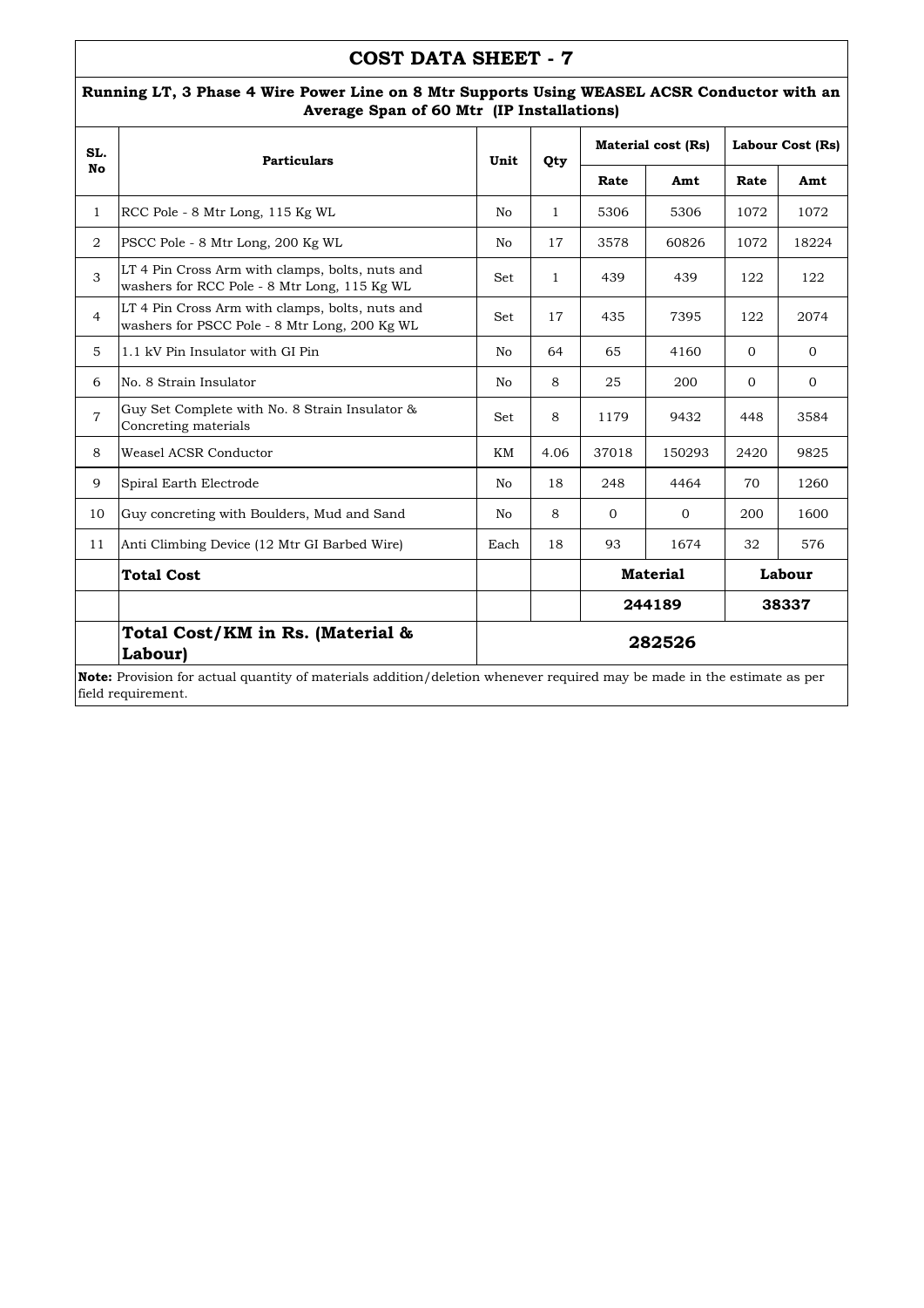# COST DATA SHEET - 7

## Running LT, 3 Phase 4 Wire Power Line on 8 Mtr Supports Using WEASEL ACSR Conductor with an Average Span of 60 Mtr (IP Installations)

| SL. No | Particulars | Unit | Qty | Material cost (Rs) | | Labour Cost (Rs) | |
|---|---|---|---|---|---|---|---|
| | | | | Rate | Amt | Rate | Amt |
| 1 | RCC Pole - 8 Mtr Long, 115 Kg WL | No | 1 | 5306 | 5306 | 1072 | 1072 |
| 2 | PSCC Pole - 8 Mtr Long, 200 Kg WL | No | 17 | 3578 | 60826 | 1072 | 18224 |
| 3 | LT 4 Pin Cross Arm with clamps, bolts, nuts and washers for RCC Pole - 8 Mtr Long, 115 Kg WL | Set | 1 | 439 | 439 | 122 | 122 |
| 4 | LT 4 Pin Cross Arm with clamps, bolts, nuts and washers for PSCC Pole - 8 Mtr Long, 200 Kg WL | Set | 17 | 435 | 7395 | 122 | 2074 |
| 5 | 1.1 kV Pin Insulator with GI Pin | No | 64 | 65 | 4160 | 0 | 0 |
| 6 | No. 8 Strain Insulator | No | 8 | 25 | 200 | 0 | 0 |
| 7 | Guy Set Complete with No. 8 Strain Insulator & Concreting materials | Set | 8 | 1179 | 9432 | 448 | 3584 |
| 8 | Weasel ACSR Conductor | KM | 4.06 | 37018 | 150293 | 2420 | 9825 |
| 9 | Spiral Earth Electrode | No | 18 | 248 | 4464 | 70 | 1260 |
| 10 | Guy concreting with Boulders, Mud and Sand | No | 8 | 0 | 0 | 200 | 1600 |
| 11 | Anti Climbing Device (12 Mtr GI Barbed Wire) | Each | 18 | 93 | 1674 | 32 | 576 |
| | **Total Cost** | | | **Material** | | **Labour** | |
| | | | | **244189** | | **38337** | |
| | **Total Cost/KM in Rs. (Material & Labour)** | **282526** | | | | | |

**Note:** Provision for actual quantity of materials addition/deletion whenever required may be made in the estimate as per field requirement.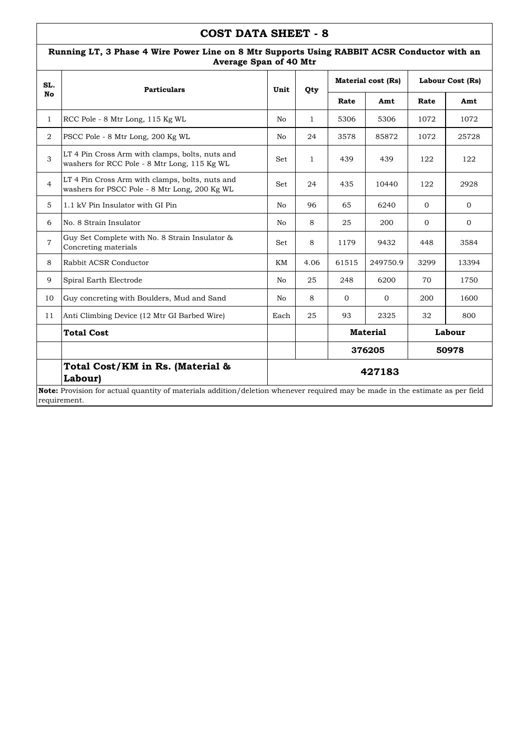# COST DATA SHEET - 8

## Running LT, 3 Phase 4 Wire Power Line on 8 Mtr Supports Using RABBIT ACSR Conductor with an Average Span of 40 Mtr

| SL. No | Particulars | Unit | Qty | Material cost (Rs) | | Labour Cost (Rs) | |
|---|---|---|---|---|---|---|---|
| | | | | Rate | Amt | Rate | Amt |
| 1 | RCC Pole - 8 Mtr Long, 115 Kg WL | No | 1 | 5306 | 5306 | 1072 | 1072 |
| 2 | PSCC Pole - 8 Mtr Long, 200 Kg WL | No | 24 | 3578 | 85872 | 1072 | 25728 |
| 3 | LT 4 Pin Cross Arm with clamps, bolts, nuts and washers for RCC Pole - 8 Mtr Long, 115 Kg WL | Set | 1 | 439 | 439 | 122 | 122 |
| 4 | LT 4 Pin Cross Arm with clamps, bolts, nuts and washers for PSCC Pole - 8 Mtr Long, 200 Kg WL | Set | 24 | 435 | 10440 | 122 | 2928 |
| 5 | 1.1 kV Pin Insulator with GI Pin | No | 96 | 65 | 6240 | 0 | 0 |
| 6 | No. 8 Strain Insulator | No | 8 | 25 | 200 | 0 | 0 |
| 7 | Guy Set Complete with No. 8 Strain Insulator & Concreting materials | Set | 8 | 1179 | 9432 | 448 | 3584 |
| 8 | Rabbit ACSR Conductor | KM | 4.06 | 61515 | 249750.9 | 3299 | 13394 |
| 9 | Spiral Earth Electrode | No | 25 | 248 | 6200 | 70 | 1750 |
| 10 | Guy concreting with Boulders, Mud and Sand | No | 8 | 0 | 0 | 200 | 1600 |
| 11 | Anti Climbing Device (12 Mtr GI Barbed Wire) | Each | 25 | 93 | 2325 | 32 | 800 |
| | **Total Cost** | | | **Material** | | **Labour** | |
| | | | | **376205** | | **50978** | |
| | **Total Cost/KM in Rs. (Material & Labour)** | **427183** | | | | | |

**Note:** Provision for actual quantity of materials addition/deletion whenever required may be made in the estimate as per field requirement.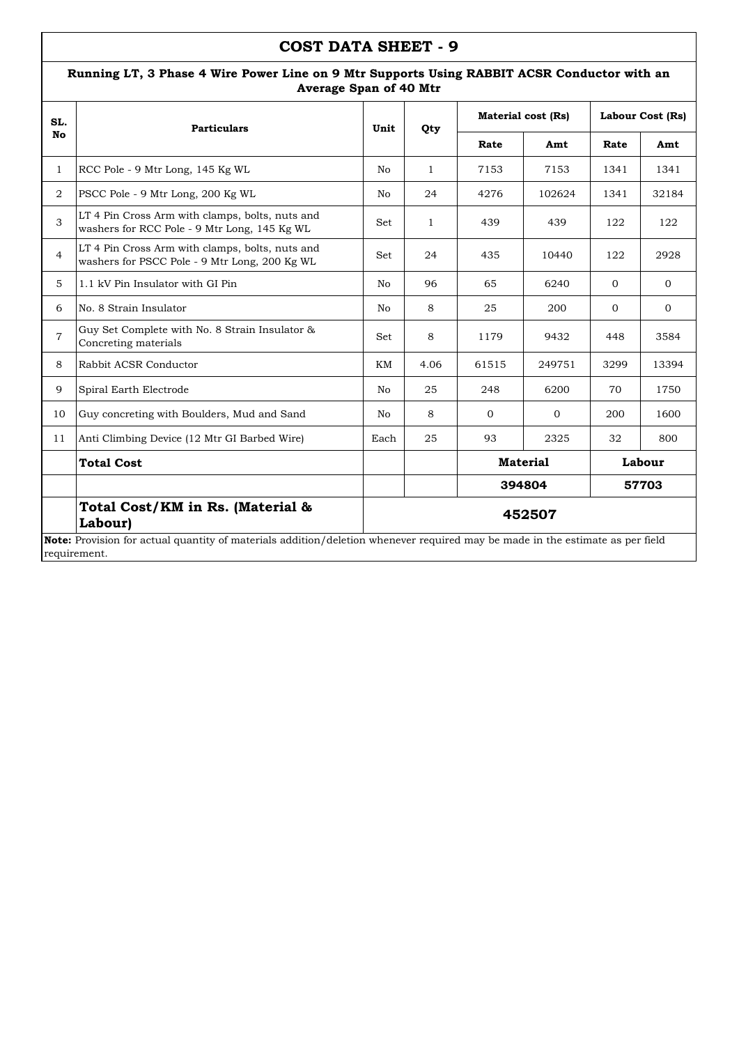# COST DATA SHEET - 9

**Running LT, 3 Phase 4 Wire Power Line on 9 Mtr Supports Using RABBIT ACSR Conductor with an Average Span of 40 Mtr**

| SL. No | Particulars | Unit | Qty | Material cost (Rs) | | Labour Cost (Rs) | |
|---|---|---|---|---|---|---|---|
| | | | | Rate | Amt | Rate | Amt |
| 1 | RCC Pole - 9 Mtr Long, 145 Kg WL | No | 1 | 7153 | 7153 | 1341 | 1341 |
| 2 | PSCC Pole - 9 Mtr Long, 200 Kg WL | No | 24 | 4276 | 102624 | 1341 | 32184 |
| 3 | LT 4 Pin Cross Arm with clamps, bolts, nuts and washers for RCC Pole - 9 Mtr Long, 145 Kg WL | Set | 1 | 439 | 439 | 122 | 122 |
| 4 | LT 4 Pin Cross Arm with clamps, bolts, nuts and washers for PSCC Pole - 9 Mtr Long, 200 Kg WL | Set | 24 | 435 | 10440 | 122 | 2928 |
| 5 | 1.1 kV Pin Insulator with GI Pin | No | 96 | 65 | 6240 | 0 | 0 |
| 6 | No. 8 Strain Insulator | No | 8 | 25 | 200 | 0 | 0 |
| 7 | Guy Set Complete with No. 8 Strain Insulator & Concreting materials | Set | 8 | 1179 | 9432 | 448 | 3584 |
| 8 | Rabbit ACSR Conductor | KM | 4.06 | 61515 | 249751 | 3299 | 13394 |
| 9 | Spiral Earth Electrode | No | 25 | 248 | 6200 | 70 | 1750 |
| 10 | Guy concreting with Boulders, Mud and Sand | No | 8 | 0 | 0 | 200 | 1600 |
| 11 | Anti Climbing Device (12 Mtr GI Barbed Wire) | Each | 25 | 93 | 2325 | 32 | 800 |
| | **Total Cost** | | | **Material** | | **Labour** | |
| | | | | **394804** | | **57703** | |
| | **Total Cost/KM in Rs. (Material & Labour)** | **452507** | | | | | |

**Note:** Provision for actual quantity of materials addition/deletion whenever required may be made in the estimate as per field requirement.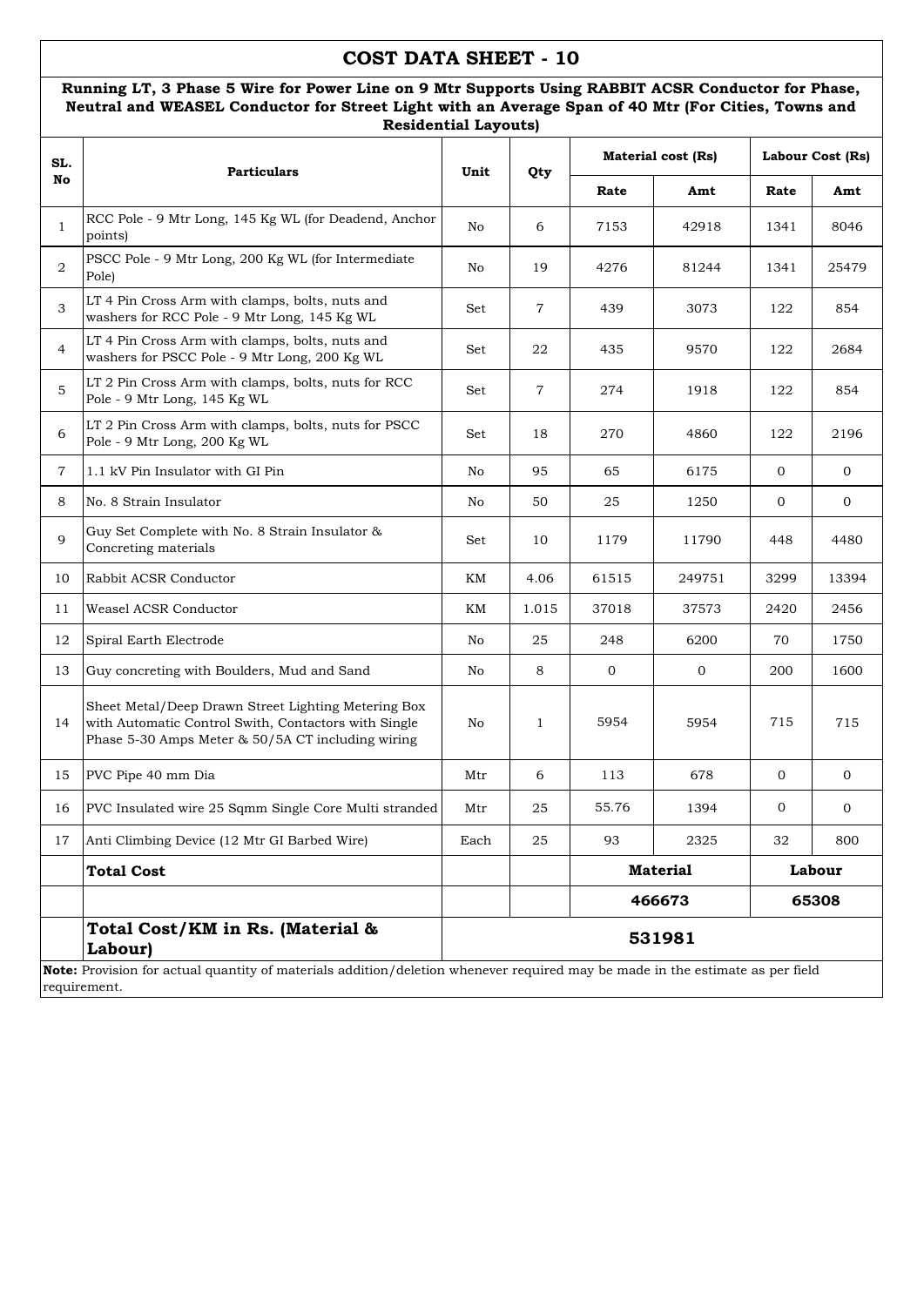# COST DATA SHEET - 10

**Running LT, 3 Phase 5 Wire for Power Line on 9 Mtr Supports Using RABBIT ACSR Conductor for Phase, Neutral and WEASEL Conductor for Street Light with an Average Span of 40 Mtr (For Cities, Towns and Residential Layouts)**

| SL. No | Particulars | Unit | Qty | Material cost (Rs) | | Labour Cost (Rs) | |
|---|---|---|---|---|---|---|---|
| | | | | Rate | Amt | Rate | Amt |
| 1 | RCC Pole - 9 Mtr Long, 145 Kg WL (for Deadend, Anchor points) | No | 6 | 7153 | 42918 | 1341 | 8046 |
| 2 | PSCC Pole - 9 Mtr Long, 200 Kg WL (for Intermediate Pole) | No | 19 | 4276 | 81244 | 1341 | 25479 |
| 3 | LT 4 Pin Cross Arm with clamps, bolts, nuts and washers for RCC Pole - 9 Mtr Long, 145 Kg WL | Set | 7 | 439 | 3073 | 122 | 854 |
| 4 | LT 4 Pin Cross Arm with clamps, bolts, nuts and washers for PSCC Pole - 9 Mtr Long, 200 Kg WL | Set | 22 | 435 | 9570 | 122 | 2684 |
| 5 | LT 2 Pin Cross Arm with clamps, bolts, nuts for RCC Pole - 9 Mtr Long, 145 Kg WL | Set | 7 | 274 | 1918 | 122 | 854 |
| 6 | LT 2 Pin Cross Arm with clamps, bolts, nuts for PSCC Pole - 9 Mtr Long, 200 Kg WL | Set | 18 | 270 | 4860 | 122 | 2196 |
| 7 | 1.1 kV Pin Insulator with GI Pin | No | 95 | 65 | 6175 | 0 | 0 |
| 8 | No. 8 Strain Insulator | No | 50 | 25 | 1250 | 0 | 0 |
| 9 | Guy Set Complete with No. 8 Strain Insulator & Concreting materials | Set | 10 | 1179 | 11790 | 448 | 4480 |
| 10 | Rabbit ACSR Conductor | KM | 4.06 | 61515 | 249751 | 3299 | 13394 |
| 11 | Weasel ACSR Conductor | KM | 1.015 | 37018 | 37573 | 2420 | 2456 |
| 12 | Spiral Earth Electrode | No | 25 | 248 | 6200 | 70 | 1750 |
| 13 | Guy concreting with Boulders, Mud and Sand | No | 8 | 0 | 0 | 200 | 1600 |
| 14 | Sheet Metal/Deep Drawn Street Lighting Metering Box with Automatic Control Swith, Contactors with Single Phase 5-30 Amps Meter & 50/5A CT including wiring | No | 1 | 5954 | 5954 | 715 | 715 |
| 15 | PVC Pipe 40 mm Dia | Mtr | 6 | 113 | 678 | 0 | 0 |
| 16 | PVC Insulated wire 25 Sqmm Single Core Multi stranded | Mtr | 25 | 55.76 | 1394 | 0 | 0 |
| 17 | Anti Climbing Device (12 Mtr GI Barbed Wire) | Each | 25 | 93 | 2325 | 32 | 800 |
| | **Total Cost** | | | **Material** | | **Labour** | |
| | | | | **466673** | | **65308** | |
| | **Total Cost/KM in Rs. (Material & Labour)** | **531981** | | | | | |

**Note:** Provision for actual quantity of materials addition/deletion whenever required may be made in the estimate as per field requirement.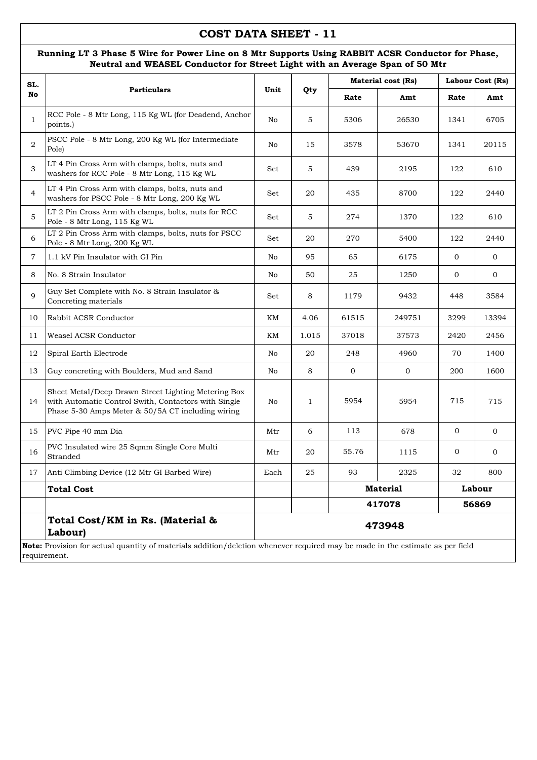# COST DATA SHEET - 11

**Running LT 3 Phase 5 Wire for Power Line on 8 Mtr Supports Using RABBIT ACSR Conductor for Phase, Neutral and WEASEL Conductor for Street Light with an Average Span of 50 Mtr**

| SL. No | Particulars | Unit | Qty | Material cost (Rs) | | Labour Cost (Rs) | |
|---|---|---|---|---|---|---|---|
| | | | | Rate | Amt | Rate | Amt |
| 1 | RCC Pole - 8 Mtr Long, 115 Kg WL (for Deadend, Anchor points.) | No | 5 | 5306 | 26530 | 1341 | 6705 |
| 2 | PSCC Pole - 8 Mtr Long, 200 Kg WL (for Intermediate Pole) | No | 15 | 3578 | 53670 | 1341 | 20115 |
| 3 | LT 4 Pin Cross Arm with clamps, bolts, nuts and washers for RCC Pole - 8 Mtr Long, 115 Kg WL | Set | 5 | 439 | 2195 | 122 | 610 |
| 4 | LT 4 Pin Cross Arm with clamps, bolts, nuts and washers for PSCC Pole - 8 Mtr Long, 200 Kg WL | Set | 20 | 435 | 8700 | 122 | 2440 |
| 5 | LT 2 Pin Cross Arm with clamps, bolts, nuts for RCC Pole - 8 Mtr Long, 115 Kg WL | Set | 5 | 274 | 1370 | 122 | 610 |
| 6 | LT 2 Pin Cross Arm with clamps, bolts, nuts for PSCC Pole - 8 Mtr Long, 200 Kg WL | Set | 20 | 270 | 5400 | 122 | 2440 |
| 7 | 1.1 kV Pin Insulator with GI Pin | No | 95 | 65 | 6175 | 0 | 0 |
| 8 | No. 8 Strain Insulator | No | 50 | 25 | 1250 | 0 | 0 |
| 9 | Guy Set Complete with No. 8 Strain Insulator & Concreting materials | Set | 8 | 1179 | 9432 | 448 | 3584 |
| 10 | Rabbit ACSR Conductor | KM | 4.06 | 61515 | 249751 | 3299 | 13394 |
| 11 | Weasel ACSR Conductor | KM | 1.015 | 37018 | 37573 | 2420 | 2456 |
| 12 | Spiral Earth Electrode | No | 20 | 248 | 4960 | 70 | 1400 |
| 13 | Guy concreting with Boulders, Mud and Sand | No | 8 | 0 | 0 | 200 | 1600 |
| 14 | Sheet Metal/Deep Drawn Street Lighting Metering Box with Automatic Control Swith, Contactors with Single Phase 5-30 Amps Meter & 50/5A CT including wiring | No | 1 | 5954 | 5954 | 715 | 715 |
| 15 | PVC Pipe 40 mm Dia | Mtr | 6 | 113 | 678 | 0 | 0 |
| 16 | PVC Insulated wire 25 Sqmm Single Core Multi Stranded | Mtr | 20 | 55.76 | 1115 | 0 | 0 |
| 17 | Anti Climbing Device (12 Mtr GI Barbed Wire) | Each | 25 | 93 | 2325 | 32 | 800 |
| | **Total Cost** | | | **Material** | | **Labour** | |
| | | | | **417078** | | **56869** | |
| | **Total Cost/KM in Rs. (Material & Labour)** | **473948** | | | | | |

**Note:** Provision for actual quantity of materials addition/deletion whenever required may be made in the estimate as per field requirement.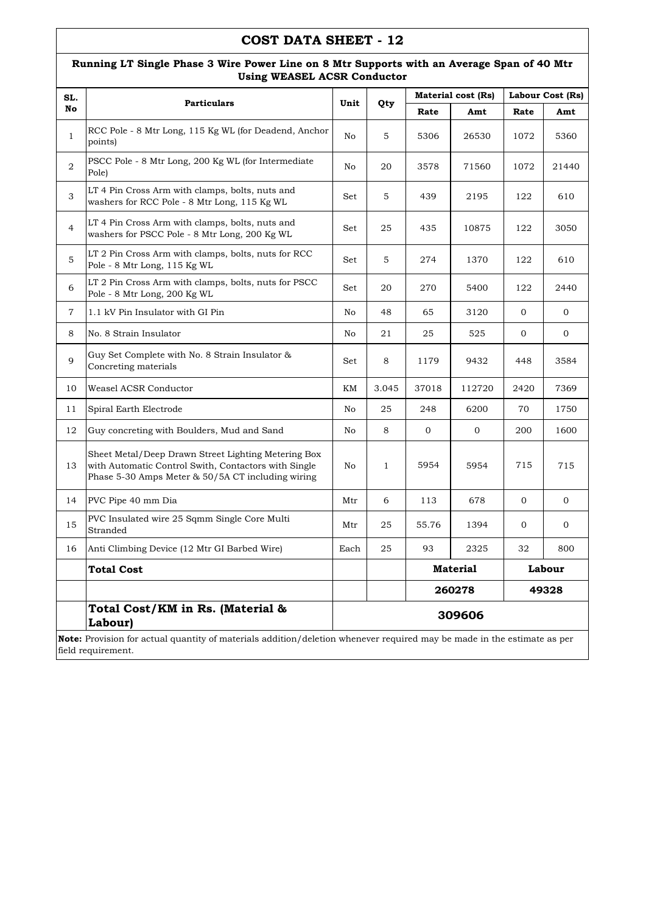# COST DATA SHEET - 12

## Running LT Single Phase 3 Wire Power Line on 8 Mtr Supports with an Average Span of 40 Mtr Using WEASEL ACSR Conductor

| SL. No | Particulars | Unit | Qty | Material cost (Rs) | | Labour Cost (Rs) | |
|---|---|---|---|---|---|---|---|
| | | | | Rate | Amt | Rate | Amt |
| 1 | RCC Pole - 8 Mtr Long, 115 Kg WL (for Deadend, Anchor points) | No | 5 | 5306 | 26530 | 1072 | 5360 |
| 2 | PSCC Pole - 8 Mtr Long, 200 Kg WL (for Intermediate Pole) | No | 20 | 3578 | 71560 | 1072 | 21440 |
| 3 | LT 4 Pin Cross Arm with clamps, bolts, nuts and washers for RCC Pole - 8 Mtr Long, 115 Kg WL | Set | 5 | 439 | 2195 | 122 | 610 |
| 4 | LT 4 Pin Cross Arm with clamps, bolts, nuts and washers for PSCC Pole - 8 Mtr Long, 200 Kg WL | Set | 25 | 435 | 10875 | 122 | 3050 |
| 5 | LT 2 Pin Cross Arm with clamps, bolts, nuts for RCC Pole - 8 Mtr Long, 115 Kg WL | Set | 5 | 274 | 1370 | 122 | 610 |
| 6 | LT 2 Pin Cross Arm with clamps, bolts, nuts for PSCC Pole - 8 Mtr Long, 200 Kg WL | Set | 20 | 270 | 5400 | 122 | 2440 |
| 7 | 1.1 kV Pin Insulator with GI Pin | No | 48 | 65 | 3120 | 0 | 0 |
| 8 | No. 8 Strain Insulator | No | 21 | 25 | 525 | 0 | 0 |
| 9 | Guy Set Complete with No. 8 Strain Insulator & Concreting materials | Set | 8 | 1179 | 9432 | 448 | 3584 |
| 10 | Weasel ACSR Conductor | KM | 3.045 | 37018 | 112720 | 2420 | 7369 |
| 11 | Spiral Earth Electrode | No | 25 | 248 | 6200 | 70 | 1750 |
| 12 | Guy concreting with Boulders, Mud and Sand | No | 8 | 0 | 0 | 200 | 1600 |
| 13 | Sheet Metal/Deep Drawn Street Lighting Metering Box with Automatic Control Swith, Contactors with Single Phase 5-30 Amps Meter & 50/5A CT including wiring | No | 1 | 5954 | 5954 | 715 | 715 |
| 14 | PVC Pipe 40 mm Dia | Mtr | 6 | 113 | 678 | 0 | 0 |
| 15 | PVC Insulated wire 25 Sqmm Single Core Multi Stranded | Mtr | 25 | 55.76 | 1394 | 0 | 0 |
| 16 | Anti Climbing Device (12 Mtr GI Barbed Wire) | Each | 25 | 93 | 2325 | 32 | 800 |
| | **Total Cost** | | | **Material** | | **Labour** | |
| | | | | **260278** | | **49328** | |
| | **Total Cost/KM in Rs. (Material & Labour)** | **309606** | | | | | |

**Note:** Provision for actual quantity of materials addition/deletion whenever required may be made in the estimate as per field requirement.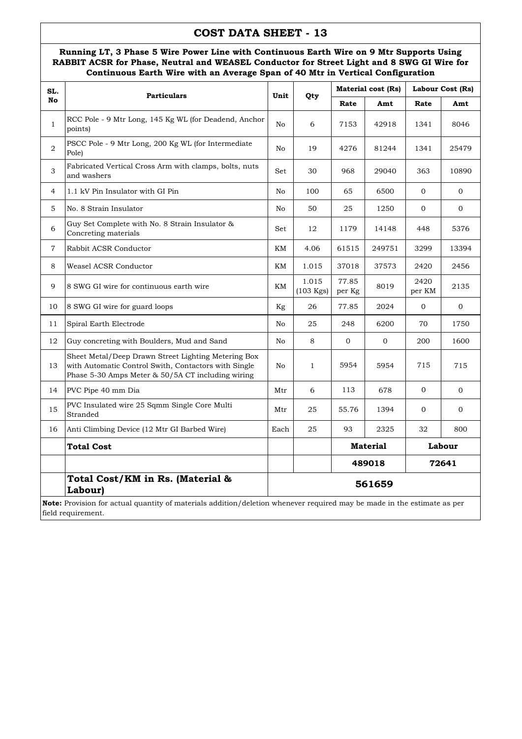# COST DATA SHEET - 13

**Running LT, 3 Phase 5 Wire Power Line with Continuous Earth Wire on 9 Mtr Supports Using RABBIT ACSR for Phase, Neutral and WEASEL Conductor for Street Light and 8 SWG GI Wire for Continuous Earth Wire with an Average Span of 40 Mtr in Vertical Configuration**

| SL. No | Particulars | Unit | Qty | Material cost (Rs) | | Labour Cost (Rs) | |
|---|---|---|---|---|---|---|---|
| | | | | Rate | Amt | Rate | Amt |
| 1 | RCC Pole - 9 Mtr Long, 145 Kg WL (for Deadend, Anchor points) | No | 6 | 7153 | 42918 | 1341 | 8046 |
| 2 | PSCC Pole - 9 Mtr Long, 200 Kg WL (for Intermediate Pole) | No | 19 | 4276 | 81244 | 1341 | 25479 |
| 3 | Fabricated Vertical Cross Arm with clamps, bolts, nuts and washers | Set | 30 | 968 | 29040 | 363 | 10890 |
| 4 | 1.1 kV Pin Insulator with GI Pin | No | 100 | 65 | 6500 | 0 | 0 |
| 5 | No. 8 Strain Insulator | No | 50 | 25 | 1250 | 0 | 0 |
| 6 | Guy Set Complete with No. 8 Strain Insulator & Concreting materials | Set | 12 | 1179 | 14148 | 448 | 5376 |
| 7 | Rabbit ACSR Conductor | KM | 4.06 | 61515 | 249751 | 3299 | 13394 |
| 8 | Weasel ACSR Conductor | KM | 1.015 | 37018 | 37573 | 2420 | 2456 |
| 9 | 8 SWG GI wire for continuous earth wire | KM | 1.015 (103 Kgs) | 77.85 per Kg | 8019 | 2420 per KM | 2135 |
| 10 | 8 SWG GI wire for guard loops | Kg | 26 | 77.85 | 2024 | 0 | 0 |
| 11 | Spiral Earth Electrode | No | 25 | 248 | 6200 | 70 | 1750 |
| 12 | Guy concreting with Boulders, Mud and Sand | No | 8 | 0 | 0 | 200 | 1600 |
| 13 | Sheet Metal/Deep Drawn Street Lighting Metering Box with Automatic Control Swith, Contactors with Single Phase 5-30 Amps Meter & 50/5A CT including wiring | No | 1 | 5954 | 5954 | 715 | 715 |
| 14 | PVC Pipe 40 mm Dia | Mtr | 6 | 113 | 678 | 0 | 0 |
| 15 | PVC Insulated wire 25 Sqmm Single Core Multi Stranded | Mtr | 25 | 55.76 | 1394 | 0 | 0 |
| 16 | Anti Climbing Device (12 Mtr GI Barbed Wire) | Each | 25 | 93 | 2325 | 32 | 800 |
| | **Total Cost** | | | **Material** | | **Labour** | |
| | | | | **489018** | | **72641** | |
| | **Total Cost/KM in Rs. (Material & Labour)** | **561659** | | | | | |

**Note:** Provision for actual quantity of materials addition/deletion whenever required may be made in the estimate as per field requirement.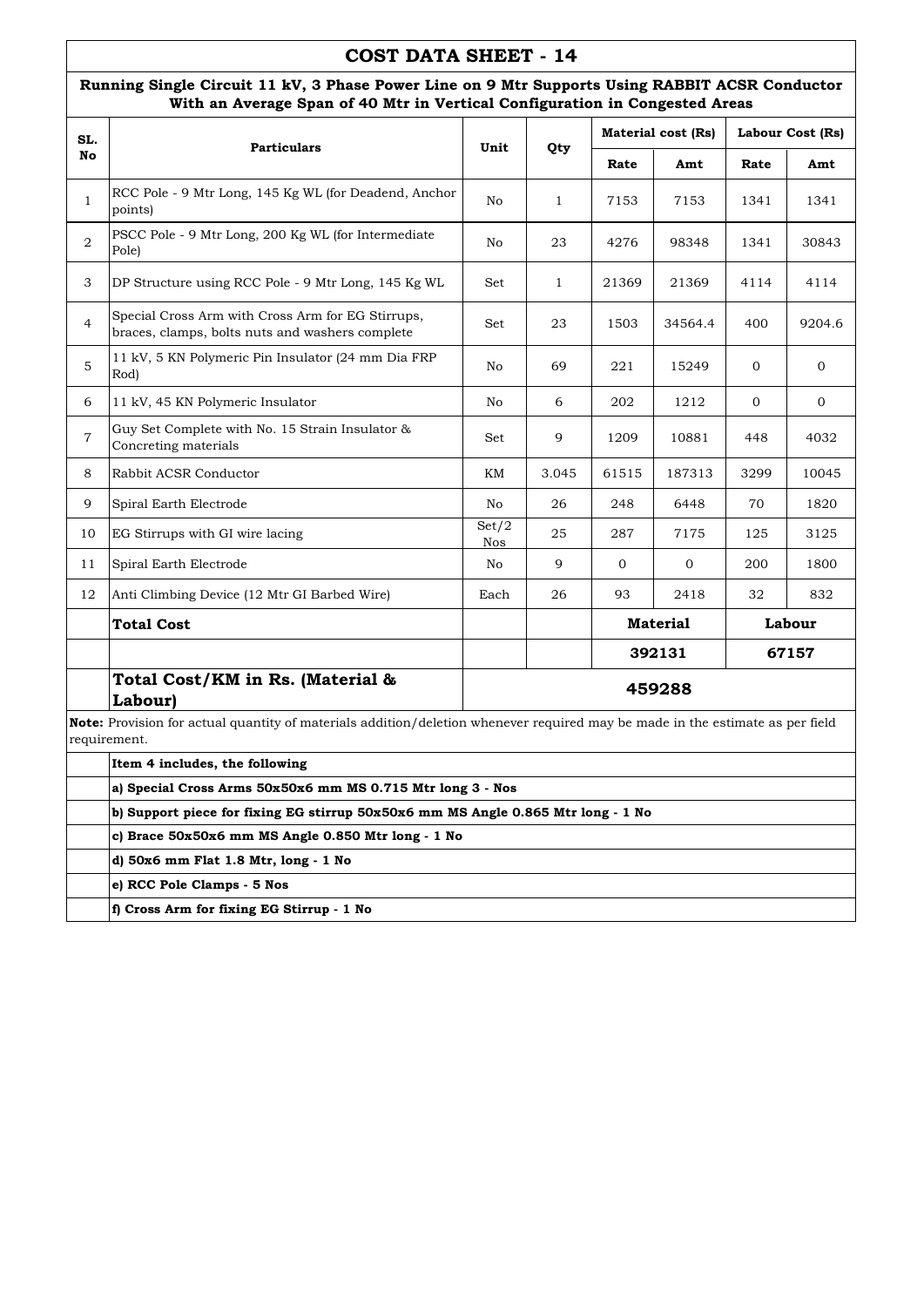# COST DATA SHEET - 14

## Running Single Circuit 11 kV, 3 Phase Power Line on 9 Mtr Supports Using RABBIT ACSR Conductor With an Average Span of 40 Mtr in Vertical Configuration in Congested Areas

| SL. No | Particulars | Unit | Qty | Material cost (Rs) | | Labour Cost (Rs) | |
|---|---|---|---|---|---|---|---|
| | | | | Rate | Amt | Rate | Amt |
| 1 | RCC Pole - 9 Mtr Long, 145 Kg WL (for Deadend, Anchor points) | No | 1 | 7153 | 7153 | 1341 | 1341 |
| 2 | PSCC Pole - 9 Mtr Long, 200 Kg WL (for Intermediate Pole) | No | 23 | 4276 | 98348 | 1341 | 30843 |
| 3 | DP Structure using RCC Pole - 9 Mtr Long, 145 Kg WL | Set | 1 | 21369 | 21369 | 4114 | 4114 |
| 4 | Special Cross Arm with Cross Arm for EG Stirrups, braces, clamps, bolts nuts and washers complete | Set | 23 | 1503 | 34564.4 | 400 | 9204.6 |
| 5 | 11 kV, 5 KN Polymeric Pin Insulator (24 mm Dia FRP Rod) | No | 69 | 221 | 15249 | 0 | 0 |
| 6 | 11 kV, 45 KN Polymeric Insulator | No | 6 | 202 | 1212 | 0 | 0 |
| 7 | Guy Set Complete with No. 15 Strain Insulator & Concreting materials | Set | 9 | 1209 | 10881 | 448 | 4032 |
| 8 | Rabbit ACSR Conductor | KM | 3.045 | 61515 | 187313 | 3299 | 10045 |
| 9 | Spiral Earth Electrode | No | 26 | 248 | 6448 | 70 | 1820 |
| 10 | EG Stirrups with GI wire lacing | Set/2 Nos | 25 | 287 | 7175 | 125 | 3125 |
| 11 | Spiral Earth Electrode | No | 9 | 0 | 0 | 200 | 1800 |
| 12 | Anti Climbing Device (12 Mtr GI Barbed Wire) | Each | 26 | 93 | 2418 | 32 | 832 |
| | **Total Cost** | | | **Material** | | **Labour** | |
| | | | | **392131** | | **67157** | |
| | **Total Cost/KM in Rs. (Material & Labour)** | **459288** | | | | | |

**Note:** Provision for actual quantity of materials addition/deletion whenever required may be made in the estimate as per field requirement.

**Item 4 includes, the following**

**a) Special Cross Arms 50x50x6 mm MS 0.715 Mtr long 3 - Nos**

**b) Support piece for fixing EG stirrup 50x50x6 mm MS Angle 0.865 Mtr long - 1 No**

**c) Brace 50x50x6 mm MS Angle 0.850 Mtr long - 1 No**

**d) 50x6 mm Flat 1.8 Mtr, long - 1 No**

**e) RCC Pole Clamps - 5 Nos**

**f) Cross Arm for fixing EG Stirrup - 1 No**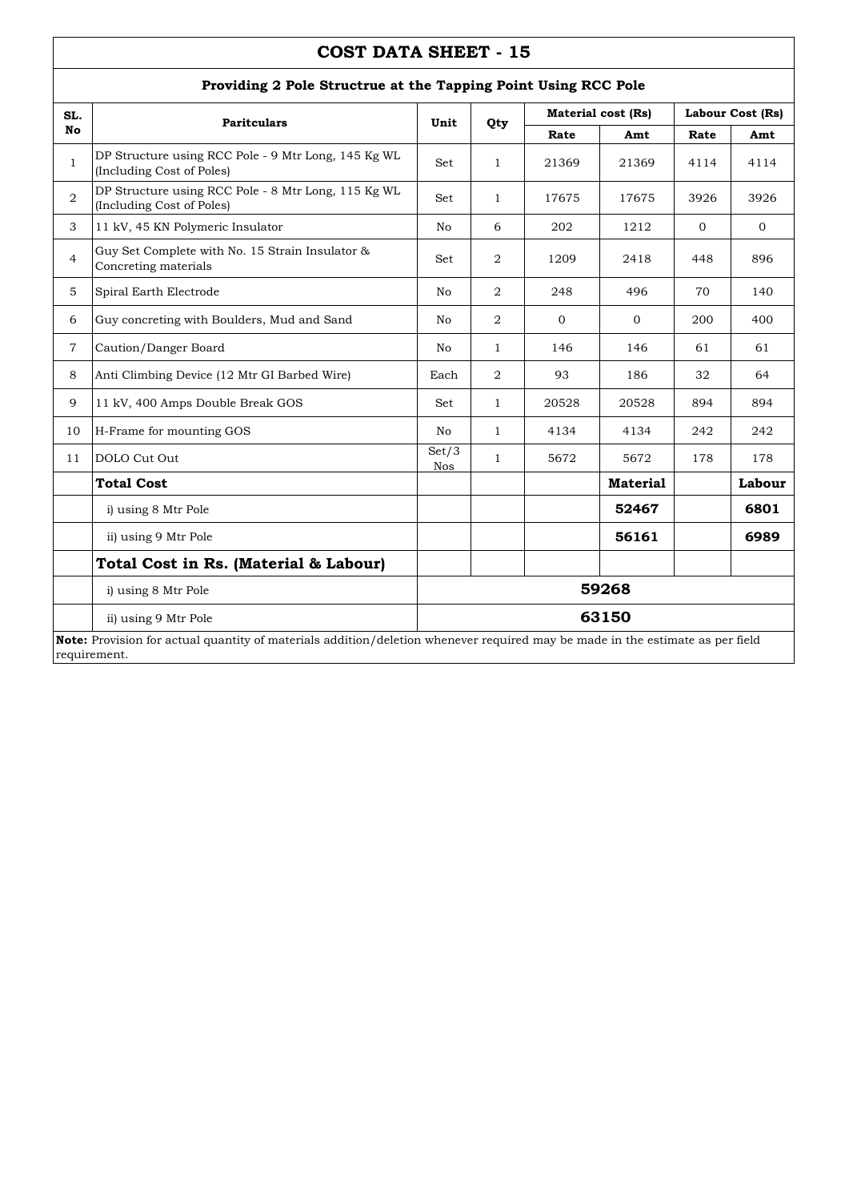# COST DATA SHEET - 15

## Providing 2 Pole Structrue at the Tapping Point Using RCC Pole

| SL. No | Paritculars | Unit | Qty | Material cost (Rs) | | Labour Cost (Rs) | |
|---|---|---|---|---|---|---|---|
| | | | | Rate | Amt | Rate | Amt |
| 1 | DP Structure using RCC Pole - 9 Mtr Long, 145 Kg WL (Including Cost of Poles) | Set | 1 | 21369 | 21369 | 4114 | 4114 |
| 2 | DP Structure using RCC Pole - 8 Mtr Long, 115 Kg WL (Including Cost of Poles) | Set | 1 | 17675 | 17675 | 3926 | 3926 |
| 3 | 11 kV, 45 KN Polymeric Insulator | No | 6 | 202 | 1212 | 0 | 0 |
| 4 | Guy Set Complete with No. 15 Strain Insulator & Concreting materials | Set | 2 | 1209 | 2418 | 448 | 896 |
| 5 | Spiral Earth Electrode | No | 2 | 248 | 496 | 70 | 140 |
| 6 | Guy concreting with Boulders, Mud and Sand | No | 2 | 0 | 0 | 200 | 400 |
| 7 | Caution/Danger Board | No | 1 | 146 | 146 | 61 | 61 |
| 8 | Anti Climbing Device (12 Mtr GI Barbed Wire) | Each | 2 | 93 | 186 | 32 | 64 |
| 9 | 11 kV, 400 Amps Double Break GOS | Set | 1 | 20528 | 20528 | 894 | 894 |
| 10 | H-Frame for mounting GOS | No | 1 | 4134 | 4134 | 242 | 242 |
| 11 | DOLO Cut Out | Set/3 Nos | 1 | 5672 | 5672 | 178 | 178 |
| | **Total Cost** | | | | **Material** | | **Labour** |
| | i) using 8 Mtr Pole | | | | **52467** | | **6801** |
| | ii) using 9 Mtr Pole | | | | **56161** | | **6989** |
| | **Total Cost in Rs. (Material & Labour)** | | | | | | |
| | i) using 8 Mtr Pole | **59268** | | | | | |
| | ii) using 9 Mtr Pole | **63150** | | | | | |

**Note:** Provision for actual quantity of materials addition/deletion whenever required may be made in the estimate as per field requirement.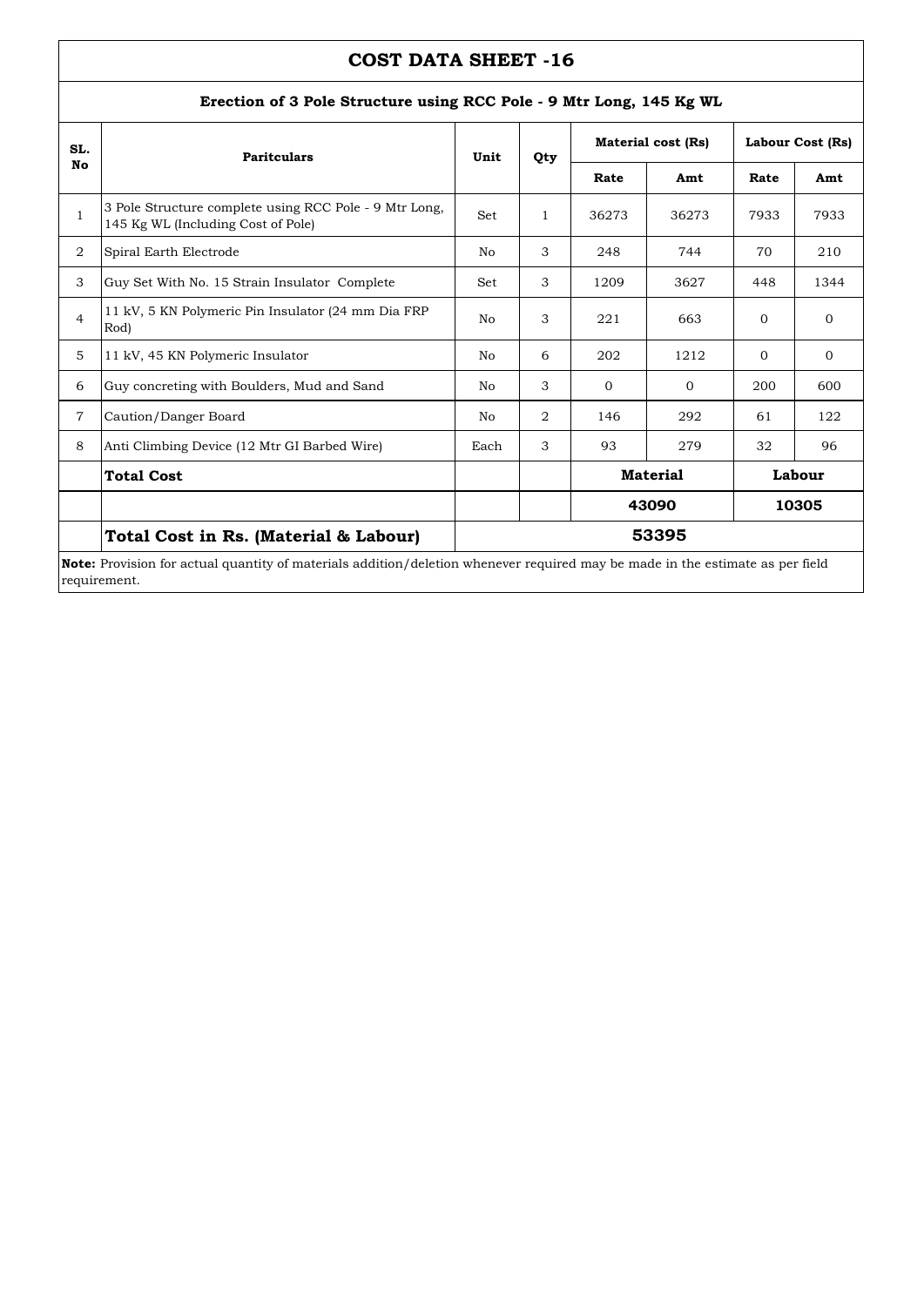# COST DATA SHEET -16

## Erection of 3 Pole Structure using RCC Pole - 9 Mtr Long, 145 Kg WL

| SL. No | Paritculars | Unit | Qty | Material cost (Rs) | | Labour Cost (Rs) | |
|---|---|---|---|---|---|---|---|
| | | | | Rate | Amt | Rate | Amt |
| 1 | 3 Pole Structure complete using RCC Pole - 9 Mtr Long, 145 Kg WL (Including Cost of Pole) | Set | 1 | 36273 | 36273 | 7933 | 7933 |
| 2 | Spiral Earth Electrode | No | 3 | 248 | 744 | 70 | 210 |
| 3 | Guy Set With No. 15 Strain Insulator Complete | Set | 3 | 1209 | 3627 | 448 | 1344 |
| 4 | 11 kV, 5 KN Polymeric Pin Insulator (24 mm Dia FRP Rod) | No | 3 | 221 | 663 | 0 | 0 |
| 5 | 11 kV, 45 KN Polymeric Insulator | No | 6 | 202 | 1212 | 0 | 0 |
| 6 | Guy concreting with Boulders, Mud and Sand | No | 3 | 0 | 0 | 200 | 600 |
| 7 | Caution/Danger Board | No | 2 | 146 | 292 | 61 | 122 |
| 8 | Anti Climbing Device (12 Mtr GI Barbed Wire) | Each | 3 | 93 | 279 | 32 | 96 |
| | **Total Cost** | | | **Material** | | **Labour** | |
| | | | | **43090** | | **10305** | |
| | **Total Cost in Rs. (Material & Labour)** | **53395** | | | | | |

**Note:** Provision for actual quantity of materials addition/deletion whenever required may be made in the estimate as per field requirement.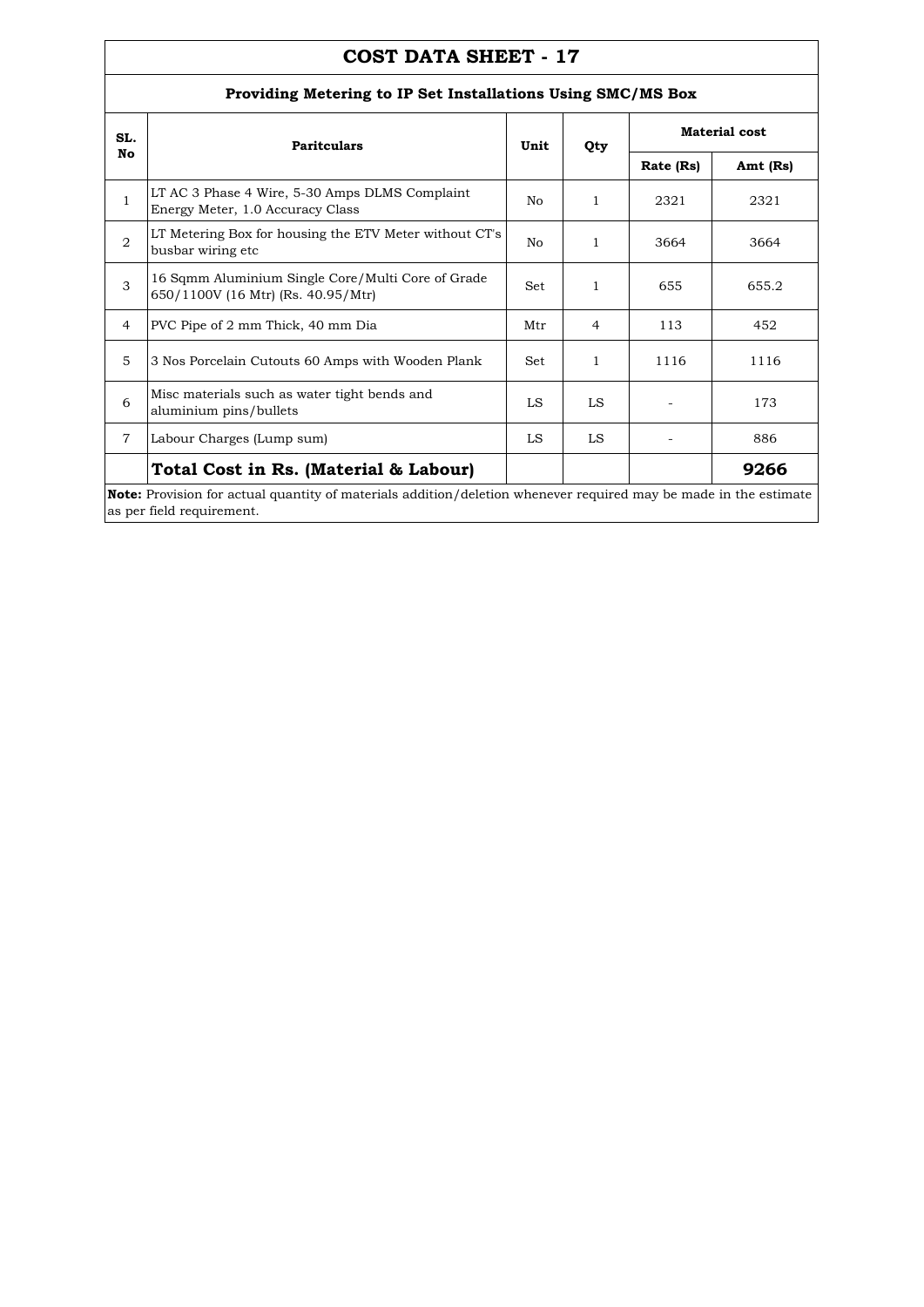# COST DATA SHEET - 17

## Providing Metering to IP Set Installations Using SMC/MS Box

| SL. No | Paritculars | Unit | Qty | Material cost | |
|---|---|---|---|---|---|
| | | | | Rate (Rs) | Amt (Rs) |
| 1 | LT AC 3 Phase 4 Wire, 5-30 Amps DLMS Complaint Energy Meter, 1.0 Accuracy Class | No | 1 | 2321 | 2321 |
| 2 | LT Metering Box for housing the ETV Meter without CT's busbar wiring etc | No | 1 | 3664 | 3664 |
| 3 | 16 Sqmm Aluminium Single Core/Multi Core of Grade 650/1100V (16 Mtr) (Rs. 40.95/Mtr) | Set | 1 | 655 | 655.2 |
| 4 | PVC Pipe of 2 mm Thick, 40 mm Dia | Mtr | 4 | 113 | 452 |
| 5 | 3 Nos Porcelain Cutouts 60 Amps with Wooden Plank | Set | 1 | 1116 | 1116 |
| 6 | Misc materials such as water tight bends and aluminium pins/bullets | LS | LS | - | 173 |
| 7 | Labour Charges (Lump sum) | LS | LS | - | 886 |
| | **Total Cost in Rs. (Material & Labour)** | | | | **9266** |

**Note:** Provision for actual quantity of materials addition/deletion whenever required may be made in the estimate as per field requirement.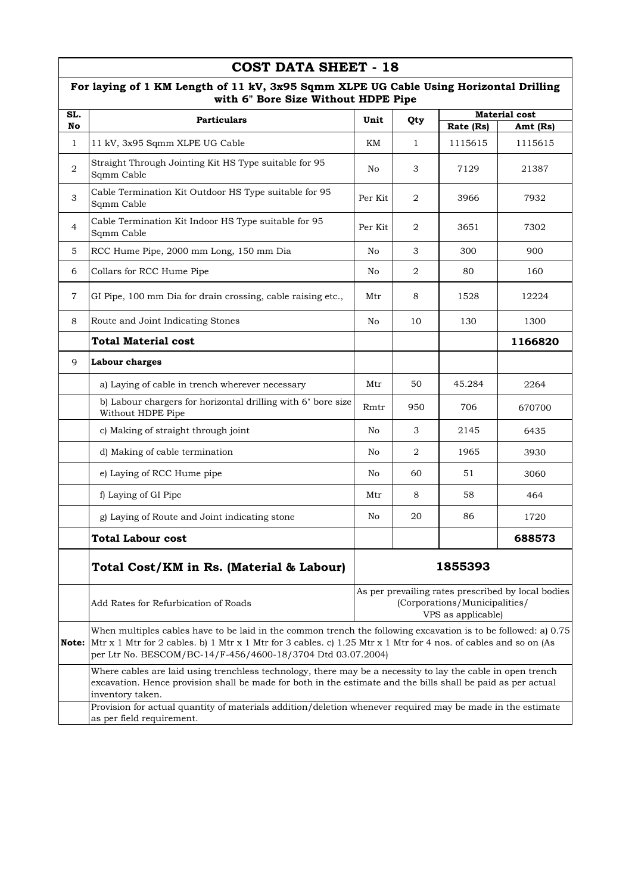# COST DATA SHEET - 18

**For laying of 1 KM Length of 11 kV, 3x95 Sqmm XLPE UG Cable Using Horizontal Drilling with 6" Bore Size Without HDPE Pipe**

| SL. No | Particulars | Unit | Qty | Material cost | |
|---|---|---|---|---|---|
| | | | | Rate (Rs) | Amt (Rs) |
| 1 | 11 kV, 3x95 Sqmm XLPE UG Cable | KM | 1 | 1115615 | 1115615 |
| 2 | Straight Through Jointing Kit HS Type suitable for 95 Sqmm Cable | No | 3 | 7129 | 21387 |
| 3 | Cable Termination Kit Outdoor HS Type suitable for 95 Sqmm Cable | Per Kit | 2 | 3966 | 7932 |
| 4 | Cable Termination Kit Indoor HS Type suitable for 95 Sqmm Cable | Per Kit | 2 | 3651 | 7302 |
| 5 | RCC Hume Pipe, 2000 mm Long, 150 mm Dia | No | 3 | 300 | 900 |
| 6 | Collars for RCC Hume Pipe | No | 2 | 80 | 160 |
| 7 | GI Pipe, 100 mm Dia for drain crossing, cable raising etc., | Mtr | 8 | 1528 | 12224 |
| 8 | Route and Joint Indicating Stones | No | 10 | 130 | 1300 |
| | **Total Material cost** | | | | **1166820** |
| 9 | **Labour charges** | | | | |
| | a) Laying of cable in trench wherever necessary | Mtr | 50 | 45.284 | 2264 |
| | b) Labour chargers for horizontal drilling with 6" bore size Without HDPE Pipe | Rmtr | 950 | 706 | 670700 |
| | c) Making of straight through joint | No | 3 | 2145 | 6435 |
| | d) Making of cable termination | No | 2 | 1965 | 3930 |
| | e) Laying of RCC Hume pipe | No | 60 | 51 | 3060 |
| | f) Laying of GI Pipe | Mtr | 8 | 58 | 464 |
| | g) Laying of Route and Joint indicating stone | No | 20 | 86 | 1720 |
| | **Total Labour cost** | | | | **688573** |
| | **Total Cost/KM in Rs. (Material & Labour)** | **1855393** | | | |
| | Add Rates for Refurbication of Roads | As per prevailing rates prescribed by local bodies (Corporations/Municipalities/ VPS as applicable) | | | |
| **Note:** | When multiples cables have to be laid in the common trench the following excavation is to be followed: a) 0.75 Mtr x 1 Mtr for 2 cables. b) 1 Mtr x 1 Mtr for 3 cables. c) 1.25 Mtr x 1 Mtr for 4 nos. of cables and so on (As per Ltr No. BESCOM/BC-14/F-456/4600-18/3704 Dtd 03.07.2004) | | | | |
| | Where cables are laid using trenchless technology, there may be a necessity to lay the cable in open trench excavation. Hence provision shall be made for both in the estimate and the bills shall be paid as per actual inventory taken. | | | | |
| | Provision for actual quantity of materials addition/deletion whenever required may be made in the estimate as per field requirement. | | | | |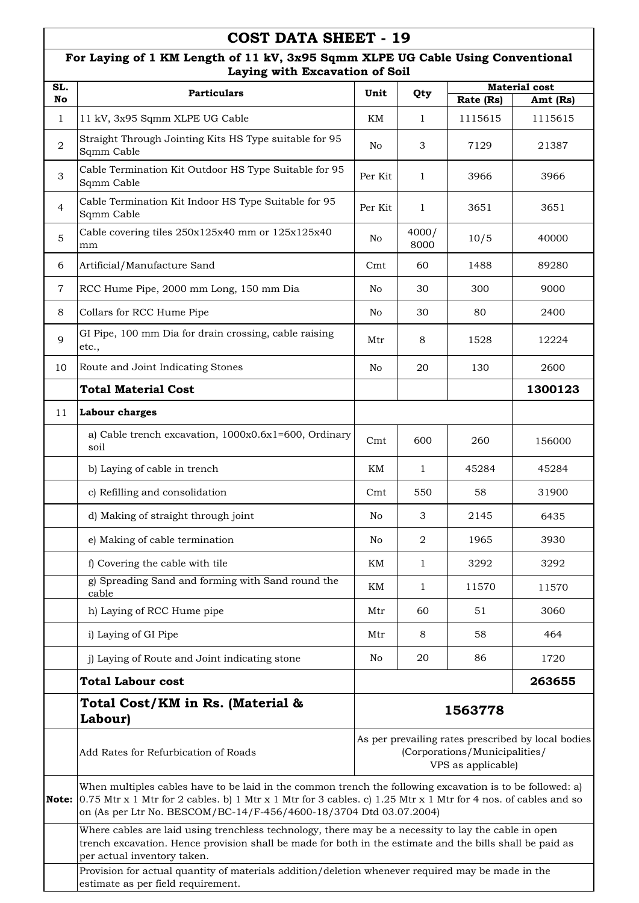# COST DATA SHEET - 19

## For Laying of 1 KM Length of 11 kV, 3x95 Sqmm XLPE UG Cable Using Conventional Laying with Excavation of Soil

| SL. No | Particulars | Unit | Qty | Material cost | |
|---|---|---|---|---|---|
| | | | | Rate (Rs) | Amt (Rs) |
| 1 | 11 kV, 3x95 Sqmm XLPE UG Cable | KM | 1 | 1115615 | 1115615 |
| 2 | Straight Through Jointing Kits HS Type suitable for 95 Sqmm Cable | No | 3 | 7129 | 21387 |
| 3 | Cable Termination Kit Outdoor HS Type Suitable for 95 Sqmm Cable | Per Kit | 1 | 3966 | 3966 |
| 4 | Cable Termination Kit Indoor HS Type Suitable for 95 Sqmm Cable | Per Kit | 1 | 3651 | 3651 |
| 5 | Cable covering tiles 250x125x40 mm or 125x125x40 mm | No | 4000/ 8000 | 10/5 | 40000 |
| 6 | Artificial/Manufacture Sand | Cmt | 60 | 1488 | 89280 |
| 7 | RCC Hume Pipe, 2000 mm Long, 150 mm Dia | No | 30 | 300 | 9000 |
| 8 | Collars for RCC Hume Pipe | No | 30 | 80 | 2400 |
| 9 | GI Pipe, 100 mm Dia for drain crossing, cable raising etc., | Mtr | 8 | 1528 | 12224 |
| 10 | Route and Joint Indicating Stones | No | 20 | 130 | 2600 |
| | **Total Material Cost** | | | | **1300123** |
| 11 | **Labour charges** | | | | |
| | a) Cable trench excavation, 1000x0.6x1=600, Ordinary soil | Cmt | 600 | 260 | 156000 |
| | b) Laying of cable in trench | KM | 1 | 45284 | 45284 |
| | c) Refilling and consolidation | Cmt | 550 | 58 | 31900 |
| | d) Making of straight through joint | No | 3 | 2145 | 6435 |
| | e) Making of cable termination | No | 2 | 1965 | 3930 |
| | f) Covering the cable with tile | KM | 1 | 3292 | 3292 |
| | g) Spreading Sand and forming with Sand round the cable | KM | 1 | 11570 | 11570 |
| | h) Laying of RCC Hume pipe | Mtr | 60 | 51 | 3060 |
| | i) Laying of GI Pipe | Mtr | 8 | 58 | 464 |
| | j) Laying of Route and Joint indicating stone | No | 20 | 86 | 1720 |
| | **Total Labour cost** | | | | **263655** |
| | **Total Cost/KM in Rs. (Material & Labour)** | **1563778** | | | |
| | Add Rates for Refurbication of Roads | As per prevailing rates prescribed by local bodies (Corporations/Municipalities/ VPS as applicable) | | | |

**Note:** When multiples cables have to be laid in the common trench the following excavation is to be followed: a) 0.75 Mtr x 1 Mtr for 2 cables. b) 1 Mtr x 1 Mtr for 3 cables. c) 1.25 Mtr x 1 Mtr for 4 nos. of cables and so on (As per Ltr No. BESCOM/BC-14/F-456/4600-18/3704 Dtd 03.07.2004)

Where cables are laid using trenchless technology, there may be a necessity to lay the cable in open trench excavation. Hence provision shall be made for both in the estimate and the bills shall be paid as per actual inventory taken.

Provision for actual quantity of materials addition/deletion whenever required may be made in the estimate as per field requirement.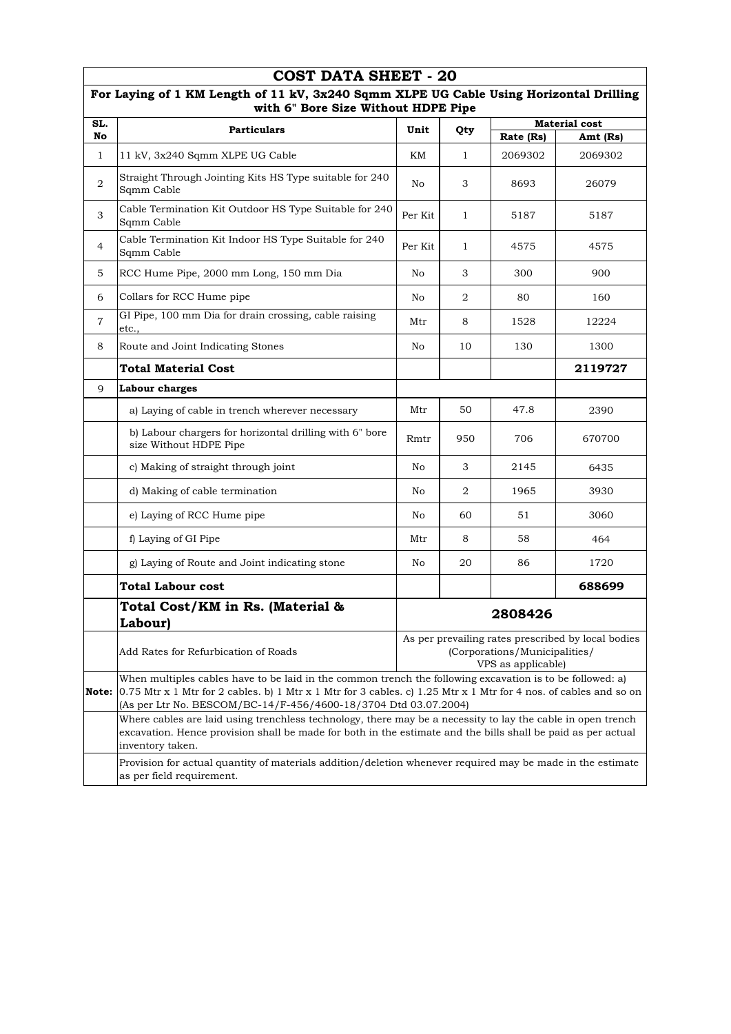# COST DATA SHEET - 20

## For Laying of 1 KM Length of 11 kV, 3x240 Sqmm XLPE UG Cable Using Horizontal Drilling with 6" Bore Size Without HDPE Pipe

| SL. No | Particulars | Unit | Qty | Material cost | |
|---|---|---|---|---|---|
| | | | | Rate (Rs) | Amt (Rs) |
| 1 | 11 kV, 3x240 Sqmm XLPE UG Cable | KM | 1 | 2069302 | 2069302 |
| 2 | Straight Through Jointing Kits HS Type suitable for 240 Sqmm Cable | No | 3 | 8693 | 26079 |
| 3 | Cable Termination Kit Outdoor HS Type Suitable for 240 Sqmm Cable | Per Kit | 1 | 5187 | 5187 |
| 4 | Cable Termination Kit Indoor HS Type Suitable for 240 Sqmm Cable | Per Kit | 1 | 4575 | 4575 |
| 5 | RCC Hume Pipe, 2000 mm Long, 150 mm Dia | No | 3 | 300 | 900 |
| 6 | Collars for RCC Hume pipe | No | 2 | 80 | 160 |
| 7 | GI Pipe, 100 mm Dia for drain crossing, cable raising etc., | Mtr | 8 | 1528 | 12224 |
| 8 | Route and Joint Indicating Stones | No | 10 | 130 | 1300 |
| | **Total Material Cost** | | | | **2119727** |
| 9 | **Labour charges** | | | | |
| | a) Laying of cable in trench wherever necessary | Mtr | 50 | 47.8 | 2390 |
| | b) Labour chargers for horizontal drilling with 6" bore size Without HDPE Pipe | Rmtr | 950 | 706 | 670700 |
| | c) Making of straight through joint | No | 3 | 2145 | 6435 |
| | d) Making of cable termination | No | 2 | 1965 | 3930 |
| | e) Laying of RCC Hume pipe | No | 60 | 51 | 3060 |
| | f) Laying of GI Pipe | Mtr | 8 | 58 | 464 |
| | g) Laying of Route and Joint indicating stone | No | 20 | 86 | 1720 |
| | **Total Labour cost** | | | | **688699** |
| | **Total Cost/KM in Rs. (Material & Labour)** | **2808426** | | | |
| | Add Rates for Refurbication of Roads | As per prevailing rates prescribed by local bodies (Corporations/Municipalities/ VPS as applicable) | | | |
| **Note:** | When multiples cables have to be laid in the common trench the following excavation is to be followed: a) 0.75 Mtr x 1 Mtr for 2 cables. b) 1 Mtr x 1 Mtr for 3 cables. c) 1.25 Mtr x 1 Mtr for 4 nos. of cables and so on (As per Ltr No. BESCOM/BC-14/F-456/4600-18/3704 Dtd 03.07.2004) | | | | |
| | Where cables are laid using trenchless technology, there may be a necessity to lay the cable in open trench excavation. Hence provision shall be made for both in the estimate and the bills shall be paid as per actual inventory taken. | | | | |
| | Provision for actual quantity of materials addition/deletion whenever required may be made in the estimate as per field requirement. | | | | |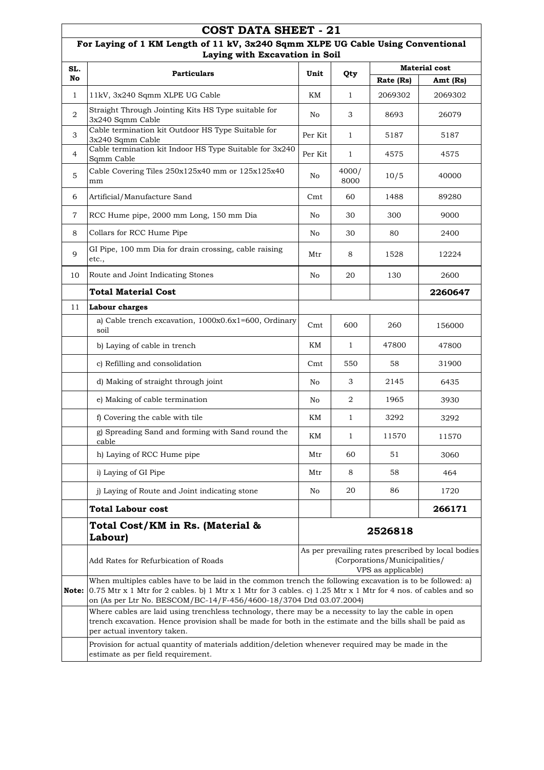# COST DATA SHEET - 21

## For Laying of 1 KM Length of 11 kV, 3x240 Sqmm XLPE UG Cable Using Conventional Laying with Excavation in Soil

| SL. No | Particulars | Unit | Qty | Material cost | |
|---|---|---|---|---|---|
| | | | | Rate (Rs) | Amt (Rs) |
| 1 | 11kV, 3x240 Sqmm XLPE UG Cable | KM | 1 | 2069302 | 2069302 |
| 2 | Straight Through Jointing Kits HS Type suitable for 3x240 Sqmm Cable | No | 3 | 8693 | 26079 |
| 3 | Cable termination kit Outdoor HS Type Suitable for 3x240 Sqmm Cable | Per Kit | 1 | 5187 | 5187 |
| 4 | Cable termination kit Indoor HS Type Suitable for 3x240 Sqmm Cable | Per Kit | 1 | 4575 | 4575 |
| 5 | Cable Covering Tiles 250x125x40 mm or 125x125x40 mm | No | 4000/ 8000 | 10/5 | 40000 |
| 6 | Artificial/Manufacture Sand | Cmt | 60 | 1488 | 89280 |
| 7 | RCC Hume pipe, 2000 mm Long, 150 mm Dia | No | 30 | 300 | 9000 |
| 8 | Collars for RCC Hume Pipe | No | 30 | 80 | 2400 |
| 9 | GI Pipe, 100 mm Dia for drain crossing, cable raising etc., | Mtr | 8 | 1528 | 12224 |
| 10 | Route and Joint Indicating Stones | No | 20 | 130 | 2600 |
| | **Total Material Cost** | | | | **2260647** |
| 11 | **Labour charges** | | | | |
| | a) Cable trench excavation, 1000x0.6x1=600, Ordinary soil | Cmt | 600 | 260 | 156000 |
| | b) Laying of cable in trench | KM | 1 | 47800 | 47800 |
| | c) Refilling and consolidation | Cmt | 550 | 58 | 31900 |
| | d) Making of straight through joint | No | 3 | 2145 | 6435 |
| | e) Making of cable termination | No | 2 | 1965 | 3930 |
| | f) Covering the cable with tile | KM | 1 | 3292 | 3292 |
| | g) Spreading Sand and forming with Sand round the cable | KM | 1 | 11570 | 11570 |
| | h) Laying of RCC Hume pipe | Mtr | 60 | 51 | 3060 |
| | i) Laying of GI Pipe | Mtr | 8 | 58 | 464 |
| | j) Laying of Route and Joint indicating stone | No | 20 | 86 | 1720 |
| | **Total Labour cost** | | | | **266171** |
| | **Total Cost/KM in Rs. (Material & Labour)** | **2526818** | | | |
| | Add Rates for Refurbication of Roads | As per prevailing rates prescribed by local bodies (Corporations/Municipalities/ VPS as applicable) | | | |

**Note:** When multiples cables have to be laid in the common trench the following excavation is to be followed: a) 0.75 Mtr x 1 Mtr for 2 cables. b) 1 Mtr x 1 Mtr for 3 cables. c) 1.25 Mtr x 1 Mtr for 4 nos. of cables and so on (As per Ltr No. BESCOM/BC-14/F-456/4600-18/3704 Dtd 03.07.2004)

Where cables are laid using trenchless technology, there may be a necessity to lay the cable in open trench excavation. Hence provision shall be made for both in the estimate and the bills shall be paid as per actual inventory taken.

Provision for actual quantity of materials addition/deletion whenever required may be made in the estimate as per field requirement.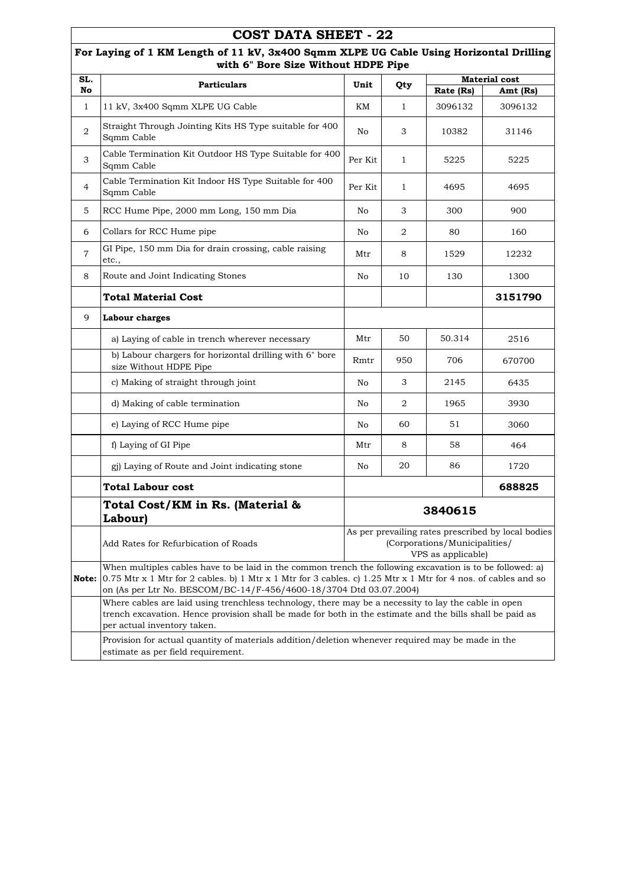# COST DATA SHEET - 22

## For Laying of 1 KM Length of 11 kV, 3x400 Sqmm XLPE UG Cable Using Horizontal Drilling with 6" Bore Size Without HDPE Pipe

| SL. No | Particulars | Unit | Qty | Material cost | |
|---|---|---|---|---|---|
| | | | | Rate (Rs) | Amt (Rs) |
| 1 | 11 kV, 3x400 Sqmm XLPE UG Cable | KM | 1 | 3096132 | 3096132 |
| 2 | Straight Through Jointing Kits HS Type suitable for 400 Sqmm Cable | No | 3 | 10382 | 31146 |
| 3 | Cable Termination Kit Outdoor HS Type Suitable for 400 Sqmm Cable | Per Kit | 1 | 5225 | 5225 |
| 4 | Cable Termination Kit Indoor HS Type Suitable for 400 Sqmm Cable | Per Kit | 1 | 4695 | 4695 |
| 5 | RCC Hume Pipe, 2000 mm Long, 150 mm Dia | No | 3 | 300 | 900 |
| 6 | Collars for RCC Hume pipe | No | 2 | 80 | 160 |
| 7 | GI Pipe, 150 mm Dia for drain crossing, cable raising etc., | Mtr | 8 | 1529 | 12232 |
| 8 | Route and Joint Indicating Stones | No | 10 | 130 | 1300 |
| | **Total Material Cost** | | | | **3151790** |
| 9 | **Labour charges** | | | | |
| | a) Laying of cable in trench wherever necessary | Mtr | 50 | 50.314 | 2516 |
| | b) Labour chargers for horizontal drilling with 6" bore size Without HDPE Pipe | Rmtr | 950 | 706 | 670700 |
| | c) Making of straight through joint | No | 3 | 2145 | 6435 |
| | d) Making of cable termination | No | 2 | 1965 | 3930 |
| | e) Laying of RCC Hume pipe | No | 60 | 51 | 3060 |
| | f) Laying of GI Pipe | Mtr | 8 | 58 | 464 |
| | gj) Laying of Route and Joint indicating stone | No | 20 | 86 | 1720 |
| | **Total Labour cost** | | | | **688825** |
| | **Total Cost/KM in Rs. (Material & Labour)** | **3840615** | | | |
| | Add Rates for Refurbication of Roads | As per prevailing rates prescribed by local bodies (Corporations/Municipalities/ VPS as applicable) | | | |
| **Note:** | When multiples cables have to be laid in the common trench the following excavation is to be followed: a) 0.75 Mtr x 1 Mtr for 2 cables. b) 1 Mtr x 1 Mtr for 3 cables. c) 1.25 Mtr x 1 Mtr for 4 nos. of cables and so on (As per Ltr No. BESCOM/BC-14/F-456/4600-18/3704 Dtd 03.07.2004) | | | | |
| | Where cables are laid using trenchless technology, there may be a necessity to lay the cable in open trench excavation. Hence provision shall be made for both in the estimate and the bills shall be paid as per actual inventory taken. | | | | |
| | Provision for actual quantity of materials addition/deletion whenever required may be made in the estimate as per field requirement. | | | | |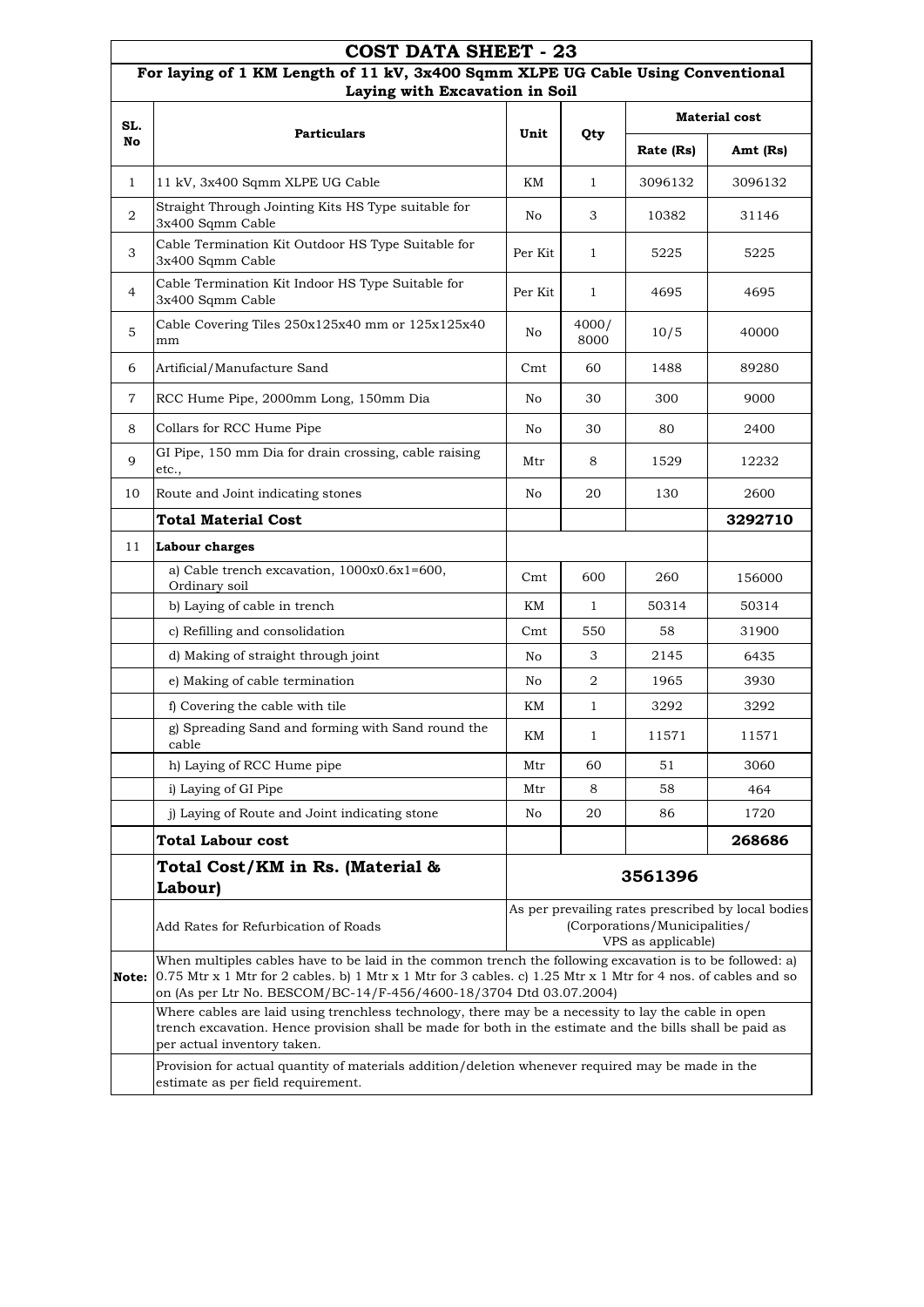# COST DATA SHEET - 23

## For laying of 1 KM Length of 11 kV, 3x400 Sqmm XLPE UG Cable Using Conventional Laying with Excavation in Soil

| SL. No | Particulars | Unit | Qty | Material cost | |
|---|---|---|---|---|---|
| | | | | Rate (Rs) | Amt (Rs) |
| 1 | 11 kV, 3x400 Sqmm XLPE UG Cable | KM | 1 | 3096132 | 3096132 |
| 2 | Straight Through Jointing Kits HS Type suitable for 3x400 Sqmm Cable | No | 3 | 10382 | 31146 |
| 3 | Cable Termination Kit Outdoor HS Type Suitable for 3x400 Sqmm Cable | Per Kit | 1 | 5225 | 5225 |
| 4 | Cable Termination Kit Indoor HS Type Suitable for 3x400 Sqmm Cable | Per Kit | 1 | 4695 | 4695 |
| 5 | Cable Covering Tiles 250x125x40 mm or 125x125x40 mm | No | 4000/ 8000 | 10/5 | 40000 |
| 6 | Artificial/Manufacture Sand | Cmt | 60 | 1488 | 89280 |
| 7 | RCC Hume Pipe, 2000mm Long, 150mm Dia | No | 30 | 300 | 9000 |
| 8 | Collars for RCC Hume Pipe | No | 30 | 80 | 2400 |
| 9 | GI Pipe, 150 mm Dia for drain crossing, cable raising etc., | Mtr | 8 | 1529 | 12232 |
| 10 | Route and Joint indicating stones | No | 20 | 130 | 2600 |
| | **Total Material Cost** | | | | **3292710** |
| 11 | **Labour charges** | | | | |
| | a) Cable trench excavation, 1000x0.6x1=600, Ordinary soil | Cmt | 600 | 260 | 156000 |
| | b) Laying of cable in trench | KM | 1 | 50314 | 50314 |
| | c) Refilling and consolidation | Cmt | 550 | 58 | 31900 |
| | d) Making of straight through joint | No | 3 | 2145 | 6435 |
| | e) Making of cable termination | No | 2 | 1965 | 3930 |
| | f) Covering the cable with tile | KM | 1 | 3292 | 3292 |
| | g) Spreading Sand and forming with Sand round the cable | KM | 1 | 11571 | 11571 |
| | h) Laying of RCC Hume pipe | Mtr | 60 | 51 | 3060 |
| | i) Laying of GI Pipe | Mtr | 8 | 58 | 464 |
| | j) Laying of Route and Joint indicating stone | No | 20 | 86 | 1720 |
| | **Total Labour cost** | | | | **268686** |
| | **Total Cost/KM in Rs. (Material & Labour)** | **3561396** | | | |
| | Add Rates for Refurbication of Roads | As per prevailing rates prescribed by local bodies (Corporations/Municipalities/ VPS as applicable) | | | |
| **Note:** | When multiples cables have to be laid in the common trench the following excavation is to be followed: a) 0.75 Mtr x 1 Mtr for 2 cables. b) 1 Mtr x 1 Mtr for 3 cables. c) 1.25 Mtr x 1 Mtr for 4 nos. of cables and so on (As per Ltr No. BESCOM/BC-14/F-456/4600-18/3704 Dtd 03.07.2004) | | | | |
| | Where cables are laid using trenchless technology, there may be a necessity to lay the cable in open trench excavation. Hence provision shall be made for both in the estimate and the bills shall be paid as per actual inventory taken. | | | | |
| | Provision for actual quantity of materials addition/deletion whenever required may be made in the estimate as per field requirement. | | | | |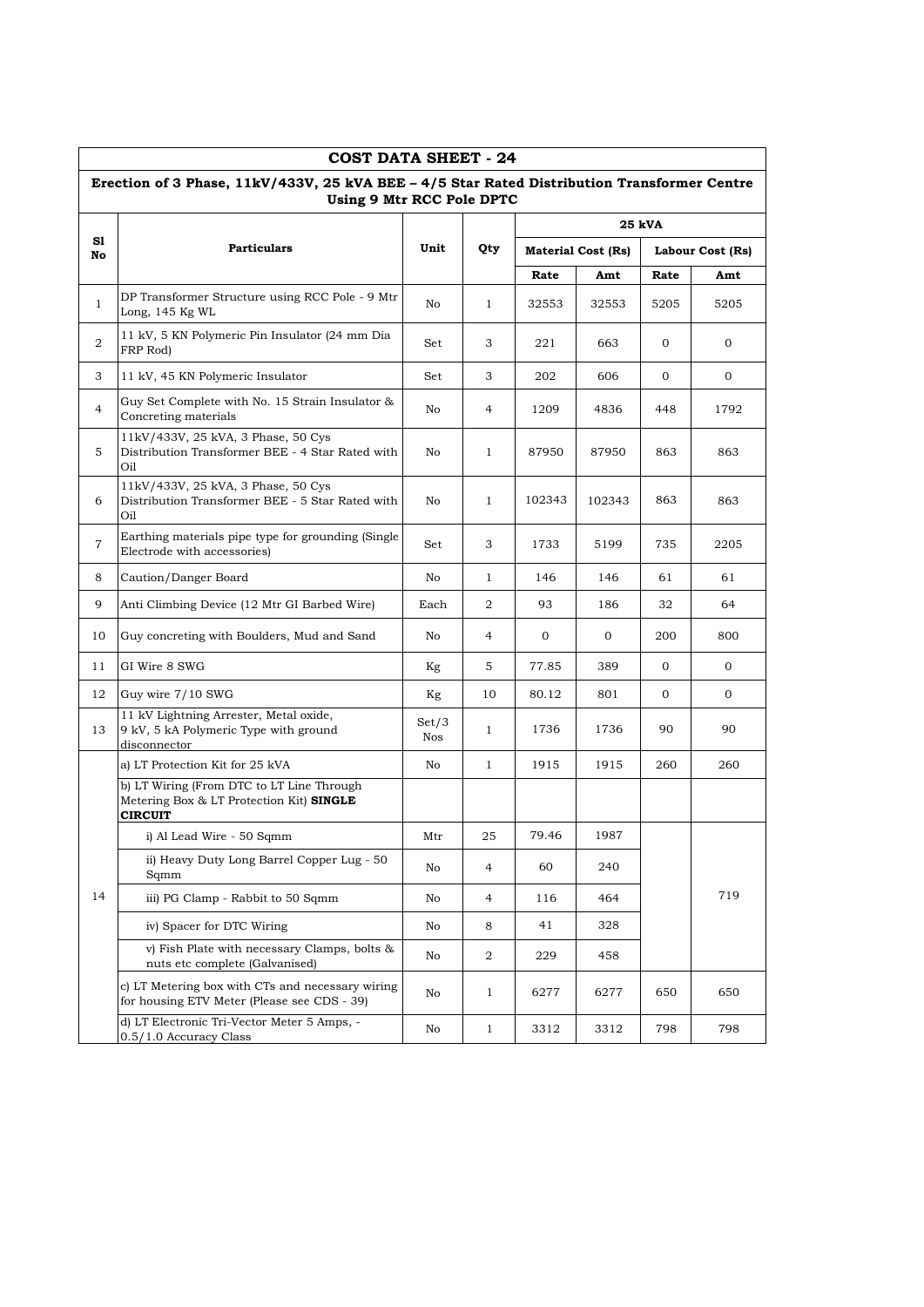## COST DATA SHEET - 24

### Erection of 3 Phase, 11kV/433V, 25 kVA BEE – 4/5 Star Rated Distribution Transformer Centre Using 9 Mtr RCC Pole DPTC

| Sl No | Particulars | Unit | Qty | 25 kVA | | | |
|---|---|---|---|---|---|---|---|
| | | | | Material Cost (Rs) | | Labour Cost (Rs) | |
| | | | | Rate | Amt | Rate | Amt |
| 1 | DP Transformer Structure using RCC Pole - 9 Mtr Long, 145 Kg WL | No | 1 | 32553 | 32553 | 5205 | 5205 |
| 2 | 11 kV, 5 KN Polymeric Pin Insulator (24 mm Dia FRP Rod) | Set | 3 | 221 | 663 | 0 | 0 |
| 3 | 11 kV, 45 KN Polymeric Insulator | Set | 3 | 202 | 606 | 0 | 0 |
| 4 | Guy Set Complete with No. 15 Strain Insulator & Concreting materials | No | 4 | 1209 | 4836 | 448 | 1792 |
| 5 | 11kV/433V, 25 kVA, 3 Phase, 50 Cys Distribution Transformer BEE - 4 Star Rated with Oil | No | 1 | 87950 | 87950 | 863 | 863 |
| 6 | 11kV/433V, 25 kVA, 3 Phase, 50 Cys Distribution Transformer BEE - 5 Star Rated with Oil | No | 1 | 102343 | 102343 | 863 | 863 |
| 7 | Earthing materials pipe type for grounding (Single Electrode with accessories) | Set | 3 | 1733 | 5199 | 735 | 2205 |
| 8 | Caution/Danger Board | No | 1 | 146 | 146 | 61 | 61 |
| 9 | Anti Climbing Device (12 Mtr GI Barbed Wire) | Each | 2 | 93 | 186 | 32 | 64 |
| 10 | Guy concreting with Boulders, Mud and Sand | No | 4 | 0 | 0 | 200 | 800 |
| 11 | GI Wire 8 SWG | Kg | 5 | 77.85 | 389 | 0 | 0 |
| 12 | Guy wire 7/10 SWG | Kg | 10 | 80.12 | 801 | 0 | 0 |
| 13 | 11 kV Lightning Arrester, Metal oxide, 9 kV, 5 kA Polymeric Type with ground disconnector | Set/3 Nos | 1 | 1736 | 1736 | 90 | 90 |
| 14 | a) LT Protection Kit for 25 kVA | No | 1 | 1915 | 1915 | 260 | 260 |
| | b) LT Wiring (From DTC to LT Line Through Metering Box & LT Protection Kit) **SINGLE CIRCUIT** | | | | | | |
| | i) Al Lead Wire - 50 Sqmm | Mtr | 25 | 79.46 | 1987 | | 719 |
| | ii) Heavy Duty Long Barrel Copper Lug - 50 Sqmm | No | 4 | 60 | 240 | | |
| | iii) PG Clamp - Rabbit to 50 Sqmm | No | 4 | 116 | 464 | | |
| | iv) Spacer for DTC Wiring | No | 8 | 41 | 328 | | |
| | v) Fish Plate with necessary Clamps, bolts & nuts etc complete (Galvanised) | No | 2 | 229 | 458 | | |
| | c) LT Metering box with CTs and necessary wiring for housing ETV Meter (Please see CDS - 39) | No | 1 | 6277 | 6277 | 650 | 650 |
| | d) LT Electronic Tri-Vector Meter 5 Amps, - 0.5/1.0 Accuracy Class | No | 1 | 3312 | 3312 | 798 | 798 |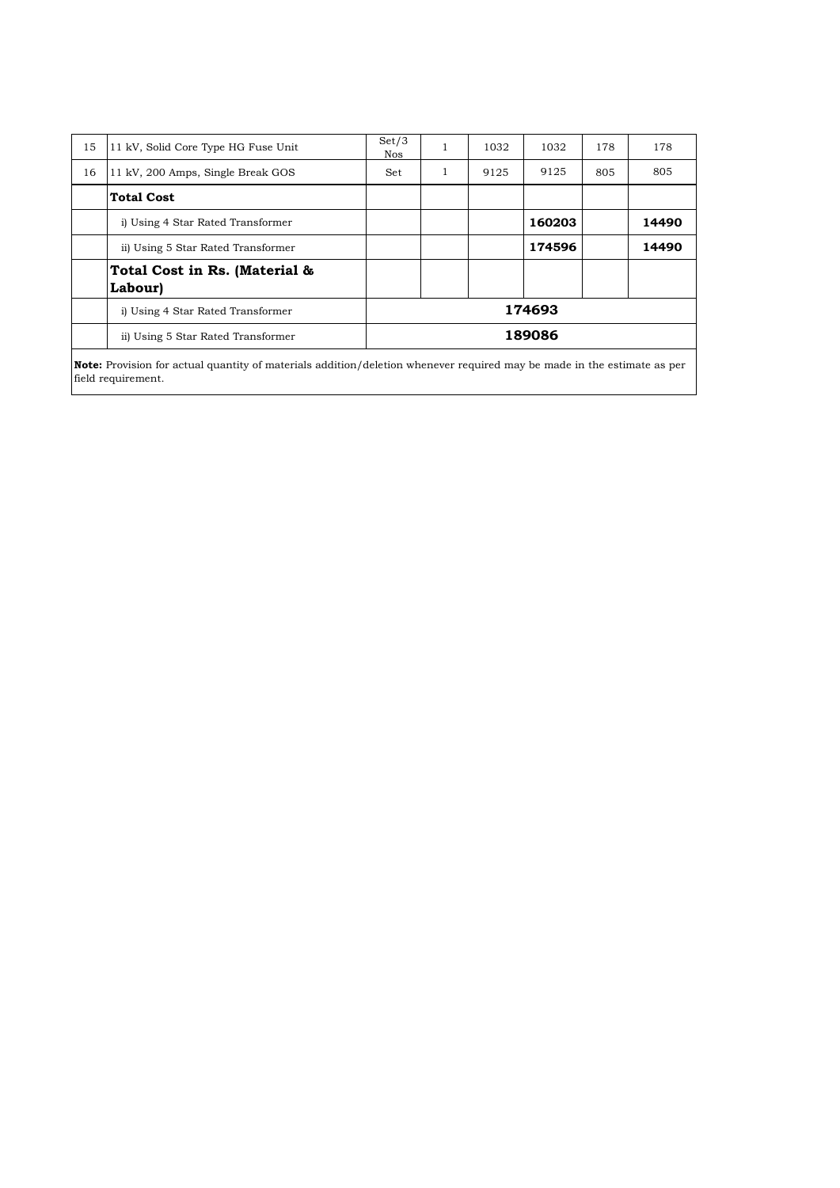| | | | | | | | |
|---|---|---|---|---|---|---|---|
| 15 | 11 kV, Solid Core Type HG Fuse Unit | Set/3 Nos | 1 | 1032 | 1032 | 178 | 178 |
| 16 | 11 kV, 200 Amps, Single Break GOS | Set | 1 | 9125 | 9125 | 805 | 805 |
| | **Total Cost** | | | | | | |
| | i) Using 4 Star Rated Transformer | | | | **160203** | | **14490** |
| | ii) Using 5 Star Rated Transformer | | | | **174596** | | **14490** |
| | **Total Cost in Rs. (Material & Labour)** | | | | | | |
| | i) Using 4 Star Rated Transformer | **174693** | | | | | |
| | ii) Using 5 Star Rated Transformer | **189086** | | | | | |

**Note:** Provision for actual quantity of materials addition/deletion whenever required may be made in the estimate as per field requirement.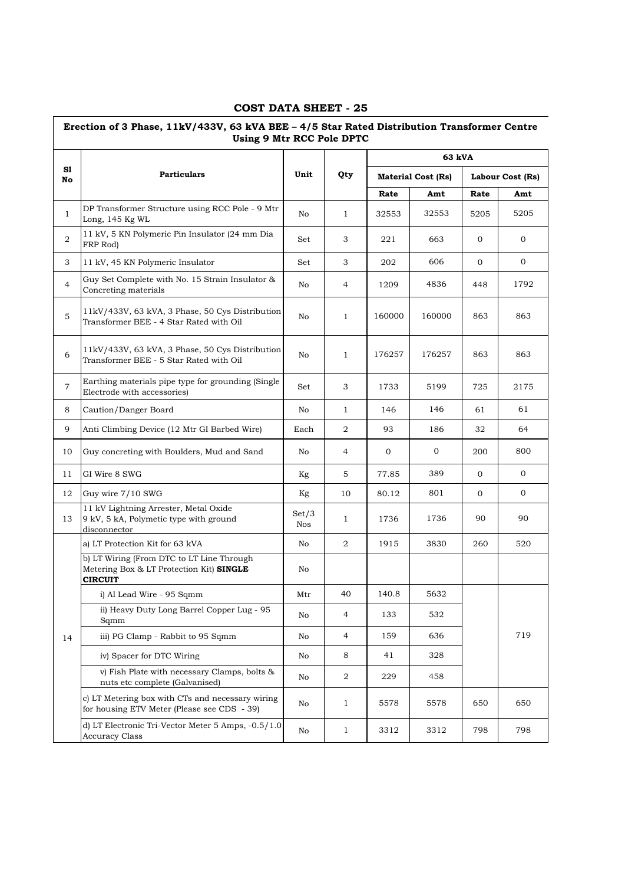# COST DATA SHEET - 25

| Erection of 3 Phase, 11kV/433V, 63 kVA BEE – 4/5 Star Rated Distribution Transformer Centre Using 9 Mtr RCC Pole DPTC | | | | | | | |
|---|---|---|---|---|---|---|---|
| **Sl No** | **Particulars** | **Unit** | **Qty** | **63 kVA** | | | |
| | | | | **Material Cost (Rs)** | | **Labour Cost (Rs)** | |
| | | | | **Rate** | **Amt** | **Rate** | **Amt** |
| 1 | DP Transformer Structure using RCC Pole - 9 Mtr Long, 145 Kg WL | No | 1 | 32553 | 32553 | 5205 | 5205 |
| 2 | 11 kV, 5 KN Polymeric Pin Insulator (24 mm Dia FRP Rod) | Set | 3 | 221 | 663 | 0 | 0 |
| 3 | 11 kV, 45 KN Polymeric Insulator | Set | 3 | 202 | 606 | 0 | 0 |
| 4 | Guy Set Complete with No. 15 Strain Insulator & Concreting materials | No | 4 | 1209 | 4836 | 448 | 1792 |
| 5 | 11kV/433V, 63 kVA, 3 Phase, 50 Cys Distribution Transformer BEE - 4 Star Rated with Oil | No | 1 | 160000 | 160000 | 863 | 863 |
| 6 | 11kV/433V, 63 kVA, 3 Phase, 50 Cys Distribution Transformer BEE - 5 Star Rated with Oil | No | 1 | 176257 | 176257 | 863 | 863 |
| 7 | Earthing materials pipe type for grounding (Single Electrode with accessories) | Set | 3 | 1733 | 5199 | 725 | 2175 |
| 8 | Caution/Danger Board | No | 1 | 146 | 146 | 61 | 61 |
| 9 | Anti Climbing Device (12 Mtr GI Barbed Wire) | Each | 2 | 93 | 186 | 32 | 64 |
| 10 | Guy concreting with Boulders, Mud and Sand | No | 4 | 0 | 0 | 200 | 800 |
| 11 | GI Wire 8 SWG | Kg | 5 | 77.85 | 389 | 0 | 0 |
| 12 | Guy wire 7/10 SWG | Kg | 10 | 80.12 | 801 | 0 | 0 |
| 13 | 11 kV Lightning Arrester, Metal Oxide 9 kV, 5 kA, Polymetic type with ground disconnector | Set/3 Nos | 1 | 1736 | 1736 | 90 | 90 |
| 14 | a) LT Protection Kit for 63 kVA | No | 2 | 1915 | 3830 | 260 | 520 |
| | b) LT Wiring (From DTC to LT Line Through Metering Box & LT Protection Kit) **SINGLE CIRCUIT** | No | | | | | |
| | i) Al Lead Wire - 95 Sqmm | Mtr | 40 | 140.8 | 5632 | | 719 |
| | ii) Heavy Duty Long Barrel Copper Lug - 95 Sqmm | No | 4 | 133 | 532 | | |
| | iii) PG Clamp - Rabbit to 95 Sqmm | No | 4 | 159 | 636 | | |
| | iv) Spacer for DTC Wiring | No | 8 | 41 | 328 | | |
| | v) Fish Plate with necessary Clamps, bolts & nuts etc complete (Galvanised) | No | 2 | 229 | 458 | | |
| | c) LT Metering box with CTs and necessary wiring for housing ETV Meter (Please see CDS - 39) | No | 1 | 5578 | 5578 | 650 | 650 |
| | d) LT Electronic Tri-Vector Meter 5 Amps, -0.5/1.0 Accuracy Class | No | 1 | 3312 | 3312 | 798 | 798 |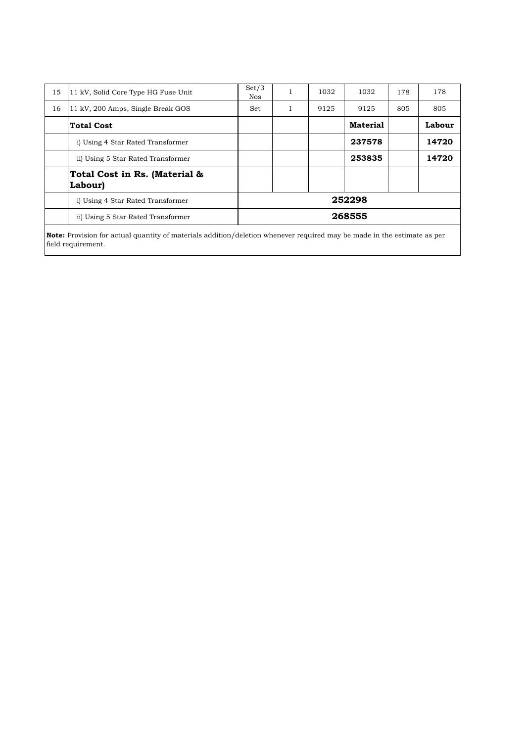| 15 | 11 kV, Solid Core Type HG Fuse Unit | Set/3 Nos | 1 | 1032 | 1032 | 178 | 178 |
|---|---|---|---|---|---|---|---|
| 16 | 11 kV, 200 Amps, Single Break GOS | Set | 1 | 9125 | 9125 | 805 | 805 |
| | **Total Cost** | | | | **Material** | | **Labour** |
| | i) Using 4 Star Rated Transformer | | | | **237578** | | **14720** |
| | ii) Using 5 Star Rated Transformer | | | | **253835** | | **14720** |
| | **Total Cost in Rs. (Material & Labour)** | | | | | | |
| | i) Using 4 Star Rated Transformer | **252298** | | | | | |
| | ii) Using 5 Star Rated Transformer | **268555** | | | | | |

**Note:** Provision for actual quantity of materials addition/deletion whenever required may be made in the estimate as per field requirement.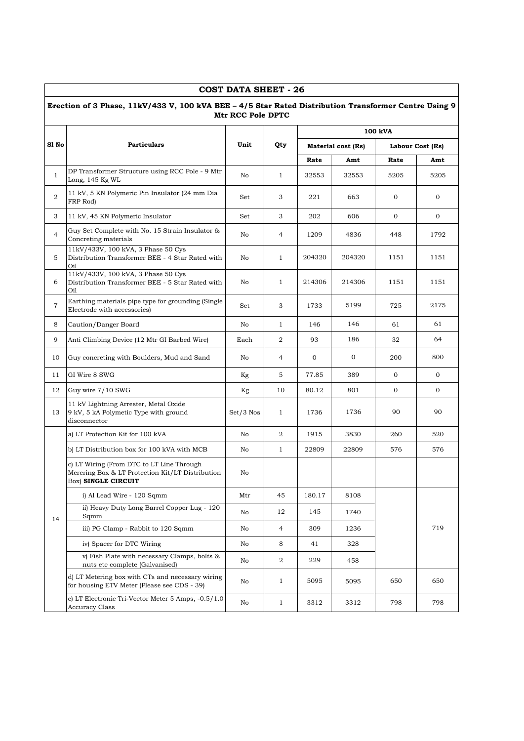## COST DATA SHEET - 26

**Erection of 3 Phase, 11kV/433 V, 100 kVA BEE – 4/5 Star Rated Distribution Transformer Centre Using 9 Mtr RCC Pole DPTC**

| Sl No | Particulars | Unit | Qty | 100 kVA | | | |
|---|---|---|---|---|---|---|---|
| | | | | Material cost (Rs) | | Labour Cost (Rs) | |
| | | | | Rate | Amt | Rate | Amt |
| 1 | DP Transformer Structure using RCC Pole - 9 Mtr Long, 145 Kg WL | No | 1 | 32553 | 32553 | 5205 | 5205 |
| 2 | 11 kV, 5 KN Polymeric Pin Insulator (24 mm Dia FRP Rod) | Set | 3 | 221 | 663 | 0 | 0 |
| 3 | 11 kV, 45 KN Polymeric Insulator | Set | 3 | 202 | 606 | 0 | 0 |
| 4 | Guy Set Complete with No. 15 Strain Insulator & Concreting materials | No | 4 | 1209 | 4836 | 448 | 1792 |
| 5 | 11kV/433V, 100 kVA, 3 Phase 50 Cys Distribution Transformer BEE - 4 Star Rated with Oil | No | 1 | 204320 | 204320 | 1151 | 1151 |
| 6 | 11kV/433V, 100 kVA, 3 Phase 50 Cys Distribution Transformer BEE - 5 Star Rated with Oil | No | 1 | 214306 | 214306 | 1151 | 1151 |
| 7 | Earthing materials pipe type for grounding (Single Electrode with accessories) | Set | 3 | 1733 | 5199 | 725 | 2175 |
| 8 | Caution/Danger Board | No | 1 | 146 | 146 | 61 | 61 |
| 9 | Anti Climbing Device (12 Mtr GI Barbed Wire) | Each | 2 | 93 | 186 | 32 | 64 |
| 10 | Guy concreting with Boulders, Mud and Sand | No | 4 | 0 | 0 | 200 | 800 |
| 11 | GI Wire 8 SWG | Kg | 5 | 77.85 | 389 | 0 | 0 |
| 12 | Guy wire 7/10 SWG | Kg | 10 | 80.12 | 801 | 0 | 0 |
| 13 | 11 kV Lightning Arrester, Metal Oxide 9 kV, 5 kA Polymetic Type with ground disconnector | Set/3 Nos | 1 | 1736 | 1736 | 90 | 90 |
| 14 | a) LT Protection Kit for 100 kVA | No | 2 | 1915 | 3830 | 260 | 520 |
| | b) LT Distribution box for 100 kVA with MCB | No | 1 | 22809 | 22809 | 576 | 576 |
| | c) LT Wiring (From DTC to LT Line Through Merering Box & LT Protection Kit/LT Distribution Box) **SINGLE CIRCUIT** | No | | | | | |
| | i) Al Lead Wire - 120 Sqmm | Mtr | 45 | 180.17 | 8108 | | 719 |
| | ii) Heavy Duty Long Barrel Copper Lug - 120 Sqmm | No | 12 | 145 | 1740 | | |
| | iii) PG Clamp - Rabbit to 120 Sqmm | No | 4 | 309 | 1236 | | |
| | iv) Spacer for DTC Wiring | No | 8 | 41 | 328 | | |
| | v) Fish Plate with necessary Clamps, bolts & nuts etc complete (Galvanised) | No | 2 | 229 | 458 | | |
| | d) LT Metering box with CTs and necessary wiring for housing ETV Meter (Please see CDS - 39) | No | 1 | 5095 | 5095 | 650 | 650 |
| | e) LT Electronic Tri-Vector Meter 5 Amps, -0.5/1.0 Accuracy Class | No | 1 | 3312 | 3312 | 798 | 798 |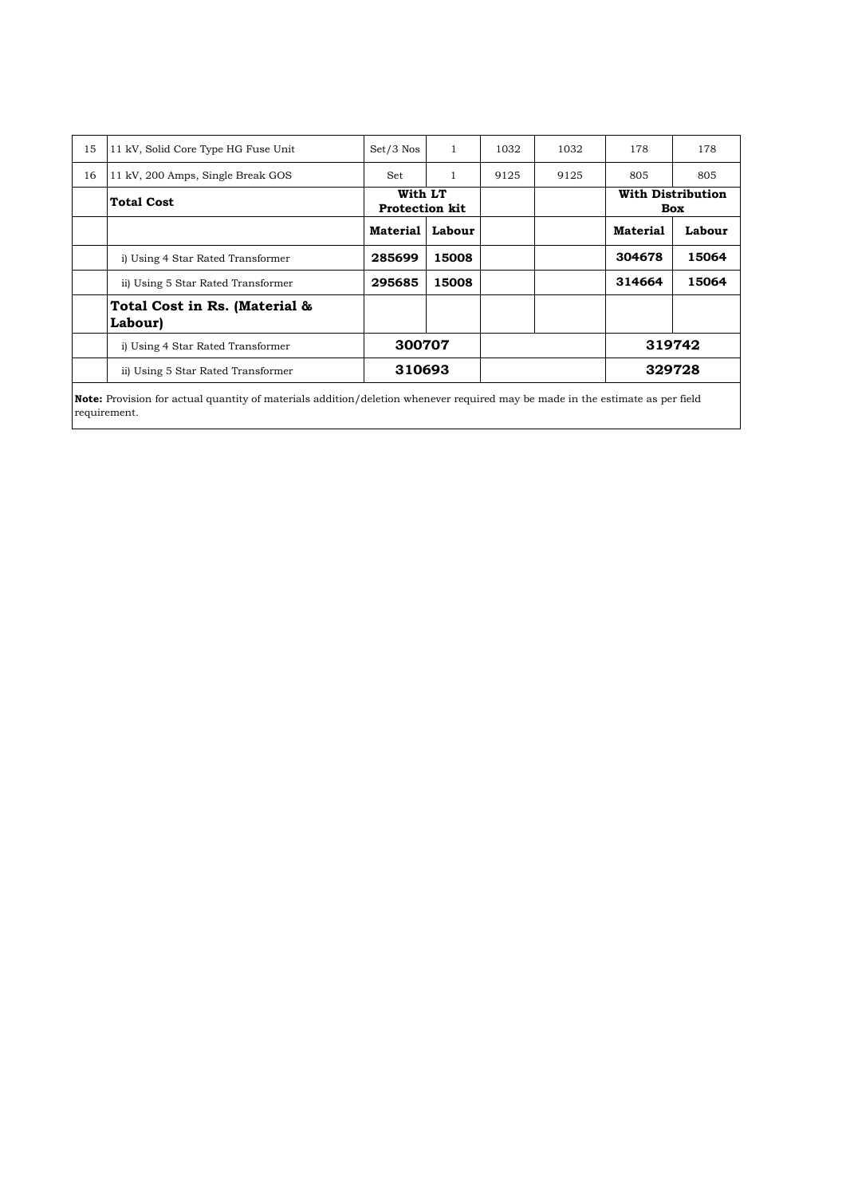| 15 | 11 kV, Solid Core Type HG Fuse Unit | Set/3 Nos | 1 | 1032 | 1032 | 178 | 178 |
|---|---|---|---|---|---|---|---|
| 16 | 11 kV, 200 Amps, Single Break GOS | Set | 1 | 9125 | 9125 | 805 | 805 |
| | **Total Cost** | **With LT Protection kit** | | | | **With Distribution Box** | |
| | | **Material** | **Labour** | | | **Material** | **Labour** |
| | i) Using 4 Star Rated Transformer | **285699** | **15008** | | | **304678** | **15064** |
| | ii) Using 5 Star Rated Transformer | **295685** | **15008** | | | **314664** | **15064** |
| | **Total Cost in Rs. (Material & Labour)** | | | | | | |
| | i) Using 4 Star Rated Transformer | **300707** | | | | **319742** | |
| | ii) Using 5 Star Rated Transformer | **310693** | | | | **329728** | |

**Note:** Provision for actual quantity of materials addition/deletion whenever required may be made in the estimate as per field requirement.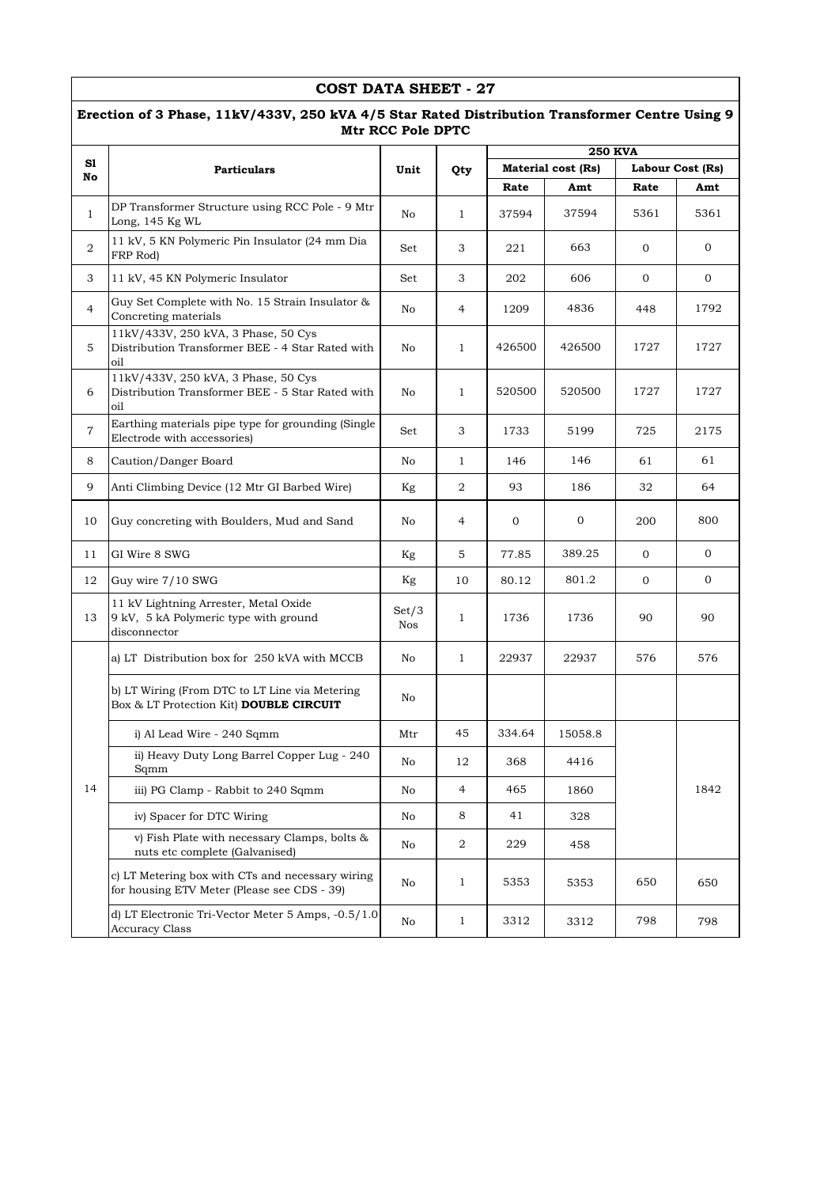# COST DATA SHEET - 27

## Erection of 3 Phase, 11kV/433V, 250 kVA 4/5 Star Rated Distribution Transformer Centre Using 9 Mtr RCC Pole DPTC

| Sl No | Particulars | Unit | Qty | 250 KVA | | | |
|---|---|---|---|---|---|---|---|
| | | | | Material cost (Rs) | | Labour Cost (Rs) | |
| | | | | Rate | Amt | Rate | Amt |
| 1 | DP Transformer Structure using RCC Pole - 9 Mtr Long, 145 Kg WL | No | 1 | 37594 | 37594 | 5361 | 5361 |
| 2 | 11 kV, 5 KN Polymeric Pin Insulator (24 mm Dia FRP Rod) | Set | 3 | 221 | 663 | 0 | 0 |
| 3 | 11 kV, 45 KN Polymeric Insulator | Set | 3 | 202 | 606 | 0 | 0 |
| 4 | Guy Set Complete with No. 15 Strain Insulator & Concreting materials | No | 4 | 1209 | 4836 | 448 | 1792 |
| 5 | 11kV/433V, 250 kVA, 3 Phase, 50 Cys Distribution Transformer BEE - 4 Star Rated with oil | No | 1 | 426500 | 426500 | 1727 | 1727 |
| 6 | 11kV/433V, 250 kVA, 3 Phase, 50 Cys Distribution Transformer BEE - 5 Star Rated with oil | No | 1 | 520500 | 520500 | 1727 | 1727 |
| 7 | Earthing materials pipe type for grounding (Single Electrode with accessories) | Set | 3 | 1733 | 5199 | 725 | 2175 |
| 8 | Caution/Danger Board | No | 1 | 146 | 146 | 61 | 61 |
| 9 | Anti Climbing Device (12 Mtr GI Barbed Wire) | Kg | 2 | 93 | 186 | 32 | 64 |
| 10 | Guy concreting with Boulders, Mud and Sand | No | 4 | 0 | 0 | 200 | 800 |
| 11 | GI Wire 8 SWG | Kg | 5 | 77.85 | 389.25 | 0 | 0 |
| 12 | Guy wire 7/10 SWG | Kg | 10 | 80.12 | 801.2 | 0 | 0 |
| 13 | 11 kV Lightning Arrester, Metal Oxide 9 kV, 5 kA Polymeric type with ground disconnector | Set/3 Nos | 1 | 1736 | 1736 | 90 | 90 |
| 14 | a) LT Distribution box for 250 kVA with MCCB | No | 1 | 22937 | 22937 | 576 | 576 |
| | b) LT Wiring (From DTC to LT Line via Metering Box & LT Protection Kit) **DOUBLE CIRCUIT** | No | | | | | |
| | i) Al Lead Wire - 240 Sqmm | Mtr | 45 | 334.64 | 15058.8 | | 1842 |
| | ii) Heavy Duty Long Barrel Copper Lug - 240 Sqmm | No | 12 | 368 | 4416 | | |
| | iii) PG Clamp - Rabbit to 240 Sqmm | No | 4 | 465 | 1860 | | |
| | iv) Spacer for DTC Wiring | No | 8 | 41 | 328 | | |
| | v) Fish Plate with necessary Clamps, bolts & nuts etc complete (Galvanised) | No | 2 | 229 | 458 | | |
| | c) LT Metering box with CTs and necessary wiring for housing ETV Meter (Please see CDS - 39) | No | 1 | 5353 | 5353 | 650 | 650 |
| | d) LT Electronic Tri-Vector Meter 5 Amps, -0.5/1.0 Accuracy Class | No | 1 | 3312 | 3312 | 798 | 798 |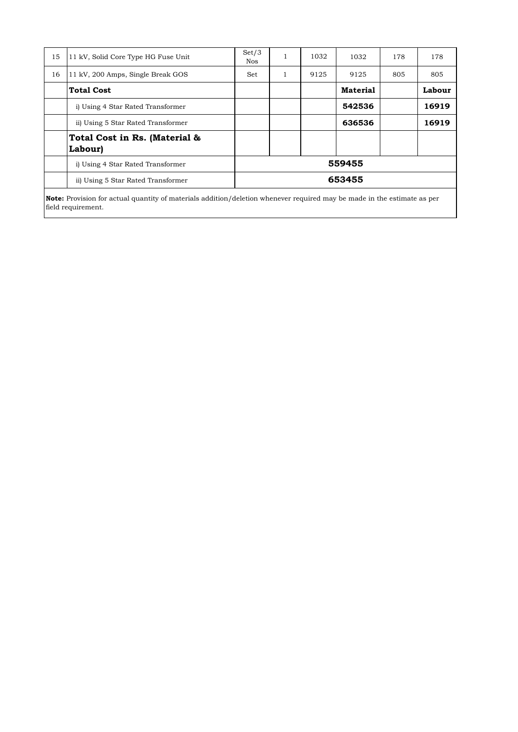| | | | | | | | |
|---|---|---|---|---|---|---|---|
| 15 | 11 kV, Solid Core Type HG Fuse Unit | Set/3 Nos | 1 | 1032 | 1032 | 178 | 178 |
| 16 | 11 kV, 200 Amps, Single Break GOS | Set | 1 | 9125 | 9125 | 805 | 805 |
| | **Total Cost** | | | | **Material** | | **Labour** |
| | i) Using 4 Star Rated Transformer | | | | **542536** | | **16919** |
| | ii) Using 5 Star Rated Transformer | | | | **636536** | | **16919** |
| | **Total Cost in Rs. (Material & Labour)** | | | | | | |
| | i) Using 4 Star Rated Transformer | **559455** | | | | | |
| | ii) Using 5 Star Rated Transformer | **653455** | | | | | |

**Note:** Provision for actual quantity of materials addition/deletion whenever required may be made in the estimate as per field requirement.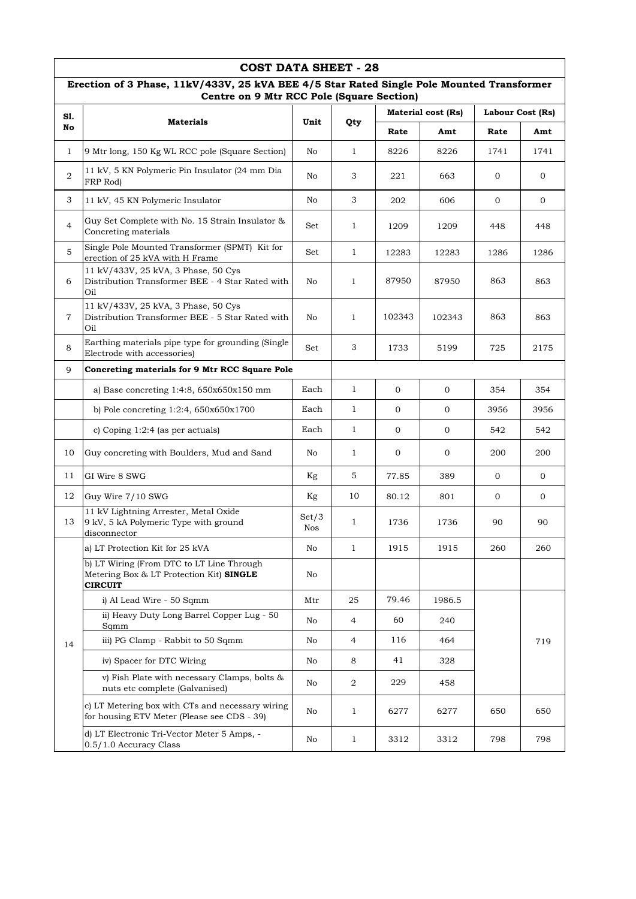## COST DATA SHEET - 28

### Erection of 3 Phase, 11kV/433V, 25 kVA BEE 4/5 Star Rated Single Pole Mounted Transformer Centre on 9 Mtr RCC Pole (Square Section)

| Sl. No | Materials | Unit | Qty | Material cost (Rs) | | Labour Cost (Rs) | |
|---|---|---|---|---|---|---|---|
| | | | | Rate | Amt | Rate | Amt |
| 1 | 9 Mtr long, 150 Kg WL RCC pole (Square Section) | No | 1 | 8226 | 8226 | 1741 | 1741 |
| 2 | 11 kV, 5 KN Polymeric Pin Insulator (24 mm Dia FRP Rod) | No | 3 | 221 | 663 | 0 | 0 |
| 3 | 11 kV, 45 KN Polymeric Insulator | No | 3 | 202 | 606 | 0 | 0 |
| 4 | Guy Set Complete with No. 15 Strain Insulator & Concreting materials | Set | 1 | 1209 | 1209 | 448 | 448 |
| 5 | Single Pole Mounted Transformer (SPMT) Kit for erection of 25 kVA with H Frame | Set | 1 | 12283 | 12283 | 1286 | 1286 |
| 6 | 11 kV/433V, 25 kVA, 3 Phase, 50 Cys Distribution Transformer BEE - 4 Star Rated with Oil | No | 1 | 87950 | 87950 | 863 | 863 |
| 7 | 11 kV/433V, 25 kVA, 3 Phase, 50 Cys Distribution Transformer BEE - 5 Star Rated with Oil | No | 1 | 102343 | 102343 | 863 | 863 |
| 8 | Earthing materials pipe type for grounding (Single Electrode with accessories) | Set | 3 | 1733 | 5199 | 725 | 2175 |
| 9 | **Concreting materials for 9 Mtr RCC Square Pole** | | | | | | |
| | a) Base concreting 1:4:8, 650x650x150 mm | Each | 1 | 0 | 0 | 354 | 354 |
| | b) Pole concreting 1:2:4, 650x650x1700 | Each | 1 | 0 | 0 | 3956 | 3956 |
| | c) Coping 1:2:4 (as per actuals) | Each | 1 | 0 | 0 | 542 | 542 |
| 10 | Guy concreting with Boulders, Mud and Sand | No | 1 | 0 | 0 | 200 | 200 |
| 11 | GI Wire 8 SWG | Kg | 5 | 77.85 | 389 | 0 | 0 |
| 12 | Guy Wire 7/10 SWG | Kg | 10 | 80.12 | 801 | 0 | 0 |
| 13 | 11 kV Lightning Arrester, Metal Oxide 9 kV, 5 kA Polymeric Type with ground disconnector | Set/3 Nos | 1 | 1736 | 1736 | 90 | 90 |
| 14 | a) LT Protection Kit for 25 kVA | No | 1 | 1915 | 1915 | 260 | 260 |
| | b) LT Wiring (From DTC to LT Line Through Metering Box & LT Protection Kit) **SINGLE CIRCUIT** | No | | | | | |
| | i) Al Lead Wire - 50 Sqmm | Mtr | 25 | 79.46 | 1986.5 | | 719 |
| | ii) Heavy Duty Long Barrel Copper Lug - 50 Sqmm | No | 4 | 60 | 240 | | |
| | iii) PG Clamp - Rabbit to 50 Sqmm | No | 4 | 116 | 464 | | |
| | iv) Spacer for DTC Wiring | No | 8 | 41 | 328 | | |
| | v) Fish Plate with necessary Clamps, bolts & nuts etc complete (Galvanised) | No | 2 | 229 | 458 | | |
| | c) LT Metering box with CTs and necessary wiring for housing ETV Meter (Please see CDS - 39) | No | 1 | 6277 | 6277 | 650 | 650 |
| | d) LT Electronic Tri-Vector Meter 5 Amps, - 0.5/1.0 Accuracy Class | No | 1 | 3312 | 3312 | 798 | 798 |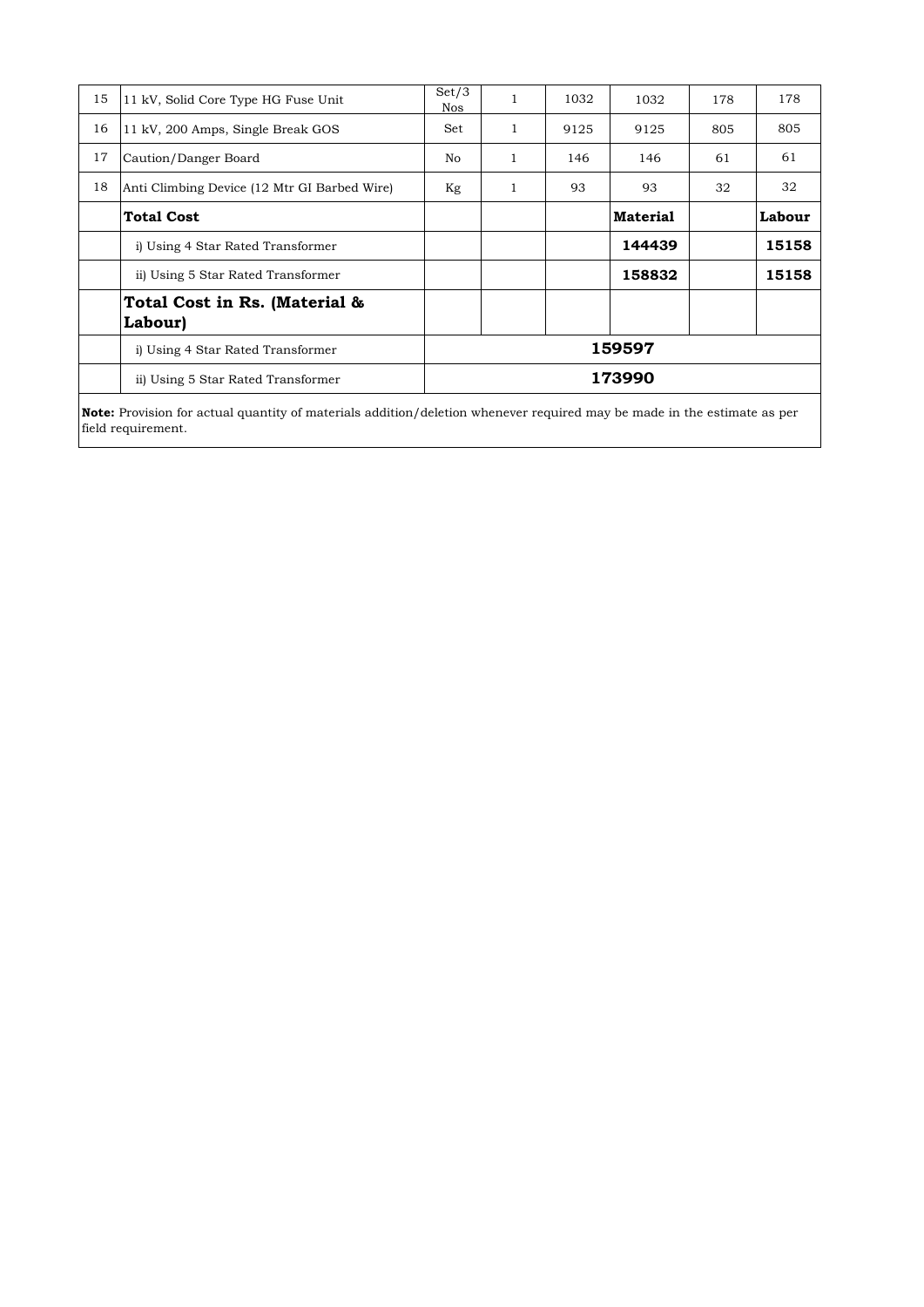| | | | | | | | |
|---|---|---|---|---|---|---|---|
| 15 | 11 kV, Solid Core Type HG Fuse Unit | Set/3 Nos | 1 | 1032 | 1032 | 178 | 178 |
| 16 | 11 kV, 200 Amps, Single Break GOS | Set | 1 | 9125 | 9125 | 805 | 805 |
| 17 | Caution/Danger Board | No | 1 | 146 | 146 | 61 | 61 |
| 18 | Anti Climbing Device (12 Mtr GI Barbed Wire) | Kg | 1 | 93 | 93 | 32 | 32 |
| | **Total Cost** | | | | **Material** | | **Labour** |
| | i) Using 4 Star Rated Transformer | | | | **144439** | | **15158** |
| | ii) Using 5 Star Rated Transformer | | | | **158832** | | **15158** |
| | **Total Cost in Rs. (Material & Labour)** | | | | | | |
| | i) Using 4 Star Rated Transformer | **159597** | | | | | |
| | ii) Using 5 Star Rated Transformer | **173990** | | | | | |

**Note:** Provision for actual quantity of materials addition/deletion whenever required may be made in the estimate as per field requirement.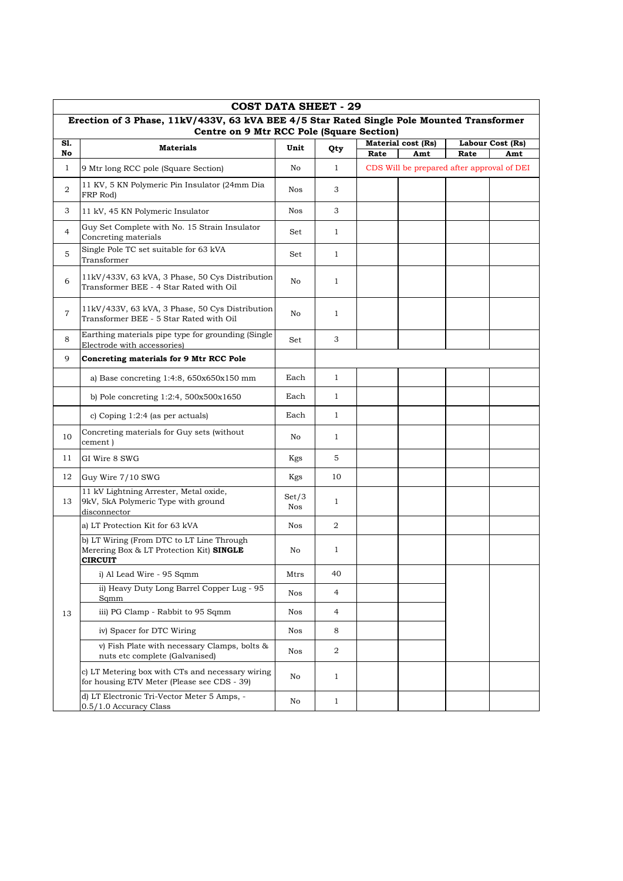## COST DATA SHEET - 29

### Erection of 3 Phase, 11kV/433V, 63 kVA BEE 4/5 Star Rated Single Pole Mounted Transformer Centre on 9 Mtr RCC Pole (Square Section)

| Sl. No | Materials | Unit | Qty | Material cost (Rs) | | Labour Cost (Rs) | |
|---|---|---|---|---|---|---|---|
| | | | | Rate | Amt | Rate | Amt |
| 1 | 9 Mtr long RCC pole (Square Section) | No | 1 | CDS Will be prepared after approval of DEI | | | |
| 2 | 11 KV, 5 KN Polymeric Pin Insulator (24mm Dia FRP Rod) | Nos | 3 | | | | |
| 3 | 11 kV, 45 KN Polymeric Insulator | Nos | 3 | | | | |
| 4 | Guy Set Complete with No. 15 Strain Insulator Concreting materials | Set | 1 | | | | |
| 5 | Single Pole TC set suitable for 63 kVA Transformer | Set | 1 | | | | |
| 6 | 11kV/433V, 63 kVA, 3 Phase, 50 Cys Distribution Transformer BEE - 4 Star Rated with Oil | No | 1 | | | | |
| 7 | 11kV/433V, 63 kVA, 3 Phase, 50 Cys Distribution Transformer BEE - 5 Star Rated with Oil | No | 1 | | | | |
| 8 | Earthing materials pipe type for grounding (Single Electrode with accessories) | Set | 3 | | | | |
| 9 | **Concreting materials for 9 Mtr RCC Pole** | | | | | | |
| | a) Base concreting 1:4:8, 650x650x150 mm | Each | 1 | | | | |
| | b) Pole concreting 1:2:4, 500x500x1650 | Each | 1 | | | | |
| | c) Coping 1:2:4 (as per actuals) | Each | 1 | | | | |
| 10 | Concreting materials for Guy sets (without cement ) | No | 1 | | | | |
| 11 | GI Wire 8 SWG | Kgs | 5 | | | | |
| 12 | Guy Wire 7/10 SWG | Kgs | 10 | | | | |
| 13 | 11 kV Lightning Arrester, Metal oxide, 9kV, 5kA Polymeric Type with ground disconnector | Set/3 Nos | 1 | | | | |
| 13 | a) LT Protection Kit for 63 kVA | Nos | 2 | | | | |
| | b) LT Wiring (From DTC to LT Line Through Merering Box & LT Protection Kit) **SINGLE CIRCUIT** | No | 1 | | | | |
| | i) Al Lead Wire - 95 Sqmm | Mtrs | 40 | | | | |
| | ii) Heavy Duty Long Barrel Copper Lug - 95 Sqmm | Nos | 4 | | | | |
| | iii) PG Clamp - Rabbit to 95 Sqmm | Nos | 4 | | | | |
| | iv) Spacer for DTC Wiring | Nos | 8 | | | | |
| | v) Fish Plate with necessary Clamps, bolts & nuts etc complete (Galvanised) | Nos | 2 | | | | |
| | c) LT Metering box with CTs and necessary wiring for housing ETV Meter (Please see CDS - 39) | No | 1 | | | | |
| | d) LT Electronic Tri-Vector Meter 5 Amps, - 0.5/1.0 Accuracy Class | No | 1 | | | | |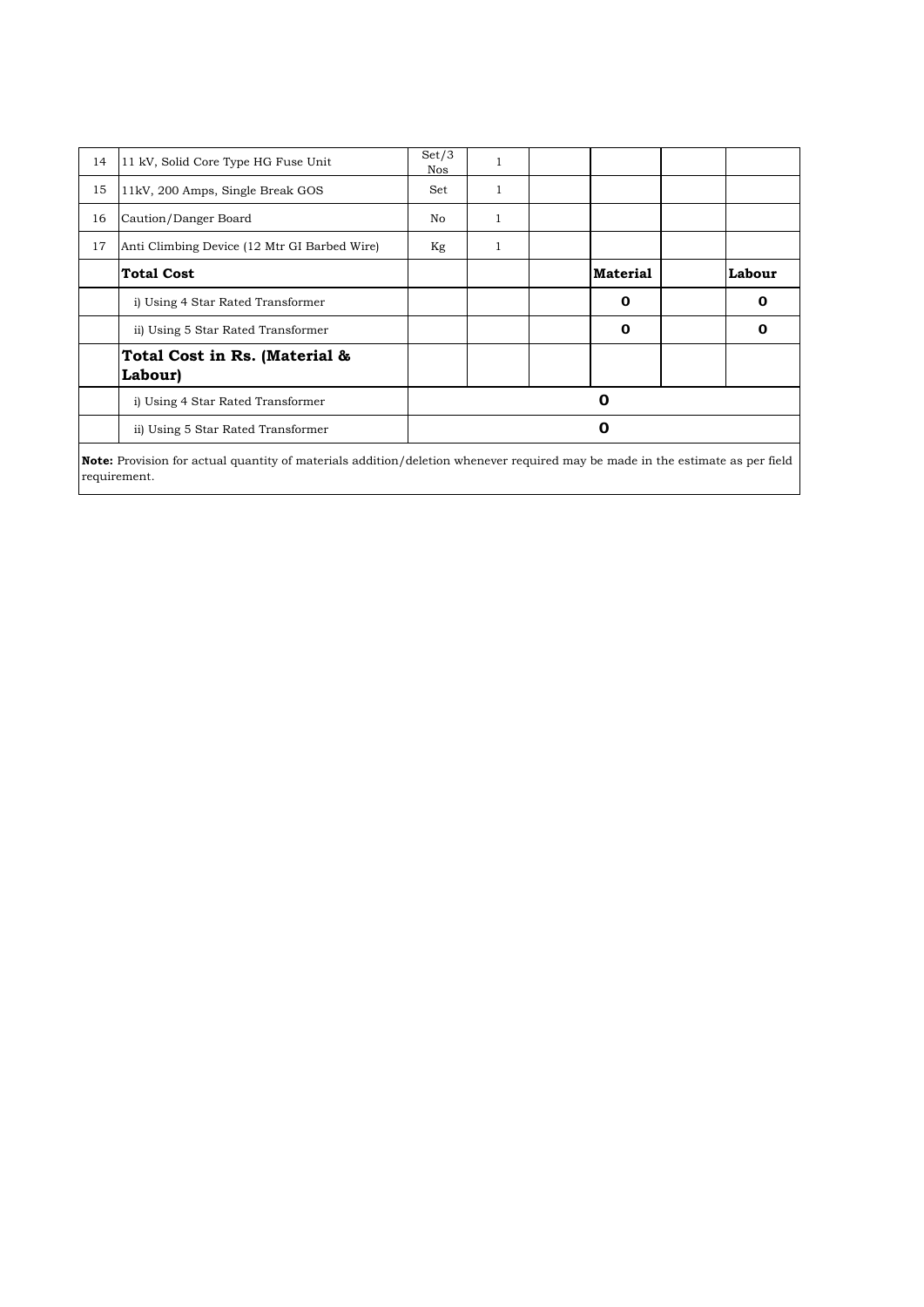| | | | | | | | |
|---|---|---|---|---|---|---|---|
| 14 | 11 kV, Solid Core Type HG Fuse Unit | Set/3 Nos | 1 | | | | |
| 15 | 11kV, 200 Amps, Single Break GOS | Set | 1 | | | | |
| 16 | Caution/Danger Board | No | 1 | | | | |
| 17 | Anti Climbing Device (12 Mtr GI Barbed Wire) | Kg | 1 | | | | |
| | **Total Cost** | | | | **Material** | | **Labour** |
| | i) Using 4 Star Rated Transformer | | | | **0** | | **0** |
| | ii) Using 5 Star Rated Transformer | | | | **0** | | **0** |
| | **Total Cost in Rs. (Material & Labour)** | | | | | | |
| | i) Using 4 Star Rated Transformer | | | | **0** | | |
| | ii) Using 5 Star Rated Transformer | | | | **0** | | |

**Note:** Provision for actual quantity of materials addition/deletion whenever required may be made in the estimate as per field requirement.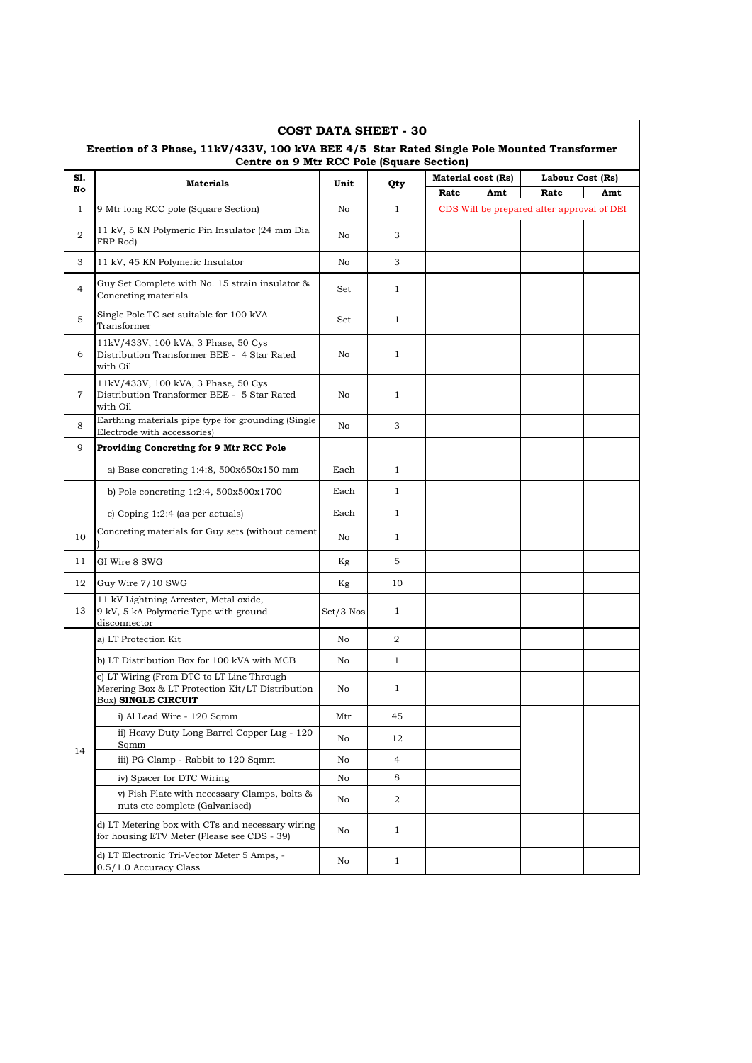## COST DATA SHEET - 30

### Erection of 3 Phase, 11kV/433V, 100 kVA BEE 4/5 Star Rated Single Pole Mounted Transformer Centre on 9 Mtr RCC Pole (Square Section)

| Sl. No | Materials | Unit | Qty | Material cost (Rs) | | Labour Cost (Rs) | |
|---|---|---|---|---|---|---|---|
| | | | | Rate | Amt | Rate | Amt |
| 1 | 9 Mtr long RCC pole (Square Section) | No | 1 | CDS Will be prepared after approval of DEI | | | |
| 2 | 11 kV, 5 KN Polymeric Pin Insulator (24 mm Dia FRP Rod) | No | 3 | | | | |
| 3 | 11 kV, 45 KN Polymeric Insulator | No | 3 | | | | |
| 4 | Guy Set Complete with No. 15 strain insulator & Concreting materials | Set | 1 | | | | |
| 5 | Single Pole TC set suitable for 100 kVA Transformer | Set | 1 | | | | |
| 6 | 11kV/433V, 100 kVA, 3 Phase, 50 Cys Distribution Transformer BEE - 4 Star Rated with Oil | No | 1 | | | | |
| 7 | 11kV/433V, 100 kVA, 3 Phase, 50 Cys Distribution Transformer BEE - 5 Star Rated with Oil | No | 1 | | | | |
| 8 | Earthing materials pipe type for grounding (Single Electrode with accessories) | No | 3 | | | | |
| 9 | **Providing Concreting for 9 Mtr RCC Pole** | | | | | | |
| | a) Base concreting 1:4:8, 500x650x150 mm | Each | 1 | | | | |
| | b) Pole concreting 1:2:4, 500x500x1700 | Each | 1 | | | | |
| | c) Coping 1:2:4 (as per actuals) | Each | 1 | | | | |
| 10 | Concreting materials for Guy sets (without cement ) | No | 1 | | | | |
| 11 | GI Wire 8 SWG | Kg | 5 | | | | |
| 12 | Guy Wire 7/10 SWG | Kg | 10 | | | | |
| 13 | 11 kV Lightning Arrester, Metal oxide, 9 kV, 5 kA Polymeric Type with ground disconnector | Set/3 Nos | 1 | | | | |
| 14 | a) LT Protection Kit | No | 2 | | | | |
| | b) LT Distribution Box for 100 kVA with MCB | No | 1 | | | | |
| | c) LT Wiring (From DTC to LT Line Through Merering Box & LT Protection Kit/LT Distribution Box) **SINGLE CIRCUIT** | No | 1 | | | | |
| | i) Al Lead Wire - 120 Sqmm | Mtr | 45 | | | | |
| | ii) Heavy Duty Long Barrel Copper Lug - 120 Sqmm | No | 12 | | | | |
| | iii) PG Clamp - Rabbit to 120 Sqmm | No | 4 | | | | |
| | iv) Spacer for DTC Wiring | No | 8 | | | | |
| | v) Fish Plate with necessary Clamps, bolts & nuts etc complete (Galvanised) | No | 2 | | | | |
| | d) LT Metering box with CTs and necessary wiring for housing ETV Meter (Please see CDS - 39) | No | 1 | | | | |
| | d) LT Electronic Tri-Vector Meter 5 Amps, - 0.5/1.0 Accuracy Class | No | 1 | | | | |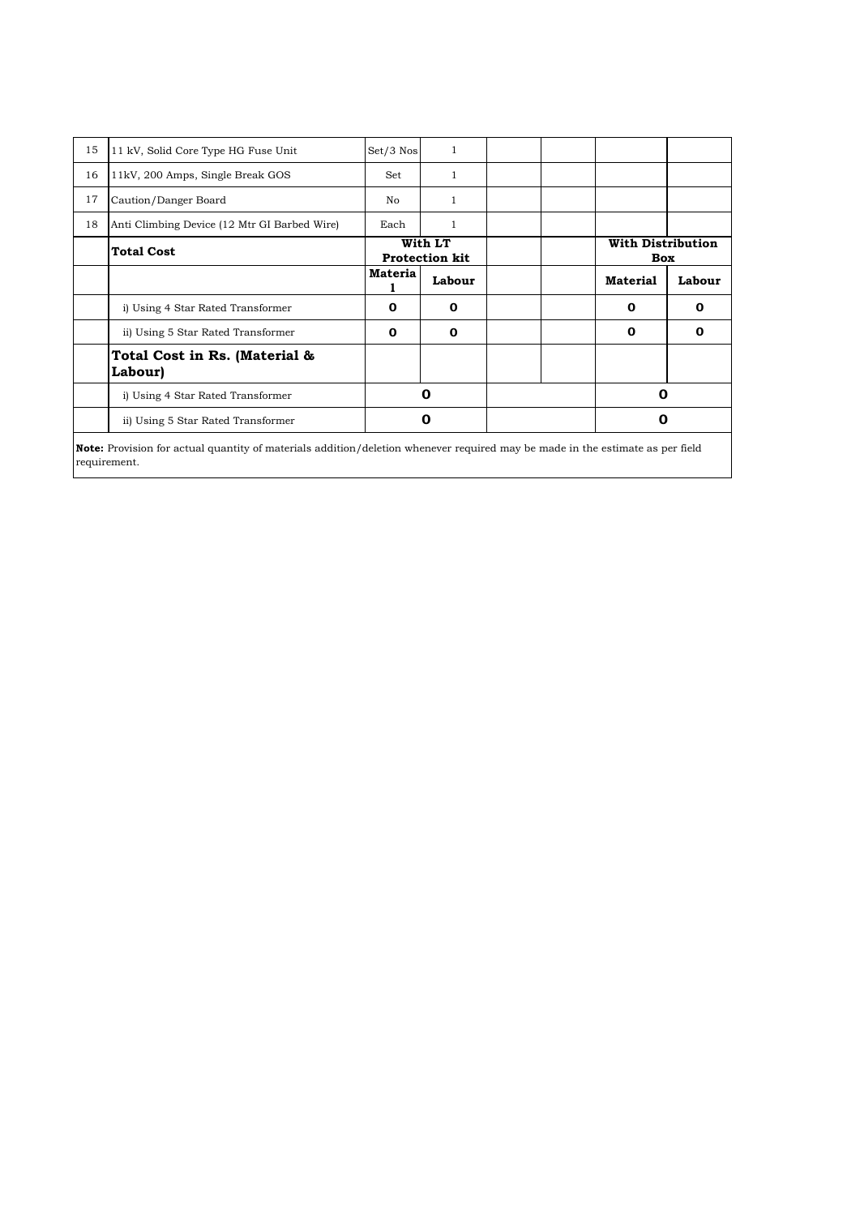| 15 | 11 kV, Solid Core Type HG Fuse Unit | Set/3 Nos | 1 | | | | |
|---|---|---|---|---|---|---|---|
| 16 | 11kV, 200 Amps, Single Break GOS | Set | 1 | | | | |
| 17 | Caution/Danger Board | No | 1 | | | | |
| 18 | Anti Climbing Device (12 Mtr GI Barbed Wire) | Each | 1 | | | | |
| | **Total Cost** | **With LT Protection kit** | | | | **With Distribution Box** | |
| | | **Material** | **Labour** | | | **Material** | **Labour** |
| | i) Using 4 Star Rated Transformer | **0** | **0** | | | **0** | **0** |
| | ii) Using 5 Star Rated Transformer | **0** | **0** | | | **0** | **0** |
| | **Total Cost in Rs. (Material & Labour)** | | | | | | |
| | i) Using 4 Star Rated Transformer | **0** | | | | **0** | |
| | ii) Using 5 Star Rated Transformer | **0** | | | | **0** | |

**Note:** Provision for actual quantity of materials addition/deletion whenever required may be made in the estimate as per field requirement.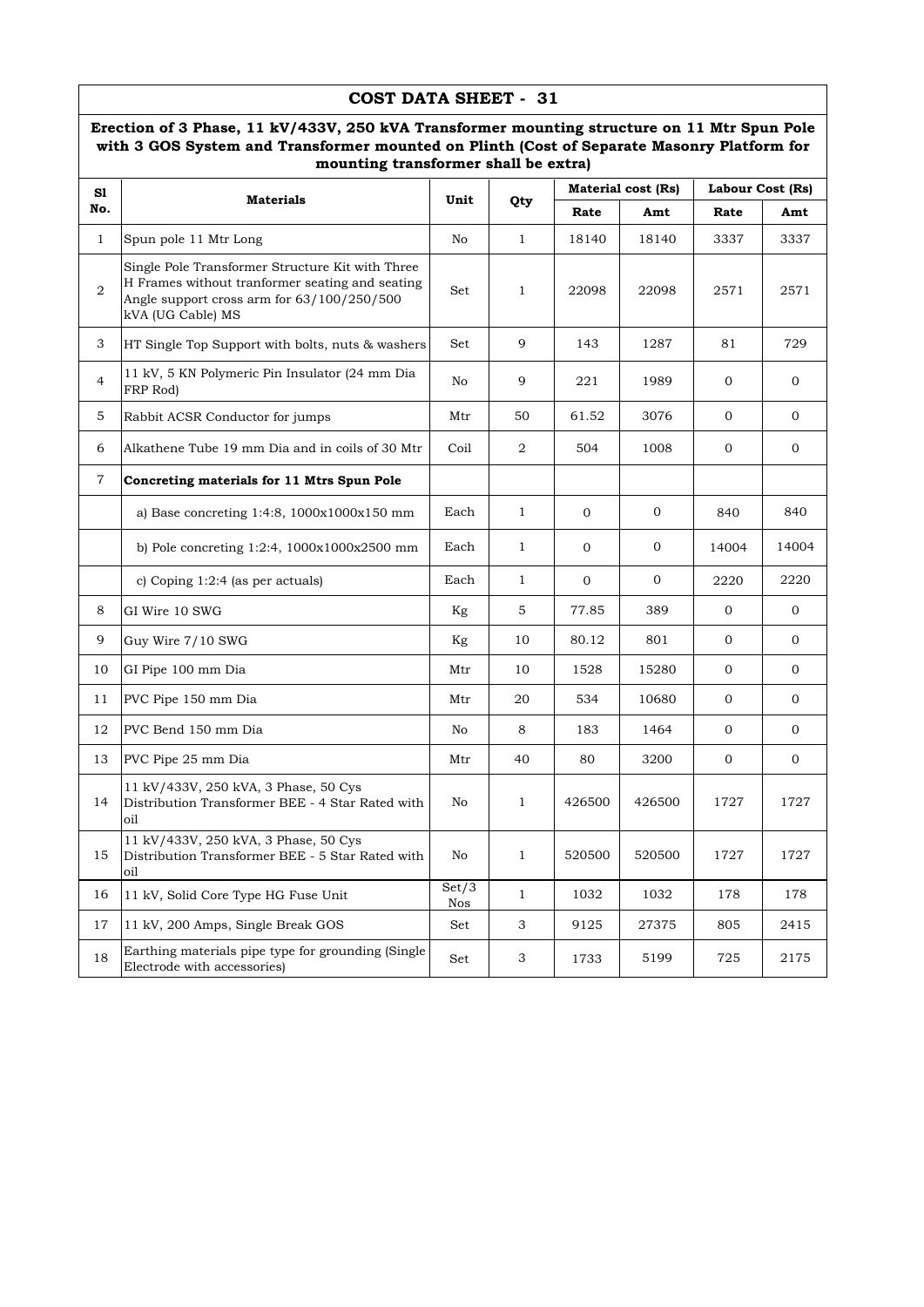# COST DATA SHEET - 31

**Erection of 3 Phase, 11 kV/433V, 250 kVA Transformer mounting structure on 11 Mtr Spun Pole with 3 GOS System and Transformer mounted on Plinth (Cost of Separate Masonry Platform for mounting transformer shall be extra)**

| Sl No. | Materials | Unit | Qty | Material cost (Rs) | | Labour Cost (Rs) | |
|---|---|---|---|---|---|---|---|
| | | | | Rate | Amt | Rate | Amt |
| 1 | Spun pole 11 Mtr Long | No | 1 | 18140 | 18140 | 3337 | 3337 |
| 2 | Single Pole Transformer Structure Kit with Three H Frames without tranformer seating and seating Angle support cross arm for 63/100/250/500 kVA (UG Cable) MS | Set | 1 | 22098 | 22098 | 2571 | 2571 |
| 3 | HT Single Top Support with bolts, nuts & washers | Set | 9 | 143 | 1287 | 81 | 729 |
| 4 | 11 kV, 5 KN Polymeric Pin Insulator (24 mm Dia FRP Rod) | No | 9 | 221 | 1989 | 0 | 0 |
| 5 | Rabbit ACSR Conductor for jumps | Mtr | 50 | 61.52 | 3076 | 0 | 0 |
| 6 | Alkathene Tube 19 mm Dia and in coils of 30 Mtr | Coil | 2 | 504 | 1008 | 0 | 0 |
| 7 | **Concreting materials for 11 Mtrs Spun Pole** | | | | | | |
| | a) Base concreting 1:4:8, 1000x1000x150 mm | Each | 1 | 0 | 0 | 840 | 840 |
| | b) Pole concreting 1:2:4, 1000x1000x2500 mm | Each | 1 | 0 | 0 | 14004 | 14004 |
| | c) Coping 1:2:4 (as per actuals) | Each | 1 | 0 | 0 | 2220 | 2220 |
| 8 | GI Wire 10 SWG | Kg | 5 | 77.85 | 389 | 0 | 0 |
| 9 | Guy Wire 7/10 SWG | Kg | 10 | 80.12 | 801 | 0 | 0 |
| 10 | GI Pipe 100 mm Dia | Mtr | 10 | 1528 | 15280 | 0 | 0 |
| 11 | PVC Pipe 150 mm Dia | Mtr | 20 | 534 | 10680 | 0 | 0 |
| 12 | PVC Bend 150 mm Dia | No | 8 | 183 | 1464 | 0 | 0 |
| 13 | PVC Pipe 25 mm Dia | Mtr | 40 | 80 | 3200 | 0 | 0 |
| 14 | 11 kV/433V, 250 kVA, 3 Phase, 50 Cys Distribution Transformer BEE - 4 Star Rated with oil | No | 1 | 426500 | 426500 | 1727 | 1727 |
| 15 | 11 kV/433V, 250 kVA, 3 Phase, 50 Cys Distribution Transformer BEE - 5 Star Rated with oil | No | 1 | 520500 | 520500 | 1727 | 1727 |
| 16 | 11 kV, Solid Core Type HG Fuse Unit | Set/3 Nos | 1 | 1032 | 1032 | 178 | 178 |
| 17 | 11 kV, 200 Amps, Single Break GOS | Set | 3 | 9125 | 27375 | 805 | 2415 |
| 18 | Earthing materials pipe type for grounding (Single Electrode with accessories) | Set | 3 | 1733 | 5199 | 725 | 2175 |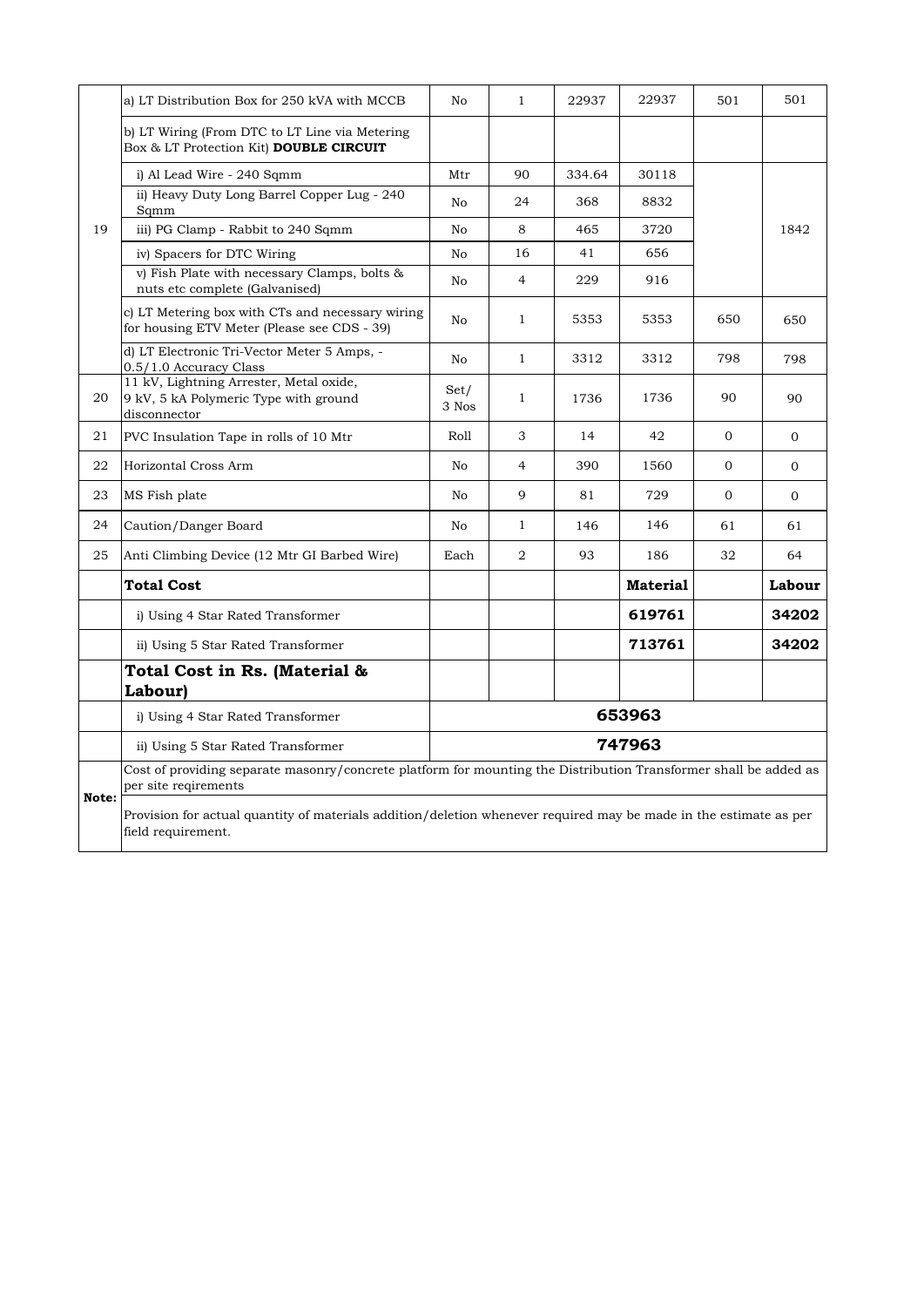| 19 | a) LT Distribution Box for 250 kVA with MCCB | No | 1 | 22937 | 22937 | 501 | 501 |
|---|---|---|---|---|---|---|---|
| | b) LT Wiring (From DTC to LT Line via Metering Box & LT Protection Kit) **DOUBLE CIRCUIT** | | | | | | |
| | i) Al Lead Wire - 240 Sqmm | Mtr | 90 | 334.64 | 30118 | | 1842 |
| | ii) Heavy Duty Long Barrel Copper Lug - 240 Sqmm | No | 24 | 368 | 8832 | | |
| | iii) PG Clamp - Rabbit to 240 Sqmm | No | 8 | 465 | 3720 | | |
| | iv) Spacers for DTC Wiring | No | 16 | 41 | 656 | | |
| | v) Fish Plate with necessary Clamps, bolts & nuts etc complete (Galvanised) | No | 4 | 229 | 916 | | |
| | c) LT Metering box with CTs and necessary wiring for housing ETV Meter (Please see CDS - 39) | No | 1 | 5353 | 5353 | 650 | 650 |
| | d) LT Electronic Tri-Vector Meter 5 Amps, - 0.5/1.0 Accuracy Class | No | 1 | 3312 | 3312 | 798 | 798 |
| 20 | 11 kV, Lightning Arrester, Metal oxide, 9 kV, 5 kA Polymeric Type with ground disconnector | Set/ 3 Nos | 1 | 1736 | 1736 | 90 | 90 |
| 21 | PVC Insulation Tape in rolls of 10 Mtr | Roll | 3 | 14 | 42 | 0 | 0 |
| 22 | Horizontal Cross Arm | No | 4 | 390 | 1560 | 0 | 0 |
| 23 | MS Fish plate | No | 9 | 81 | 729 | 0 | 0 |
| 24 | Caution/Danger Board | No | 1 | 146 | 146 | 61 | 61 |
| 25 | Anti Climbing Device (12 Mtr GI Barbed Wire) | Each | 2 | 93 | 186 | 32 | 64 |
| | **Total Cost** | | | | **Material** | | **Labour** |
| | i) Using 4 Star Rated Transformer | | | | **619761** | | **34202** |
| | ii) Using 5 Star Rated Transformer | | | | **713761** | | **34202** |
| | **Total Cost in Rs. (Material & Labour)** | | | | | | |
| | i) Using 4 Star Rated Transformer | **653963** | | | | | |
| | ii) Using 5 Star Rated Transformer | **747963** | | | | | |
| **Note:** | Cost of providing separate masonry/concrete platform for mounting the Distribution Transformer shall be added as per site reqirements | | | | | | |
| | Provision for actual quantity of materials addition/deletion whenever required may be made in the estimate as per field requirement. | | | | | | |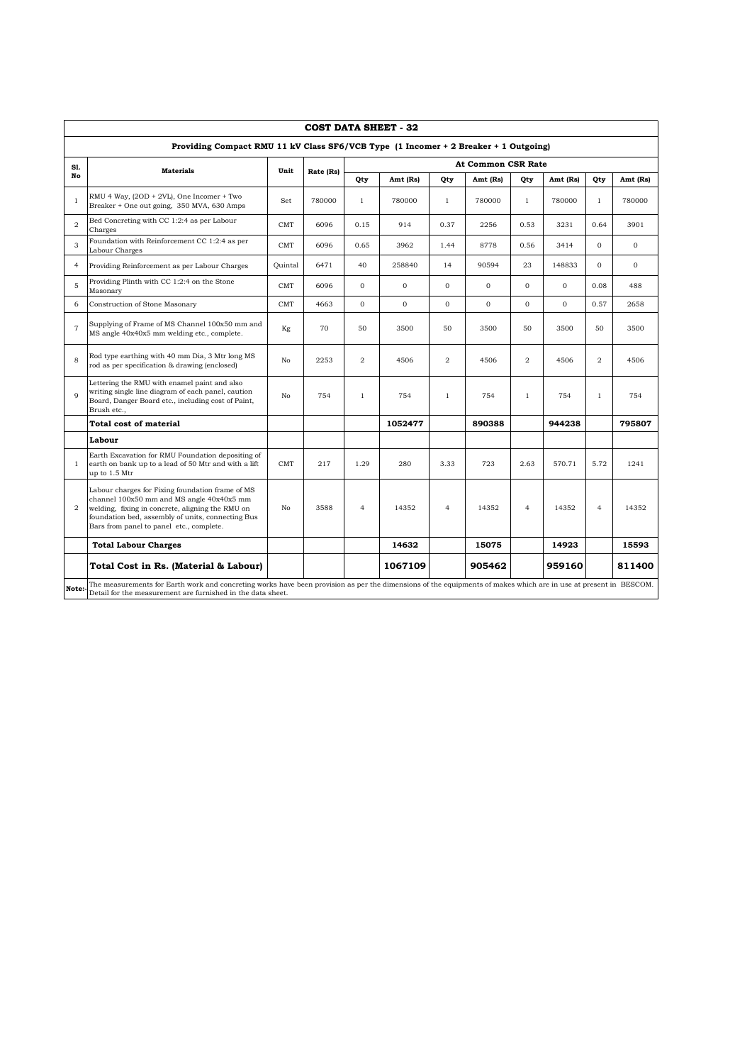## COST DATA SHEET - 32

### Providing Compact RMU 11 kV Class SF6/VCB Type (1 Incomer + 2 Breaker + 1 Outgoing)

| Sl. No | Materials | Unit | Rate (Rs) | At Common CSR Rate | | | | | | | |
|---|---|---|---|---|---|---|---|---|---|---|---|
| | | | | Qty | Amt (Rs) | Qty | Amt (Rs) | Qty | Amt (Rs) | Qty | Amt (Rs) |
| 1 | RMU 4 Way, (2OD + 2VL), One Incomer + Two Breaker + One out going, 350 MVA, 630 Amps | Set | 780000 | 1 | 780000 | 1 | 780000 | 1 | 780000 | 1 | 780000 |
| 2 | Bed Concreting with CC 1:2:4 as per Labour Charges | CMT | 6096 | 0.15 | 914 | 0.37 | 2256 | 0.53 | 3231 | 0.64 | 3901 |
| 3 | Foundation with Reinforcement CC 1:2:4 as per Labour Charges | CMT | 6096 | 0.65 | 3962 | 1.44 | 8778 | 0.56 | 3414 | 0 | 0 |
| 4 | Providing Reinforcement as per Labour Charges | Quintal | 6471 | 40 | 258840 | 14 | 90594 | 23 | 148833 | 0 | 0 |
| 5 | Providing Plinth with CC 1:2:4 on the Stone Masonary | CMT | 6096 | 0 | 0 | 0 | 0 | 0 | 0 | 0.08 | 488 |
| 6 | Construction of Stone Masonary | CMT | 4663 | 0 | 0 | 0 | 0 | 0 | 0 | 0.57 | 2658 |
| 7 | Supplying of Frame of MS Channel 100x50 mm and MS angle 40x40x5 mm welding etc., complete. | Kg | 70 | 50 | 3500 | 50 | 3500 | 50 | 3500 | 50 | 3500 |
| 8 | Rod type earthing with 40 mm Dia, 3 Mtr long MS rod as per specification & drawing (enclosed) | No | 2253 | 2 | 4506 | 2 | 4506 | 2 | 4506 | 2 | 4506 |
| 9 | Lettering the RMU with enamel paint and also writing single line diagram of each panel, caution Board, Danger Board etc., including cost of Paint, Brush etc., | No | 754 | 1 | 754 | 1 | 754 | 1 | 754 | 1 | 754 |
| | **Total cost of material** | | | | **1052477** | | **890388** | | **944238** | | **795807** |
| | **Labour** | | | | | | | | | | |
| 1 | Earth Excavation for RMU Foundation depositing of earth on bank up to a lead of 50 Mtr and with a lift up to 1.5 Mtr | CMT | 217 | 1.29 | 280 | 3.33 | 723 | 2.63 | 570.71 | 5.72 | 1241 |
| 2 | Labour charges for Fixing foundation frame of MS channel 100x50 mm and MS angle 40x40x5 mm welding, fixing in concrete, aligning the RMU on foundation bed, assembly of units, connecting Bus Bars from panel to panel etc., complete. | No | 3588 | 4 | 14352 | 4 | 14352 | 4 | 14352 | 4 | 14352 |
| | **Total Labour Charges** | | | | **14632** | | **15075** | | **14923** | | **15593** |
| | **Total Cost in Rs. (Material & Labour)** | | | | **1067109** | | **905462** | | **959160** | | **811400** |

**Note:-** The measurements for Earth work and concreting works have been provision as per the dimensions of the equipments of makes which are in use at present in BESCOM. Detail for the measurement are furnished in the data sheet.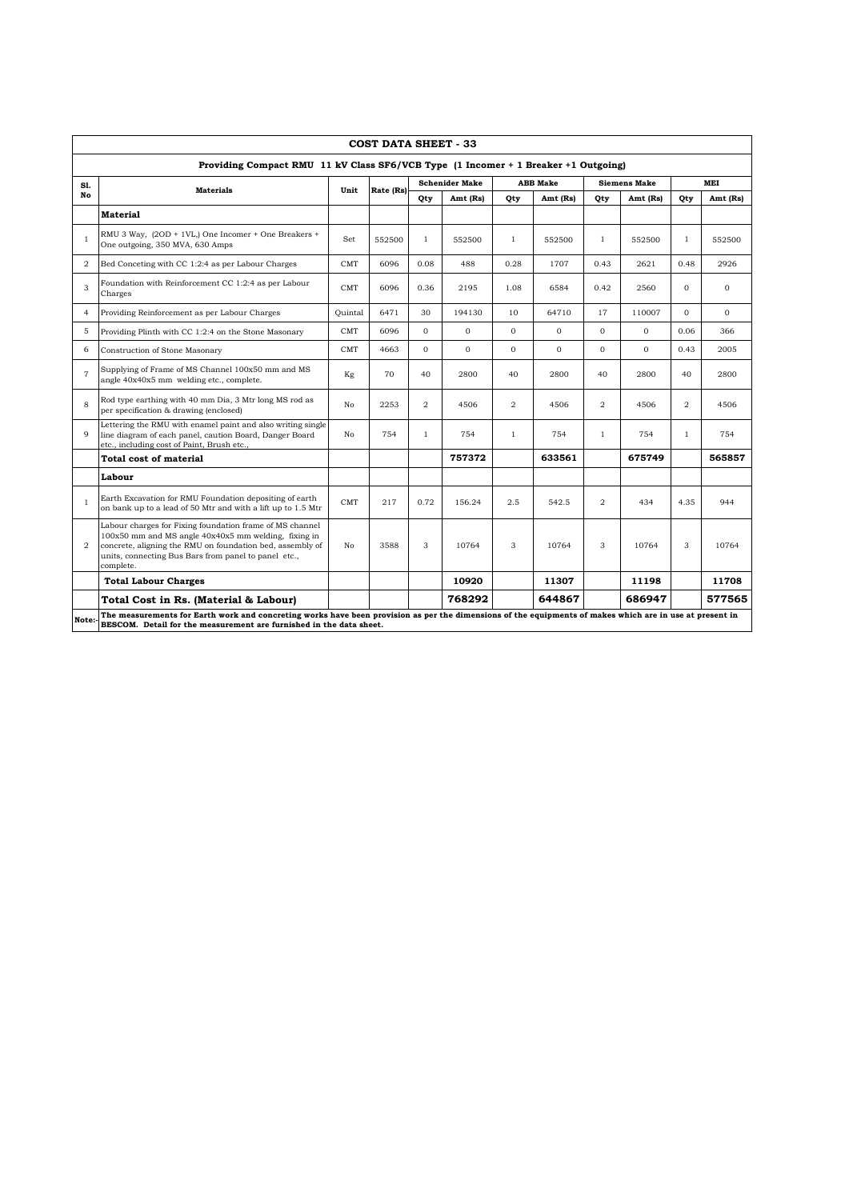## COST DATA SHEET - 33

### Providing Compact RMU 11 kV Class SF6/VCB Type (1 Incomer + 1 Breaker +1 Outgoing)

| Sl. No | Materials | Unit | Rate (Rs) | Schenider Make | | ABB Make | | Siemens Make | | MEI | |
|---|---|---|---|---|---|---|---|---|---|---|---|
| | | | | Qty | Amt (Rs) | Qty | Amt (Rs) | Qty | Amt (Rs) | Qty | Amt (Rs) |
| | **Material** | | | | | | | | | | |
| 1 | RMU 3 Way, (2OD + 1VL) One Incomer + One Breakers + One outgoing, 350 MVA, 630 Amps | Set | 552500 | 1 | 552500 | 1 | 552500 | 1 | 552500 | 1 | 552500 |
| 2 | Bed Conceting with CC 1:2:4 as per Labour Charges | CMT | 6096 | 0.08 | 488 | 0.28 | 1707 | 0.43 | 2621 | 0.48 | 2926 |
| 3 | Foundation with Reinforcement CC 1:2:4 as per Labour Charges | CMT | 6096 | 0.36 | 2195 | 1.08 | 6584 | 0.42 | 2560 | 0 | 0 |
| 4 | Providing Reinforcement as per Labour Charges | Quintal | 6471 | 30 | 194130 | 10 | 64710 | 17 | 110007 | 0 | 0 |
| 5 | Providing Plinth with CC 1:2:4 on the Stone Masonary | CMT | 6096 | 0 | 0 | 0 | 0 | 0 | 0 | 0.06 | 366 |
| 6 | Construction of Stone Masonary | CMT | 4663 | 0 | 0 | 0 | 0 | 0 | 0 | 0.43 | 2005 |
| 7 | Supplying of Frame of MS Channel 100x50 mm and MS angle 40x40x5 mm welding etc., complete. | Kg | 70 | 40 | 2800 | 40 | 2800 | 40 | 2800 | 40 | 2800 |
| 8 | Rod type earthing with 40 mm Dia, 3 Mtr long MS rod as per specification & drawing (enclosed) | No | 2253 | 2 | 4506 | 2 | 4506 | 2 | 4506 | 2 | 4506 |
| 9 | Lettering the RMU with enamel paint and also writing single line diagram of each panel, caution Board, Danger Board etc., including cost of Paint, Brush etc., | No | 754 | 1 | 754 | 1 | 754 | 1 | 754 | 1 | 754 |
| | **Total cost of material** | | | | **757372** | | **633561** | | **675749** | | **565857** |
| | **Labour** | | | | | | | | | | |
| 1 | Earth Excavation for RMU Foundation depositing of earth on bank up to a lead of 50 Mtr and with a lift up to 1.5 Mtr | CMT | 217 | 0.72 | 156.24 | 2.5 | 542.5 | 2 | 434 | 4.35 | 944 |
| 2 | Labour charges for Fixing foundation frame of MS channel 100x50 mm and MS angle 40x40x5 mm welding, fixing in concrete, aligning the RMU on foundation bed, assembly of units, connecting Bus Bars from panel to panel etc., complete. | No | 3588 | 3 | 10764 | 3 | 10764 | 3 | 10764 | 3 | 10764 |
| | **Total Labour Charges** | | | | **10920** | | **11307** | | **11198** | | **11708** |
| | **Total Cost in Rs. (Material & Labour)** | | | | **768292** | | **644867** | | **686947** | | **577565** |

**Note:- The measurements for Earth work and concreting works have been provision as per the dimensions of the equipments of makes which are in use at present in BESCOM. Detail for the measurement are furnished in the data sheet.**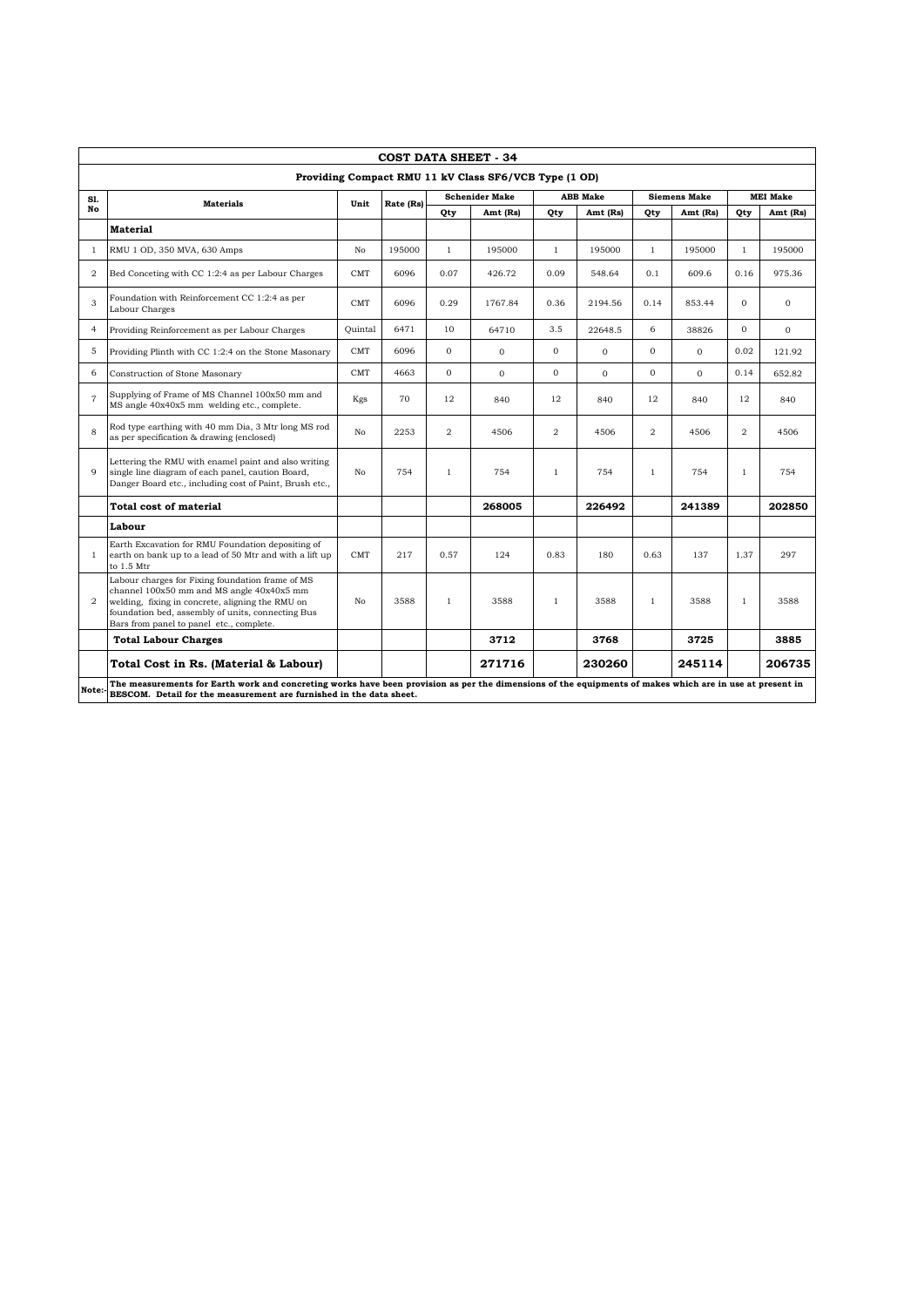| COST DATA SHEET - 34 | | | | | | | | | | | |
|---|---|---|---|---|---|---|---|---|---|---|---|
| Providing Compact RMU 11 kV Class SF6/VCB Type (1 OD) | | | | | | | | | | | |
| Sl. No | Materials | Unit | Rate (Rs) | Schenider Make | | ABB Make | | Siemens Make | | MEI Make | |
| | | | | Qty | Amt (Rs) | Qty | Amt (Rs) | Qty | Amt (Rs) | Qty | Amt (Rs) |
| | **Material** | | | | | | | | | | |
| 1 | RMU 1 OD, 350 MVA, 630 Amps | No | 195000 | 1 | 195000 | 1 | 195000 | 1 | 195000 | 1 | 195000 |
| 2 | Bed Conceting with CC 1:2:4 as per Labour Charges | CMT | 6096 | 0.07 | 426.72 | 0.09 | 548.64 | 0.1 | 609.6 | 0.16 | 975.36 |
| 3 | Foundation with Reinforcement CC 1:2:4 as per Labour Charges | CMT | 6096 | 0.29 | 1767.84 | 0.36 | 2194.56 | 0.14 | 853.44 | 0 | 0 |
| 4 | Providing Reinforcement as per Labour Charges | Quintal | 6471 | 10 | 64710 | 3.5 | 22648.5 | 6 | 38826 | 0 | 0 |
| 5 | Providing Plinth with CC 1:2:4 on the Stone Masonary | CMT | 6096 | 0 | 0 | 0 | 0 | 0 | 0 | 0.02 | 121.92 |
| 6 | Construction of Stone Masonary | CMT | 4663 | 0 | 0 | 0 | 0 | 0 | 0 | 0.14 | 652.82 |
| 7 | Supplying of Frame of MS Channel 100x50 mm and MS angle 40x40x5 mm welding etc., complete. | Kgs | 70 | 12 | 840 | 12 | 840 | 12 | 840 | 12 | 840 |
| 8 | Rod type earthing with 40 mm Dia, 3 Mtr long MS rod as per specification & drawing (enclosed) | No | 2253 | 2 | 4506 | 2 | 4506 | 2 | 4506 | 2 | 4506 |
| 9 | Lettering the RMU with enamel paint and also writing single line diagram of each panel, caution Board, Danger Board etc., including cost of Paint, Brush etc., | No | 754 | 1 | 754 | 1 | 754 | 1 | 754 | 1 | 754 |
| | **Total cost of material** | | | | **268005** | | **226492** | | **241389** | | **202850** |
| | **Labour** | | | | | | | | | | |
| 1 | Earth Excavation for RMU Foundation depositing of earth on bank up to a lead of 50 Mtr and with a lift up to 1.5 Mtr | CMT | 217 | 0.57 | 124 | 0.83 | 180 | 0.63 | 137 | 1.37 | 297 |
| 2 | Labour charges for Fixing foundation frame of MS channel 100x50 mm and MS angle 40x40x5 mm welding, fixing in concrete, aligning the RMU on foundation bed, assembly of units, connecting Bus Bars from panel to panel etc., complete. | No | 3588 | 1 | 3588 | 1 | 3588 | 1 | 3588 | 1 | 3588 |
| | **Total Labour Charges** | | | | **3712** | | **3768** | | **3725** | | **3885** |
| | **Total Cost in Rs. (Material & Labour)** | | | | **271716** | | **230260** | | **245114** | | **206735** |

**Note:-** **The measurements for Earth work and concreting works have been provision as per the dimensions of the equipments of makes which are in use at present in BESCOM. Detail for the measurement are furnished in the data sheet.**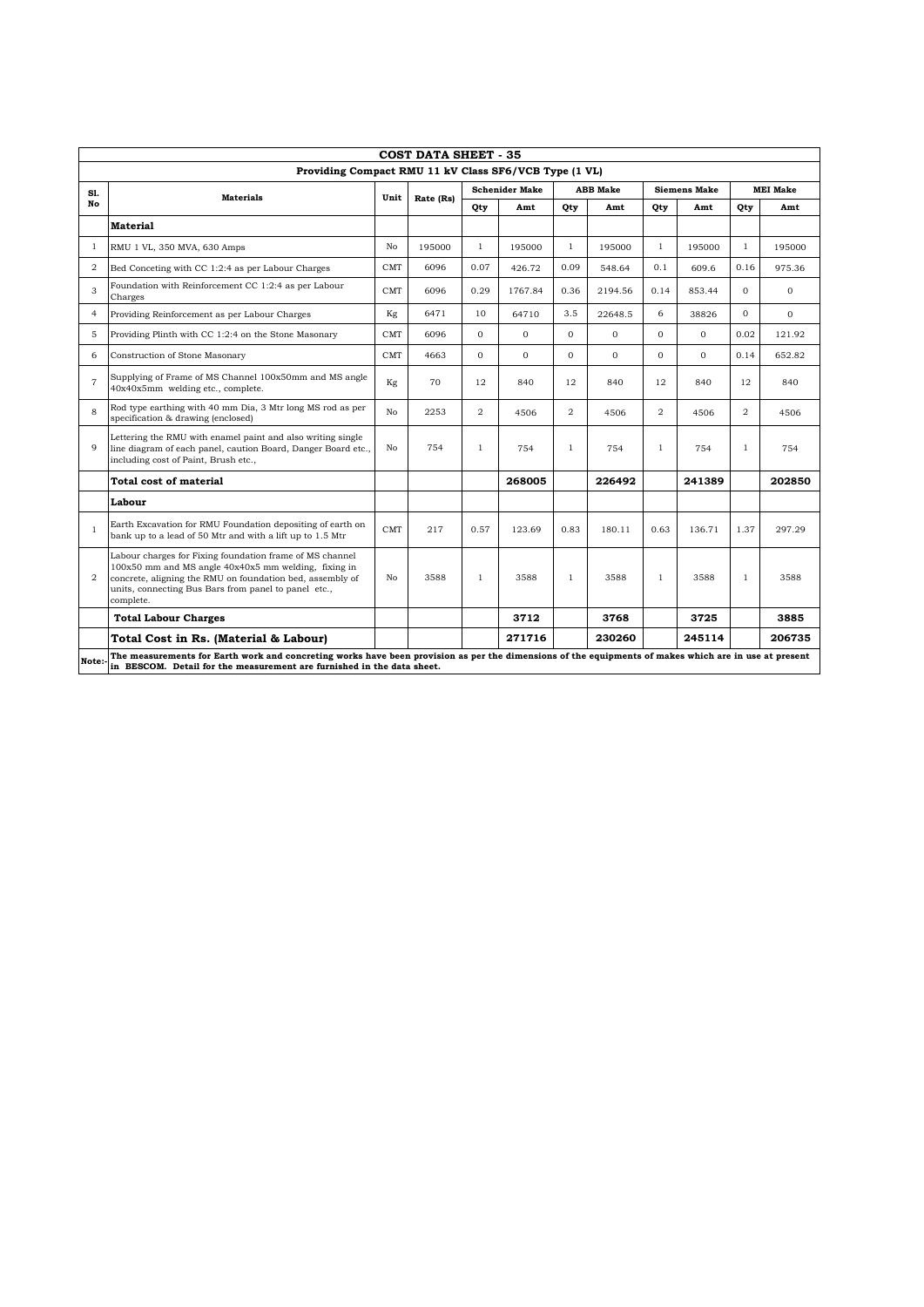| COST DATA SHEET - 35 | | | | | | | | | | | | |
|---|---|---|---|---|---|---|---|---|---|---|---|---|
| Providing Compact RMU 11 kV Class SF6/VCB Type (1 VL) | | | | | | | | | | | | |
| Sl. No | Materials | Unit | Rate (Rs) | Schenider Make | | ABB Make | | Siemens Make | | MEI Make | | |
| | | | | Qty | Amt | Qty | Amt | Qty | Amt | Qty | Amt | |
| | **Material** | | | | | | | | | | | |
| 1 | RMU 1 VL, 350 MVA, 630 Amps | No | 195000 | 1 | 195000 | 1 | 195000 | 1 | 195000 | 1 | 195000 | |
| 2 | Bed Conceting with CC 1:2:4 as per Labour Charges | CMT | 6096 | 0.07 | 426.72 | 0.09 | 548.64 | 0.1 | 609.6 | 0.16 | 975.36 | |
| 3 | Foundation with Reinforcement CC 1:2:4 as per Labour Charges | CMT | 6096 | 0.29 | 1767.84 | 0.36 | 2194.56 | 0.14 | 853.44 | 0 | 0 | |
| 4 | Providing Reinforcement as per Labour Charges | Kg | 6471 | 10 | 64710 | 3.5 | 22648.5 | 6 | 38826 | 0 | 0 | |
| 5 | Providing Plinth with CC 1:2:4 on the Stone Masonary | CMT | 6096 | 0 | 0 | 0 | 0 | 0 | 0 | 0.02 | 121.92 | |
| 6 | Construction of Stone Masonary | CMT | 4663 | 0 | 0 | 0 | 0 | 0 | 0 | 0.14 | 652.82 | |
| 7 | Supplying of Frame of MS Channel 100x50mm and MS angle 40x40x5mm welding etc., complete. | Kg | 70 | 12 | 840 | 12 | 840 | 12 | 840 | 12 | 840 | |
| 8 | Rod type earthing with 40 mm Dia, 3 Mtr long MS rod as per specification & drawing (enclosed) | No | 2253 | 2 | 4506 | 2 | 4506 | 2 | 4506 | 2 | 4506 | |
| 9 | Lettering the RMU with enamel paint and also writing single line diagram of each panel, caution Board, Danger Board etc., including cost of Paint, Brush etc., | No | 754 | 1 | 754 | 1 | 754 | 1 | 754 | 1 | 754 | |
| | **Total cost of material** | | | | **268005** | | **226492** | | **241389** | | **202850** | |
| | **Labour** | | | | | | | | | | | |
| 1 | Earth Excavation for RMU Foundation depositing of earth on bank up to a lead of 50 Mtr and with a lift up to 1.5 Mtr | CMT | 217 | 0.57 | 123.69 | 0.83 | 180.11 | 0.63 | 136.71 | 1.37 | 297.29 | |
| 2 | Labour charges for Fixing foundation frame of MS channel 100x50 mm and MS angle 40x40x5 mm welding, fixing in concrete, aligning the RMU on foundation bed, assembly of units, connecting Bus Bars from panel to panel etc., complete. | No | 3588 | 1 | 3588 | 1 | 3588 | 1 | 3588 | 1 | 3588 | |
| | **Total Labour Charges** | | | | **3712** | | **3768** | | **3725** | | **3885** | |
| | **Total Cost in Rs. (Material & Labour)** | | | | **271716** | | **230260** | | **245114** | | **206735** | |
| Note:- | **The measurements for Earth work and concreting works have been provision as per the dimensions of the equipments of makes which are in use at present in BESCOM. Detail for the measurement are furnished in the data sheet.** | | | | | | | | | | | |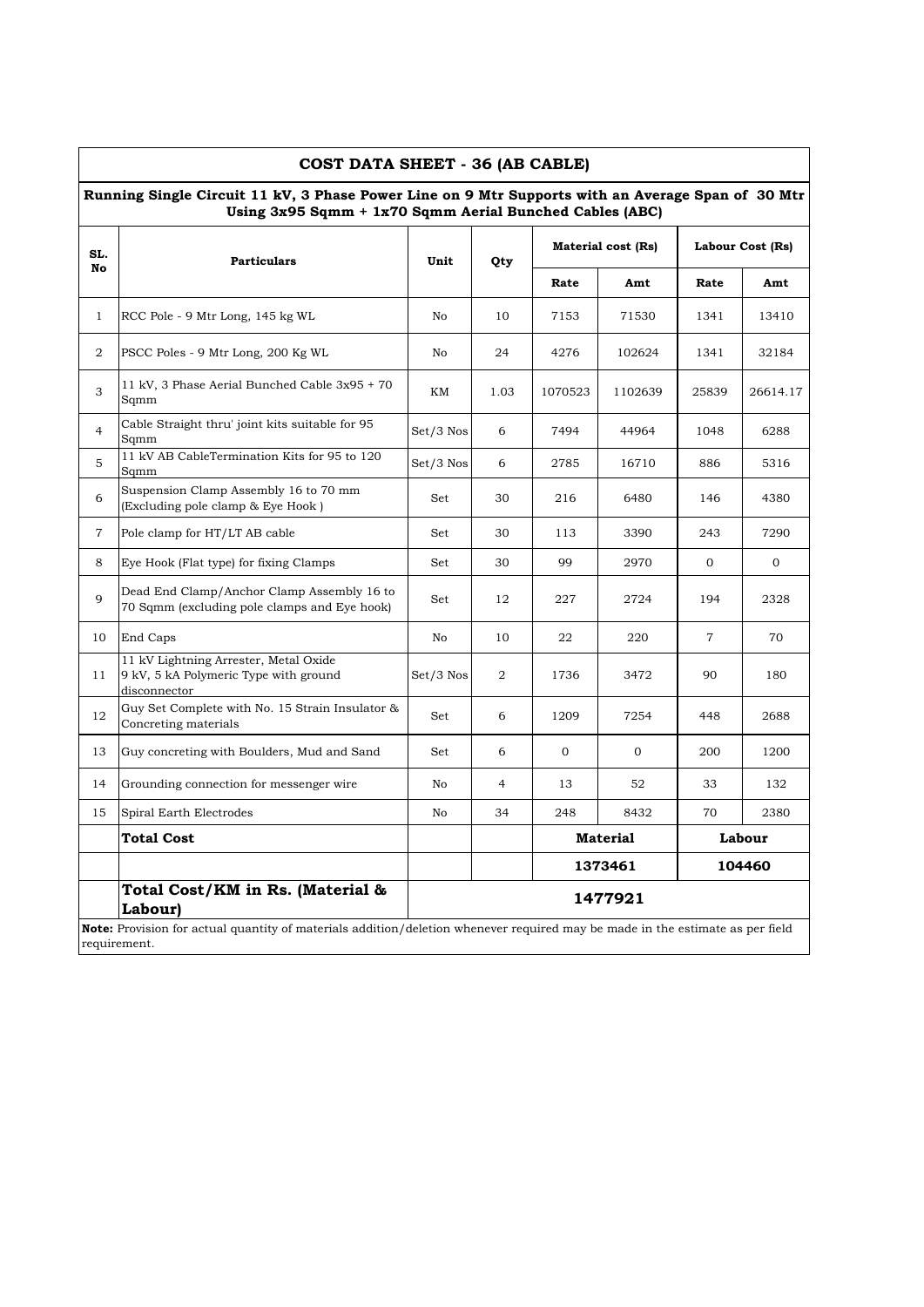## COST DATA SHEET - 36 (AB CABLE)

**Running Single Circuit 11 kV, 3 Phase Power Line on 9 Mtr Supports with an Average Span of 30 Mtr Using 3x95 Sqmm + 1x70 Sqmm Aerial Bunched Cables (ABC)**

| SL. No | Particulars | Unit | Qty | Material cost (Rs) | | Labour Cost (Rs) | |
|---|---|---|---|---|---|---|---|
| | | | | Rate | Amt | Rate | Amt |
| 1 | RCC Pole - 9 Mtr Long, 145 kg WL | No | 10 | 7153 | 71530 | 1341 | 13410 |
| 2 | PSCC Poles - 9 Mtr Long, 200 Kg WL | No | 24 | 4276 | 102624 | 1341 | 32184 |
| 3 | 11 kV, 3 Phase Aerial Bunched Cable 3x95 + 70 Sqmm | KM | 1.03 | 1070523 | 1102639 | 25839 | 26614.17 |
| 4 | Cable Straight thru' joint kits suitable for 95 Sqmm | Set/3 Nos | 6 | 7494 | 44964 | 1048 | 6288 |
| 5 | 11 kV AB CableTermination Kits for 95 to 120 Sqmm | Set/3 Nos | 6 | 2785 | 16710 | 886 | 5316 |
| 6 | Suspension Clamp Assembly 16 to 70 mm (Excluding pole clamp & Eye Hook ) | Set | 30 | 216 | 6480 | 146 | 4380 |
| 7 | Pole clamp for HT/LT AB cable | Set | 30 | 113 | 3390 | 243 | 7290 |
| 8 | Eye Hook (Flat type) for fixing Clamps | Set | 30 | 99 | 2970 | 0 | 0 |
| 9 | Dead End Clamp/Anchor Clamp Assembly 16 to 70 Sqmm (excluding pole clamps and Eye hook) | Set | 12 | 227 | 2724 | 194 | 2328 |
| 10 | End Caps | No | 10 | 22 | 220 | 7 | 70 |
| 11 | 11 kV Lightning Arrester, Metal Oxide 9 kV, 5 kA Polymeric Type with ground disconnector | Set/3 Nos | 2 | 1736 | 3472 | 90 | 180 |
| 12 | Guy Set Complete with No. 15 Strain Insulator & Concreting materials | Set | 6 | 1209 | 7254 | 448 | 2688 |
| 13 | Guy concreting with Boulders, Mud and Sand | Set | 6 | 0 | 0 | 200 | 1200 |
| 14 | Grounding connection for messenger wire | No | 4 | 13 | 52 | 33 | 132 |
| 15 | Spiral Earth Electrodes | No | 34 | 248 | 8432 | 70 | 2380 |
| | **Total Cost** | | | **Material** | | **Labour** | |
| | | | | **1373461** | | **104460** | |
| | **Total Cost/KM in Rs. (Material & Labour)** | **1477921** | | | | | |

**Note:** Provision for actual quantity of materials addition/deletion whenever required may be made in the estimate as per field requirement.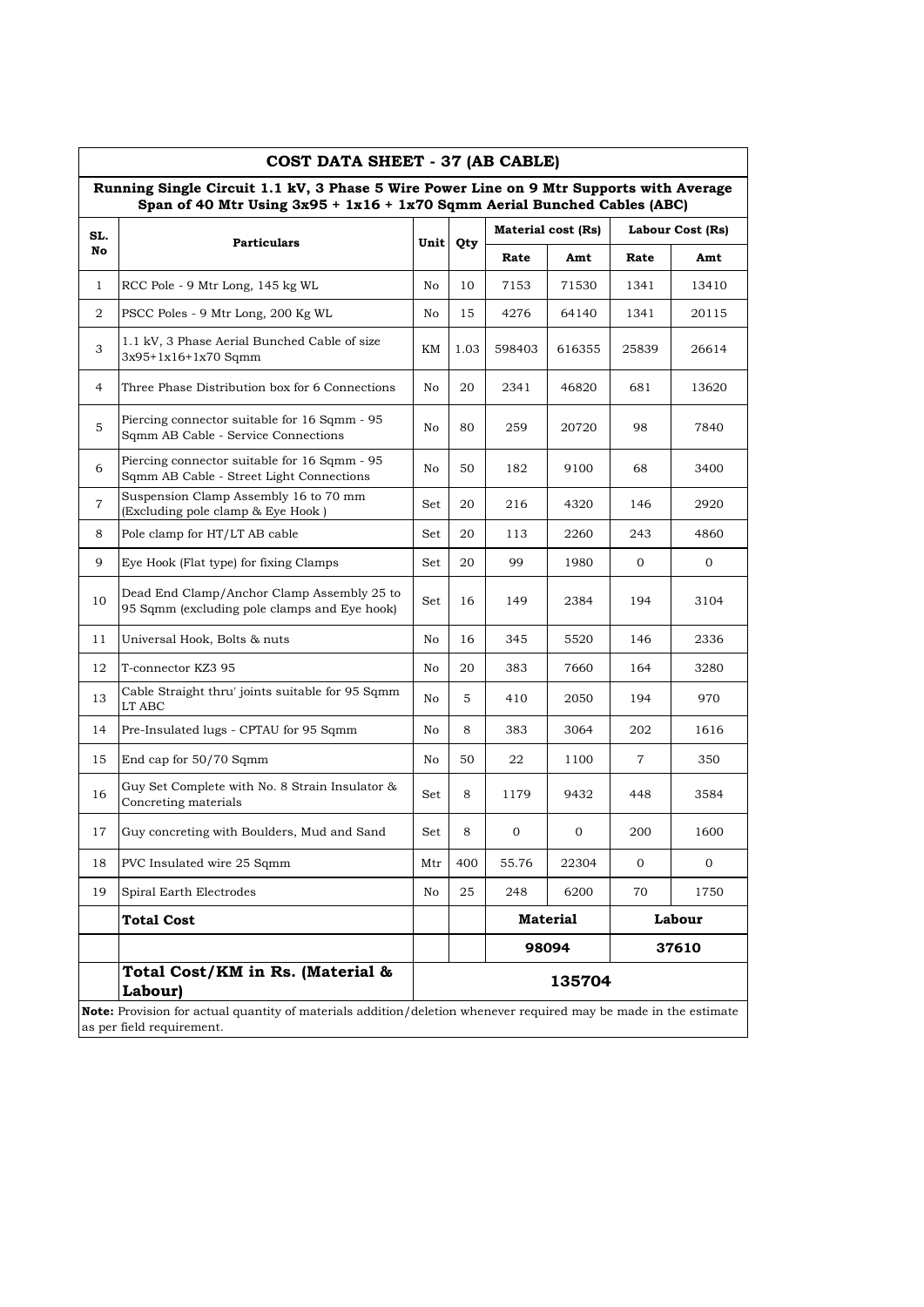## COST DATA SHEET - 37 (AB CABLE)

### Running Single Circuit 1.1 kV, 3 Phase 5 Wire Power Line on 9 Mtr Supports with Average Span of 40 Mtr Using 3x95 + 1x16 + 1x70 Sqmm Aerial Bunched Cables (ABC)

| SL. No | Particulars | Unit | Qty | Material cost (Rs) | | Labour Cost (Rs) | |
|---|---|---|---|---|---|---|---|
| | | | | Rate | Amt | Rate | Amt |
| 1 | RCC Pole - 9 Mtr Long, 145 kg WL | No | 10 | 7153 | 71530 | 1341 | 13410 |
| 2 | PSCC Poles - 9 Mtr Long, 200 Kg WL | No | 15 | 4276 | 64140 | 1341 | 20115 |
| 3 | 1.1 kV, 3 Phase Aerial Bunched Cable of size 3x95+1x16+1x70 Sqmm | KM | 1.03 | 598403 | 616355 | 25839 | 26614 |
| 4 | Three Phase Distribution box for 6 Connections | No | 20 | 2341 | 46820 | 681 | 13620 |
| 5 | Piercing connector suitable for 16 Sqmm - 95 Sqmm AB Cable - Service Connections | No | 80 | 259 | 20720 | 98 | 7840 |
| 6 | Piercing connector suitable for 16 Sqmm - 95 Sqmm AB Cable - Street Light Connections | No | 50 | 182 | 9100 | 68 | 3400 |
| 7 | Suspension Clamp Assembly 16 to 70 mm (Excluding pole clamp & Eye Hook ) | Set | 20 | 216 | 4320 | 146 | 2920 |
| 8 | Pole clamp for HT/LT AB cable | Set | 20 | 113 | 2260 | 243 | 4860 |
| 9 | Eye Hook (Flat type) for fixing Clamps | Set | 20 | 99 | 1980 | 0 | 0 |
| 10 | Dead End Clamp/Anchor Clamp Assembly 25 to 95 Sqmm (excluding pole clamps and Eye hook) | Set | 16 | 149 | 2384 | 194 | 3104 |
| 11 | Universal Hook, Bolts & nuts | No | 16 | 345 | 5520 | 146 | 2336 |
| 12 | T-connector KZ3 95 | No | 20 | 383 | 7660 | 164 | 3280 |
| 13 | Cable Straight thru' joints suitable for 95 Sqmm LT ABC | No | 5 | 410 | 2050 | 194 | 970 |
| 14 | Pre-Insulated lugs - CPTAU for 95 Sqmm | No | 8 | 383 | 3064 | 202 | 1616 |
| 15 | End cap for 50/70 Sqmm | No | 50 | 22 | 1100 | 7 | 350 |
| 16 | Guy Set Complete with No. 8 Strain Insulator & Concreting materials | Set | 8 | 1179 | 9432 | 448 | 3584 |
| 17 | Guy concreting with Boulders, Mud and Sand | Set | 8 | 0 | 0 | 200 | 1600 |
| 18 | PVC Insulated wire 25 Sqmm | Mtr | 400 | 55.76 | 22304 | 0 | 0 |
| 19 | Spiral Earth Electrodes | No | 25 | 248 | 6200 | 70 | 1750 |
| | **Total Cost** | | | **Material** | | **Labour** | |
| | | | | **98094** | | **37610** | |
| | **Total Cost/KM in Rs. (Material & Labour)** | **135704** | | | | | |

**Note:** Provision for actual quantity of materials addition/deletion whenever required may be made in the estimate as per field requirement.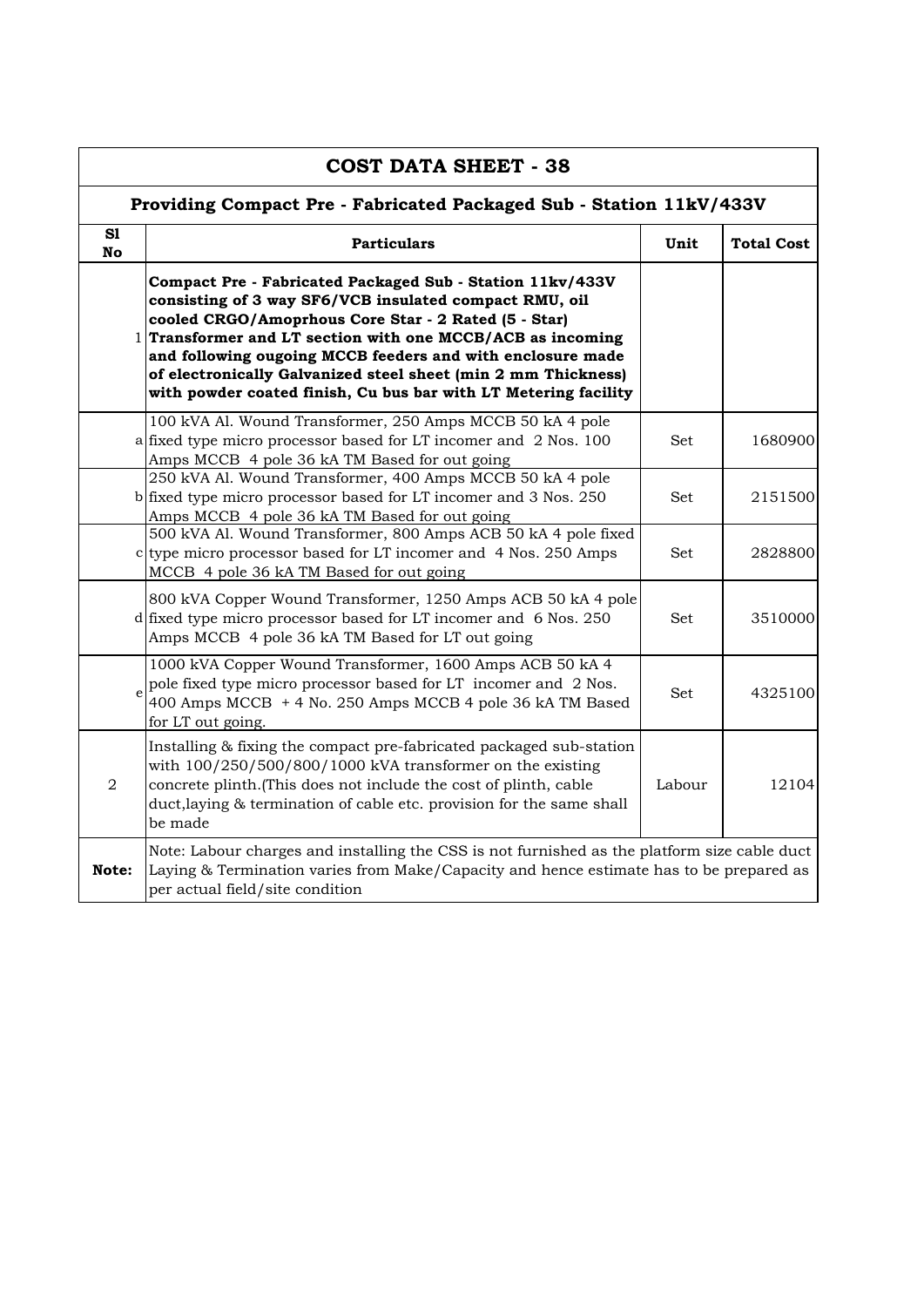## COST DATA SHEET - 38

### Providing Compact Pre - Fabricated Packaged Sub - Station 11kV/433V

| Sl No | | Particulars | Unit | Total Cost |
|---|---|---|---|---|
| 1 | | **Compact Pre - Fabricated Packaged Sub - Station 11kv/433V consisting of 3 way SF6/VCB insulated compact RMU, oil cooled CRGO/Amoprhous Core Star - 2 Rated (5 - Star) Transformer and LT section with one MCCB/ACB as incoming and following ougoing MCCB feeders and with enclosure made of electronically Galvanized steel sheet (min 2 mm Thickness) with powder coated finish, Cu bus bar with LT Metering facility** | | |
| | a | 100 kVA Al. Wound Transformer, 250 Amps MCCB 50 kA 4 pole fixed type micro processor based for LT incomer and 2 Nos. 100 Amps MCCB 4 pole 36 kA TM Based for out going | Set | 1680900 |
| | b | 250 kVA Al. Wound Transformer, 400 Amps MCCB 50 kA 4 pole fixed type micro processor based for LT incomer and 3 Nos. 250 Amps MCCB 4 pole 36 kA TM Based for out going | Set | 2151500 |
| | c | 500 kVA Al. Wound Transformer, 800 Amps ACB 50 kA 4 pole fixed type micro processor based for LT incomer and 4 Nos. 250 Amps MCCB 4 pole 36 kA TM Based for out going | Set | 2828800 |
| | d | 800 kVA Copper Wound Transformer, 1250 Amps ACB 50 kA 4 pole fixed type micro processor based for LT incomer and 6 Nos. 250 Amps MCCB 4 pole 36 kA TM Based for LT out going | Set | 3510000 |
| | e | 1000 kVA Copper Wound Transformer, 1600 Amps ACB 50 kA 4 pole fixed type micro processor based for LT incomer and 2 Nos. 400 Amps MCCB + 4 No. 250 Amps MCCB 4 pole 36 kA TM Based for LT out going. | Set | 4325100 |
| 2 | | Installing & fixing the compact pre-fabricated packaged sub-station with 100/250/500/800/1000 kVA transformer on the existing concrete plinth.(This does not include the cost of plinth, cable duct,laying & termination of cable etc. provision for the same shall be made | Labour | 12104 |
| **Note:** | | Note: Labour charges and installing the CSS is not furnished as the platform size cable duct Laying & Termination varies from Make/Capacity and hence estimate has to be prepared as per actual field/site condition | | |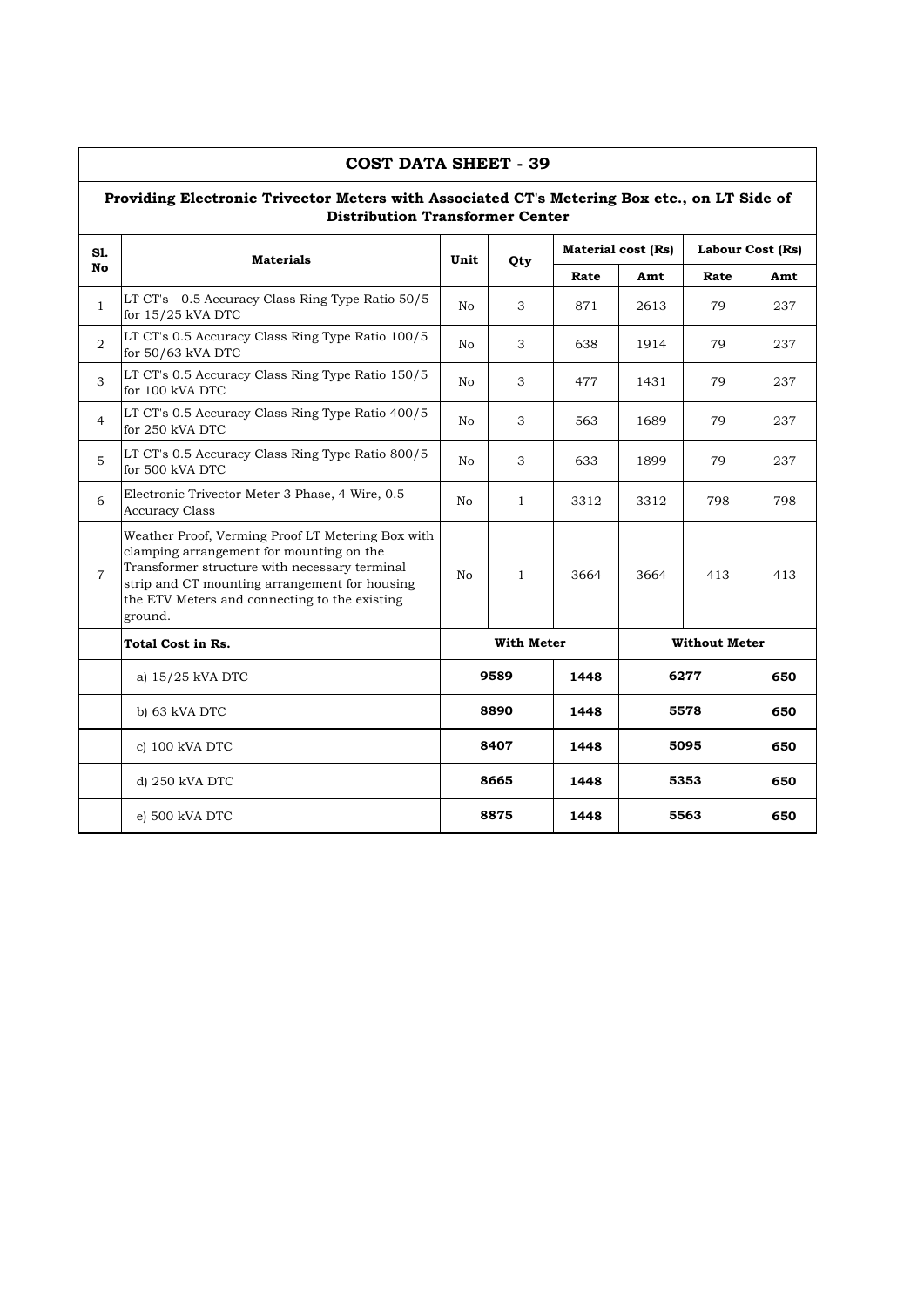## COST DATA SHEET - 39

### Providing Electronic Trivector Meters with Associated CT's Metering Box etc., on LT Side of Distribution Transformer Center

| Sl. No | Materials | Unit | Qty | Material cost (Rs) | | Labour Cost (Rs) | |
|---|---|---|---|---|---|---|---|
| | | | | Rate | Amt | Rate | Amt |
| 1 | LT CT's - 0.5 Accuracy Class Ring Type Ratio 50/5 for 15/25 kVA DTC | No | 3 | 871 | 2613 | 79 | 237 |
| 2 | LT CT's 0.5 Accuracy Class Ring Type Ratio 100/5 for 50/63 kVA DTC | No | 3 | 638 | 1914 | 79 | 237 |
| 3 | LT CT's 0.5 Accuracy Class Ring Type Ratio 150/5 for 100 kVA DTC | No | 3 | 477 | 1431 | 79 | 237 |
| 4 | LT CT's 0.5 Accuracy Class Ring Type Ratio 400/5 for 250 kVA DTC | No | 3 | 563 | 1689 | 79 | 237 |
| 5 | LT CT's 0.5 Accuracy Class Ring Type Ratio 800/5 for 500 kVA DTC | No | 3 | 633 | 1899 | 79 | 237 |
| 6 | Electronic Trivector Meter 3 Phase, 4 Wire, 0.5 Accuracy Class | No | 1 | 3312 | 3312 | 798 | 798 |
| 7 | Weather Proof, Verming Proof LT Metering Box with clamping arrangement for mounting on the Transformer structure with necessary terminal strip and CT mounting arrangement for housing the ETV Meters and connecting to the existing ground. | No | 1 | 3664 | 3664 | 413 | 413 |
| | **Total Cost in Rs.** | **With Meter** | | | **Without Meter** | | |
| | a) 15/25 kVA DTC | **9589** | | **1448** | **6277** | | **650** |
| | b) 63 kVA DTC | **8890** | | **1448** | **5578** | | **650** |
| | c) 100 kVA DTC | **8407** | | **1448** | **5095** | | **650** |
| | d) 250 kVA DTC | **8665** | | **1448** | **5353** | | **650** |
| | e) 500 kVA DTC | **8875** | | **1448** | **5563** | | **650** |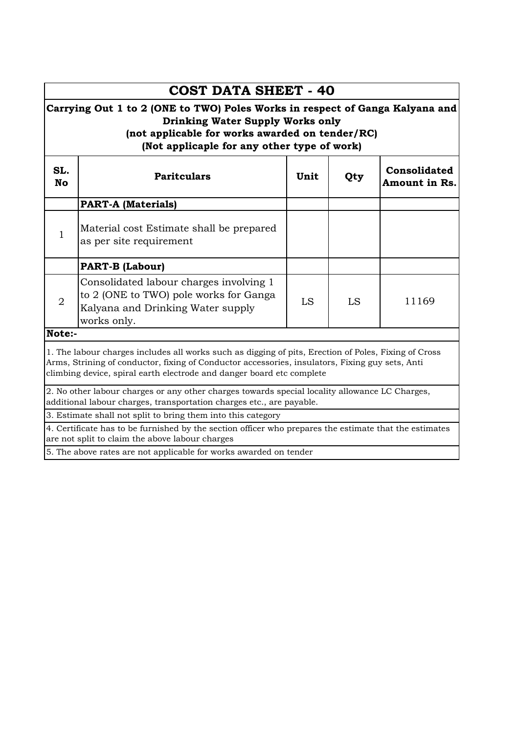# COST DATA SHEET - 40

**Carrying Out 1 to 2 (ONE to TWO) Poles Works in respect of Ganga Kalyana and Drinking Water Supply Works only**
**(not applicable for works awarded on tender/RC)**
**(Not applicaple for any other type of work)**

| SL. No | Paritculars | Unit | Qty | Consolidated Amount in Rs. |
|---|---|---|---|---|
| | **PART-A (Materials)** | | | |
| 1 | Material cost Estimate shall be prepared as per site requirement | | | |
| | **PART-B (Labour)** | | | |
| 2 | Consolidated labour charges involving 1 to 2 (ONE to TWO) pole works for Ganga Kalyana and Drinking Water supply works only. | LS | LS | 11169 |

**Note:-**

1. The labour charges includes all works such as digging of pits, Erection of Poles, Fixing of Cross Arms, Strining of conductor, fixing of Conductor accessories, insulators, Fixing guy sets, Anti climbing device, spiral earth electrode and danger board etc complete
2. No other labour charges or any other charges towards special locality allowance LC Charges, additional labour charges, transportation charges etc., are payable.
3. Estimate shall not split to bring them into this category
4. Certificate has to be furnished by the section officer who prepares the estimate that the estimates are not split to claim the above labour charges
5. The above rates are not applicable for works awarded on tender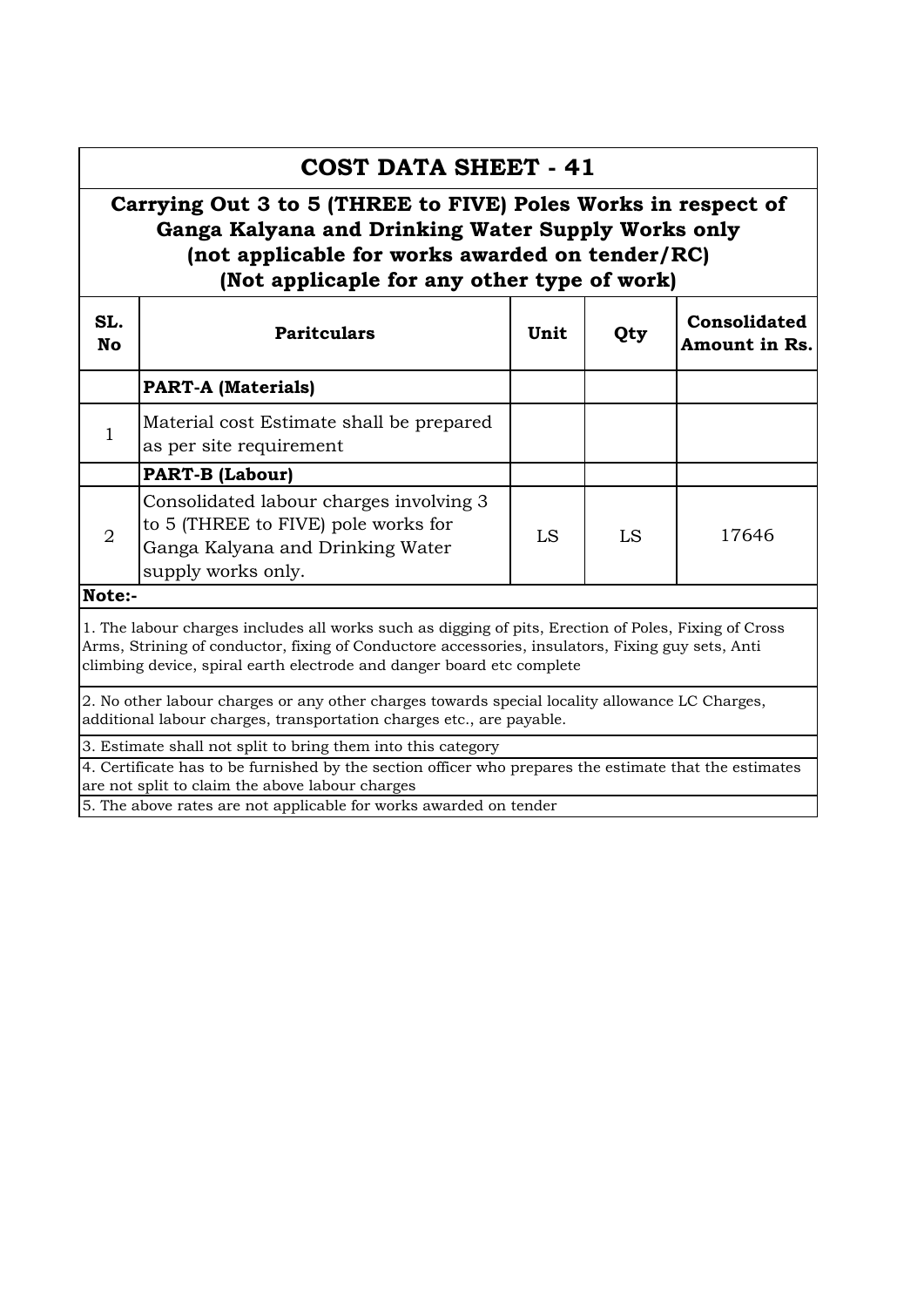# COST DATA SHEET - 41

## Carrying Out 3 to 5 (THREE to FIVE) Poles Works in respect of Ganga Kalyana and Drinking Water Supply Works only (not applicable for works awarded on tender/RC) (Not applicape for any other type of work)

| SL. No | Paritculars | Unit | Qty | Consolidated Amount in Rs. |
|---|---|---|---|---|
| | **PART-A (Materials)** | | | |
| 1 | Material cost Estimate shall be prepared as per site requirement | | | |
| | **PART-B (Labour)** | | | |
| 2 | Consolidated labour charges involving 3 to 5 (THREE to FIVE) pole works for Ganga Kalyana and Drinking Water supply works only. | LS | LS | 17646 |

**Note:-**

1. The labour charges includes all works such as digging of pits, Erection of Poles, Fixing of Cross Arms, Strining of conductor, fixing of Conductore accessories, insulators, Fixing guy sets, Anti climbing device, spiral earth electrode and danger board etc complete
2. No other labour charges or any other charges towards special locality allowance LC Charges, additional labour charges, transportation charges etc., are payable.
3. Estimate shall not split to bring them into this category
4. Certificate has to be furnished by the section officer who prepares the estimate that the estimates are not split to claim the above labour charges
5. The above rates are not applicable for works awarded on tender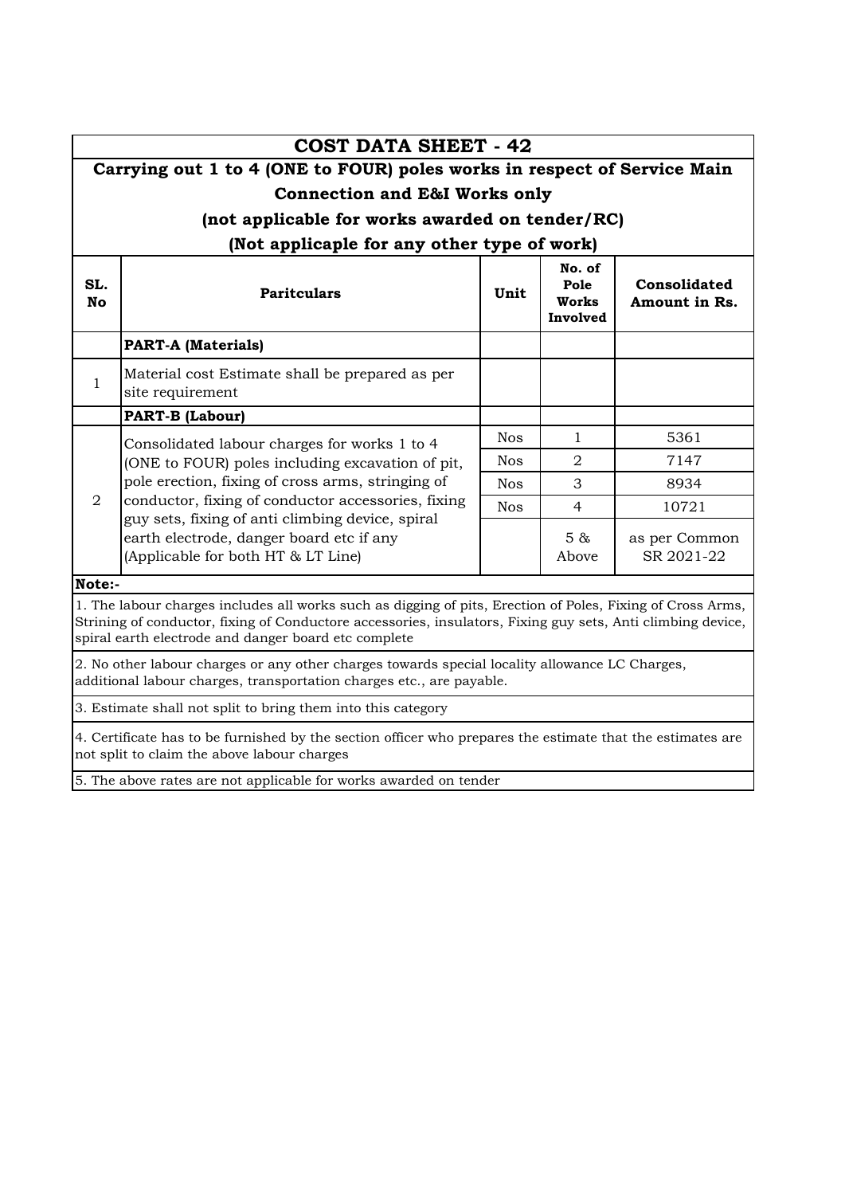# COST DATA SHEET - 42

## Carrying out 1 to 4 (ONE to FOUR) poles works in respect of Service Main Connection and E&I Works only

### (not applicable for works awarded on tender/RC)

### (Not applicapble for any other type of work)

| SL. No | Paritculars | Unit | No. of Pole Works Involved | Consolidated Amount in Rs. |
|---|---|---|---|---|
| | **PART-A (Materials)** | | | |
| 1 | Material cost Estimate shall be prepared as per site requirement | | | |
| | **PART-B (Labour)** | | | |
| 2 | Consolidated labour charges for works 1 to 4 (ONE to FOUR) poles including excavation of pit, pole erection, fixing of cross arms, stringing of conductor, fixing of conductor accessories, fixing guy sets, fixing of anti climbing device, spiral earth electrode, danger board etc if any (Applicable for both HT & LT Line) | Nos | 1 | 5361 |
| | | Nos | 2 | 7147 |
| | | Nos | 3 | 8934 |
| | | Nos | 4 | 10721 |
| | | | 5 & Above | as per Common SR 2021-22 |

**Note:-**

1. The labour charges includes all works such as digging of pits, Erection of Poles, Fixing of Cross Arms, Strining of conductor, fixing of Conductore accessories, insulators, Fixing guy sets, Anti climbing device, spiral earth electrode and danger board etc complete
2. No other labour charges or any other charges towards special locality allowance LC Charges, additional labour charges, transportation charges etc., are payable.
3. Estimate shall not split to bring them into this category
4. Certificate has to be furnished by the section officer who prepares the estimate that the estimates are not split to claim the above labour charges
5. The above rates are not applicable for works awarded on tender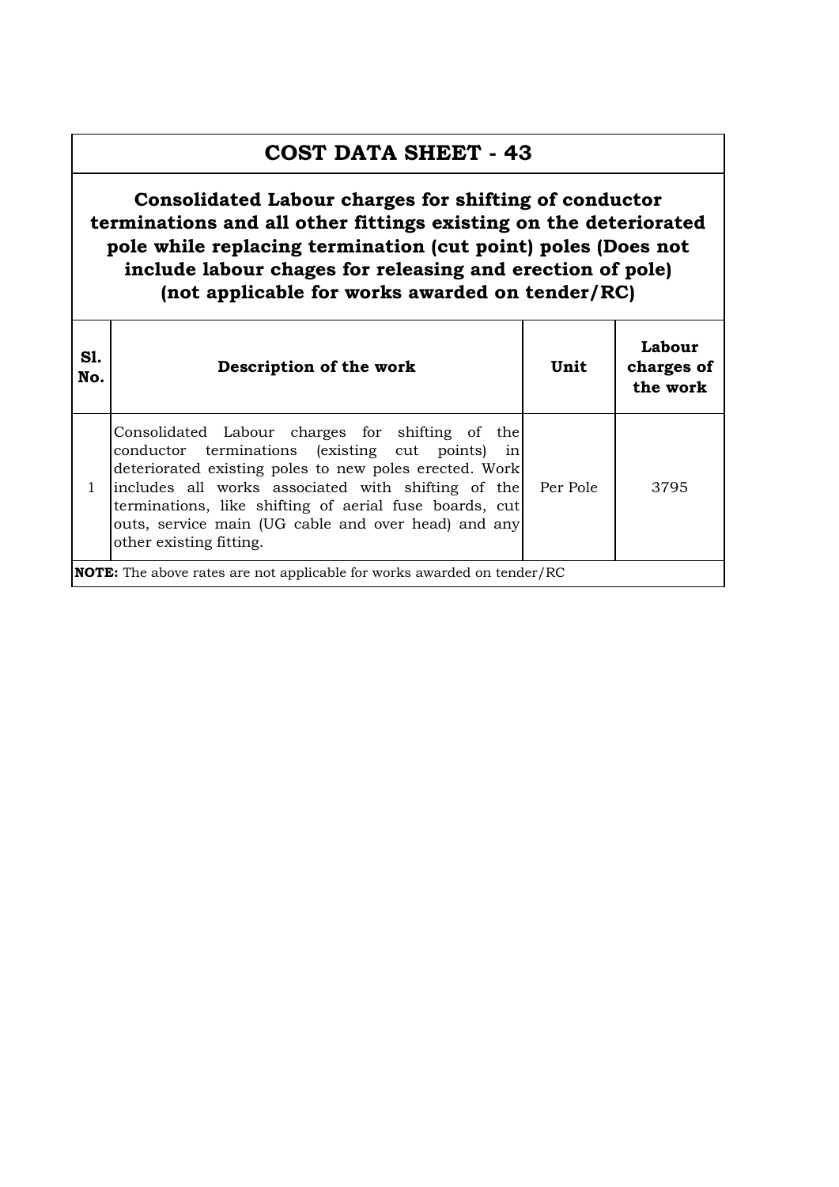# COST DATA SHEET - 43

## Consolidated Labour charges for shifting of conductor terminations and all other fittings existing on the deteriorated pole while replacing termination (cut point) poles (Does not include labour chages for releasing and erection of pole) (not applicable for works awarded on tender/RC)

| Sl. No. | Description of the work | Unit | Labour charges of the work |
|---|---|---|---|
| 1 | Consolidated Labour charges for shifting of the conductor terminations (existing cut points) in deteriorated existing poles to new poles erected. Work includes all works associated with shifting of the terminations, like shifting of aerial fuse boards, cut outs, service main (UG cable and over head) and any other existing fitting. | Per Pole | 3795 |

**NOTE:** The above rates are not applicable for works awarded on tender/RC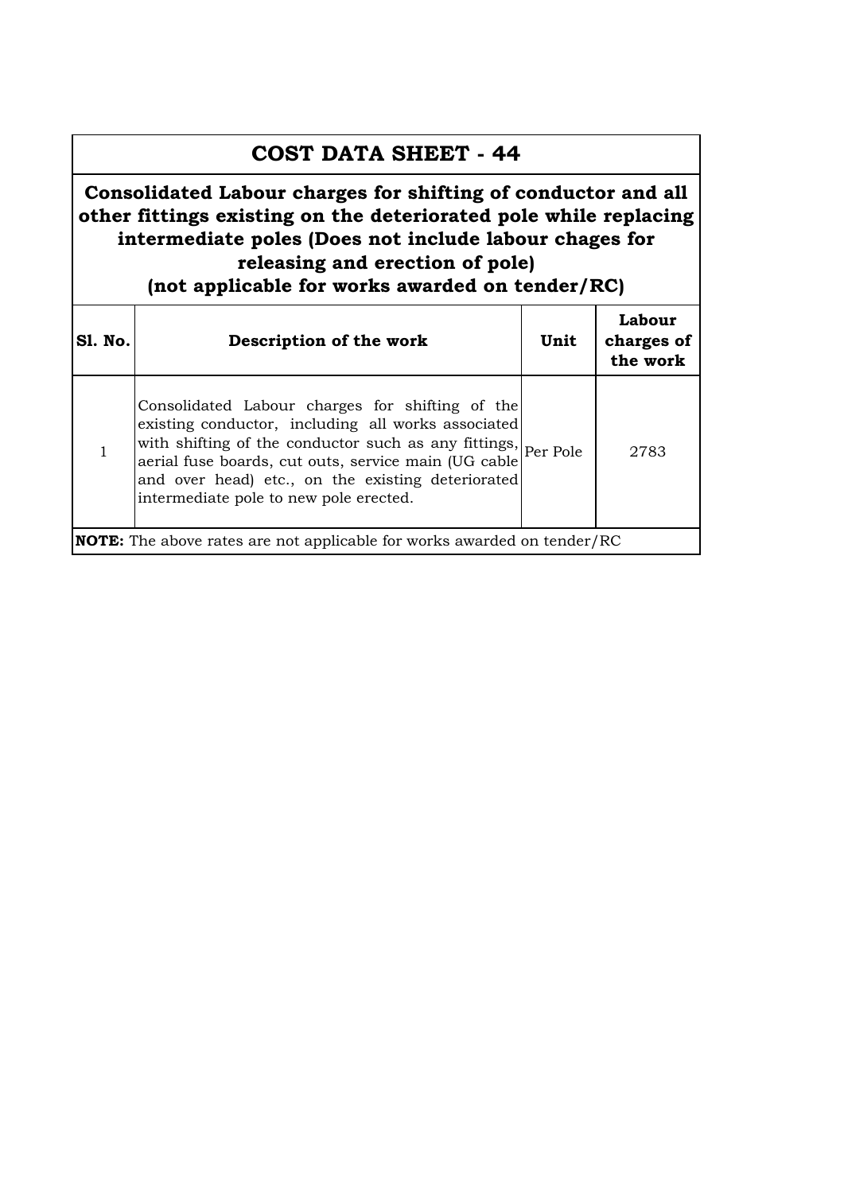# COST DATA SHEET - 44

**Consolidated Labour charges for shifting of conductor and all other fittings existing on the deteriorated pole while replacing intermediate poles (Does not include labour chages for releasing and erection of pole)**
**(not applicable for works awarded on tender/RC)**

| Sl. No. | Description of the work | Unit | Labour charges of the work |
|---|---|---|---|
| 1 | Consolidated Labour charges for shifting of the existing conductor, including all works associated with shifting of the conductor such as any fittings, aerial fuse boards, cut outs, service main (UG cable and over head) etc., on the existing deteriorated intermediate pole to new pole erected. | Per Pole | 2783 |

**NOTE:** The above rates are not applicable for works awarded on tender/RC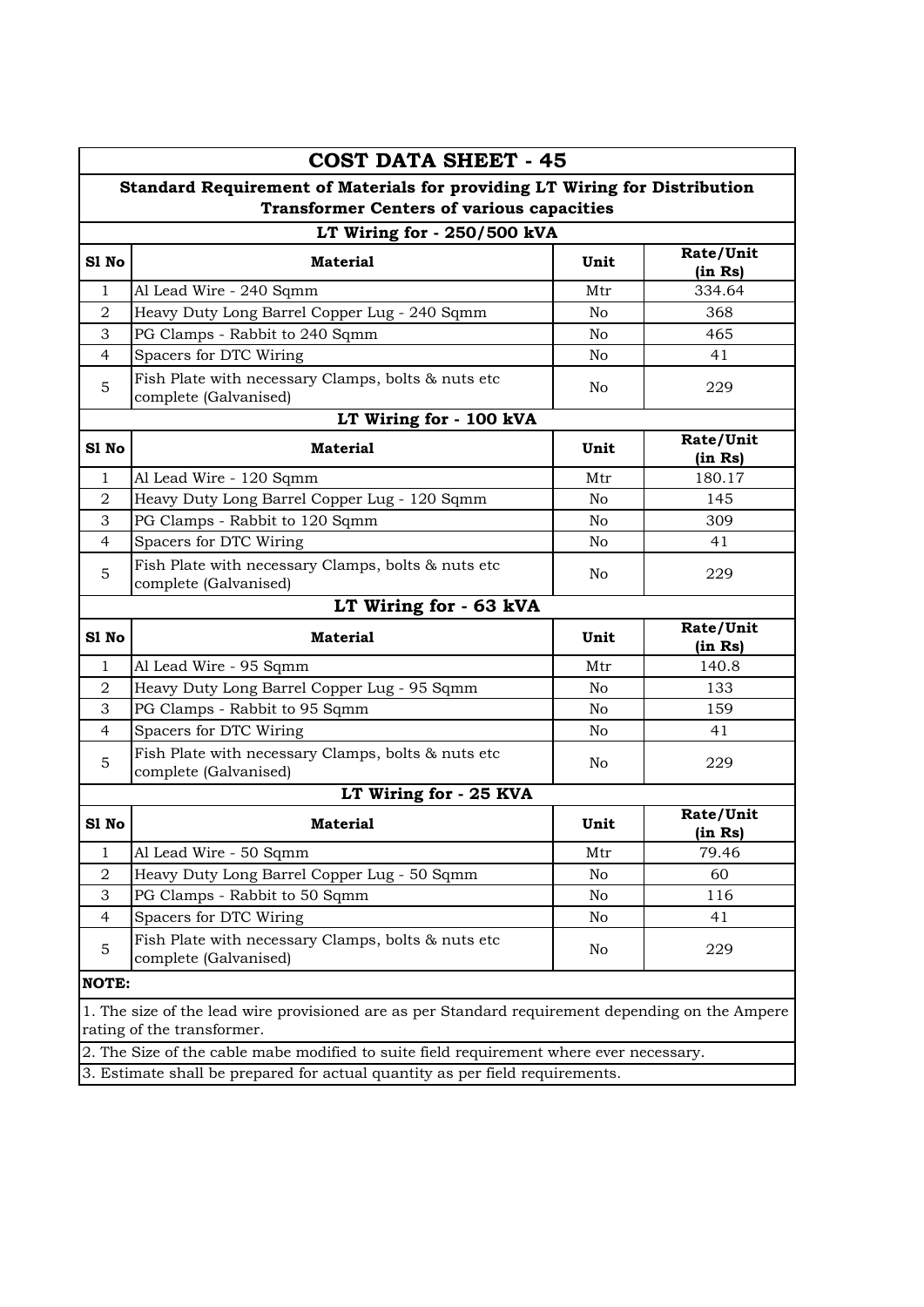# COST DATA SHEET - 45

## Standard Requirement of Materials for providing LT Wiring for Distribution Transformer Centers of various capacities

### LT Wiring for - 250/500 kVA

| Sl No | Material | Unit | Rate/Unit (in Rs) |
|---|---|---|---|
| 1 | Al Lead Wire - 240 Sqmm | Mtr | 334.64 |
| 2 | Heavy Duty Long Barrel Copper Lug - 240 Sqmm | No | 368 |
| 3 | PG Clamps - Rabbit to 240 Sqmm | No | 465 |
| 4 | Spacers for DTC Wiring | No | 41 |
| 5 | Fish Plate with necessary Clamps, bolts & nuts etc complete (Galvanised) | No | 229 |

### LT Wiring for - 100 kVA

| Sl No | Material | Unit | Rate/Unit (in Rs) |
|---|---|---|---|
| 1 | Al Lead Wire - 120 Sqmm | Mtr | 180.17 |
| 2 | Heavy Duty Long Barrel Copper Lug - 120 Sqmm | No | 145 |
| 3 | PG Clamps - Rabbit to 120 Sqmm | No | 309 |
| 4 | Spacers for DTC Wiring | No | 41 |
| 5 | Fish Plate with necessary Clamps, bolts & nuts etc complete (Galvanised) | No | 229 |

### LT Wiring for - 63 kVA

| Sl No | Material | Unit | Rate/Unit (in Rs) |
|---|---|---|---|
| 1 | Al Lead Wire - 95 Sqmm | Mtr | 140.8 |
| 2 | Heavy Duty Long Barrel Copper Lug - 95 Sqmm | No | 133 |
| 3 | PG Clamps - Rabbit to 95 Sqmm | No | 159 |
| 4 | Spacers for DTC Wiring | No | 41 |
| 5 | Fish Plate with necessary Clamps, bolts & nuts etc complete (Galvanised) | No | 229 |

### LT Wiring for - 25 KVA

| Sl No | Material | Unit | Rate/Unit (in Rs) |
|---|---|---|---|
| 1 | Al Lead Wire - 50 Sqmm | Mtr | 79.46 |
| 2 | Heavy Duty Long Barrel Copper Lug - 50 Sqmm | No | 60 |
| 3 | PG Clamps - Rabbit to 50 Sqmm | No | 116 |
| 4 | Spacers for DTC Wiring | No | 41 |
| 5 | Fish Plate with necessary Clamps, bolts & nuts etc complete (Galvanised) | No | 229 |

**NOTE:**

1. The size of the lead wire provisioned are as per Standard requirement depending on the Ampere rating of the transformer.
2. The Size of the cable mabe modified to suite field requirement where ever necessary.
3. Estimate shall be prepared for actual quantity as per field requirements.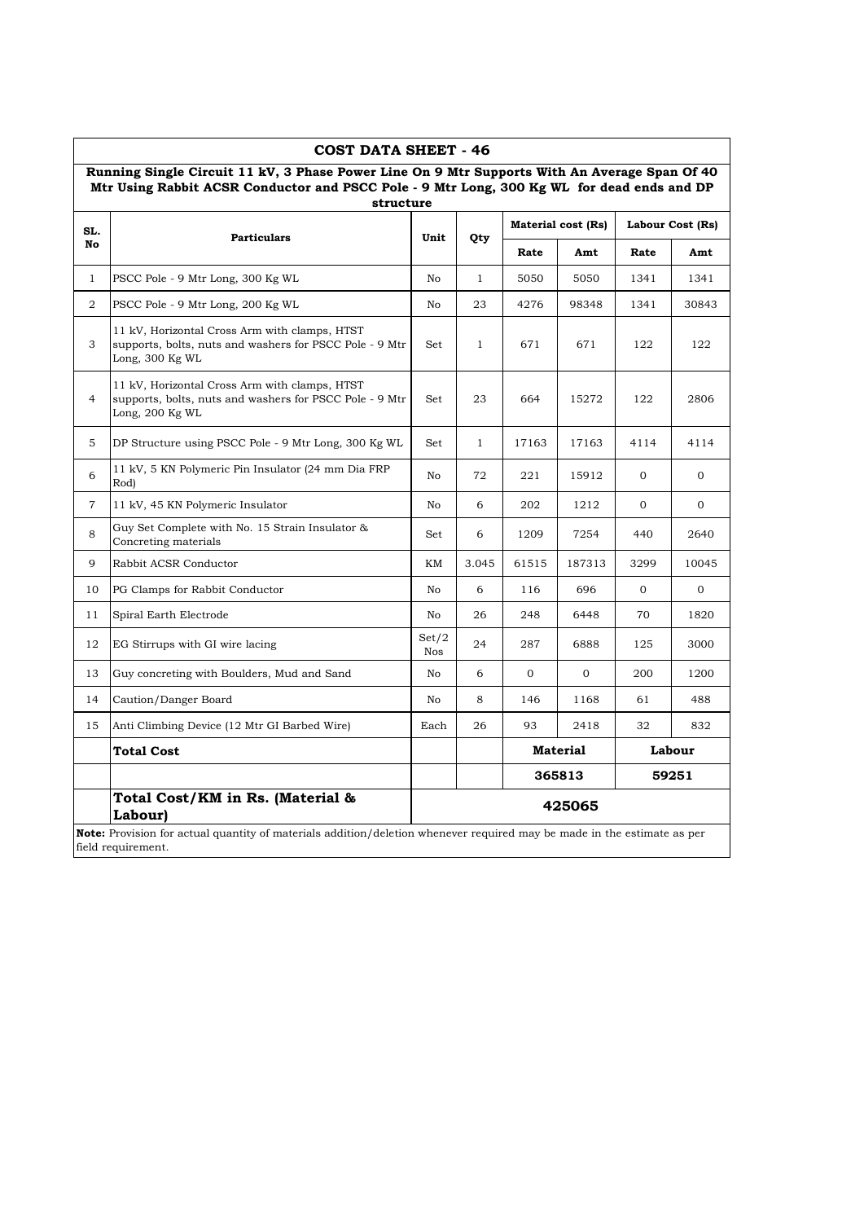## COST DATA SHEET - 46

**Running Single Circuit 11 kV, 3 Phase Power Line On 9 Mtr Supports With An Average Span Of 40 Mtr Using Rabbit ACSR Conductor and PSCC Pole - 9 Mtr Long, 300 Kg WL for dead ends and DP structure**

| SL. No | Particulars | Unit | Qty | Material cost (Rs) | | Labour Cost (Rs) | |
|---|---|---|---|---|---|---|---|
| | | | | Rate | Amt | Rate | Amt |
| 1 | PSCC Pole - 9 Mtr Long, 300 Kg WL | No | 1 | 5050 | 5050 | 1341 | 1341 |
| 2 | PSCC Pole - 9 Mtr Long, 200 Kg WL | No | 23 | 4276 | 98348 | 1341 | 30843 |
| 3 | 11 kV, Horizontal Cross Arm with clamps, HTST supports, bolts, nuts and washers for PSCC Pole - 9 Mtr Long, 300 Kg WL | Set | 1 | 671 | 671 | 122 | 122 |
| 4 | 11 kV, Horizontal Cross Arm with clamps, HTST supports, bolts, nuts and washers for PSCC Pole - 9 Mtr Long, 200 Kg WL | Set | 23 | 664 | 15272 | 122 | 2806 |
| 5 | DP Structure using PSCC Pole - 9 Mtr Long, 300 Kg WL | Set | 1 | 17163 | 17163 | 4114 | 4114 |
| 6 | 11 kV, 5 KN Polymeric Pin Insulator (24 mm Dia FRP Rod) | No | 72 | 221 | 15912 | 0 | 0 |
| 7 | 11 kV, 45 KN Polymeric Insulator | No | 6 | 202 | 1212 | 0 | 0 |
| 8 | Guy Set Complete with No. 15 Strain Insulator & Concreting materials | Set | 6 | 1209 | 7254 | 440 | 2640 |
| 9 | Rabbit ACSR Conductor | KM | 3.045 | 61515 | 187313 | 3299 | 10045 |
| 10 | PG Clamps for Rabbit Conductor | No | 6 | 116 | 696 | 0 | 0 |
| 11 | Spiral Earth Electrode | No | 26 | 248 | 6448 | 70 | 1820 |
| 12 | EG Stirrups with GI wire lacing | Set/2 Nos | 24 | 287 | 6888 | 125 | 3000 |
| 13 | Guy concreting with Boulders, Mud and Sand | No | 6 | 0 | 0 | 200 | 1200 |
| 14 | Caution/Danger Board | No | 8 | 146 | 1168 | 61 | 488 |
| 15 | Anti Climbing Device (12 Mtr GI Barbed Wire) | Each | 26 | 93 | 2418 | 32 | 832 |
| | **Total Cost** | | | **Material** | | **Labour** | |
| | | | | **365813** | | **59251** | |
| | **Total Cost/KM in Rs. (Material & Labour)** | **425065** | | | | | |

**Note:** Provision for actual quantity of materials addition/deletion whenever required may be made in the estimate as per field requirement.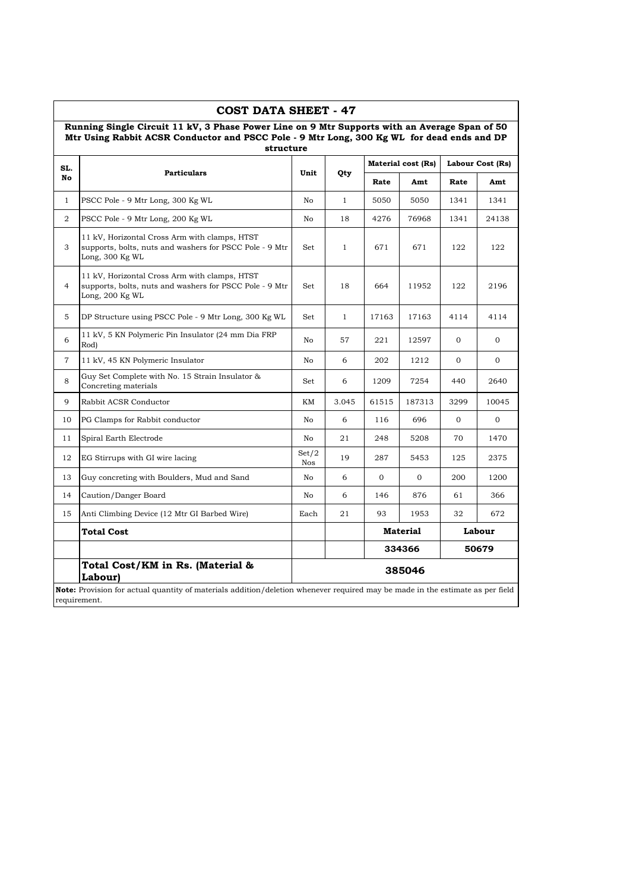# COST DATA SHEET - 47

**Running Single Circuit 11 kV, 3 Phase Power Line on 9 Mtr Supports with an Average Span of 50 Mtr Using Rabbit ACSR Conductor and PSCC Pole - 9 Mtr Long, 300 Kg WL for dead ends and DP structure**

| SL. No | Particulars | Unit | Qty | Material cost (Rs) | | Labour Cost (Rs) | |
|---|---|---|---|---|---|---|---|
| | | | | Rate | Amt | Rate | Amt |
| 1 | PSCC Pole - 9 Mtr Long, 300 Kg WL | No | 1 | 5050 | 5050 | 1341 | 1341 |
| 2 | PSCC Pole - 9 Mtr Long, 200 Kg WL | No | 18 | 4276 | 76968 | 1341 | 24138 |
| 3 | 11 kV, Horizontal Cross Arm with clamps, HTST supports, bolts, nuts and washers for PSCC Pole - 9 Mtr Long, 300 Kg WL | Set | 1 | 671 | 671 | 122 | 122 |
| 4 | 11 kV, Horizontal Cross Arm with clamps, HTST supports, bolts, nuts and washers for PSCC Pole - 9 Mtr Long, 200 Kg WL | Set | 18 | 664 | 11952 | 122 | 2196 |
| 5 | DP Structure using PSCC Pole - 9 Mtr Long, 300 Kg WL | Set | 1 | 17163 | 17163 | 4114 | 4114 |
| 6 | 11 kV, 5 KN Polymeric Pin Insulator (24 mm Dia FRP Rod) | No | 57 | 221 | 12597 | 0 | 0 |
| 7 | 11 kV, 45 KN Polymeric Insulator | No | 6 | 202 | 1212 | 0 | 0 |
| 8 | Guy Set Complete with No. 15 Strain Insulator & Concreting materials | Set | 6 | 1209 | 7254 | 440 | 2640 |
| 9 | Rabbit ACSR Conductor | KM | 3.045 | 61515 | 187313 | 3299 | 10045 |
| 10 | PG Clamps for Rabbit conductor | No | 6 | 116 | 696 | 0 | 0 |
| 11 | Spiral Earth Electrode | No | 21 | 248 | 5208 | 70 | 1470 |
| 12 | EG Stirrups with GI wire lacing | Set/2 Nos | 19 | 287 | 5453 | 125 | 2375 |
| 13 | Guy concreting with Boulders, Mud and Sand | No | 6 | 0 | 0 | 200 | 1200 |
| 14 | Caution/Danger Board | No | 6 | 146 | 876 | 61 | 366 |
| 15 | Anti Climbing Device (12 Mtr GI Barbed Wire) | Each | 21 | 93 | 1953 | 32 | 672 |
| | **Total Cost** | | | **Material** | | **Labour** | |
| | | | | **334366** | | **50679** | |
| | **Total Cost/KM in Rs. (Material & Labour)** | **385046** | | | | | |

**Note:** Provision for actual quantity of materials addition/deletion whenever required may be made in the estimate as per field requirement.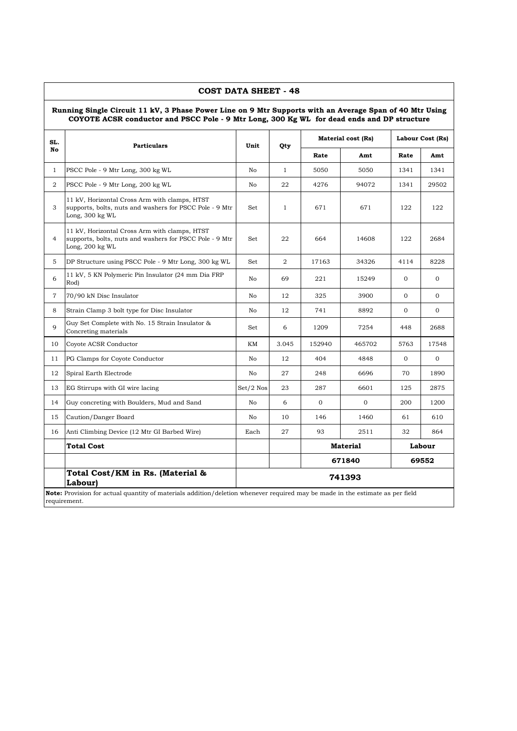## COST DATA SHEET - 48

**Running Single Circuit 11 kV, 3 Phase Power Line on 9 Mtr Supports with an Average Span of 40 Mtr Using COYOTE ACSR conductor and PSCC Pole - 9 Mtr Long, 300 Kg WL for dead ends and DP structure**

| SL. No | Particulars | Unit | Qty | Material cost (Rs) | | Labour Cost (Rs) | |
|---|---|---|---|---|---|---|---|
| | | | | Rate | Amt | Rate | Amt |
| 1 | PSCC Pole - 9 Mtr Long, 300 kg WL | No | 1 | 5050 | 5050 | 1341 | 1341 |
| 2 | PSCC Pole - 9 Mtr Long, 200 kg WL | No | 22 | 4276 | 94072 | 1341 | 29502 |
| 3 | 11 kV, Horizontal Cross Arm with clamps, HTST supports, bolts, nuts and washers for PSCC Pole - 9 Mtr Long, 300 kg WL | Set | 1 | 671 | 671 | 122 | 122 |
| 4 | 11 kV, Horizontal Cross Arm with clamps, HTST supports, bolts, nuts and washers for PSCC Pole - 9 Mtr Long, 200 kg WL | Set | 22 | 664 | 14608 | 122 | 2684 |
| 5 | DP Structure using PSCC Pole - 9 Mtr Long, 300 kg WL | Set | 2 | 17163 | 34326 | 4114 | 8228 |
| 6 | 11 kV, 5 KN Polymeric Pin Insulator (24 mm Dia FRP Rod) | No | 69 | 221 | 15249 | 0 | 0 |
| 7 | 70/90 kN Disc Insulator | No | 12 | 325 | 3900 | 0 | 0 |
| 8 | Strain Clamp 3 bolt type for Disc Insulator | No | 12 | 741 | 8892 | 0 | 0 |
| 9 | Guy Set Complete with No. 15 Strain Insulator & Concreting materials | Set | 6 | 1209 | 7254 | 448 | 2688 |
| 10 | Coyote ACSR Conductor | KM | 3.045 | 152940 | 465702 | 5763 | 17548 |
| 11 | PG Clamps for Coyote Conductor | No | 12 | 404 | 4848 | 0 | 0 |
| 12 | Spiral Earth Electrode | No | 27 | 248 | 6696 | 70 | 1890 |
| 13 | EG Stirrups with GI wire lacing | Set/2 Nos | 23 | 287 | 6601 | 125 | 2875 |
| 14 | Guy concreting with Boulders, Mud and Sand | No | 6 | 0 | 0 | 200 | 1200 |
| 15 | Caution/Danger Board | No | 10 | 146 | 1460 | 61 | 610 |
| 16 | Anti Climbing Device (12 Mtr GI Barbed Wire) | Each | 27 | 93 | 2511 | 32 | 864 |
| | **Total Cost** | | | **Material** | | **Labour** | |
| | | | | **671840** | | **69552** | |
| | **Total Cost/KM in Rs. (Material & Labour)** | **741393** | | | | | |

**Note:** Provision for actual quantity of materials addition/deletion whenever required may be made in the estimate as per field requirement.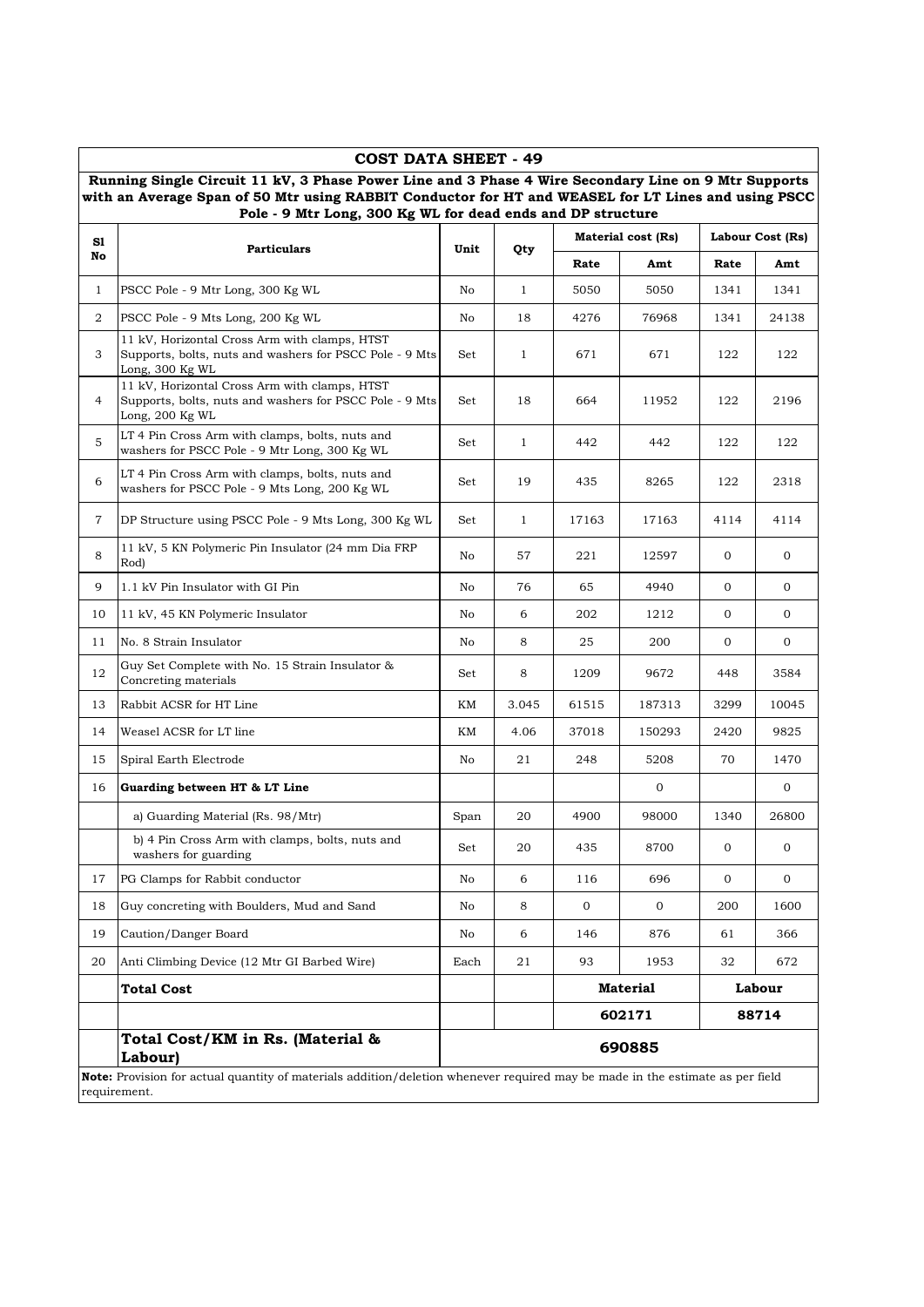# COST DATA SHEET - 49

**Running Single Circuit 11 kV, 3 Phase Power Line and 3 Phase 4 Wire Secondary Line on 9 Mtr Supports with an Average Span of 50 Mtr using RABBIT Conductor for HT and WEASEL for LT Lines and using PSCC Pole - 9 Mtr Long, 300 Kg WL for dead ends and DP structure**

| Sl No | Particulars | Unit | Qty | Material cost (Rs) | | Labour Cost (Rs) | |
|---|---|---|---|---|---|---|---|
| | | | | Rate | Amt | Rate | Amt |
| 1 | PSCC Pole - 9 Mtr Long, 300 Kg WL | No | 1 | 5050 | 5050 | 1341 | 1341 |
| 2 | PSCC Pole - 9 Mts Long, 200 Kg WL | No | 18 | 4276 | 76968 | 1341 | 24138 |
| 3 | 11 kV, Horizontal Cross Arm with clamps, HTST Supports, bolts, nuts and washers for PSCC Pole - 9 Mts Long, 300 Kg WL | Set | 1 | 671 | 671 | 122 | 122 |
| 4 | 11 kV, Horizontal Cross Arm with clamps, HTST Supports, bolts, nuts and washers for PSCC Pole - 9 Mts Long, 200 Kg WL | Set | 18 | 664 | 11952 | 122 | 2196 |
| 5 | LT 4 Pin Cross Arm with clamps, bolts, nuts and washers for PSCC Pole - 9 Mtr Long, 300 Kg WL | Set | 1 | 442 | 442 | 122 | 122 |
| 6 | LT 4 Pin Cross Arm with clamps, bolts, nuts and washers for PSCC Pole - 9 Mts Long, 200 Kg WL | Set | 19 | 435 | 8265 | 122 | 2318 |
| 7 | DP Structure using PSCC Pole - 9 Mts Long, 300 Kg WL | Set | 1 | 17163 | 17163 | 4114 | 4114 |
| 8 | 11 kV, 5 KN Polymeric Pin Insulator (24 mm Dia FRP Rod) | No | 57 | 221 | 12597 | 0 | 0 |
| 9 | 1.1 kV Pin Insulator with GI Pin | No | 76 | 65 | 4940 | 0 | 0 |
| 10 | 11 kV, 45 KN Polymeric Insulator | No | 6 | 202 | 1212 | 0 | 0 |
| 11 | No. 8 Strain Insulator | No | 8 | 25 | 200 | 0 | 0 |
| 12 | Guy Set Complete with No. 15 Strain Insulator & Concreting materials | Set | 8 | 1209 | 9672 | 448 | 3584 |
| 13 | Rabbit ACSR for HT Line | KM | 3.045 | 61515 | 187313 | 3299 | 10045 |
| 14 | Weasel ACSR for LT line | KM | 4.06 | 37018 | 150293 | 2420 | 9825 |
| 15 | Spiral Earth Electrode | No | 21 | 248 | 5208 | 70 | 1470 |
| 16 | **Guarding between HT & LT Line** | | | | 0 | | 0 |
| | a) Guarding Material (Rs. 98/Mtr) | Span | 20 | 4900 | 98000 | 1340 | 26800 |
| | b) 4 Pin Cross Arm with clamps, bolts, nuts and washers for guarding | Set | 20 | 435 | 8700 | 0 | 0 |
| 17 | PG Clamps for Rabbit conductor | No | 6 | 116 | 696 | 0 | 0 |
| 18 | Guy concreting with Boulders, Mud and Sand | No | 8 | 0 | 0 | 200 | 1600 |
| 19 | Caution/Danger Board | No | 6 | 146 | 876 | 61 | 366 |
| 20 | Anti Climbing Device (12 Mtr GI Barbed Wire) | Each | 21 | 93 | 1953 | 32 | 672 |
| | **Total Cost** | | | **Material** | | **Labour** | |
| | | | | **602171** | | **88714** | |
| | **Total Cost/KM in Rs. (Material & Labour)** | **690885** | | | | | |

**Note:** Provision for actual quantity of materials addition/deletion whenever required may be made in the estimate as per field requirement.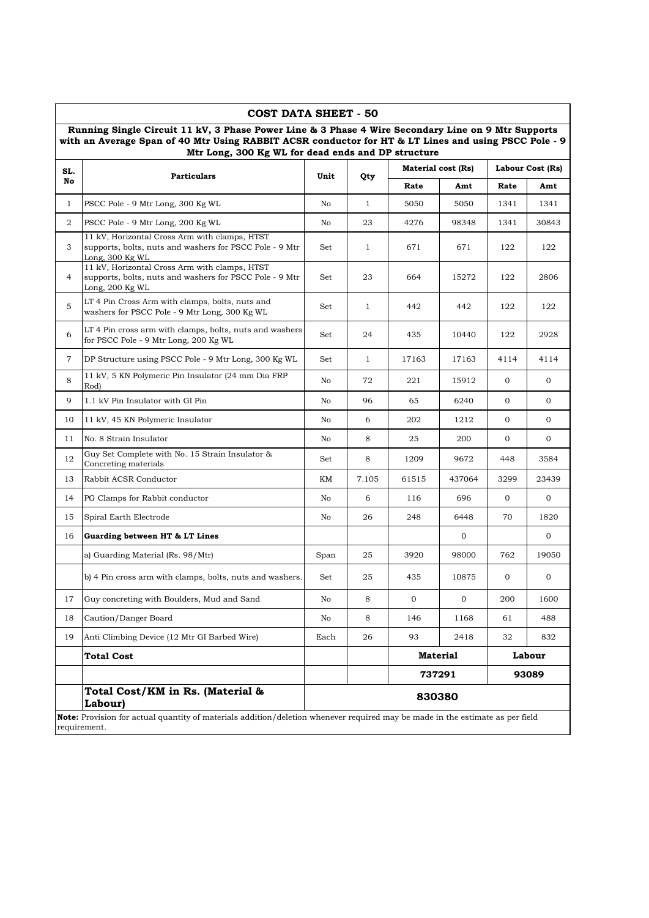## COST DATA SHEET - 50

**Running Single Circuit 11 kV, 3 Phase Power Line & 3 Phase 4 Wire Secondary Line on 9 Mtr Supports with an Average Span of 40 Mtr Using RABBIT ACSR conductor for HT & LT Lines and using PSCC Pole - 9 Mtr Long, 300 Kg WL for dead ends and DP structure**

| SL. No | Particulars | Unit | Qty | Material cost (Rs) | | Labour Cost (Rs) | |
|---|---|---|---|---|---|---|---|
| | | | | Rate | Amt | Rate | Amt |
| 1 | PSCC Pole - 9 Mtr Long, 300 Kg WL | No | 1 | 5050 | 5050 | 1341 | 1341 |
| 2 | PSCC Pole - 9 Mtr Long, 200 Kg WL | No | 23 | 4276 | 98348 | 1341 | 30843 |
| 3 | 11 kV, Horizontal Cross Arm with clamps, HTST supports, bolts, nuts and washers for PSCC Pole - 9 Mtr Long, 300 Kg WL | Set | 1 | 671 | 671 | 122 | 122 |
| 4 | 11 kV, Horizontal Cross Arm with clamps, HTST supports, bolts, nuts and washers for PSCC Pole - 9 Mtr Long, 200 Kg WL | Set | 23 | 664 | 15272 | 122 | 2806 |
| 5 | LT 4 Pin Cross Arm with clamps, bolts, nuts and washers for PSCC Pole - 9 Mtr Long, 300 Kg WL | Set | 1 | 442 | 442 | 122 | 122 |
| 6 | LT 4 Pin cross arm with clamps, bolts, nuts and washers for PSCC Pole - 9 Mtr Long, 200 Kg WL | Set | 24 | 435 | 10440 | 122 | 2928 |
| 7 | DP Structure using PSCC Pole - 9 Mtr Long, 300 Kg WL | Set | 1 | 17163 | 17163 | 4114 | 4114 |
| 8 | 11 kV, 5 KN Polymeric Pin Insulator (24 mm Dia FRP Rod) | No | 72 | 221 | 15912 | 0 | 0 |
| 9 | 1.1 kV Pin Insulator with GI Pin | No | 96 | 65 | 6240 | 0 | 0 |
| 10 | 11 kV, 45 KN Polymeric Insulator | No | 6 | 202 | 1212 | 0 | 0 |
| 11 | No. 8 Strain Insulator | No | 8 | 25 | 200 | 0 | 0 |
| 12 | Guy Set Complete with No. 15 Strain Insulator & Concreting materials | Set | 8 | 1209 | 9672 | 448 | 3584 |
| 13 | Rabbit ACSR Conductor | KM | 7.105 | 61515 | 437064 | 3299 | 23439 |
| 14 | PG Clamps for Rabbit conductor | No | 6 | 116 | 696 | 0 | 0 |
| 15 | Spiral Earth Electrode | No | 26 | 248 | 6448 | 70 | 1820 |
| 16 | **Guarding between HT & LT Lines** | | | | 0 | | 0 |
| | a) Guarding Material (Rs. 98/Mtr) | Span | 25 | 3920 | 98000 | 762 | 19050 |
| | b) 4 Pin cross arm with clamps, bolts, nuts and washers. | Set | 25 | 435 | 10875 | 0 | 0 |
| 17 | Guy concreting with Boulders, Mud and Sand | No | 8 | 0 | 0 | 200 | 1600 |
| 18 | Caution/Danger Board | No | 8 | 146 | 1168 | 61 | 488 |
| 19 | Anti Climbing Device (12 Mtr GI Barbed Wire) | Each | 26 | 93 | 2418 | 32 | 832 |
| | **Total Cost** | | | **Material** | | **Labour** | |
| | | | | **737291** | | **93089** | |
| | **Total Cost/KM in Rs. (Material & Labour)** | **830380** | | | | | |

**Note:** Provision for actual quantity of materials addition/deletion whenever required may be made in the estimate as per field requirement.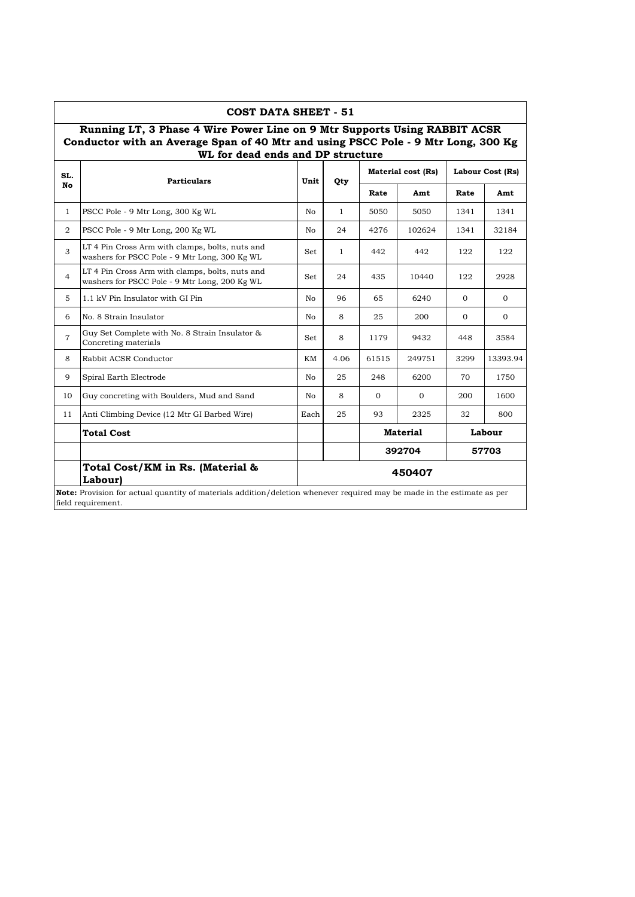## COST DATA SHEET - 51

### Running LT, 3 Phase 4 Wire Power Line on 9 Mtr Supports Using RABBIT ACSR Conductor with an Average Span of 40 Mtr and using PSCC Pole - 9 Mtr Long, 300 Kg WL for dead ends and DP structure

| SL. No | Particulars | Unit | Qty | Material cost (Rs) | | Labour Cost (Rs) | |
|---|---|---|---|---|---|---|---|
| | | | | Rate | Amt | Rate | Amt |
| 1 | PSCC Pole - 9 Mtr Long, 300 Kg WL | No | 1 | 5050 | 5050 | 1341 | 1341 |
| 2 | PSCC Pole - 9 Mtr Long, 200 Kg WL | No | 24 | 4276 | 102624 | 1341 | 32184 |
| 3 | LT 4 Pin Cross Arm with clamps, bolts, nuts and washers for PSCC Pole - 9 Mtr Long, 300 Kg WL | Set | 1 | 442 | 442 | 122 | 122 |
| 4 | LT 4 Pin Cross Arm with clamps, bolts, nuts and washers for PSCC Pole - 9 Mtr Long, 200 Kg WL | Set | 24 | 435 | 10440 | 122 | 2928 |
| 5 | 1.1 kV Pin Insulator with GI Pin | No | 96 | 65 | 6240 | 0 | 0 |
| 6 | No. 8 Strain Insulator | No | 8 | 25 | 200 | 0 | 0 |
| 7 | Guy Set Complete with No. 8 Strain Insulator & Concreting materials | Set | 8 | 1179 | 9432 | 448 | 3584 |
| 8 | Rabbit ACSR Conductor | KM | 4.06 | 61515 | 249751 | 3299 | 13393.94 |
| 9 | Spiral Earth Electrode | No | 25 | 248 | 6200 | 70 | 1750 |
| 10 | Guy concreting with Boulders, Mud and Sand | No | 8 | 0 | 0 | 200 | 1600 |
| 11 | Anti Climbing Device (12 Mtr GI Barbed Wire) | Each | 25 | 93 | 2325 | 32 | 800 |
| | **Total Cost** | | | **Material** | | **Labour** | |
| | | | | **392704** | | **57703** | |
| | **Total Cost/KM in Rs. (Material & Labour)** | **450407** | | | | | |

**Note:** Provision for actual quantity of materials addition/deletion whenever required may be made in the estimate as per field requirement.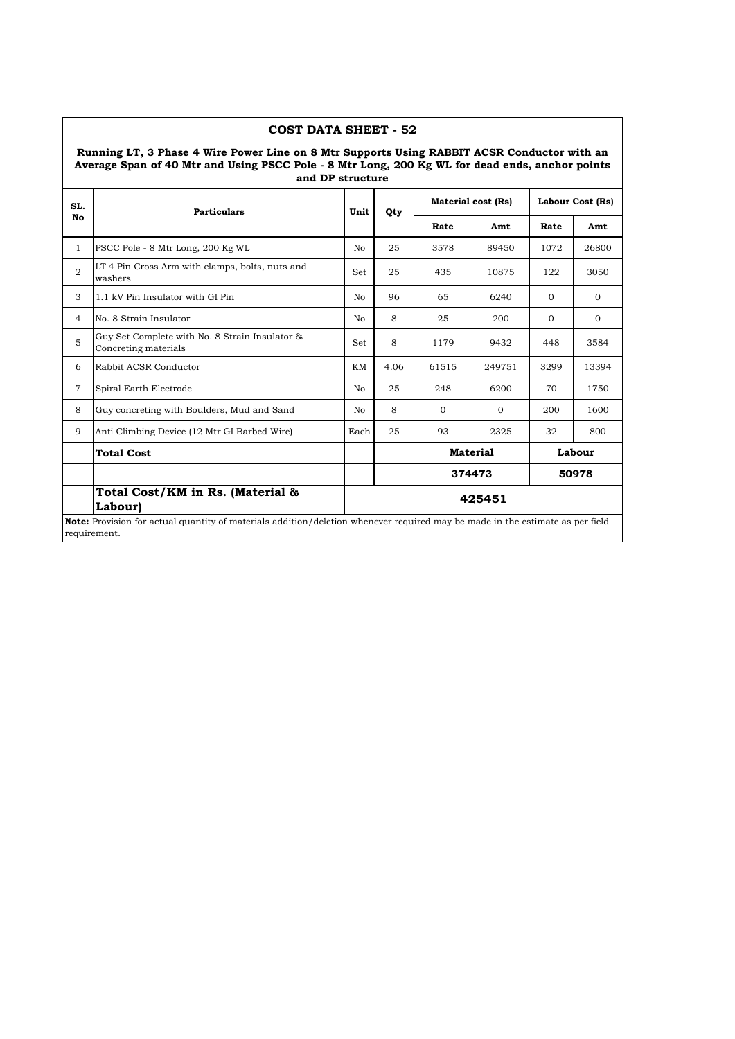## COST DATA SHEET - 52

**Running LT, 3 Phase 4 Wire Power Line on 8 Mtr Supports Using RABBIT ACSR Conductor with an Average Span of 40 Mtr and Using PSCC Pole - 8 Mtr Long, 200 Kg WL for dead ends, anchor points and DP structure**

| SL. No | Particulars | Unit | Qty | Material cost (Rs) | | Labour Cost (Rs) | |
|---|---|---|---|---|---|---|---|
| | | | | Rate | Amt | Rate | Amt |
| 1 | PSCC Pole - 8 Mtr Long, 200 Kg WL | No | 25 | 3578 | 89450 | 1072 | 26800 |
| 2 | LT 4 Pin Cross Arm with clamps, bolts, nuts and washers | Set | 25 | 435 | 10875 | 122 | 3050 |
| 3 | 1.1 kV Pin Insulator with GI Pin | No | 96 | 65 | 6240 | 0 | 0 |
| 4 | No. 8 Strain Insulator | No | 8 | 25 | 200 | 0 | 0 |
| 5 | Guy Set Complete with No. 8 Strain Insulator & Concreting materials | Set | 8 | 1179 | 9432 | 448 | 3584 |
| 6 | Rabbit ACSR Conductor | KM | 4.06 | 61515 | 249751 | 3299 | 13394 |
| 7 | Spiral Earth Electrode | No | 25 | 248 | 6200 | 70 | 1750 |
| 8 | Guy concreting with Boulders, Mud and Sand | No | 8 | 0 | 0 | 200 | 1600 |
| 9 | Anti Climbing Device (12 Mtr GI Barbed Wire) | Each | 25 | 93 | 2325 | 32 | 800 |
| | **Total Cost** | | | **Material** | | **Labour** | |
| | | | | **374473** | | **50978** | |
| | **Total Cost/KM in Rs. (Material & Labour)** | **425451** | | | | | |

**Note:** Provision for actual quantity of materials addition/deletion whenever required may be made in the estimate as per field requirement.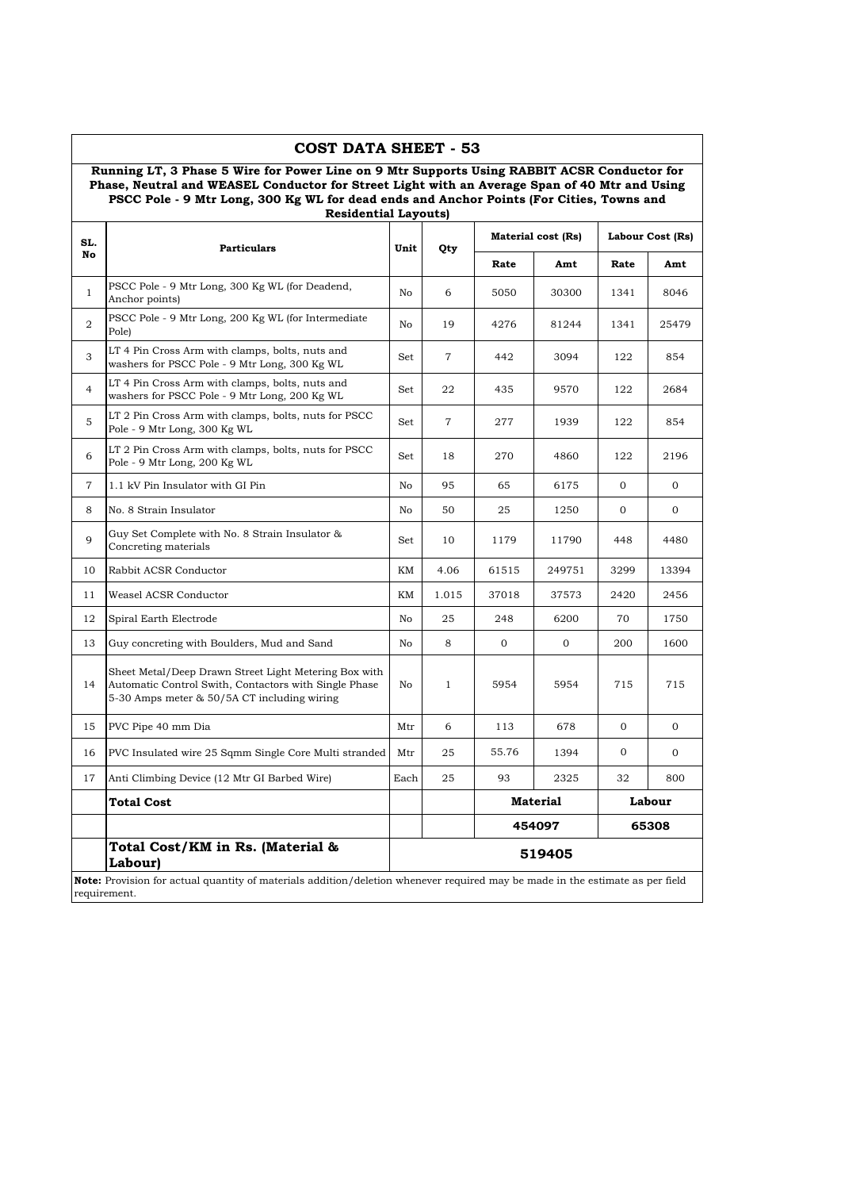## COST DATA SHEET - 53

**Running LT, 3 Phase 5 Wire for Power Line on 9 Mtr Supports Using RABBIT ACSR Conductor for Phase, Neutral and WEASEL Conductor for Street Light with an Average Span of 40 Mtr and Using PSCC Pole - 9 Mtr Long, 300 Kg WL for dead ends and Anchor Points (For Cities, Towns and Residential Layouts)**

| SL. No | Particulars | Unit | Qty | Material cost (Rs) | | Labour Cost (Rs) | |
|---|---|---|---|---|---|---|---|
| | | | | Rate | Amt | Rate | Amt |
| 1 | PSCC Pole - 9 Mtr Long, 300 Kg WL (for Deadend, Anchor points) | No | 6 | 5050 | 30300 | 1341 | 8046 |
| 2 | PSCC Pole - 9 Mtr Long, 200 Kg WL (for Intermediate Pole) | No | 19 | 4276 | 81244 | 1341 | 25479 |
| 3 | LT 4 Pin Cross Arm with clamps, bolts, nuts and washers for PSCC Pole - 9 Mtr Long, 300 Kg WL | Set | 7 | 442 | 3094 | 122 | 854 |
| 4 | LT 4 Pin Cross Arm with clamps, bolts, nuts and washers for PSCC Pole - 9 Mtr Long, 200 Kg WL | Set | 22 | 435 | 9570 | 122 | 2684 |
| 5 | LT 2 Pin Cross Arm with clamps, bolts, nuts for PSCC Pole - 9 Mtr Long, 300 Kg WL | Set | 7 | 277 | 1939 | 122 | 854 |
| 6 | LT 2 Pin Cross Arm with clamps, bolts, nuts for PSCC Pole - 9 Mtr Long, 200 Kg WL | Set | 18 | 270 | 4860 | 122 | 2196 |
| 7 | 1.1 kV Pin Insulator with GI Pin | No | 95 | 65 | 6175 | 0 | 0 |
| 8 | No. 8 Strain Insulator | No | 50 | 25 | 1250 | 0 | 0 |
| 9 | Guy Set Complete with No. 8 Strain Insulator & Concreting materials | Set | 10 | 1179 | 11790 | 448 | 4480 |
| 10 | Rabbit ACSR Conductor | KM | 4.06 | 61515 | 249751 | 3299 | 13394 |
| 11 | Weasel ACSR Conductor | KM | 1.015 | 37018 | 37573 | 2420 | 2456 |
| 12 | Spiral Earth Electrode | No | 25 | 248 | 6200 | 70 | 1750 |
| 13 | Guy concreting with Boulders, Mud and Sand | No | 8 | 0 | 0 | 200 | 1600 |
| 14 | Sheet Metal/Deep Drawn Street Light Metering Box with Automatic Control Swith, Contactors with Single Phase 5-30 Amps meter & 50/5A CT including wiring | No | 1 | 5954 | 5954 | 715 | 715 |
| 15 | PVC Pipe 40 mm Dia | Mtr | 6 | 113 | 678 | 0 | 0 |
| 16 | PVC Insulated wire 25 Sqmm Single Core Multi stranded | Mtr | 25 | 55.76 | 1394 | 0 | 0 |
| 17 | Anti Climbing Device (12 Mtr GI Barbed Wire) | Each | 25 | 93 | 2325 | 32 | 800 |
| | **Total Cost** | | | **Material** | | **Labour** | |
| | | | | **454097** | | **65308** | |
| | **Total Cost/KM in Rs. (Material & Labour)** | **519405** | | | | | |

**Note:** Provision for actual quantity of materials addition/deletion whenever required may be made in the estimate as per field requirement.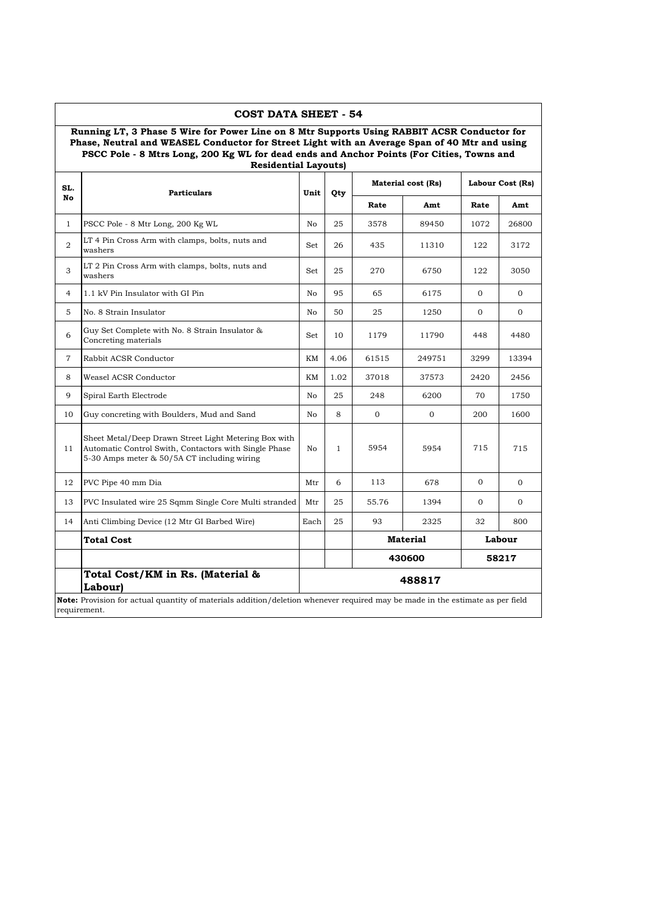## COST DATA SHEET - 54

**Running LT, 3 Phase 5 Wire for Power Line on 8 Mtr Supports Using RABBIT ACSR Conductor for Phase, Neutral and WEASEL Conductor for Street Light with an Average Span of 40 Mtr and using PSCC Pole - 8 Mtrs Long, 200 Kg WL for dead ends and Anchor Points (For Cities, Towns and Residential Layouts)**

| SL. No | Particulars | Unit | Qty | Material cost (Rs) | | Labour Cost (Rs) | |
|---|---|---|---|---|---|---|---|
| | | | | Rate | Amt | Rate | Amt |
| 1 | PSCC Pole - 8 Mtr Long, 200 Kg WL | No | 25 | 3578 | 89450 | 1072 | 26800 |
| 2 | LT 4 Pin Cross Arm with clamps, bolts, nuts and washers | Set | 26 | 435 | 11310 | 122 | 3172 |
| 3 | LT 2 Pin Cross Arm with clamps, bolts, nuts and washers | Set | 25 | 270 | 6750 | 122 | 3050 |
| 4 | 1.1 kV Pin Insulator with GI Pin | No | 95 | 65 | 6175 | 0 | 0 |
| 5 | No. 8 Strain Insulator | No | 50 | 25 | 1250 | 0 | 0 |
| 6 | Guy Set Complete with No. 8 Strain Insulator & Concreting materials | Set | 10 | 1179 | 11790 | 448 | 4480 |
| 7 | Rabbit ACSR Conductor | KM | 4.06 | 61515 | 249751 | 3299 | 13394 |
| 8 | Weasel ACSR Conductor | KM | 1.02 | 37018 | 37573 | 2420 | 2456 |
| 9 | Spiral Earth Electrode | No | 25 | 248 | 6200 | 70 | 1750 |
| 10 | Guy concreting with Boulders, Mud and Sand | No | 8 | 0 | 0 | 200 | 1600 |
| 11 | Sheet Metal/Deep Drawn Street Light Metering Box with Automatic Control Swith, Contactors with Single Phase 5-30 Amps meter & 50/5A CT including wiring | No | 1 | 5954 | 5954 | 715 | 715 |
| 12 | PVC Pipe 40 mm Dia | Mtr | 6 | 113 | 678 | 0 | 0 |
| 13 | PVC Insulated wire 25 Sqmm Single Core Multi stranded | Mtr | 25 | 55.76 | 1394 | 0 | 0 |
| 14 | Anti Climbing Device (12 Mtr GI Barbed Wire) | Each | 25 | 93 | 2325 | 32 | 800 |
| | **Total Cost** | | | **Material** | | **Labour** | |
| | | | | **430600** | | **58217** | |
| | **Total Cost/KM in Rs. (Material & Labour)** | **488817** | | | | | |

**Note:** Provision for actual quantity of materials addition/deletion whenever required may be made in the estimate as per field requirement.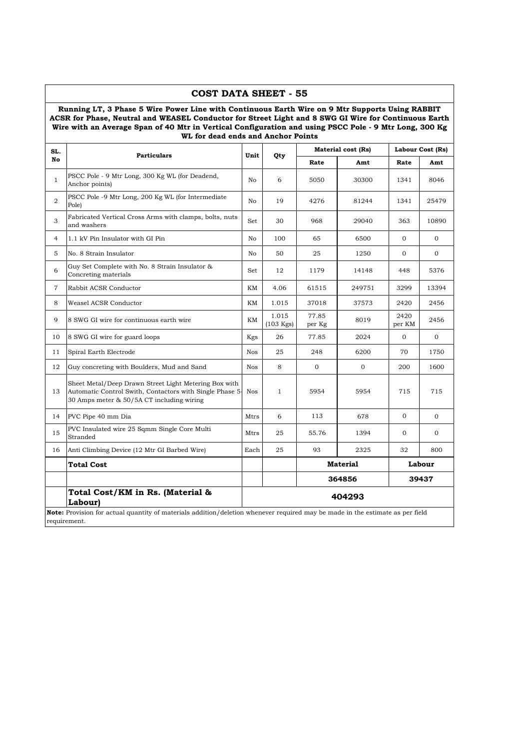## COST DATA SHEET - 55

**Running LT, 3 Phase 5 Wire Power Line with Continuous Earth Wire on 9 Mtr Supports Using RABBIT ACSR for Phase, Neutral and WEASEL Conductor for Street Light and 8 SWG GI Wire for Continuous Earth Wire with an Average Span of 40 Mtr in Vertical Configuration and using PSCC Pole - 9 Mtr Long, 300 Kg WL for dead ends and Anchor Points**

| SL. No | Particulars | Unit | Qty | Material cost (Rs) | | Labour Cost (Rs) | |
|---|---|---|---|---|---|---|---|
| | | | | Rate | Amt | Rate | Amt |
| 1 | PSCC Pole - 9 Mtr Long, 300 Kg WL (for Deadend, Anchor points) | No | 6 | 5050 | 30300 | 1341 | 8046 |
| 2 | PSCC Pole -9 Mtr Long, 200 Kg WL (for Intermediate Pole) | No | 19 | 4276 | 81244 | 1341 | 25479 |
| 3 | Fabricated Vertical Cross Arms with clamps, bolts, nuts and washers | Set | 30 | 968 | 29040 | 363 | 10890 |
| 4 | 1.1 kV Pin Insulator with GI Pin | No | 100 | 65 | 6500 | 0 | 0 |
| 5 | No. 8 Strain Insulator | No | 50 | 25 | 1250 | 0 | 0 |
| 6 | Guy Set Complete with No. 8 Strain Insulator & Concreting materials | Set | 12 | 1179 | 14148 | 448 | 5376 |
| 7 | Rabbit ACSR Conductor | KM | 4.06 | 61515 | 249751 | 3299 | 13394 |
| 8 | Weasel ACSR Conductor | KM | 1.015 | 37018 | 37573 | 2420 | 2456 |
| 9 | 8 SWG GI wire for continuous earth wire | KM | 1.015 (103 Kgs) | 77.85 per Kg | 8019 | 2420 per KM | 2456 |
| 10 | 8 SWG GI wire for guard loops | Kgs | 26 | 77.85 | 2024 | 0 | 0 |
| 11 | Spiral Earth Electrode | Nos | 25 | 248 | 6200 | 70 | 1750 |
| 12 | Guy concreting with Boulders, Mud and Sand | Nos | 8 | 0 | 0 | 200 | 1600 |
| 13 | Sheet Metal/Deep Drawn Street Light Metering Box with Automatic Control Swith, Contactors with Single Phase 5-30 Amps meter & 50/5A CT including wiring | Nos | 1 | 5954 | 5954 | 715 | 715 |
| 14 | PVC Pipe 40 mm Dia | Mtrs | 6 | 113 | 678 | 0 | 0 |
| 15 | PVC Insulated wire 25 Sqmm Single Core Multi Stranded | Mtrs | 25 | 55.76 | 1394 | 0 | 0 |
| 16 | Anti Climbing Device (12 Mtr GI Barbed Wire) | Each | 25 | 93 | 2325 | 32 | 800 |
| | **Total Cost** | | | **Material** | | **Labour** | |
| | | | | **364856** | | **39437** | |
| | **Total Cost/KM in Rs. (Material & Labour)** | **404293** | | | | | |

**Note:** Provision for actual quantity of materials addition/deletion whenever required may be made in the estimate as per field requirement.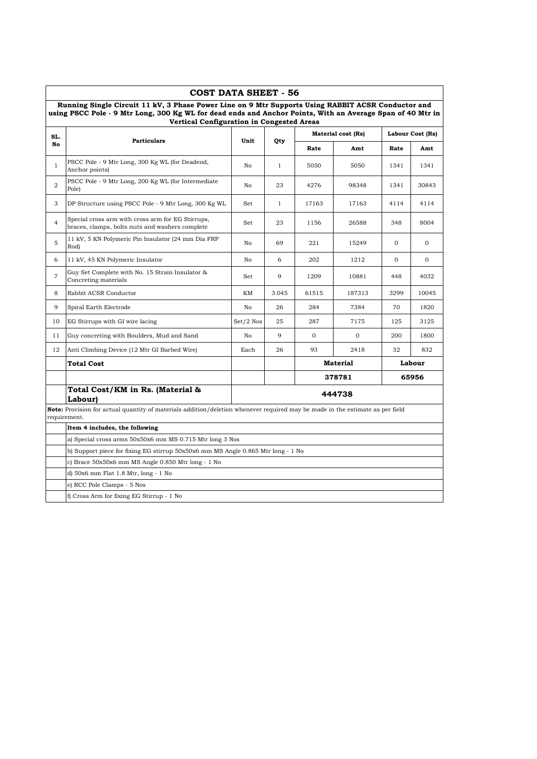# COST DATA SHEET - 56

**Running Single Circuit 11 kV, 3 Phase Power Line on 9 Mtr Supports Using RABBIT ACSR Conductor and using PSCC Pole - 9 Mtr Long, 300 Kg WL for dead ends and Anchor Points, With an Average Span of 40 Mtr in Vertical Configuration in Congested Areas**

| SL. No | Particulars | Unit | Qty | Material cost (Rs) | | Labour Cost (Rs) | |
|---|---|---|---|---|---|---|---|
| | | | | Rate | Amt | Rate | Amt |
| 1 | PSCC Pole - 9 Mtr Long, 300 Kg WL (for Deadend, Anchor points) | No | 1 | 5050 | 5050 | 1341 | 1341 |
| 2 | PSCC Pole - 9 Mtr Long, 200 Kg WL (for Intermediate Pole) | No | 23 | 4276 | 98348 | 1341 | 30843 |
| 3 | DP Structure using PSCC Pole - 9 Mtr Long, 300 Kg WL | Set | 1 | 17163 | 17163 | 4114 | 4114 |
| 4 | Special cross arm with cross arm for EG Stirrups, braces, clamps, bolts nuts and washers complete | Set | 23 | 1156 | 26588 | 348 | 8004 |
| 5 | 11 kV, 5 KN Polymeric Pin Insulator (24 mm Dia FRP Rod) | No | 69 | 221 | 15249 | 0 | 0 |
| 6 | 11 kV, 45 KN Polymeric Insulator | No | 6 | 202 | 1212 | 0 | 0 |
| 7 | Guy Set Complete with No. 15 Strain Insulator & Concreting materials | Set | 9 | 1209 | 10881 | 448 | 4032 |
| 8 | Rabbit ACSR Conductor | KM | 3.045 | 61515 | 187313 | 3299 | 10045 |
| 9 | Spiral Earth Electrode | No | 26 | 284 | 7384 | 70 | 1820 |
| 10 | EG Stirrups with GI wire lacing | Set/2 Nos | 25 | 287 | 7175 | 125 | 3125 |
| 11 | Guy concreting with Boulders, Mud and Sand | No | 9 | 0 | 0 | 200 | 1800 |
| 12 | Anti Climbing Device (12 Mtr GI Barbed Wire) | Each | 26 | 93 | 2418 | 32 | 832 |
| | **Total Cost** | | | **Material** | | **Labour** | |
| | | | | **378781** | | **65956** | |
| | **Total Cost/KM in Rs. (Material & Labour)** | **444738** | | | | | |

**Note:** Provision for actual quantity of materials addition/deletion whenever required may be made in the estimate as per field requirement.

**Item 4 includes, the following**

a) Special cross arms 50x50x6 mm MS 0.715 Mtr long 3 Nos

b) Support piece for fixing EG stirrup 50x50x6 mm MS Angle 0.865 Mtr long - 1 No

c) Brace 50x50x6 mm MS Angle 0.850 Mtr long - 1 No

d) 50x6 mm Flat 1.8 Mtr, long - 1 No

e) RCC Pole Clamps - 5 Nos

f) Cross Arm for fixing EG Stirrup - 1 No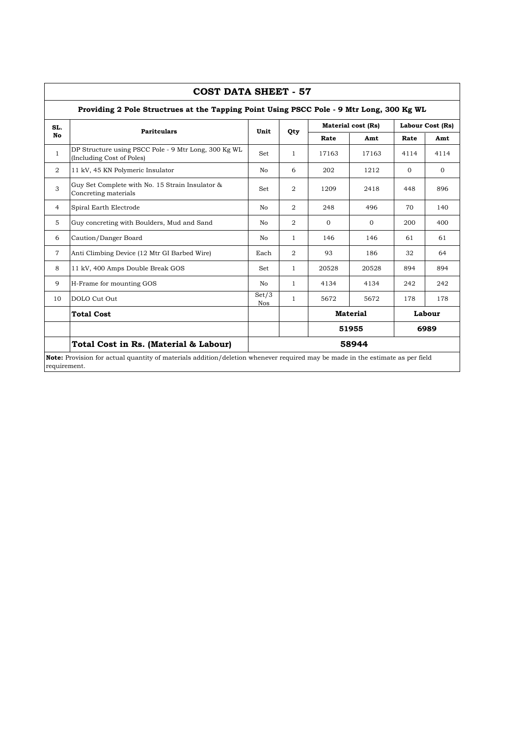# COST DATA SHEET - 57

## Providing 2 Pole Structrues at the Tapping Point Using PSCC Pole - 9 Mtr Long, 300 Kg WL

| SL. No | Paritculars | Unit | Qty | Material cost (Rs) | | Labour Cost (Rs) | |
|---|---|---|---|---|---|---|---|
| | | | | Rate | Amt | Rate | Amt |
| 1 | DP Structure using PSCC Pole - 9 Mtr Long, 300 Kg WL (Including Cost of Poles) | Set | 1 | 17163 | 17163 | 4114 | 4114 |
| 2 | 11 kV, 45 KN Polymeric Insulator | No | 6 | 202 | 1212 | 0 | 0 |
| 3 | Guy Set Complete with No. 15 Strain Insulator & Concreting materials | Set | 2 | 1209 | 2418 | 448 | 896 |
| 4 | Spiral Earth Electrode | No | 2 | 248 | 496 | 70 | 140 |
| 5 | Guy concreting with Boulders, Mud and Sand | No | 2 | 0 | 0 | 200 | 400 |
| 6 | Caution/Danger Board | No | 1 | 146 | 146 | 61 | 61 |
| 7 | Anti Climbing Device (12 Mtr GI Barbed Wire) | Each | 2 | 93 | 186 | 32 | 64 |
| 8 | 11 kV, 400 Amps Double Break GOS | Set | 1 | 20528 | 20528 | 894 | 894 |
| 9 | H-Frame for mounting GOS | No | 1 | 4134 | 4134 | 242 | 242 |
| 10 | DOLO Cut Out | Set/3 Nos | 1 | 5672 | 5672 | 178 | 178 |
| | **Total Cost** | | | **Material** | | **Labour** | |
| | | | | **51955** | | **6989** | |
| | **Total Cost in Rs. (Material & Labour)** | **58944** | | | | | |

**Note:** Provision for actual quantity of materials addition/deletion whenever required may be made in the estimate as per field requirement.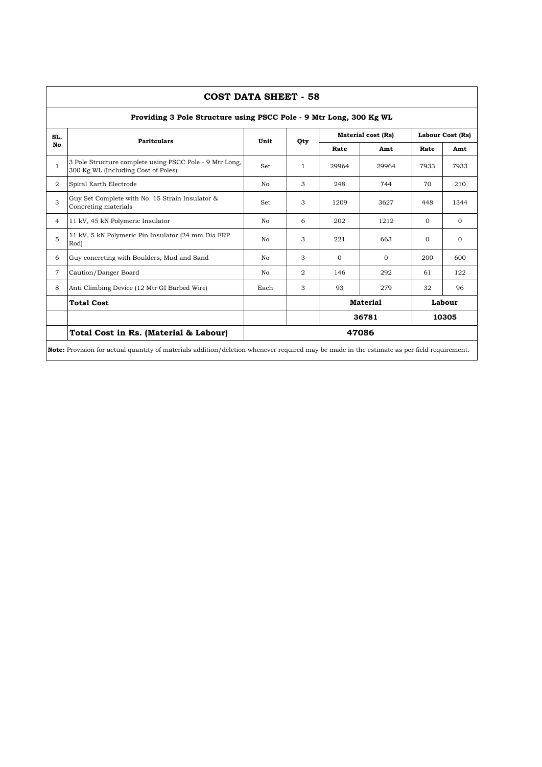# COST DATA SHEET - 58

## Providing 3 Pole Structure using PSCC Pole - 9 Mtr Long, 300 Kg WL

| SL. No | Paritculars | Unit | Qty | Material cost (Rs) | | Labour Cost (Rs) | |
|---|---|---|---|---|---|---|---|
| | | | | Rate | Amt | Rate | Amt |
| 1 | 3 Pole Structure complete using PSCC Pole - 9 Mtr Long, 300 Kg WL (Including Cost of Poles) | Set | 1 | 29964 | 29964 | 7933 | 7933 |
| 2 | Spiral Earth Electrode | No | 3 | 248 | 744 | 70 | 210 |
| 3 | Guy Set Complete with No. 15 Strain Insulator & Concreting materials | Set | 3 | 1209 | 3627 | 448 | 1344 |
| 4 | 11 kV, 45 kN Polymeric Insulator | No | 6 | 202 | 1212 | 0 | 0 |
| 5 | 11 kV, 5 kN Polymeric Pin Insulator (24 mm Dia FRP Rod) | No | 3 | 221 | 663 | 0 | 0 |
| 6 | Guy concreting with Boulders, Mud and Sand | No | 3 | 0 | 0 | 200 | 600 |
| 7 | Caution/Danger Board | No | 2 | 146 | 292 | 61 | 122 |
| 8 | Anti Climbing Device (12 Mtr GI Barbed Wire) | Each | 3 | 93 | 279 | 32 | 96 |
| | **Total Cost** | | | **Material** | | **Labour** | |
| | | | | **36781** | | **10305** | |
| | **Total Cost in Rs. (Material & Labour)** | **47086** | | | | | |

**Note:** Provision for actual quantity of materials addition/deletion whenever required may be made in the estimate as per field requirement.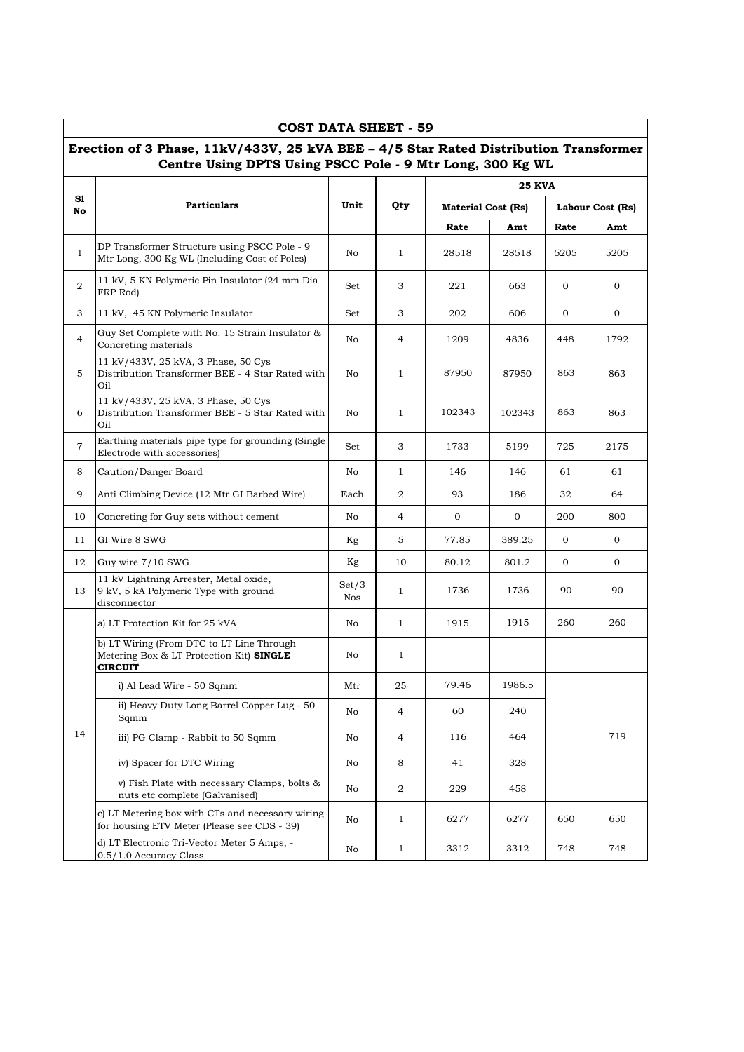# COST DATA SHEET - 59

## Erection of 3 Phase, 11kV/433V, 25 kVA BEE – 4/5 Star Rated Distribution Transformer Centre Using DPTS Using PSCC Pole - 9 Mtr Long, 300 Kg WL

| Sl No | Particulars | Unit | Qty | 25 KVA | | | |
|---|---|---|---|---|---|---|---|
| | | | | Material Cost (Rs) | | Labour Cost (Rs) | |
| | | | | Rate | Amt | Rate | Amt |
| 1 | DP Transformer Structure using PSCC Pole - 9 Mtr Long, 300 Kg WL (Including Cost of Poles) | No | 1 | 28518 | 28518 | 5205 | 5205 |
| 2 | 11 kV, 5 KN Polymeric Pin Insulator (24 mm Dia FRP Rod) | Set | 3 | 221 | 663 | 0 | 0 |
| 3 | 11 kV, 45 KN Polymeric Insulator | Set | 3 | 202 | 606 | 0 | 0 |
| 4 | Guy Set Complete with No. 15 Strain Insulator & Concreting materials | No | 4 | 1209 | 4836 | 448 | 1792 |
| 5 | 11 kV/433V, 25 kVA, 3 Phase, 50 Cys Distribution Transformer BEE - 4 Star Rated with Oil | No | 1 | 87950 | 87950 | 863 | 863 |
| 6 | 11 kV/433V, 25 kVA, 3 Phase, 50 Cys Distribution Transformer BEE - 5 Star Rated with Oil | No | 1 | 102343 | 102343 | 863 | 863 |
| 7 | Earthing materials pipe type for grounding (Single Electrode with accessories) | Set | 3 | 1733 | 5199 | 725 | 2175 |
| 8 | Caution/Danger Board | No | 1 | 146 | 146 | 61 | 61 |
| 9 | Anti Climbing Device (12 Mtr GI Barbed Wire) | Each | 2 | 93 | 186 | 32 | 64 |
| 10 | Concreting for Guy sets without cement | No | 4 | 0 | 0 | 200 | 800 |
| 11 | GI Wire 8 SWG | Kg | 5 | 77.85 | 389.25 | 0 | 0 |
| 12 | Guy wire 7/10 SWG | Kg | 10 | 80.12 | 801.2 | 0 | 0 |
| 13 | 11 kV Lightning Arrester, Metal oxide, 9 kV, 5 kA Polymeric Type with ground disconnector | Set/3 Nos | 1 | 1736 | 1736 | 90 | 90 |
| 14 | a) LT Protection Kit for 25 kVA | No | 1 | 1915 | 1915 | 260 | 260 |
| | b) LT Wiring (From DTC to LT Line Through Metering Box & LT Protection Kit) **SINGLE CIRCUIT** | No | 1 | | | | |
| | i) Al Lead Wire - 50 Sqmm | Mtr | 25 | 79.46 | 1986.5 | | 719 |
| | ii) Heavy Duty Long Barrel Copper Lug - 50 Sqmm | No | 4 | 60 | 240 | | |
| | iii) PG Clamp - Rabbit to 50 Sqmm | No | 4 | 116 | 464 | | |
| | iv) Spacer for DTC Wiring | No | 8 | 41 | 328 | | |
| | v) Fish Plate with necessary Clamps, bolts & nuts etc complete (Galvanised) | No | 2 | 229 | 458 | | |
| | c) LT Metering box with CTs and necessary wiring for housing ETV Meter (Please see CDS - 39) | No | 1 | 6277 | 6277 | 650 | 650 |
| | d) LT Electronic Tri-Vector Meter 5 Amps, - 0.5/1.0 Accuracy Class | No | 1 | 3312 | 3312 | 748 | 748 |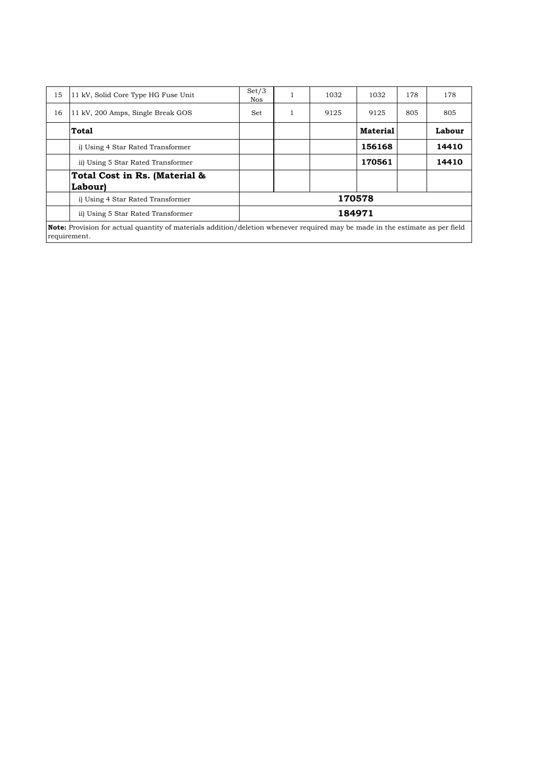| 15 | 11 kV, Solid Core Type HG Fuse Unit | Set/3 Nos | 1 | 1032 | 1032 | 178 | 178 |
|---|---|---|---|---|---|---|---|
| 16 | 11 kV, 200 Amps, Single Break GOS | Set | 1 | 9125 | 9125 | 805 | 805 |
| | **Total** | | | | **Material** | | **Labour** |
| | i) Using 4 Star Rated Transformer | | | | **156168** | | **14410** |
| | ii) Using 5 Star Rated Transformer | | | | **170561** | | **14410** |
| | **Total Cost in Rs. (Material & Labour)** | | | | | | |
| | i) Using 4 Star Rated Transformer | **170578** | | | | | |
| | ii) Using 5 Star Rated Transformer | **184971** | | | | | |

**Note:** Provision for actual quantity of materials addition/deletion whenever required may be made in the estimate as per field requirement.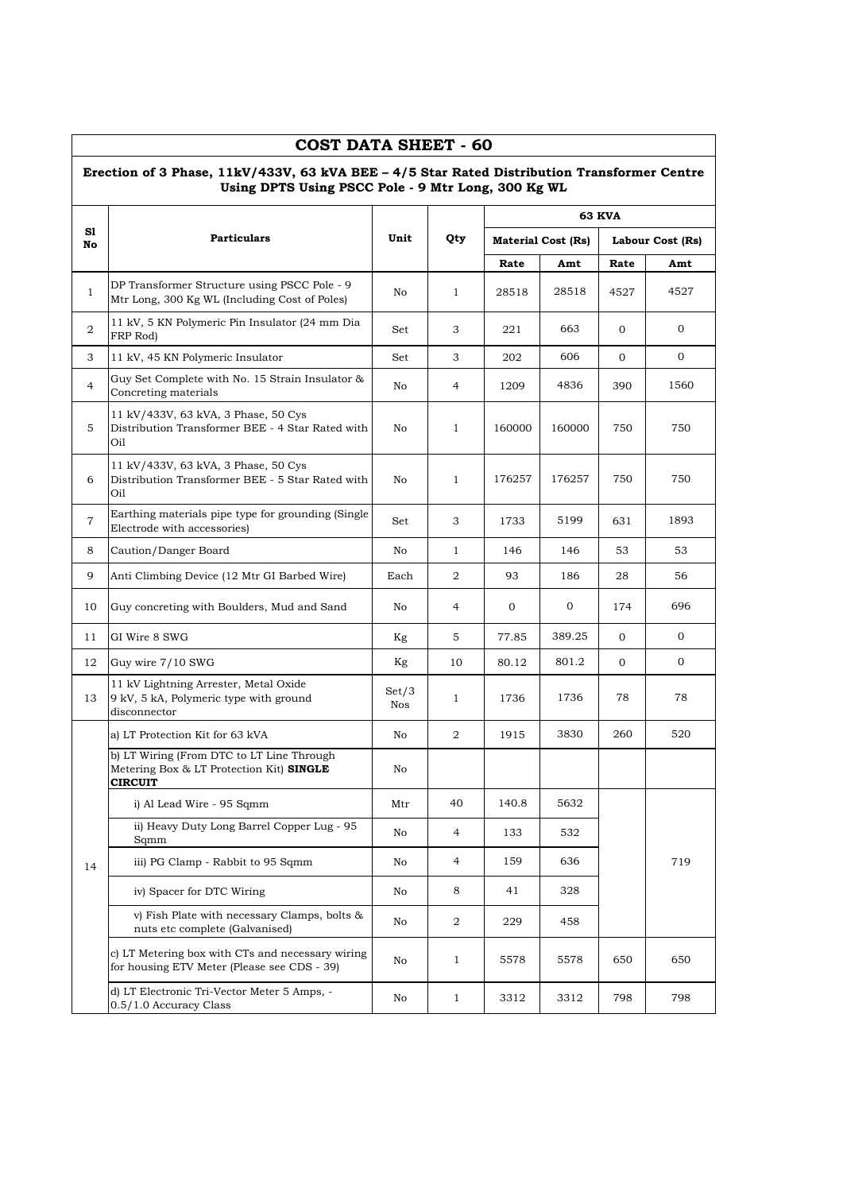# COST DATA SHEET - 60

**Erection of 3 Phase, 11kV/433V, 63 kVA BEE – 4/5 Star Rated Distribution Transformer Centre Using DPTS Using PSCC Pole - 9 Mtr Long, 300 Kg WL**

| Sl No | Particulars | Unit | Qty | 63 KVA | | | |
|---|---|---|---|---|---|---|---|
| | | | | Material Cost (Rs) | | Labour Cost (Rs) | |
| | | | | Rate | Amt | Rate | Amt |
| 1 | DP Transformer Structure using PSCC Pole - 9 Mtr Long, 300 Kg WL (Including Cost of Poles) | No | 1 | 28518 | 28518 | 4527 | 4527 |
| 2 | 11 kV, 5 KN Polymeric Pin Insulator (24 mm Dia FRP Rod) | Set | 3 | 221 | 663 | 0 | 0 |
| 3 | 11 kV, 45 KN Polymeric Insulator | Set | 3 | 202 | 606 | 0 | 0 |
| 4 | Guy Set Complete with No. 15 Strain Insulator & Concreting materials | No | 4 | 1209 | 4836 | 390 | 1560 |
| 5 | 11 kV/433V, 63 kVA, 3 Phase, 50 Cys Distribution Transformer BEE - 4 Star Rated with Oil | No | 1 | 160000 | 160000 | 750 | 750 |
| 6 | 11 kV/433V, 63 kVA, 3 Phase, 50 Cys Distribution Transformer BEE - 5 Star Rated with Oil | No | 1 | 176257 | 176257 | 750 | 750 |
| 7 | Earthing materials pipe type for grounding (Single Electrode with accessories) | Set | 3 | 1733 | 5199 | 631 | 1893 |
| 8 | Caution/Danger Board | No | 1 | 146 | 146 | 53 | 53 |
| 9 | Anti Climbing Device (12 Mtr GI Barbed Wire) | Each | 2 | 93 | 186 | 28 | 56 |
| 10 | Guy concreting with Boulders, Mud and Sand | No | 4 | 0 | 0 | 174 | 696 |
| 11 | GI Wire 8 SWG | Kg | 5 | 77.85 | 389.25 | 0 | 0 |
| 12 | Guy wire 7/10 SWG | Kg | 10 | 80.12 | 801.2 | 0 | 0 |
| 13 | 11 kV Lightning Arrester, Metal Oxide 9 kV, 5 kA, Polymeric type with ground disconnector | Set/3 Nos | 1 | 1736 | 1736 | 78 | 78 |
| 14 | a) LT Protection Kit for 63 kVA | No | 2 | 1915 | 3830 | 260 | 520 |
| | b) LT Wiring (From DTC to LT Line Through Metering Box & LT Protection Kit) **SINGLE CIRCUIT** | No | | | | | |
| | i) Al Lead Wire - 95 Sqmm | Mtr | 40 | 140.8 | 5632 | | 719 |
| | ii) Heavy Duty Long Barrel Copper Lug - 95 Sqmm | No | 4 | 133 | 532 | | |
| | iii) PG Clamp - Rabbit to 95 Sqmm | No | 4 | 159 | 636 | | |
| | iv) Spacer for DTC Wiring | No | 8 | 41 | 328 | | |
| | v) Fish Plate with necessary Clamps, bolts & nuts etc complete (Galvanised) | No | 2 | 229 | 458 | | |
| | c) LT Metering box with CTs and necessary wiring for housing ETV Meter (Please see CDS - 39) | No | 1 | 5578 | 5578 | 650 | 650 |
| | d) LT Electronic Tri-Vector Meter 5 Amps, - 0.5/1.0 Accuracy Class | No | 1 | 3312 | 3312 | 798 | 798 |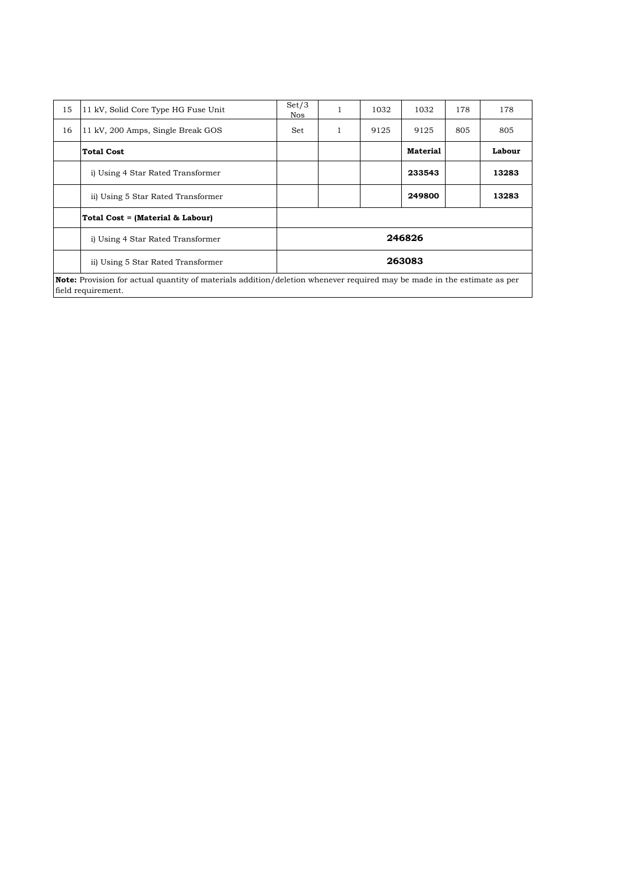| 15 | 11 kV, Solid Core Type HG Fuse Unit | Set/3 Nos | 1 | 1032 | 1032 | 178 | 178 |
|---|---|---|---|---|---|---|---|
| 16 | 11 kV, 200 Amps, Single Break GOS | Set | 1 | 9125 | 9125 | 805 | 805 |
| | **Total Cost** | | | | **Material** | | **Labour** |
| | i) Using 4 Star Rated Transformer | | | | **233543** | | **13283** |
| | ii) Using 5 Star Rated Transformer | | | | **249800** | | **13283** |
| | **Total Cost = (Material & Labour)** | | | | | | |
| | i) Using 4 Star Rated Transformer | **246826** | | | | | |
| | ii) Using 5 Star Rated Transformer | **263083** | | | | | |
| **Note:** Provision for actual quantity of materials addition/deletion whenever required may be made in the estimate as per field requirement. | | | | | | | |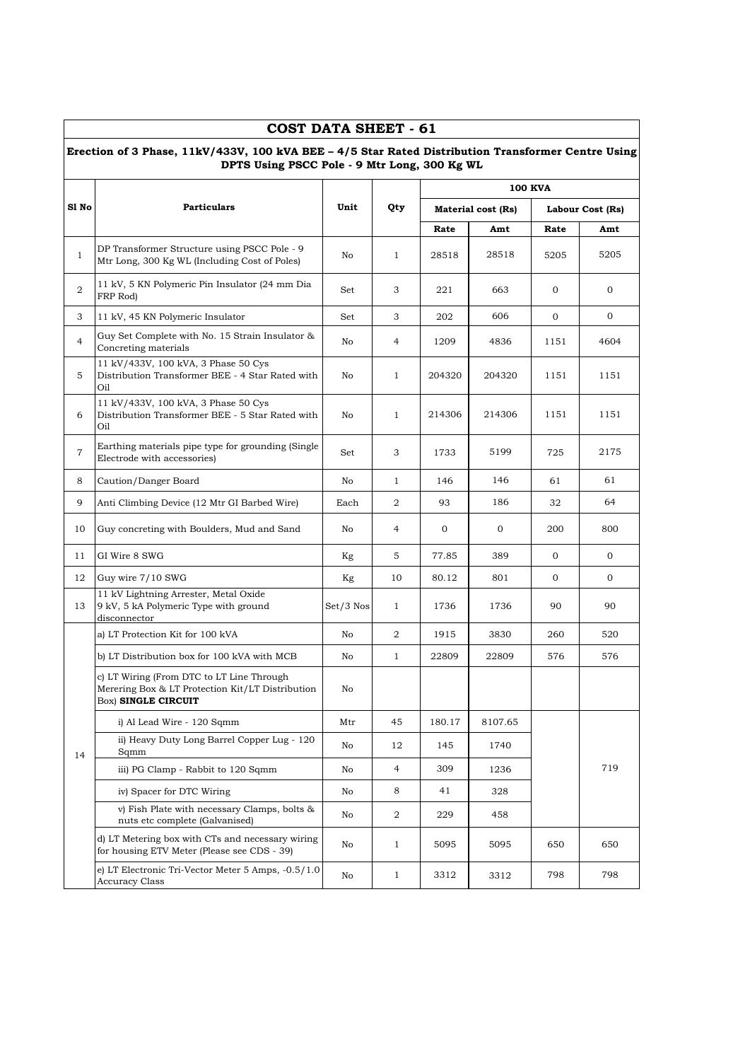# COST DATA SHEET - 61

## Erection of 3 Phase, 11kV/433V, 100 kVA BEE – 4/5 Star Rated Distribution Transformer Centre Using DPTS Using PSCC Pole - 9 Mtr Long, 300 Kg WL

| Sl No | Particulars | Unit | Qty | 100 KVA | | | |
|---|---|---|---|---|---|---|---|
| | | | | Material cost (Rs) | | Labour Cost (Rs) | |
| | | | | Rate | Amt | Rate | Amt |
| 1 | DP Transformer Structure using PSCC Pole - 9 Mtr Long, 300 Kg WL (Including Cost of Poles) | No | 1 | 28518 | 28518 | 5205 | 5205 |
| 2 | 11 kV, 5 KN Polymeric Pin Insulator (24 mm Dia FRP Rod) | Set | 3 | 221 | 663 | 0 | 0 |
| 3 | 11 kV, 45 KN Polymeric Insulator | Set | 3 | 202 | 606 | 0 | 0 |
| 4 | Guy Set Complete with No. 15 Strain Insulator & Concreting materials | No | 4 | 1209 | 4836 | 1151 | 4604 |
| 5 | 11 kV/433V, 100 kVA, 3 Phase 50 Cys Distribution Transformer BEE - 4 Star Rated with Oil | No | 1 | 204320 | 204320 | 1151 | 1151 |
| 6 | 11 kV/433V, 100 kVA, 3 Phase 50 Cys Distribution Transformer BEE - 5 Star Rated with Oil | No | 1 | 214306 | 214306 | 1151 | 1151 |
| 7 | Earthing materials pipe type for grounding (Single Electrode with accessories) | Set | 3 | 1733 | 5199 | 725 | 2175 |
| 8 | Caution/Danger Board | No | 1 | 146 | 146 | 61 | 61 |
| 9 | Anti Climbing Device (12 Mtr GI Barbed Wire) | Each | 2 | 93 | 186 | 32 | 64 |
| 10 | Guy concreting with Boulders, Mud and Sand | No | 4 | 0 | 0 | 200 | 800 |
| 11 | GI Wire 8 SWG | Kg | 5 | 77.85 | 389 | 0 | 0 |
| 12 | Guy wire 7/10 SWG | Kg | 10 | 80.12 | 801 | 0 | 0 |
| 13 | 11 kV Lightning Arrester, Metal Oxide 9 kV, 5 kA Polymeric Type with ground disconnector | Set/3 Nos | 1 | 1736 | 1736 | 90 | 90 |
| 14 | a) LT Protection Kit for 100 kVA | No | 2 | 1915 | 3830 | 260 | 520 |
| | b) LT Distribution box for 100 kVA with MCB | No | 1 | 22809 | 22809 | 576 | 576 |
| | c) LT Wiring (From DTC to LT Line Through Merering Box & LT Protection Kit/LT Distribution Box) **SINGLE CIRCUIT** | No | | | | | |
| | i) Al Lead Wire - 120 Sqmm | Mtr | 45 | 180.17 | 8107.65 | | 719 |
| | ii) Heavy Duty Long Barrel Copper Lug - 120 Sqmm | No | 12 | 145 | 1740 | | |
| | iii) PG Clamp - Rabbit to 120 Sqmm | No | 4 | 309 | 1236 | | |
| | iv) Spacer for DTC Wiring | No | 8 | 41 | 328 | | |
| | v) Fish Plate with necessary Clamps, bolts & nuts etc complete (Galvanised) | No | 2 | 229 | 458 | | |
| | d) LT Metering box with CTs and necessary wiring for housing ETV Meter (Please see CDS - 39) | No | 1 | 5095 | 5095 | 650 | 650 |
| | e) LT Electronic Tri-Vector Meter 5 Amps, -0.5/1.0 Accuracy Class | No | 1 | 3312 | 3312 | 798 | 798 |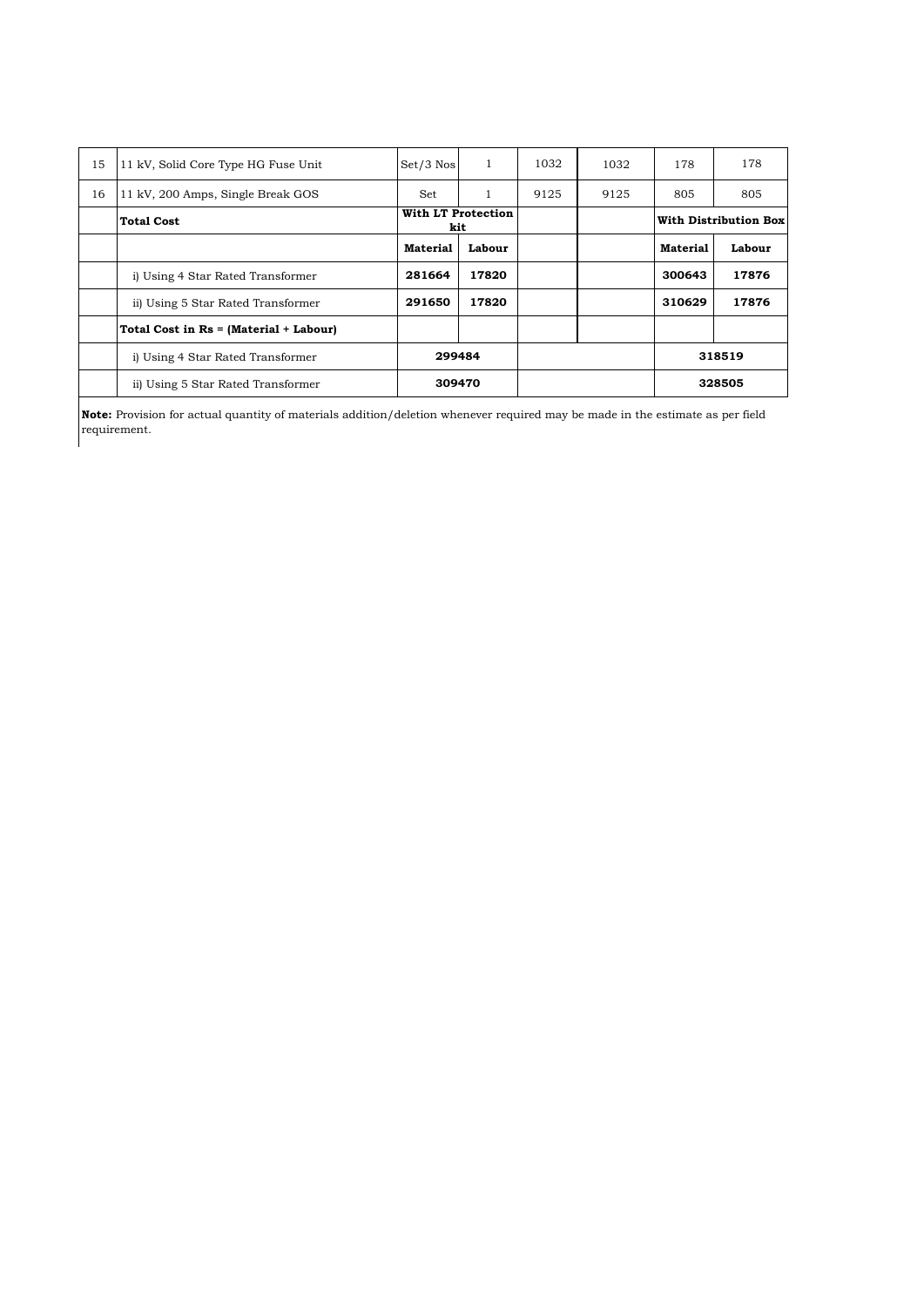| 15 | 11 kV, Solid Core Type HG Fuse Unit | Set/3 Nos | 1 | 1032 | 1032 | 178 | 178 |
|---|---|---|---|---|---|---|---|
| 16 | 11 kV, 200 Amps, Single Break GOS | Set | 1 | 9125 | 9125 | 805 | 805 |
| | **Total Cost** | **With LT Protection kit** | | | | **With Distribution Box** | |
| | | **Material** | **Labour** | | | **Material** | **Labour** |
| | i) Using 4 Star Rated Transformer | **281664** | **17820** | | | **300643** | **17876** |
| | ii) Using 5 Star Rated Transformer | **291650** | **17820** | | | **310629** | **17876** |
| | **Total Cost in Rs = (Material + Labour)** | | | | | | |
| | i) Using 4 Star Rated Transformer | **299484** | | | | **318519** | |
| | ii) Using 5 Star Rated Transformer | **309470** | | | | **328505** | |

**Note:** Provision for actual quantity of materials addition/deletion whenever required may be made in the estimate as per field requirement.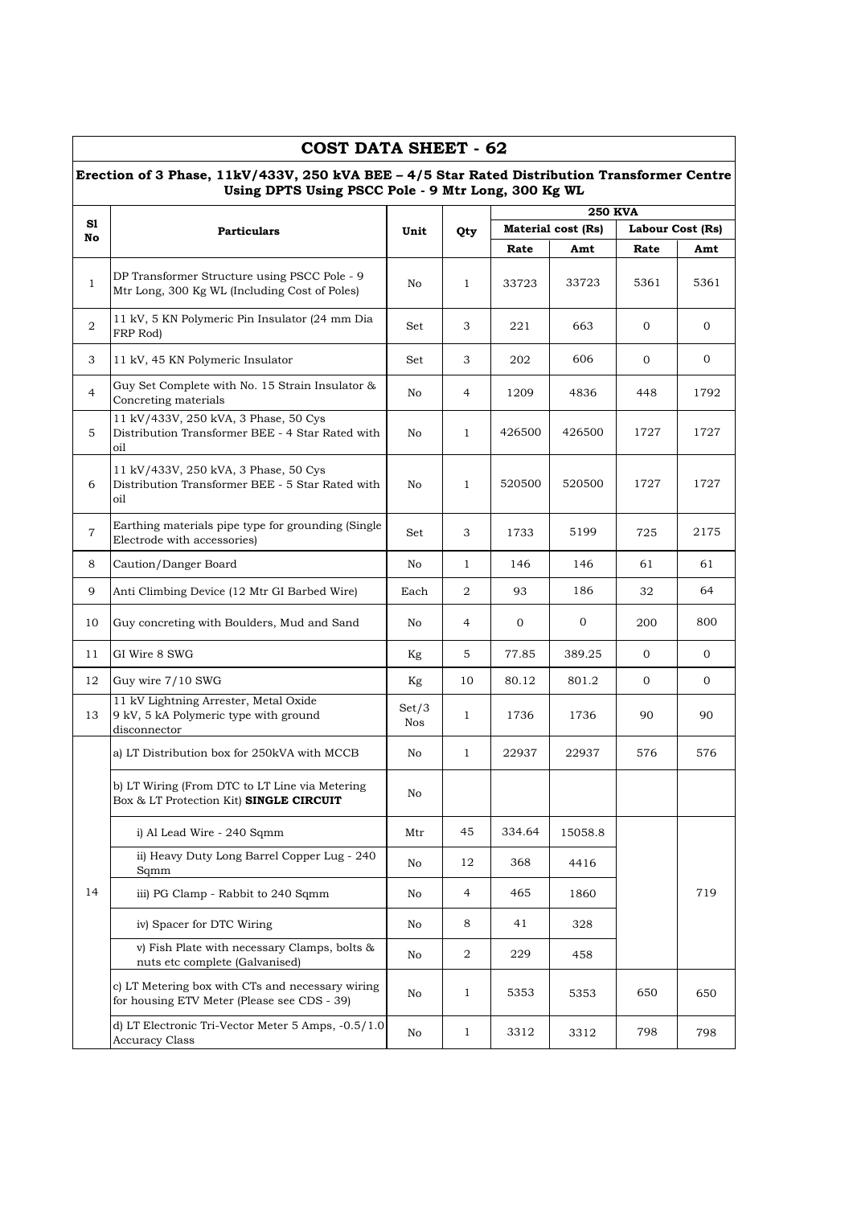# COST DATA SHEET - 62

## Erection of 3 Phase, 11kV/433V, 250 kVA BEE – 4/5 Star Rated Distribution Transformer Centre Using DPTS Using PSCC Pole - 9 Mtr Long, 300 Kg WL

| Sl No | Particulars | Unit | Qty | 250 KVA | | | |
|---|---|---|---|---|---|---|---|
| | | | | Material cost (Rs) | | Labour Cost (Rs) | |
| | | | | Rate | Amt | Rate | Amt |
| 1 | DP Transformer Structure using PSCC Pole - 9 Mtr Long, 300 Kg WL (Including Cost of Poles) | No | 1 | 33723 | 33723 | 5361 | 5361 |
| 2 | 11 kV, 5 KN Polymeric Pin Insulator (24 mm Dia FRP Rod) | Set | 3 | 221 | 663 | 0 | 0 |
| 3 | 11 kV, 45 KN Polymeric Insulator | Set | 3 | 202 | 606 | 0 | 0 |
| 4 | Guy Set Complete with No. 15 Strain Insulator & Concreting materials | No | 4 | 1209 | 4836 | 448 | 1792 |
| 5 | 11 kV/433V, 250 kVA, 3 Phase, 50 Cys Distribution Transformer BEE - 4 Star Rated with oil | No | 1 | 426500 | 426500 | 1727 | 1727 |
| 6 | 11 kV/433V, 250 kVA, 3 Phase, 50 Cys Distribution Transformer BEE - 5 Star Rated with oil | No | 1 | 520500 | 520500 | 1727 | 1727 |
| 7 | Earthing materials pipe type for grounding (Single Electrode with accessories) | Set | 3 | 1733 | 5199 | 725 | 2175 |
| 8 | Caution/Danger Board | No | 1 | 146 | 146 | 61 | 61 |
| 9 | Anti Climbing Device (12 Mtr GI Barbed Wire) | Each | 2 | 93 | 186 | 32 | 64 |
| 10 | Guy concreting with Boulders, Mud and Sand | No | 4 | 0 | 0 | 200 | 800 |
| 11 | GI Wire 8 SWG | Kg | 5 | 77.85 | 389.25 | 0 | 0 |
| 12 | Guy wire 7/10 SWG | Kg | 10 | 80.12 | 801.2 | 0 | 0 |
| 13 | 11 kV Lightning Arrester, Metal Oxide 9 kV, 5 kA Polymeric type with ground disconnector | Set/3 Nos | 1 | 1736 | 1736 | 90 | 90 |
| 14 | a) LT Distribution box for 250kVA with MCCB | No | 1 | 22937 | 22937 | 576 | 576 |
| | b) LT Wiring (From DTC to LT Line via Metering Box & LT Protection Kit) **SINGLE CIRCUIT** | No | | | | | |
| | i) Al Lead Wire - 240 Sqmm | Mtr | 45 | 334.64 | 15058.8 | | 719 |
| | ii) Heavy Duty Long Barrel Copper Lug - 240 Sqmm | No | 12 | 368 | 4416 | | |
| | iii) PG Clamp - Rabbit to 240 Sqmm | No | 4 | 465 | 1860 | | |
| | iv) Spacer for DTC Wiring | No | 8 | 41 | 328 | | |
| | v) Fish Plate with necessary Clamps, bolts & nuts etc complete (Galvanised) | No | 2 | 229 | 458 | | |
| | c) LT Metering box with CTs and necessary wiring for housing ETV Meter (Please see CDS - 39) | No | 1 | 5353 | 5353 | 650 | 650 |
| | d) LT Electronic Tri-Vector Meter 5 Amps, -0.5/1.0 Accuracy Class | No | 1 | 3312 | 3312 | 798 | 798 |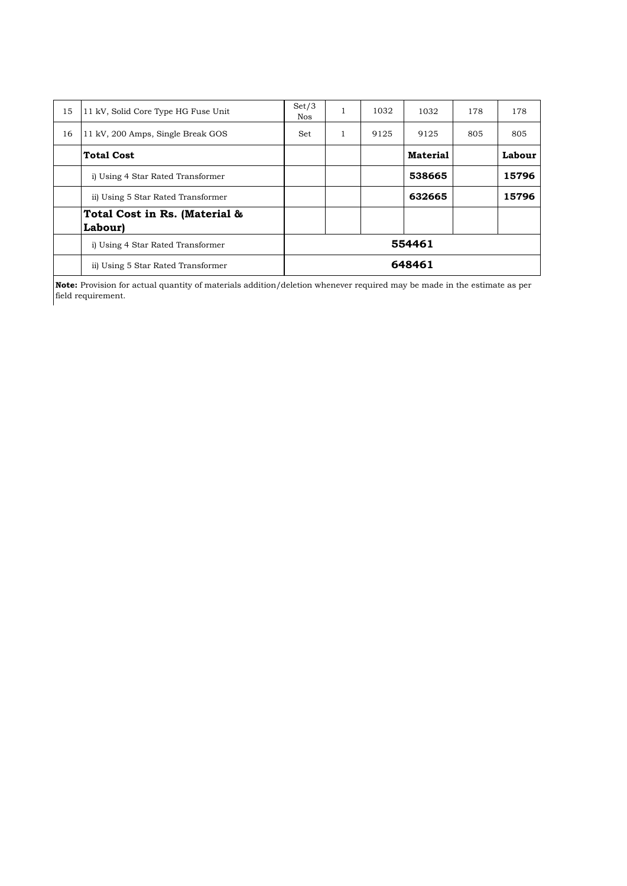| 15 | 11 kV, Solid Core Type HG Fuse Unit | Set/3 Nos | 1 | 1032 | 1032 | 178 | 178 |
|---|---|---|---|---|---|---|---|
| 16 | 11 kV, 200 Amps, Single Break GOS | Set | 1 | 9125 | 9125 | 805 | 805 |
| | **Total Cost** | | | | **Material** | | **Labour** |
| | i) Using 4 Star Rated Transformer | | | | **538665** | | **15796** |
| | ii) Using 5 Star Rated Transformer | | | | **632665** | | **15796** |
| | **Total Cost in Rs. (Material & Labour)** | | | | | | |
| | i) Using 4 Star Rated Transformer | **554461** | | | | | |
| | ii) Using 5 Star Rated Transformer | **648461** | | | | | |

**Note:** Provision for actual quantity of materials addition/deletion whenever required may be made in the estimate as per field requirement.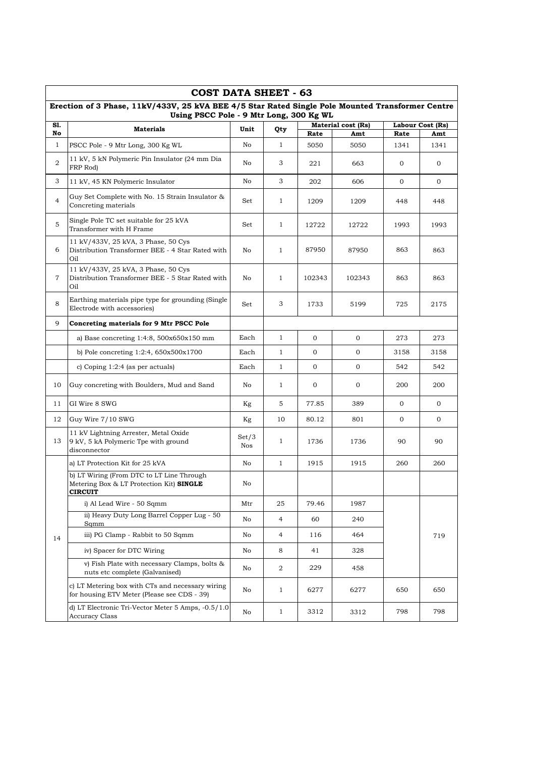## COST DATA SHEET - 63

### Erection of 3 Phase, 11kV/433V, 25 kVA BEE 4/5 Star Rated Single Pole Mounted Transformer Centre Using PSCC Pole - 9 Mtr Long, 300 Kg WL

| Sl. No | Materials | Unit | Qty | Material cost (Rs) | | Labour Cost (Rs) | |
|---|---|---|---|---|---|---|---|
| | | | | Rate | Amt | Rate | Amt |
| 1 | PSCC Pole - 9 Mtr Long, 300 Kg WL | No | 1 | 5050 | 5050 | 1341 | 1341 |
| 2 | 11 kV, 5 kN Polymeric Pin Insulator (24 mm Dia FRP Rod) | No | 3 | 221 | 663 | 0 | 0 |
| 3 | 11 kV, 45 KN Polymeric Insulator | No | 3 | 202 | 606 | 0 | 0 |
| 4 | Guy Set Complete with No. 15 Strain Insulator & Concreting materials | Set | 1 | 1209 | 1209 | 448 | 448 |
| 5 | Single Pole TC set suitable for 25 kVA Transformer with H Frame | Set | 1 | 12722 | 12722 | 1993 | 1993 |
| 6 | 11 kV/433V, 25 kVA, 3 Phase, 50 Cys Distribution Transformer BEE - 4 Star Rated with Oil | No | 1 | 87950 | 87950 | 863 | 863 |
| 7 | 11 kV/433V, 25 kVA, 3 Phase, 50 Cys Distribution Transformer BEE - 5 Star Rated with Oil | No | 1 | 102343 | 102343 | 863 | 863 |
| 8 | Earthing materials pipe type for grounding (Single Electrode with accessories) | Set | 3 | 1733 | 5199 | 725 | 2175 |
| 9 | **Concreting materials for 9 Mtr PSCC Pole** | | | | | | |
| | a) Base concreting 1:4:8, 500x650x150 mm | Each | 1 | 0 | 0 | 273 | 273 |
| | b) Pole concreting 1:2:4, 650x500x1700 | Each | 1 | 0 | 0 | 3158 | 3158 |
| | c) Coping 1:2:4 (as per actuals) | Each | 1 | 0 | 0 | 542 | 542 |
| 10 | Guy concreting with Boulders, Mud and Sand | No | 1 | 0 | 0 | 200 | 200 |
| 11 | GI Wire 8 SWG | Kg | 5 | 77.85 | 389 | 0 | 0 |
| 12 | Guy Wire 7/10 SWG | Kg | 10 | 80.12 | 801 | 0 | 0 |
| 13 | 11 kV Lightning Arrester, Metal Oxide 9 kV, 5 kA Polymeric Tpe with ground disconnector | Set/3 Nos | 1 | 1736 | 1736 | 90 | 90 |
| 14 | a) LT Protection Kit for 25 kVA | No | 1 | 1915 | 1915 | 260 | 260 |
| | b) LT Wiring (From DTC to LT Line Through Metering Box & LT Protection Kit) **SINGLE CIRCUIT** | No | | | | | |
| | i) Al Lead Wire - 50 Sqmm | Mtr | 25 | 79.46 | 1987 | | 719 |
| | ii) Heavy Duty Long Barrel Copper Lug - 50 Sqmm | No | 4 | 60 | 240 | | |
| | iii) PG Clamp - Rabbit to 50 Sqmm | No | 4 | 116 | 464 | | |
| | iv) Spacer for DTC Wiring | No | 8 | 41 | 328 | | |
| | v) Fish Plate with necessary Clamps, bolts & nuts etc complete (Galvanised) | No | 2 | 229 | 458 | | |
| | c) LT Metering box with CTs and necessary wiring for housing ETV Meter (Please see CDS - 39) | No | 1 | 6277 | 6277 | 650 | 650 |
| | d) LT Electronic Tri-Vector Meter 5 Amps, -0.5/1.0 Accuracy Class | No | 1 | 3312 | 3312 | 798 | 798 |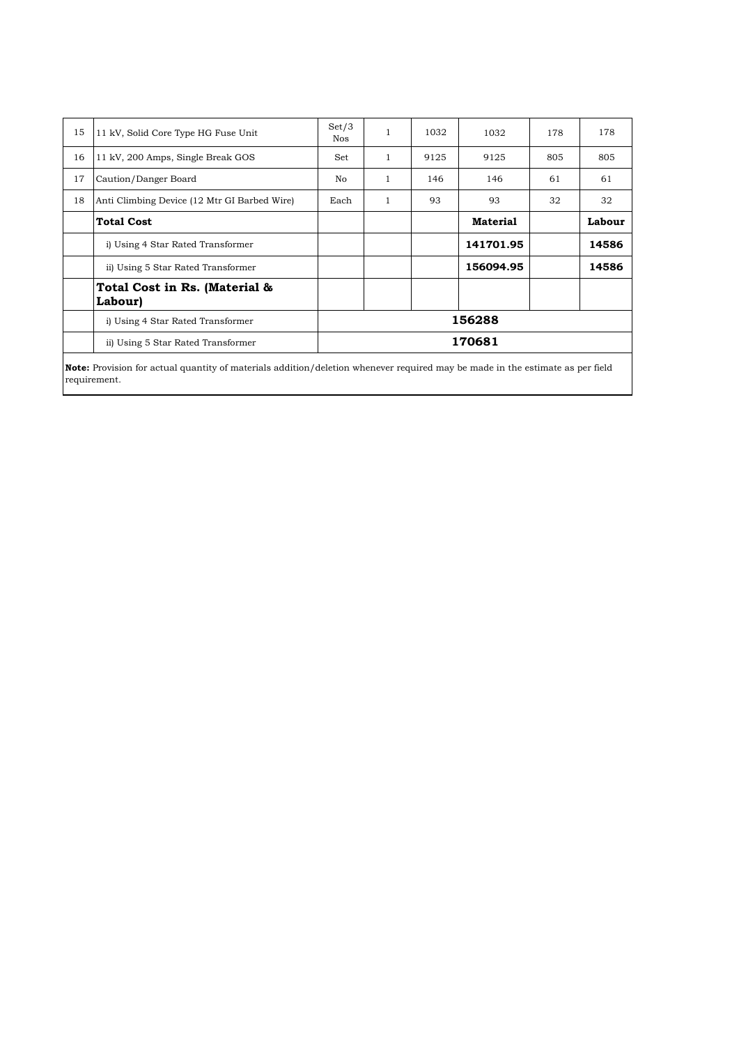| 15 | 11 kV, Solid Core Type HG Fuse Unit | Set/3 Nos | 1 | 1032 | 1032 | 178 | 178 |
|---|---|---|---|---|---|---|---|
| 16 | 11 kV, 200 Amps, Single Break GOS | Set | 1 | 9125 | 9125 | 805 | 805 |
| 17 | Caution/Danger Board | No | 1 | 146 | 146 | 61 | 61 |
| 18 | Anti Climbing Device (12 Mtr GI Barbed Wire) | Each | 1 | 93 | 93 | 32 | 32 |
| | **Total Cost** | | | | **Material** | | **Labour** |
| | i) Using 4 Star Rated Transformer | | | | **141701.95** | | **14586** |
| | ii) Using 5 Star Rated Transformer | | | | **156094.95** | | **14586** |
| | **Total Cost in Rs. (Material & Labour)** | | | | | | |
| | i) Using 4 Star Rated Transformer | **156288** | | | | | |
| | ii) Using 5 Star Rated Transformer | **170681** | | | | | |

**Note:** Provision for actual quantity of materials addition/deletion whenever required may be made in the estimate as per field requirement.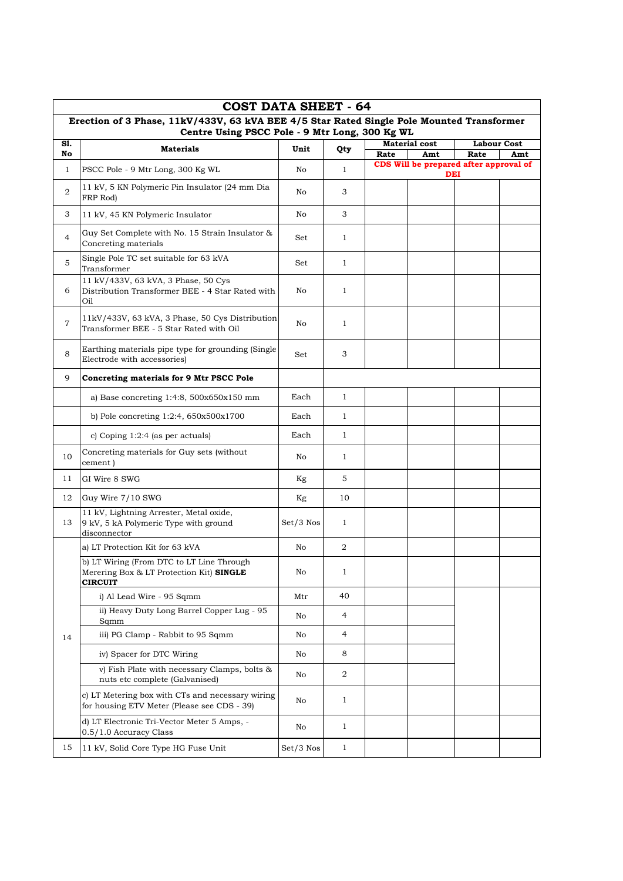# COST DATA SHEET - 64

## Erection of 3 Phase, 11kV/433V, 63 kVA BEE 4/5 Star Rated Single Pole Mounted Transformer Centre Using PSCC Pole - 9 Mtr Long, 300 Kg WL

| Sl. No | Materials | Unit | Qty | Material cost | | Labour Cost | |
|---|---|---|---|---|---|---|---|
| | | | | Rate | Amt | Rate | Amt |
| 1 | PSCC Pole - 9 Mtr Long, 300 Kg WL | No | 1 | CDS Will be prepared after approval of DEI | | | |
| 2 | 11 kV, 5 KN Polymeric Pin Insulator (24 mm Dia FRP Rod) | No | 3 | | | | |
| 3 | 11 kV, 45 KN Polymeric Insulator | No | 3 | | | | |
| 4 | Guy Set Complete with No. 15 Strain Insulator & Concreting materials | Set | 1 | | | | |
| 5 | Single Pole TC set suitable for 63 kVA Transformer | Set | 1 | | | | |
| 6 | 11 kV/433V, 63 kVA, 3 Phase, 50 Cys Distribution Transformer BEE - 4 Star Rated with Oil | No | 1 | | | | |
| 7 | 11kV/433V, 63 kVA, 3 Phase, 50 Cys Distribution Transformer BEE - 5 Star Rated with Oil | No | 1 | | | | |
| 8 | Earthing materials pipe type for grounding (Single Electrode with accessories) | Set | 3 | | | | |
| 9 | **Concreting materials for 9 Mtr PSCC Pole** | | | | | | |
| | a) Base concreting 1:4:8, 500x650x150 mm | Each | 1 | | | | |
| | b) Pole concreting 1:2:4, 650x500x1700 | Each | 1 | | | | |
| | c) Coping 1:2:4 (as per actuals) | Each | 1 | | | | |
| 10 | Concreting materials for Guy sets (without cement ) | No | 1 | | | | |
| 11 | GI Wire 8 SWG | Kg | 5 | | | | |
| 12 | Guy Wire 7/10 SWG | Kg | 10 | | | | |
| 13 | 11 kV, Lightning Arrester, Metal oxide, 9 kV, 5 kA Polymeric Type with ground disconnector | Set/3 Nos | 1 | | | | |
| 14 | a) LT Protection Kit for 63 kVA | No | 2 | | | | |
| | b) LT Wiring (From DTC to LT Line Through Merering Box & LT Protection Kit) **SINGLE CIRCUIT** | No | 1 | | | | |
| | i) Al Lead Wire - 95 Sqmm | Mtr | 40 | | | | |
| | ii) Heavy Duty Long Barrel Copper Lug - 95 Sqmm | No | 4 | | | | |
| | iii) PG Clamp - Rabbit to 95 Sqmm | No | 4 | | | | |
| | iv) Spacer for DTC Wiring | No | 8 | | | | |
| | v) Fish Plate with necessary Clamps, bolts & nuts etc complete (Galvanised) | No | 2 | | | | |
| | c) LT Metering box with CTs and necessary wiring for housing ETV Meter (Please see CDS - 39) | No | 1 | | | | |
| | d) LT Electronic Tri-Vector Meter 5 Amps, - 0.5/1.0 Accuracy Class | No | 1 | | | | |
| 15 | 11 kV, Solid Core Type HG Fuse Unit | Set/3 Nos | 1 | | | | |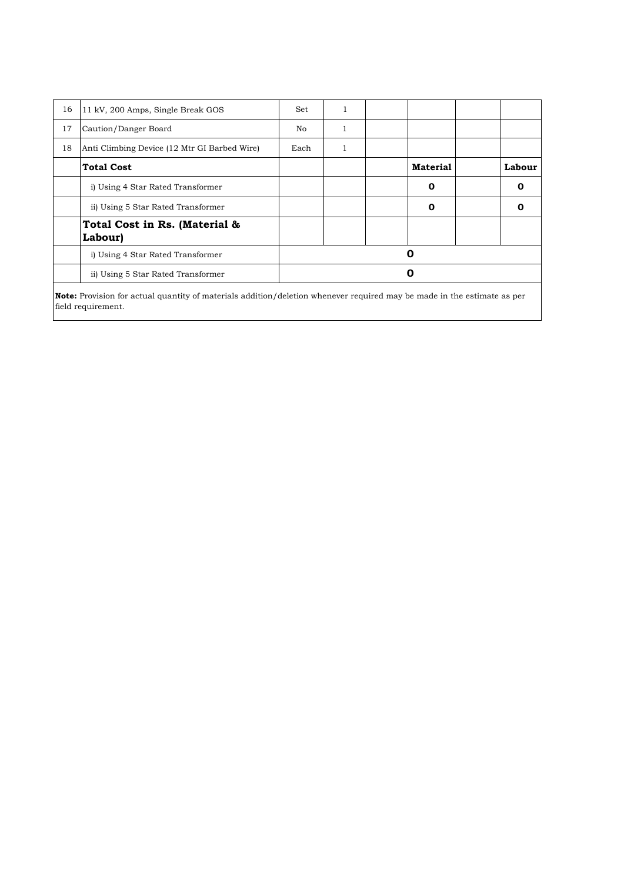| 16 | 11 kV, 200 Amps, Single Break GOS | Set | 1 | | | | |
|---|---|---|---|---|---|---|---|
| 17 | Caution/Danger Board | No | 1 | | | | |
| 18 | Anti Climbing Device (12 Mtr GI Barbed Wire) | Each | 1 | | | | |
| | **Total Cost** | | | | **Material** | | **Labour** |
| | i) Using 4 Star Rated Transformer | | | | **0** | | **0** |
| | ii) Using 5 Star Rated Transformer | | | | **0** | | **0** |
| | **Total Cost in Rs. (Material & Labour)** | | | | | | |
| | i) Using 4 Star Rated Transformer | **0** | | | | | |
| | ii) Using 5 Star Rated Transformer | **0** | | | | | |

**Note:** Provision for actual quantity of materials addition/deletion whenever required may be made in the estimate as per field requirement.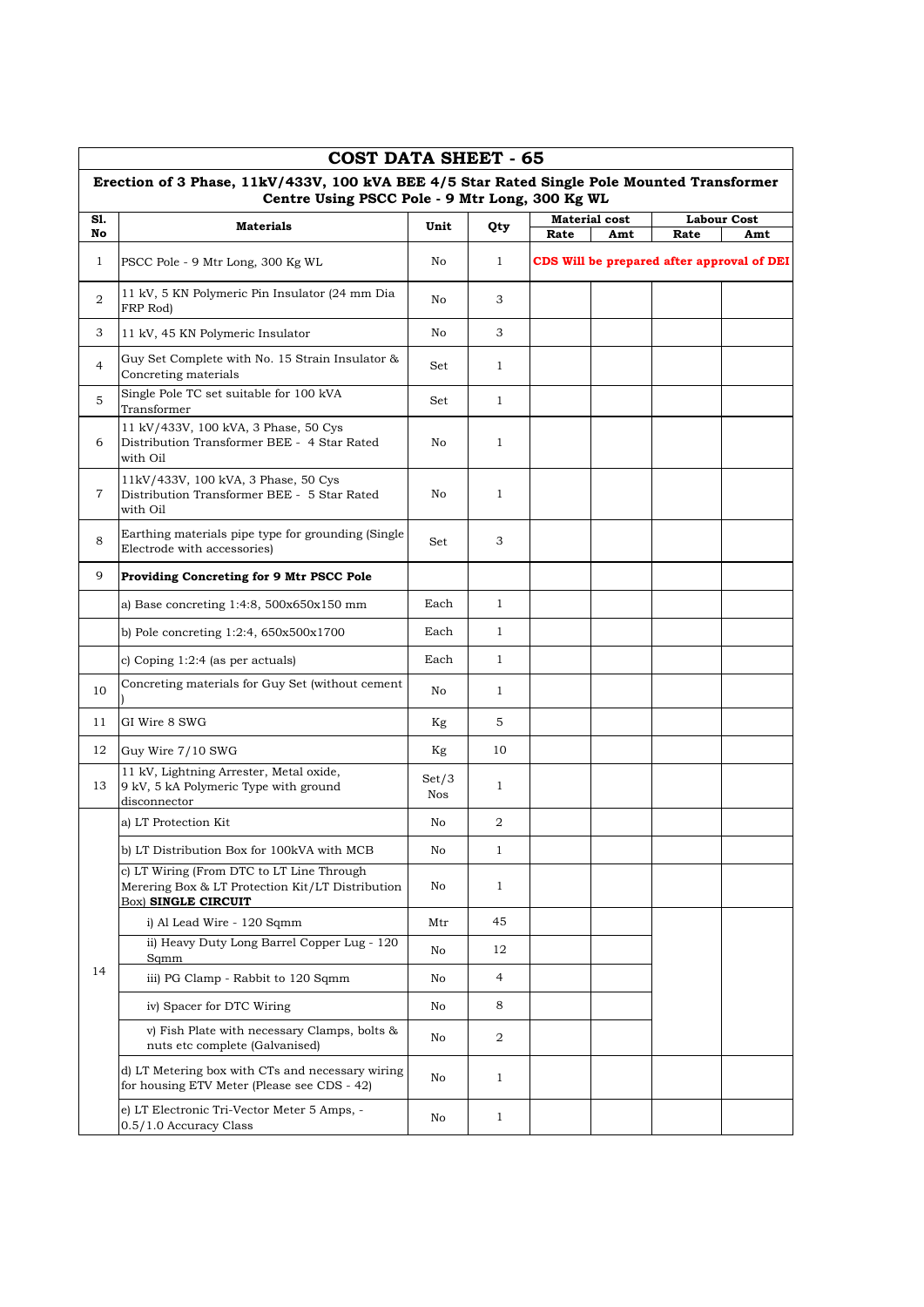## COST DATA SHEET - 65

### Erection of 3 Phase, 11kV/433V, 100 kVA BEE 4/5 Star Rated Single Pole Mounted Transformer Centre Using PSCC Pole - 9 Mtr Long, 300 Kg WL

| Sl. No | Materials | Unit | Qty | Material cost | | Labour Cost | |
|---|---|---|---|---|---|---|---|
| | | | | Rate | Amt | Rate | Amt |
| 1 | PSCC Pole - 9 Mtr Long, 300 Kg WL | No | 1 | **CDS Will be prepared after approval of DEI** | | | |
| 2 | 11 kV, 5 KN Polymeric Pin Insulator (24 mm Dia FRP Rod) | No | 3 | | | | |
| 3 | 11 kV, 45 KN Polymeric Insulator | No | 3 | | | | |
| 4 | Guy Set Complete with No. 15 Strain Insulator & Concreting materials | Set | 1 | | | | |
| 5 | Single Pole TC set suitable for 100 kVA Transformer | Set | 1 | | | | |
| 6 | 11 kV/433V, 100 kVA, 3 Phase, 50 Cys Distribution Transformer BEE - 4 Star Rated with Oil | No | 1 | | | | |
| 7 | 11kV/433V, 100 kVA, 3 Phase, 50 Cys Distribution Transformer BEE - 5 Star Rated with Oil | No | 1 | | | | |
| 8 | Earthing materials pipe type for grounding (Single Electrode with accessories) | Set | 3 | | | | |
| 9 | **Providing Concreting for 9 Mtr PSCC Pole** | | | | | | |
| | a) Base concreting 1:4:8, 500x650x150 mm | Each | 1 | | | | |
| | b) Pole concreting 1:2:4, 650x500x1700 | Each | 1 | | | | |
| | c) Coping 1:2:4 (as per actuals) | Each | 1 | | | | |
| 10 | Concreting materials for Guy Set (without cement ) | No | 1 | | | | |
| 11 | GI Wire 8 SWG | Kg | 5 | | | | |
| 12 | Guy Wire 7/10 SWG | Kg | 10 | | | | |
| 13 | 11 kV, Lightning Arrester, Metal oxide, 9 kV, 5 kA Polymeric Type with ground disconnector | Set/3 Nos | 1 | | | | |
| 14 | a) LT Protection Kit | No | 2 | | | | |
| | b) LT Distribution Box for 100kVA with MCB | No | 1 | | | | |
| | c) LT Wiring (From DTC to LT Line Through Merering Box & LT Protection Kit/LT Distribution Box) **SINGLE CIRCUIT** | No | 1 | | | | |
| | i) Al Lead Wire - 120 Sqmm | Mtr | 45 | | | | |
| | ii) Heavy Duty Long Barrel Copper Lug - 120 Sqmm | No | 12 | | | | |
| | iii) PG Clamp - Rabbit to 120 Sqmm | No | 4 | | | | |
| | iv) Spacer for DTC Wiring | No | 8 | | | | |
| | v) Fish Plate with necessary Clamps, bolts & nuts etc complete (Galvanised) | No | 2 | | | | |
| | d) LT Metering box with CTs and necessary wiring for housing ETV Meter (Please see CDS - 42) | No | 1 | | | | |
| | e) LT Electronic Tri-Vector Meter 5 Amps, - 0.5/1.0 Accuracy Class | No | 1 | | | | |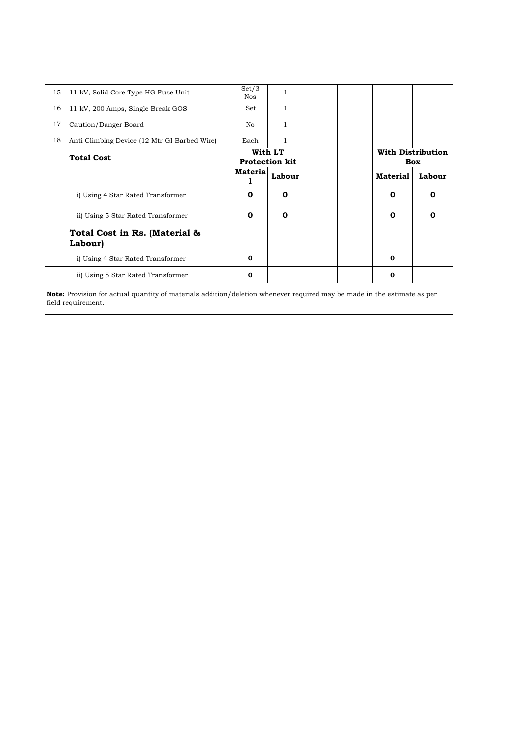| 15 | 11 kV, Solid Core Type HG Fuse Unit | Set/3 Nos | 1 | | | | |
|---|---|---|---|---|---|---|---|
| 16 | 11 kV, 200 Amps, Single Break GOS | Set | 1 | | | | |
| 17 | Caution/Danger Board | No | 1 | | | | |
| 18 | Anti Climbing Device (12 Mtr GI Barbed Wire) | Each | 1 | | | | |
| | **Total Cost** | **With LT Protection kit** | | | | **With Distribution Box** | |
| | | **Material** | **Labour** | | | **Material** | **Labour** |
| | i) Using 4 Star Rated Transformer | **0** | **0** | | | **0** | **0** |
| | ii) Using 5 Star Rated Transformer | **0** | **0** | | | **0** | **0** |
| | **Total Cost in Rs. (Material & Labour)** | | | | | | |
| | i) Using 4 Star Rated Transformer | **0** | | | | **0** | |
| | ii) Using 5 Star Rated Transformer | **0** | | | | **0** | |

**Note:** Provision for actual quantity of materials addition/deletion whenever required may be made in the estimate as per field requirement.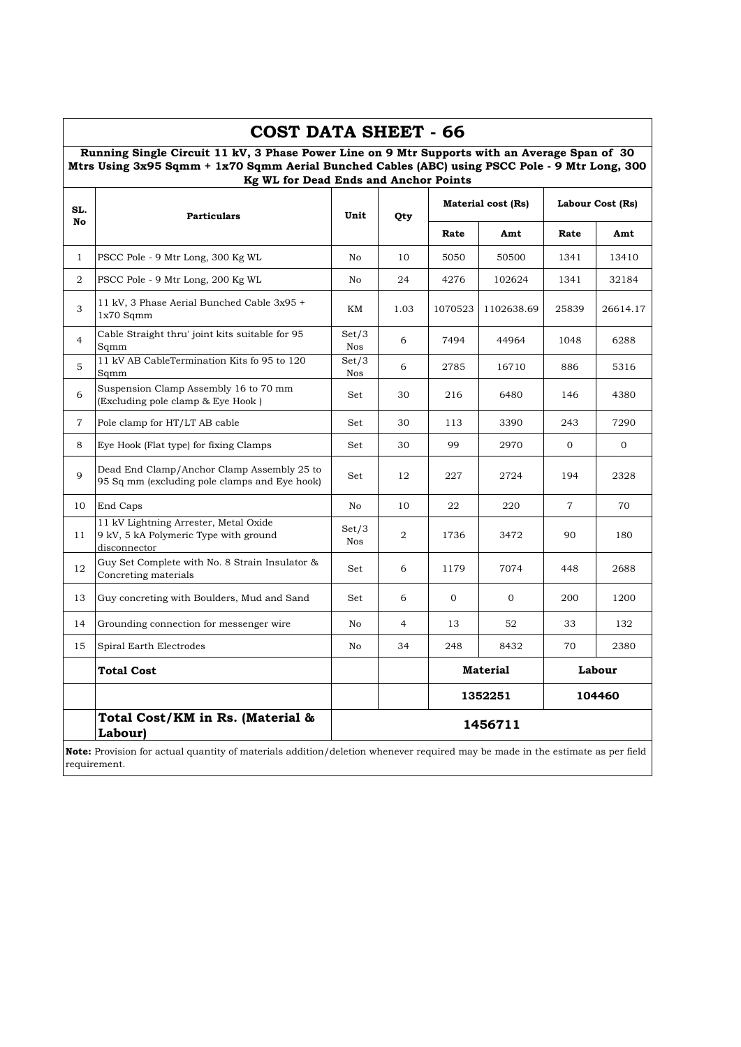# COST DATA SHEET - 66

**Running Single Circuit 11 kV, 3 Phase Power Line on 9 Mtr Supports with an Average Span of 30 Mtrs Using 3x95 Sqmm + 1x70 Sqmm Aerial Bunched Cables (ABC) using PSCC Pole - 9 Mtr Long, 300 Kg WL for Dead Ends and Anchor Points**

| SL. No | Particulars | Unit | Qty | Material cost (Rs) | | Labour Cost (Rs) | |
|---|---|---|---|---|---|---|---|
| | | | | Rate | Amt | Rate | Amt |
| 1 | PSCC Pole - 9 Mtr Long, 300 Kg WL | No | 10 | 5050 | 50500 | 1341 | 13410 |
| 2 | PSCC Pole - 9 Mtr Long, 200 Kg WL | No | 24 | 4276 | 102624 | 1341 | 32184 |
| 3 | 11 kV, 3 Phase Aerial Bunched Cable 3x95 + 1x70 Sqmm | KM | 1.03 | 1070523 | 1102638.69 | 25839 | 26614.17 |
| 4 | Cable Straight thru' joint kits suitable for 95 Sqmm | Set/3 Nos | 6 | 7494 | 44964 | 1048 | 6288 |
| 5 | 11 kV AB CableTermination Kits fo 95 to 120 Sqmm | Set/3 Nos | 6 | 2785 | 16710 | 886 | 5316 |
| 6 | Suspension Clamp Assembly 16 to 70 mm (Excluding pole clamp & Eye Hook ) | Set | 30 | 216 | 6480 | 146 | 4380 |
| 7 | Pole clamp for HT/LT AB cable | Set | 30 | 113 | 3390 | 243 | 7290 |
| 8 | Eye Hook (Flat type) for fixing Clamps | Set | 30 | 99 | 2970 | 0 | 0 |
| 9 | Dead End Clamp/Anchor Clamp Assembly 25 to 95 Sq mm (excluding pole clamps and Eye hook) | Set | 12 | 227 | 2724 | 194 | 2328 |
| 10 | End Caps | No | 10 | 22 | 220 | 7 | 70 |
| 11 | 11 kV Lightning Arrester, Metal Oxide 9 kV, 5 kA Polymeric Type with ground disconnector | Set/3 Nos | 2 | 1736 | 3472 | 90 | 180 |
| 12 | Guy Set Complete with No. 8 Strain Insulator & Concreting materials | Set | 6 | 1179 | 7074 | 448 | 2688 |
| 13 | Guy concreting with Boulders, Mud and Sand | Set | 6 | 0 | 0 | 200 | 1200 |
| 14 | Grounding connection for messenger wire | No | 4 | 13 | 52 | 33 | 132 |
| 15 | Spiral Earth Electrodes | No | 34 | 248 | 8432 | 70 | 2380 |
| | **Total Cost** | | | **Material** | | **Labour** | |
| | | | | **1352251** | | **104460** | |
| | **Total Cost/KM in Rs. (Material & Labour)** | **1456711** | | | | | |

**Note:** Provision for actual quantity of materials addition/deletion whenever required may be made in the estimate as per field requirement.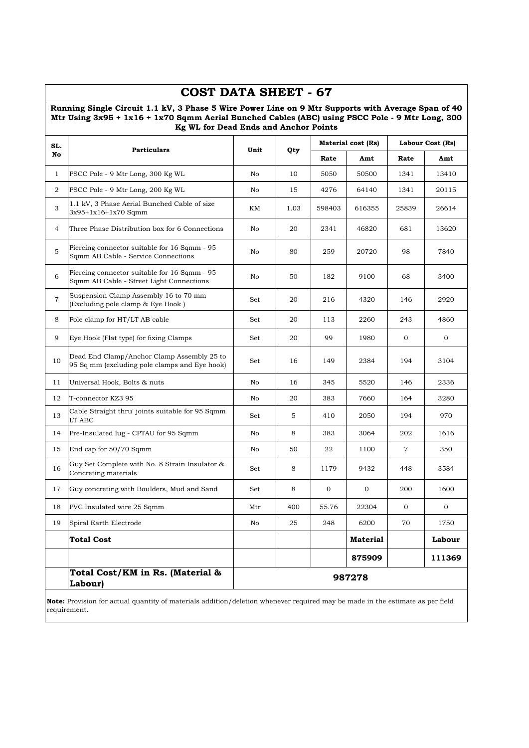# COST DATA SHEET - 67

**Running Single Circuit 1.1 kV, 3 Phase 5 Wire Power Line on 9 Mtr Supports with Average Span of 40 Mtr Using 3x95 + 1x16 + 1x70 Sqmm Aerial Bunched Cables (ABC) using PSCC Pole - 9 Mtr Long, 300 Kg WL for Dead Ends and Anchor Points**

| SL. No | Particulars | Unit | Qty | Material cost (Rs) | | Labour Cost (Rs) | |
|---|---|---|---|---|---|---|---|
| | | | | Rate | Amt | Rate | Amt |
| 1 | PSCC Pole - 9 Mtr Long, 300 Kg WL | No | 10 | 5050 | 50500 | 1341 | 13410 |
| 2 | PSCC Pole - 9 Mtr Long, 200 Kg WL | No | 15 | 4276 | 64140 | 1341 | 20115 |
| 3 | 1.1 kV, 3 Phase Aerial Bunched Cable of size 3x95+1x16+1x70 Sqmm | KM | 1.03 | 598403 | 616355 | 25839 | 26614 |
| 4 | Three Phase Distribution box for 6 Connections | No | 20 | 2341 | 46820 | 681 | 13620 |
| 5 | Piercing connector suitable for 16 Sqmm - 95 Sqmm AB Cable - Service Connections | No | 80 | 259 | 20720 | 98 | 7840 |
| 6 | Piercing connector suitable for 16 Sqmm - 95 Sqmm AB Cable - Street Light Connections | No | 50 | 182 | 9100 | 68 | 3400 |
| 7 | Suspension Clamp Assembly 16 to 70 mm (Excluding pole clamp & Eye Hook ) | Set | 20 | 216 | 4320 | 146 | 2920 |
| 8 | Pole clamp for HT/LT AB cable | Set | 20 | 113 | 2260 | 243 | 4860 |
| 9 | Eye Hook (Flat type) for fixing Clamps | Set | 20 | 99 | 1980 | 0 | 0 |
| 10 | Dead End Clamp/Anchor Clamp Assembly 25 to 95 Sq mm (excluding pole clamps and Eye hook) | Set | 16 | 149 | 2384 | 194 | 3104 |
| 11 | Universal Hook, Bolts & nuts | No | 16 | 345 | 5520 | 146 | 2336 |
| 12 | T-connector KZ3 95 | No | 20 | 383 | 7660 | 164 | 3280 |
| 13 | Cable Straight thru' joints suitable for 95 Sqmm LT ABC | Set | 5 | 410 | 2050 | 194 | 970 |
| 14 | Pre-Insulated lug - CPTAU for 95 Sqmm | No | 8 | 383 | 3064 | 202 | 1616 |
| 15 | End cap for 50/70 Sqmm | No | 50 | 22 | 1100 | 7 | 350 |
| 16 | Guy Set Complete with No. 8 Strain Insulator & Concreting materials | Set | 8 | 1179 | 9432 | 448 | 3584 |
| 17 | Guy concreting with Boulders, Mud and Sand | Set | 8 | 0 | 0 | 200 | 1600 |
| 18 | PVC Insulated wire 25 Sqmm | Mtr | 400 | 55.76 | 22304 | 0 | 0 |
| 19 | Spiral Earth Electrode | No | 25 | 248 | 6200 | 70 | 1750 |
| | **Total Cost** | | | | **Material** | | **Labour** |
| | | | | | **875909** | | **111369** |
| | **Total Cost/KM in Rs. (Material & Labour)** | **987278** | | | | | |

**Note:** Provision for actual quantity of materials addition/deletion whenever required may be made in the estimate as per field requirement.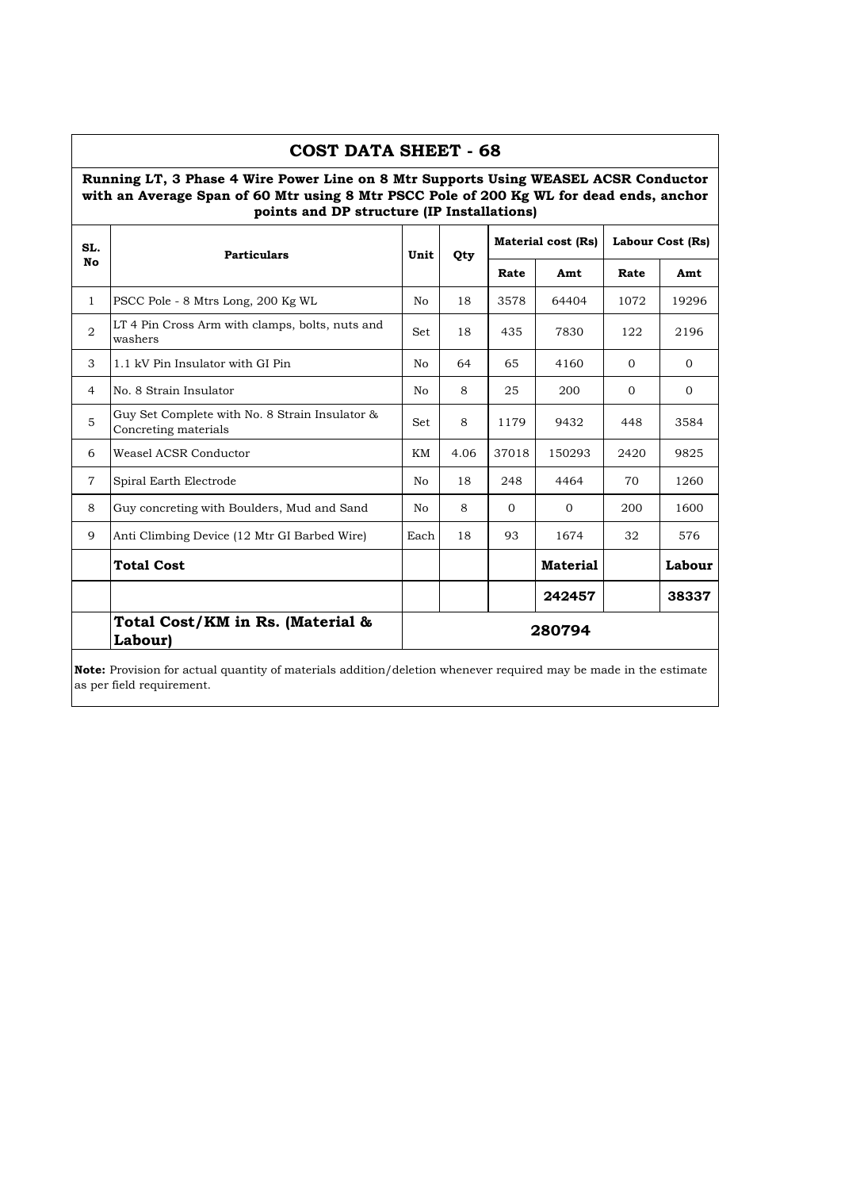# COST DATA SHEET - 68

**Running LT, 3 Phase 4 Wire Power Line on 8 Mtr Supports Using WEASEL ACSR Conductor with an Average Span of 60 Mtr using 8 Mtr PSCC Pole of 200 Kg WL for dead ends, anchor points and DP structure (IP Installations)**

| SL. No | Particulars | Unit | Qty | Material cost (Rs) | | Labour Cost (Rs) | |
|---|---|---|---|---|---|---|---|
| | | | | Rate | Amt | Rate | Amt |
| 1 | PSCC Pole - 8 Mtrs Long, 200 Kg WL | No | 18 | 3578 | 64404 | 1072 | 19296 |
| 2 | LT 4 Pin Cross Arm with clamps, bolts, nuts and washers | Set | 18 | 435 | 7830 | 122 | 2196 |
| 3 | 1.1 kV Pin Insulator with GI Pin | No | 64 | 65 | 4160 | 0 | 0 |
| 4 | No. 8 Strain Insulator | No | 8 | 25 | 200 | 0 | 0 |
| 5 | Guy Set Complete with No. 8 Strain Insulator & Concreting materials | Set | 8 | 1179 | 9432 | 448 | 3584 |
| 6 | Weasel ACSR Conductor | KM | 4.06 | 37018 | 150293 | 2420 | 9825 |
| 7 | Spiral Earth Electrode | No | 18 | 248 | 4464 | 70 | 1260 |
| 8 | Guy concreting with Boulders, Mud and Sand | No | 8 | 0 | 0 | 200 | 1600 |
| 9 | Anti Climbing Device (12 Mtr GI Barbed Wire) | Each | 18 | 93 | 1674 | 32 | 576 |
| | **Total Cost** | | | | **Material** | | **Labour** |
| | | | | | **242457** | | **38337** |
| | **Total Cost/KM in Rs. (Material & Labour)** | **280794** | | | | | |

**Note:** Provision for actual quantity of materials addition/deletion whenever required may be made in the estimate as per field requirement.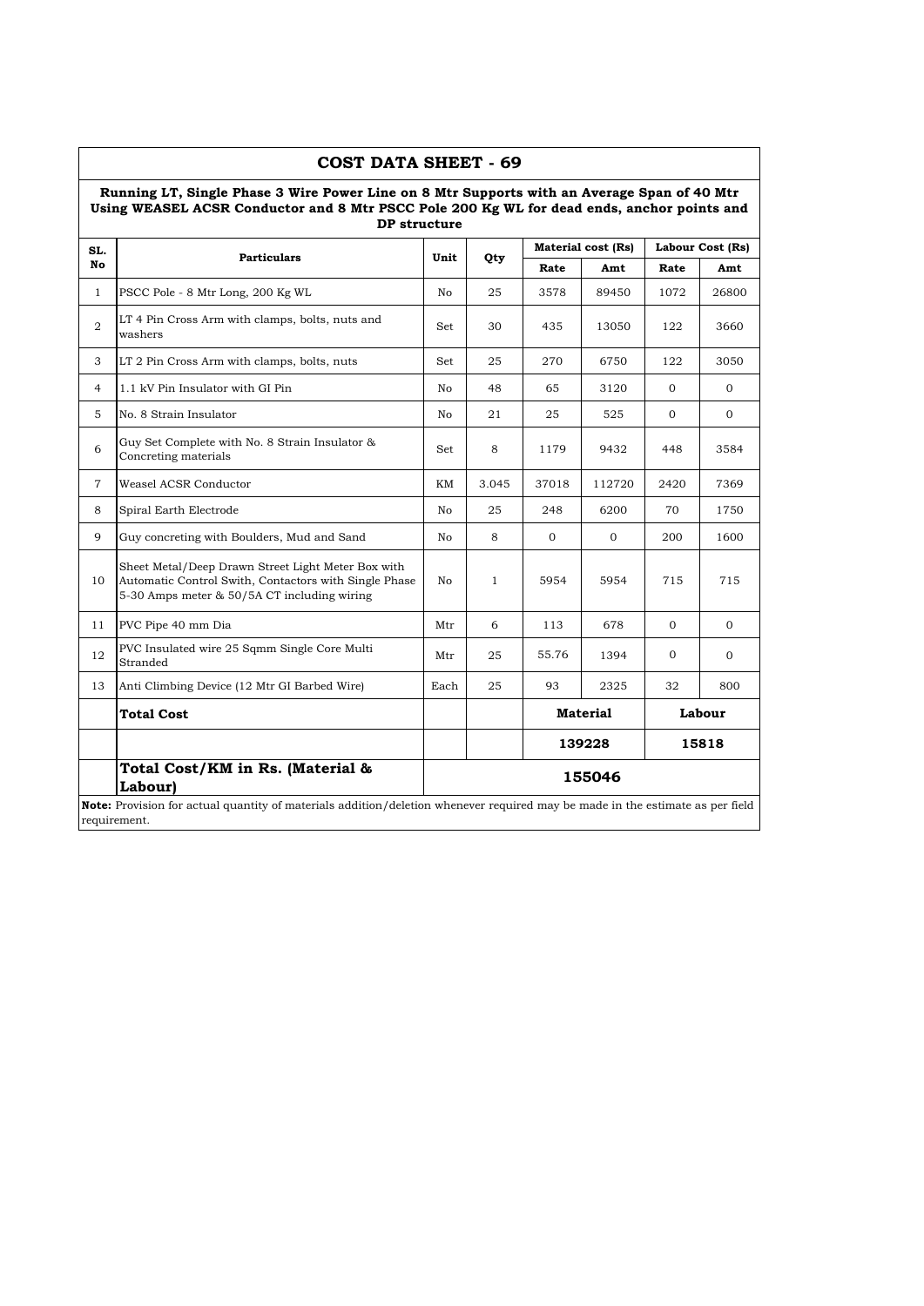# COST DATA SHEET - 69

**Running LT, Single Phase 3 Wire Power Line on 8 Mtr Supports with an Average Span of 40 Mtr Using WEASEL ACSR Conductor and 8 Mtr PSCC Pole 200 Kg WL for dead ends, anchor points and DP structure**

| SL. No | Particulars | Unit | Qty | Material cost (Rs) | | Labour Cost (Rs) | |
|---|---|---|---|---|---|---|---|
| | | | | Rate | Amt | Rate | Amt |
| 1 | PSCC Pole - 8 Mtr Long, 200 Kg WL | No | 25 | 3578 | 89450 | 1072 | 26800 |
| 2 | LT 4 Pin Cross Arm with clamps, bolts, nuts and washers | Set | 30 | 435 | 13050 | 122 | 3660 |
| 3 | LT 2 Pin Cross Arm with clamps, bolts, nuts | Set | 25 | 270 | 6750 | 122 | 3050 |
| 4 | 1.1 kV Pin Insulator with GI Pin | No | 48 | 65 | 3120 | 0 | 0 |
| 5 | No. 8 Strain Insulator | No | 21 | 25 | 525 | 0 | 0 |
| 6 | Guy Set Complete with No. 8 Strain Insulator & Concreting materials | Set | 8 | 1179 | 9432 | 448 | 3584 |
| 7 | Weasel ACSR Conductor | KM | 3.045 | 37018 | 112720 | 2420 | 7369 |
| 8 | Spiral Earth Electrode | No | 25 | 248 | 6200 | 70 | 1750 |
| 9 | Guy concreting with Boulders, Mud and Sand | No | 8 | 0 | 0 | 200 | 1600 |
| 10 | Sheet Metal/Deep Drawn Street Light Meter Box with Automatic Control Swith, Contactors with Single Phase 5-30 Amps meter & 50/5A CT including wiring | No | 1 | 5954 | 5954 | 715 | 715 |
| 11 | PVC Pipe 40 mm Dia | Mtr | 6 | 113 | 678 | 0 | 0 |
| 12 | PVC Insulated wire 25 Sqmm Single Core Multi Stranded | Mtr | 25 | 55.76 | 1394 | 0 | 0 |
| 13 | Anti Climbing Device (12 Mtr GI Barbed Wire) | Each | 25 | 93 | 2325 | 32 | 800 |
| | **Total Cost** | | | **Material** | | **Labour** | |
| | | | | **139228** | | **15818** | |
| | **Total Cost/KM in Rs. (Material & Labour)** | **155046** | | | | | |

**Note:** Provision for actual quantity of materials addition/deletion whenever required may be made in the estimate as per field requirement.